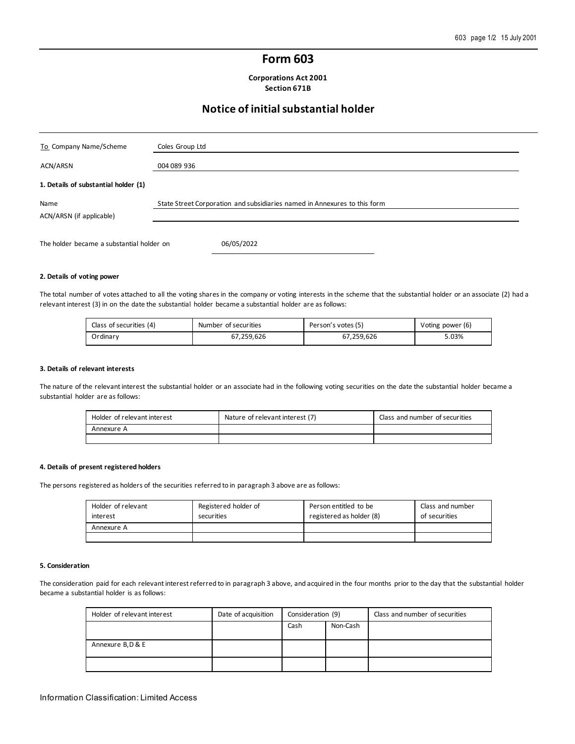# Form 603

**Corporations Act 2001**
**Section 671B**

## Notice of initial substantial holder

| To Company Name/Scheme | Coles Group Ltd |
|---|---|
| ACN/ARSN | 004 089 936 |

**1. Details of substantial holder (1)**

| Name | State Street Corporation and subsidiaries named in Annexures to this form |
|---|---|
| ACN/ARSN (if applicable) | |

The holder became a substantial holder on 06/05/2022

**2. Details of voting power**

The total number of votes attached to all the voting shares in the company or voting interests in the scheme that the substantial holder or an associate (2) had a relevant interest (3) in on the date the substantial holder became a substantial holder are as follows:

| Class of securities (4) | Number of securities | Person's votes (5) | Voting power (6) |
|---|---|---|---|
| Ordinary | 67,259,626 | 67,259,626 | 5.03% |

**3. Details of relevant interests**

The nature of the relevant interest the substantial holder or an associate had in the following voting securities on the date the substantial holder became a substantial holder are as follows:

| Holder of relevant interest | Nature of relevant interest (7) | Class and number of securities |
|---|---|---|
| Annexure A | | |
| | | |

**4. Details of present registered holders**

The persons registered as holders of the securities referred to in paragraph 3 above are as follows:

| Holder of relevant interest | Registered holder of securities | Person entitled to be registered as holder (8) | Class and number of securities |
|---|---|---|---|
| Annexure A | | | |
| | | | |

**5. Consideration**

The consideration paid for each relevant interest referred to in paragraph 3 above, and acquired in the four months prior to the day that the substantial holder became a substantial holder is as follows:

| Holder of relevant interest | Date of acquisition | Consideration (9) | | Class and number of securities |
|---|---|---|---|---|
| | | Cash | Non-Cash | |
| Annexure B,D & E | | | | |
| | | | | |

Information Classification: Limited Access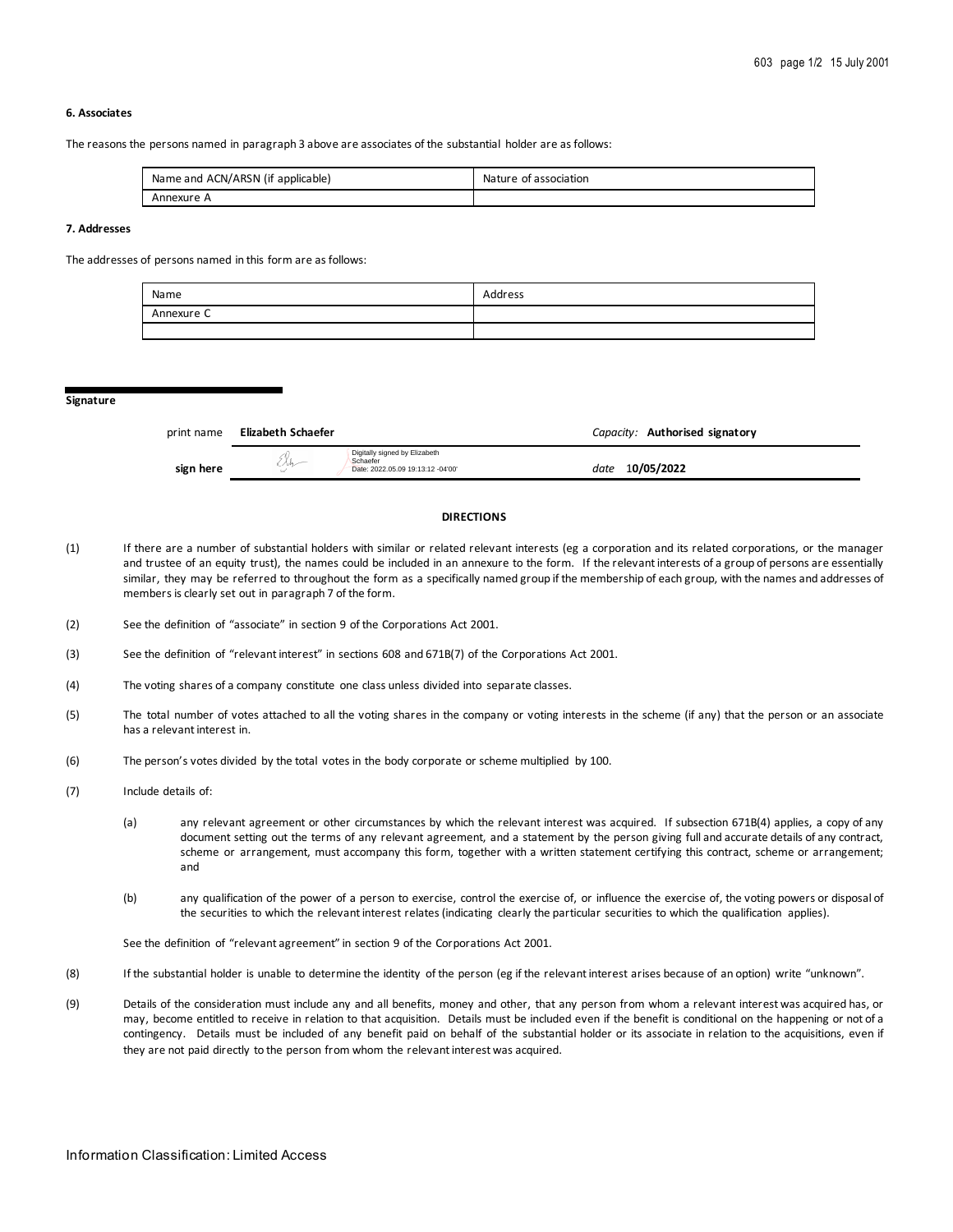### 6. Associates

The reasons the persons named in paragraph 3 above are associates of the substantial holder are as follows:

| Name and ACN/ARSN (if applicable) | Nature of association |
|---|---|
| Annexure A | |

### 7. Addresses

The addresses of persons named in this form are as follows:

| Name | Address |
|---|---|
| Annexure C | |
| | |

**Signature**

| print name | **Elizabeth Schaefer** | *Capacity:* **Authorised signatory** |
|---|---|---|
| **sign here** | Digitally signed by Elizabeth Schaefer Date: 2022.05.09 19:13:12 -04'00' | *date* **10/05/2022** |

**DIRECTIONS**

(1) If there are a number of substantial holders with similar or related relevant interests (eg a corporation and its related corporations, or the manager and trustee of an equity trust), the names could be included in an annexure to the form. If the relevant interests of a group of persons are essentially similar, they may be referred to throughout the form as a specifically named group if the membership of each group, with the names and addresses of members is clearly set out in paragraph 7 of the form.

(2) See the definition of "associate" in section 9 of the Corporations Act 2001.

(3) See the definition of "relevant interest" in sections 608 and 671B(7) of the Corporations Act 2001.

(4) The voting shares of a company constitute one class unless divided into separate classes.

(5) The total number of votes attached to all the voting shares in the company or voting interests in the scheme (if any) that the person or an associate has a relevant interest in.

(6) The person's votes divided by the total votes in the body corporate or scheme multiplied by 100.

(7) Include details of:

(a) any relevant agreement or other circumstances by which the relevant interest was acquired. If subsection 671B(4) applies, a copy of any document setting out the terms of any relevant agreement, and a statement by the person giving full and accurate details of any contract, scheme or arrangement, must accompany this form, together with a written statement certifying this contract, scheme or arrangement; and

(b) any qualification of the power of a person to exercise, control the exercise of, or influence the exercise of, the voting powers or disposal of the securities to which the relevant interest relates (indicating clearly the particular securities to which the qualification applies).

See the definition of "relevant agreement" in section 9 of the Corporations Act 2001.

(8) If the substantial holder is unable to determine the identity of the person (eg if the relevant interest arises because of an option) write "unknown".

(9) Details of the consideration must include any and all benefits, money and other, that any person from whom a relevant interest was acquired has, or may, become entitled to receive in relation to that acquisition. Details must be included even if the benefit is conditional on the happening or not of a contingency. Details must be included of any benefit paid on behalf of the substantial holder or its associate in relation to the acquisitions, even if they are not paid directly to the person from whom the relevant interest was acquired.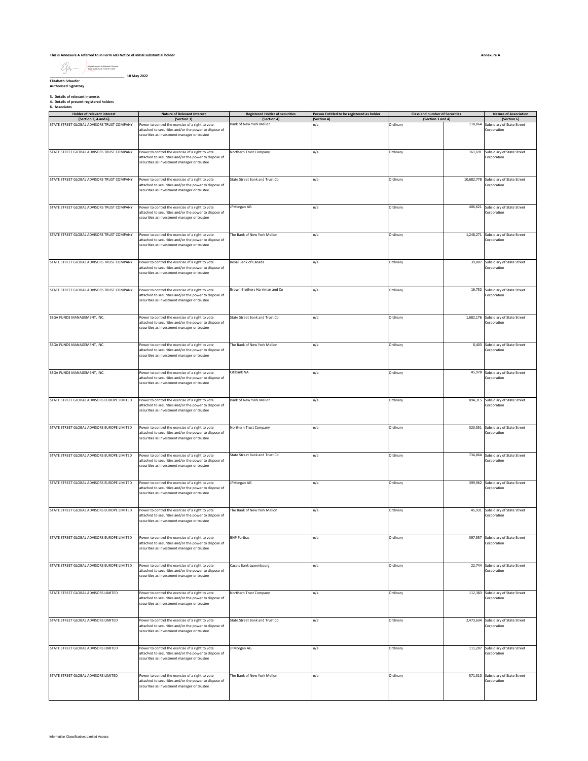This is Annexure A referred to in Form 603 Notice of initial substantial holder

Annexure A

Digitally signed by Elizabeth Schaefer
Date: 2022.05.09 10:53:30 -04'00'

_______________________________ 10 May 2022

**Elizabeth Schaefer**
**Authorised Signatory**

**3. Details of relevant interests**
**4. Details of present registered holders**
**6. Associates**

| Holder of relevant interest (Section 3, 4 and 6) | Nature of Relevant Interest (Section 3) | Registered Holder of securities (Section 4) | Person Entitled to be registered as holder (Section 4) | Class and number of Securities (Section 3 and 4) | | Nature of Association (Section 6) |
|---|---|---|---|---|---|---|
| STATE STREET GLOBAL ADVISORS TRUST COMPANY | Power to control the exercise of a right to vote attached to securities and/or the power to dispose of securities as investment manager or trustee | Bank of New York Mellon | n/a | Ordinary | 118,064 | Subsidiary of State Street Corporation |
| STATE STREET GLOBAL ADVISORS TRUST COMPANY | Power to control the exercise of a right to vote attached to securities and/or the power to dispose of securities as investment manager or trustee | Northern Trust Company | n/a | Ordinary | 161,691 | Subsidiary of State Street Corporation |
| STATE STREET GLOBAL ADVISORS TRUST COMPANY | Power to control the exercise of a right to vote attached to securities and/or the power to dispose of securities as investment manager or trustee | State Street Bank and Trust Co | n/a | Ordinary | 10,682,778 | Subsidiary of State Street Corporation |
| STATE STREET GLOBAL ADVISORS TRUST COMPANY | Power to control the exercise of a right to vote attached to securities and/or the power to dispose of securities as investment manager or trustee | JPMorgan AG | n/a | Ordinary | 406,621 | Subsidiary of State Street Corporation |
| STATE STREET GLOBAL ADVISORS TRUST COMPANY | Power to control the exercise of a right to vote attached to securities and/or the power to dispose of securities as investment manager or trustee | The Bank of New York Mellon | n/a | Ordinary | 1,248,271 | Subsidiary of State Street Corporation |
| STATE STREET GLOBAL ADVISORS TRUST COMPANY | Power to control the exercise of a right to vote attached to securities and/or the power to dispose of securities as investment manager or trustee | Royal Bank of Canada | n/a | Ordinary | 39,007 | Subsidiary of State Street Corporation |
| STATE STREET GLOBAL ADVISORS TRUST COMPANY | Power to control the exercise of a right to vote attached to securities and/or the power to dispose of securities as investment manager or trustee | Brown Brothers Harriman and Co | n/a | Ordinary | 16,752 | Subsidiary of State Street Corporation |
| SSGA FUNDS MANAGEMENT, INC. | Power to control the exercise of a right to vote attached to securities and/or the power to dispose of securities as investment manager or trustee | State Street Bank and Trust Co | n/a | Ordinary | 1,682,176 | Subsidiary of State Street Corporation |
| SSGA FUNDS MANAGEMENT, INC. | Power to control the exercise of a right to vote attached to securities and/or the power to dispose of securities as investment manager or trustee | The Bank of New York Mellon | n/a | Ordinary | 8,403 | Subsidiary of State Street Corporation |
| SSGA FUNDS MANAGEMENT, INC. | Power to control the exercise of a right to vote attached to securities and/or the power to dispose of securities as investment manager or trustee | Citibank NA | n/a | Ordinary | 45,978 | Subsidiary of State Street Corporation |
| STATE STREET GLOBAL ADVISORS EUROPE LIMITED | Power to control the exercise of a right to vote attached to securities and/or the power to dispose of securities as investment manager or trustee | Bank of New York Mellon | n/a | Ordinary | 894,315 | Subsidiary of State Street Corporation |
| STATE STREET GLOBAL ADVISORS EUROPE LIMITED | Power to control the exercise of a right to vote attached to securities and/or the power to dispose of securities as investment manager or trustee | Northern Trust Company | n/a | Ordinary | 323,551 | Subsidiary of State Street Corporation |
| STATE STREET GLOBAL ADVISORS EUROPE LIMITED | Power to control the exercise of a right to vote attached to securities and/or the power to dispose of securities as investment manager or trustee | State Street Bank and Trust Co | n/a | Ordinary | 734,864 | Subsidiary of State Street Corporation |
| STATE STREET GLOBAL ADVISORS EUROPE LIMITED | Power to control the exercise of a right to vote attached to securities and/or the power to dispose of securities as investment manager or trustee | JPMorgan AG | n/a | Ordinary | 399,962 | Subsidiary of State Street Corporation |
| STATE STREET GLOBAL ADVISORS EUROPE LIMITED | Power to control the exercise of a right to vote attached to securities and/or the power to dispose of securities as investment manager or trustee | The Bank of New York Mellon | n/a | Ordinary | 45,931 | Subsidiary of State Street Corporation |
| STATE STREET GLOBAL ADVISORS EUROPE LIMITED | Power to control the exercise of a right to vote attached to securities and/or the power to dispose of securities as investment manager or trustee | BNP Paribas | n/a | Ordinary | 397,557 | Subsidiary of State Street Corporation |
| STATE STREET GLOBAL ADVISORS EUROPE LIMITED | Power to control the exercise of a right to vote attached to securities and/or the power to dispose of securities as investment manager or trustee | Caceis Bank Luxembourg | n/a | Ordinary | 22,744 | Subsidiary of State Street Corporation |
| STATE STREET GLOBAL ADVISORS LIMITED | Power to control the exercise of a right to vote attached to securities and/or the power to dispose of securities as investment manager or trustee | Northern Trust Company | n/a | Ordinary | 112,383 | Subsidiary of State Street Corporation |
| STATE STREET GLOBAL ADVISORS LIMITED | Power to control the exercise of a right to vote attached to securities and/or the power to dispose of securities as investment manager or trustee | State Street Bank and Trust Co | n/a | Ordinary | 2,473,634 | Subsidiary of State Street Corporation |
| STATE STREET GLOBAL ADVISORS LIMITED | Power to control the exercise of a right to vote attached to securities and/or the power to dispose of securities as investment manager or trustee | JPMorgan AG | n/a | Ordinary | 111,207 | Subsidiary of State Street Corporation |
| STATE STREET GLOBAL ADVISORS LIMITED | Power to control the exercise of a right to vote attached to securities and/or the power to dispose of securities as investment manager or trustee | The Bank of New York Mellon | n/a | Ordinary | 571,310 | Subsidiary of State Street Corporation |

Information Classification: Limited Access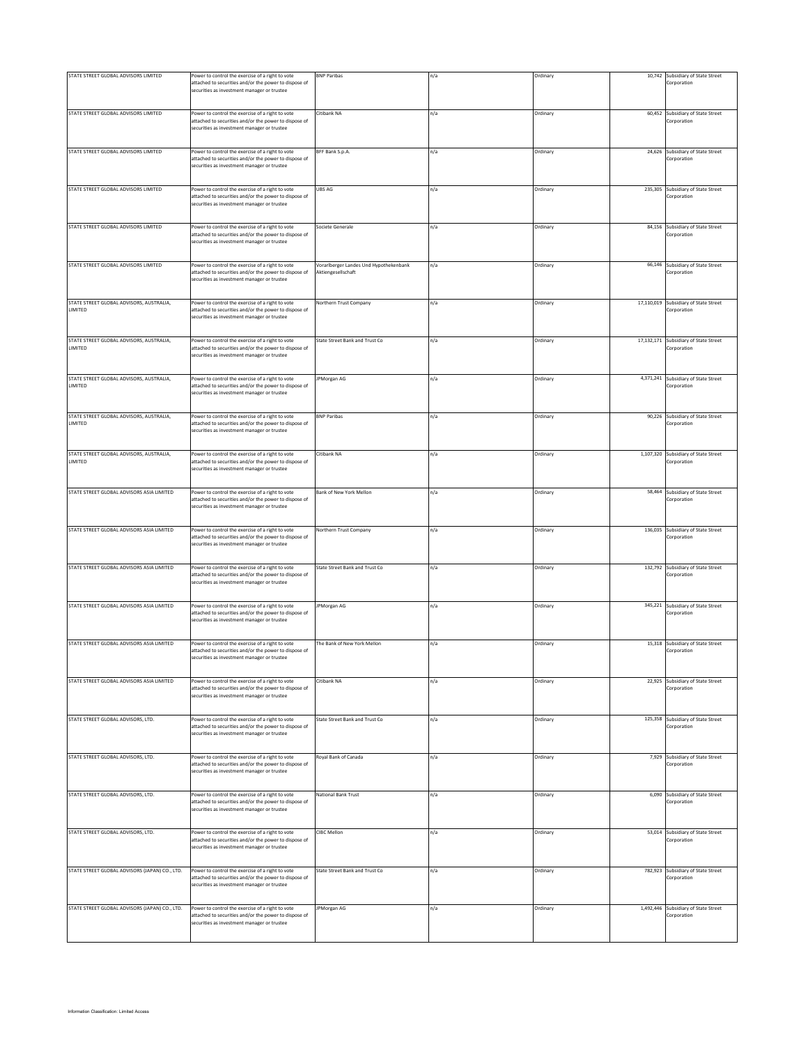| | | | | | | |
|---|---|---|---|---|---|---|
| STATE STREET GLOBAL ADVISORS LIMITED | Power to control the exercise of a right to vote attached to securities and/or the power to dispose of securities as investment manager or trustee | BNP Paribas | n/a | Ordinary | 10,742 | Subsidiary of State Street Corporation |
| STATE STREET GLOBAL ADVISORS LIMITED | Power to control the exercise of a right to vote attached to securities and/or the power to dispose of securities as investment manager or trustee | Citibank NA | n/a | Ordinary | 60,452 | Subsidiary of State Street Corporation |
| STATE STREET GLOBAL ADVISORS LIMITED | Power to control the exercise of a right to vote attached to securities and/or the power to dispose of securities as investment manager or trustee | BFF Bank S.p.A. | n/a | Ordinary | 24,626 | Subsidiary of State Street Corporation |
| STATE STREET GLOBAL ADVISORS LIMITED | Power to control the exercise of a right to vote attached to securities and/or the power to dispose of securities as investment manager or trustee | UBS AG | n/a | Ordinary | 235,305 | Subsidiary of State Street Corporation |
| STATE STREET GLOBAL ADVISORS LIMITED | Power to control the exercise of a right to vote attached to securities and/or the power to dispose of securities as investment manager or trustee | Societe Generale | n/a | Ordinary | 84,156 | Subsidiary of State Street Corporation |
| STATE STREET GLOBAL ADVISORS LIMITED | Power to control the exercise of a right to vote attached to securities and/or the power to dispose of securities as investment manager or trustee | Vorarlberger Landes Und Hypothekenbank Aktiengesellschaft | n/a | Ordinary | 66,146 | Subsidiary of State Street Corporation |
| STATE STREET GLOBAL ADVISORS, AUSTRALIA, LIMITED | Power to control the exercise of a right to vote attached to securities and/or the power to dispose of securities as investment manager or trustee | Northern Trust Company | n/a | Ordinary | 17,110,019 | Subsidiary of State Street Corporation |
| STATE STREET GLOBAL ADVISORS, AUSTRALIA, LIMITED | Power to control the exercise of a right to vote attached to securities and/or the power to dispose of securities as investment manager or trustee | State Street Bank and Trust Co | n/a | Ordinary | 17,132,171 | Subsidiary of State Street Corporation |
| STATE STREET GLOBAL ADVISORS, AUSTRALIA, LIMITED | Power to control the exercise of a right to vote attached to securities and/or the power to dispose of securities as investment manager or trustee | JPMorgan AG | n/a | Ordinary | 4,371,241 | Subsidiary of State Street Corporation |
| STATE STREET GLOBAL ADVISORS, AUSTRALIA, LIMITED | Power to control the exercise of a right to vote attached to securities and/or the power to dispose of securities as investment manager or trustee | BNP Paribas | n/a | Ordinary | 90,226 | Subsidiary of State Street Corporation |
| STATE STREET GLOBAL ADVISORS, AUSTRALIA, LIMITED | Power to control the exercise of a right to vote attached to securities and/or the power to dispose of securities as investment manager or trustee | Citibank NA | n/a | Ordinary | 1,107,320 | Subsidiary of State Street Corporation |
| STATE STREET GLOBAL ADVISORS ASIA LIMITED | Power to control the exercise of a right to vote attached to securities and/or the power to dispose of securities as investment manager or trustee | Bank of New York Mellon | n/a | Ordinary | 58,464 | Subsidiary of State Street Corporation |
| STATE STREET GLOBAL ADVISORS ASIA LIMITED | Power to control the exercise of a right to vote attached to securities and/or the power to dispose of securities as investment manager or trustee | Northern Trust Company | n/a | Ordinary | 136,035 | Subsidiary of State Street Corporation |
| STATE STREET GLOBAL ADVISORS ASIA LIMITED | Power to control the exercise of a right to vote attached to securities and/or the power to dispose of securities as investment manager or trustee | State Street Bank and Trust Co | n/a | Ordinary | 132,792 | Subsidiary of State Street Corporation |
| STATE STREET GLOBAL ADVISORS ASIA LIMITED | Power to control the exercise of a right to vote attached to securities and/or the power to dispose of securities as investment manager or trustee | JPMorgan AG | n/a | Ordinary | 345,221 | Subsidiary of State Street Corporation |
| STATE STREET GLOBAL ADVISORS ASIA LIMITED | Power to control the exercise of a right to vote attached to securities and/or the power to dispose of securities as investment manager or trustee | The Bank of New York Mellon | n/a | Ordinary | 15,318 | Subsidiary of State Street Corporation |
| STATE STREET GLOBAL ADVISORS ASIA LIMITED | Power to control the exercise of a right to vote attached to securities and/or the power to dispose of securities as investment manager or trustee | Citibank NA | n/a | Ordinary | 22,925 | Subsidiary of State Street Corporation |
| STATE STREET GLOBAL ADVISORS, LTD. | Power to control the exercise of a right to vote attached to securities and/or the power to dispose of securities as investment manager or trustee | State Street Bank and Trust Co | n/a | Ordinary | 125,358 | Subsidiary of State Street Corporation |
| STATE STREET GLOBAL ADVISORS, LTD. | Power to control the exercise of a right to vote attached to securities and/or the power to dispose of securities as investment manager or trustee | Royal Bank of Canada | n/a | Ordinary | 7,929 | Subsidiary of State Street Corporation |
| STATE STREET GLOBAL ADVISORS, LTD. | Power to control the exercise of a right to vote attached to securities and/or the power to dispose of securities as investment manager or trustee | National Bank Trust | n/a | Ordinary | 6,090 | Subsidiary of State Street Corporation |
| STATE STREET GLOBAL ADVISORS, LTD. | Power to control the exercise of a right to vote attached to securities and/or the power to dispose of securities as investment manager or trustee | CIBC Mellon | n/a | Ordinary | 53,014 | Subsidiary of State Street Corporation |
| STATE STREET GLOBAL ADVISORS (JAPAN) CO., LTD. | Power to control the exercise of a right to vote attached to securities and/or the power to dispose of securities as investment manager or trustee | State Street Bank and Trust Co | n/a | Ordinary | 782,923 | Subsidiary of State Street Corporation |
| STATE STREET GLOBAL ADVISORS (JAPAN) CO., LTD. | Power to control the exercise of a right to vote attached to securities and/or the power to dispose of securities as investment manager or trustee | JPMorgan AG | n/a | Ordinary | 1,492,446 | Subsidiary of State Street Corporation |

Information Classification: Limited Access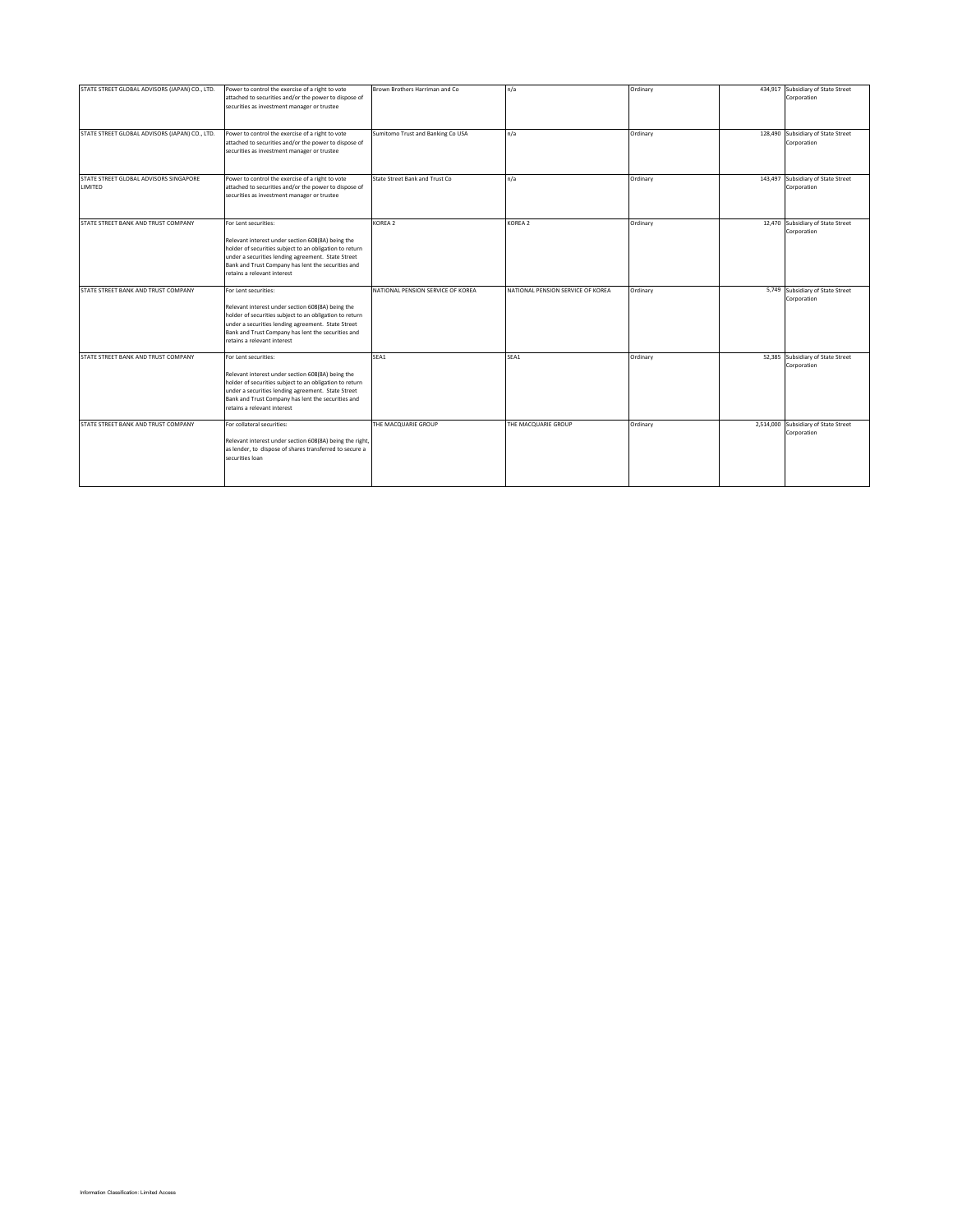| | | | | | | |
|---|---|---|---|---|---|---|
| STATE STREET GLOBAL ADVISORS (JAPAN) CO., LTD. | Power to control the exercise of a right to vote attached to securities and/or the power to dispose of securities as investment manager or trustee | Brown Brothers Harriman and Co | n/a | Ordinary | 434,917 | Subsidiary of State Street Corporation |
| STATE STREET GLOBAL ADVISORS (JAPAN) CO., LTD. | Power to control the exercise of a right to vote attached to securities and/or the power to dispose of securities as investment manager or trustee | Sumitomo Trust and Banking Co USA | n/a | Ordinary | 128,490 | Subsidiary of State Street Corporation |
| STATE STREET GLOBAL ADVISORS SINGAPORE LIMITED | Power to control the exercise of a right to vote attached to securities and/or the power to dispose of securities as investment manager or trustee | State Street Bank and Trust Co | n/a | Ordinary | 143,497 | Subsidiary of State Street Corporation |
| STATE STREET BANK AND TRUST COMPANY | For Lent securities:<br><br>Relevant interest under section 608(8A) being the holder of securities subject to an obligation to return under a securities lending agreement. State Street Bank and Trust Company has lent the securities and retains a relevant interest | KOREA 2 | KOREA 2 | Ordinary | 12,470 | Subsidiary of State Street Corporation |
| STATE STREET BANK AND TRUST COMPANY | For Lent securities:<br><br>Relevant interest under section 608(8A) being the holder of securities subject to an obligation to return under a securities lending agreement. State Street Bank and Trust Company has lent the securities and retains a relevant interest | NATIONAL PENSION SERVICE OF KOREA | NATIONAL PENSION SERVICE OF KOREA | Ordinary | 5,749 | Subsidiary of State Street Corporation |
| STATE STREET BANK AND TRUST COMPANY | For Lent securities:<br><br>Relevant interest under section 608(8A) being the holder of securities subject to an obligation to return under a securities lending agreement. State Street Bank and Trust Company has lent the securities and retains a relevant interest | SEA1 | SEA1 | Ordinary | 52,385 | Subsidiary of State Street Corporation |
| STATE STREET BANK AND TRUST COMPANY | For collateral securities:<br><br>Relevant interest under section 608(8A) being the right, as lender, to dispose of shares transferred to secure a securities loan | THE MACQUARIE GROUP | THE MACQUARIE GROUP | Ordinary | 2,514,000 | Subsidiary of State Street Corporation |

Information Classification: Limited Access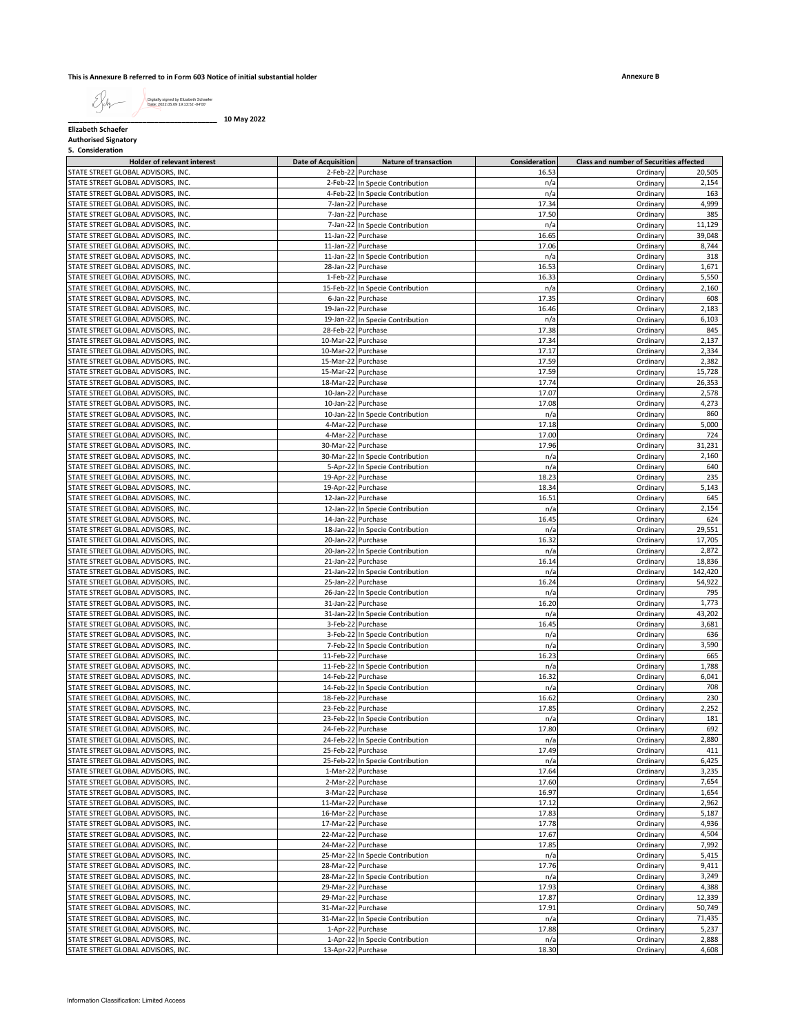This is Annexure B referred to in Form 603 Notice of initial substantial holder

**Annexure B**

Digitally signed by Elizabeth Schaefer
Date: 2022.05.09 19:13:52 -04'00'

_______________________________________ 10 May 2022

**Elizabeth Schaefer**
**Authorised Signatory**
**5. Consideration**

| Holder of relevant interest | Date of Acquisition | Nature of transaction | Consideration | Class and number of Securities affected | |
|---|---|---|---|---|---|
| STATE STREET GLOBAL ADVISORS, INC. | 2-Feb-22 | Purchase | 16.53 | Ordinary | 20,505 |
| STATE STREET GLOBAL ADVISORS, INC. | 2-Feb-22 | In Specie Contribution | n/a | Ordinary | 2,154 |
| STATE STREET GLOBAL ADVISORS, INC. | 4-Feb-22 | In Specie Contribution | n/a | Ordinary | 163 |
| STATE STREET GLOBAL ADVISORS, INC. | 7-Jan-22 | Purchase | 17.34 | Ordinary | 4,999 |
| STATE STREET GLOBAL ADVISORS, INC. | 7-Jan-22 | Purchase | 17.50 | Ordinary | 385 |
| STATE STREET GLOBAL ADVISORS, INC. | 7-Jan-22 | In Specie Contribution | n/a | Ordinary | 11,129 |
| STATE STREET GLOBAL ADVISORS, INC. | 11-Jan-22 | Purchase | 16.65 | Ordinary | 39,048 |
| STATE STREET GLOBAL ADVISORS, INC. | 11-Jan-22 | Purchase | 17.06 | Ordinary | 8,744 |
| STATE STREET GLOBAL ADVISORS, INC. | 11-Jan-22 | In Specie Contribution | n/a | Ordinary | 318 |
| STATE STREET GLOBAL ADVISORS, INC. | 28-Jan-22 | Purchase | 16.53 | Ordinary | 1,671 |
| STATE STREET GLOBAL ADVISORS, INC. | 1-Feb-22 | Purchase | 16.33 | Ordinary | 5,550 |
| STATE STREET GLOBAL ADVISORS, INC. | 15-Feb-22 | In Specie Contribution | n/a | Ordinary | 2,160 |
| STATE STREET GLOBAL ADVISORS, INC. | 6-Jan-22 | Purchase | 17.35 | Ordinary | 608 |
| STATE STREET GLOBAL ADVISORS, INC. | 19-Jan-22 | Purchase | 16.46 | Ordinary | 2,183 |
| STATE STREET GLOBAL ADVISORS, INC. | 19-Jan-22 | In Specie Contribution | n/a | Ordinary | 6,103 |
| STATE STREET GLOBAL ADVISORS, INC. | 28-Feb-22 | Purchase | 17.38 | Ordinary | 845 |
| STATE STREET GLOBAL ADVISORS, INC. | 10-Mar-22 | Purchase | 17.34 | Ordinary | 2,137 |
| STATE STREET GLOBAL ADVISORS, INC. | 10-Mar-22 | Purchase | 17.17 | Ordinary | 2,334 |
| STATE STREET GLOBAL ADVISORS, INC. | 15-Mar-22 | Purchase | 17.59 | Ordinary | 2,382 |
| STATE STREET GLOBAL ADVISORS, INC. | 15-Mar-22 | Purchase | 17.59 | Ordinary | 15,728 |
| STATE STREET GLOBAL ADVISORS, INC. | 18-Mar-22 | Purchase | 17.74 | Ordinary | 26,353 |
| STATE STREET GLOBAL ADVISORS, INC. | 10-Jan-22 | Purchase | 17.07 | Ordinary | 2,578 |
| STATE STREET GLOBAL ADVISORS, INC. | 10-Jan-22 | Purchase | 17.08 | Ordinary | 4,273 |
| STATE STREET GLOBAL ADVISORS, INC. | 10-Jan-22 | In Specie Contribution | n/a | Ordinary | 860 |
| STATE STREET GLOBAL ADVISORS, INC. | 4-Mar-22 | Purchase | 17.18 | Ordinary | 5,000 |
| STATE STREET GLOBAL ADVISORS, INC. | 4-Mar-22 | Purchase | 17.00 | Ordinary | 724 |
| STATE STREET GLOBAL ADVISORS, INC. | 30-Mar-22 | Purchase | 17.96 | Ordinary | 31,231 |
| STATE STREET GLOBAL ADVISORS, INC. | 30-Mar-22 | In Specie Contribution | n/a | Ordinary | 2,160 |
| STATE STREET GLOBAL ADVISORS, INC. | 5-Apr-22 | In Specie Contribution | n/a | Ordinary | 640 |
| STATE STREET GLOBAL ADVISORS, INC. | 19-Apr-22 | Purchase | 18.23 | Ordinary | 235 |
| STATE STREET GLOBAL ADVISORS, INC. | 19-Apr-22 | Purchase | 18.34 | Ordinary | 5,143 |
| STATE STREET GLOBAL ADVISORS, INC. | 12-Jan-22 | Purchase | 16.51 | Ordinary | 645 |
| STATE STREET GLOBAL ADVISORS, INC. | 12-Jan-22 | In Specie Contribution | n/a | Ordinary | 2,154 |
| STATE STREET GLOBAL ADVISORS, INC. | 14-Jan-22 | Purchase | 16.45 | Ordinary | 624 |
| STATE STREET GLOBAL ADVISORS, INC. | 18-Jan-22 | In Specie Contribution | n/a | Ordinary | 29,551 |
| STATE STREET GLOBAL ADVISORS, INC. | 20-Jan-22 | Purchase | 16.32 | Ordinary | 17,705 |
| STATE STREET GLOBAL ADVISORS, INC. | 20-Jan-22 | In Specie Contribution | n/a | Ordinary | 2,872 |
| STATE STREET GLOBAL ADVISORS, INC. | 21-Jan-22 | Purchase | 16.14 | Ordinary | 18,836 |
| STATE STREET GLOBAL ADVISORS, INC. | 21-Jan-22 | In Specie Contribution | n/a | Ordinary | 142,420 |
| STATE STREET GLOBAL ADVISORS, INC. | 25-Jan-22 | Purchase | 16.24 | Ordinary | 54,922 |
| STATE STREET GLOBAL ADVISORS, INC. | 26-Jan-22 | In Specie Contribution | n/a | Ordinary | 795 |
| STATE STREET GLOBAL ADVISORS, INC. | 31-Jan-22 | Purchase | 16.20 | Ordinary | 1,773 |
| STATE STREET GLOBAL ADVISORS, INC. | 31-Jan-22 | In Specie Contribution | n/a | Ordinary | 43,202 |
| STATE STREET GLOBAL ADVISORS, INC. | 3-Feb-22 | Purchase | 16.45 | Ordinary | 3,681 |
| STATE STREET GLOBAL ADVISORS, INC. | 3-Feb-22 | In Specie Contribution | n/a | Ordinary | 636 |
| STATE STREET GLOBAL ADVISORS, INC. | 7-Feb-22 | In Specie Contribution | n/a | Ordinary | 3,590 |
| STATE STREET GLOBAL ADVISORS, INC. | 11-Feb-22 | Purchase | 16.23 | Ordinary | 665 |
| STATE STREET GLOBAL ADVISORS, INC. | 11-Feb-22 | In Specie Contribution | n/a | Ordinary | 1,788 |
| STATE STREET GLOBAL ADVISORS, INC. | 14-Feb-22 | Purchase | 16.32 | Ordinary | 6,041 |
| STATE STREET GLOBAL ADVISORS, INC. | 14-Feb-22 | In Specie Contribution | n/a | Ordinary | 708 |
| STATE STREET GLOBAL ADVISORS, INC. | 18-Feb-22 | Purchase | 16.62 | Ordinary | 230 |
| STATE STREET GLOBAL ADVISORS, INC. | 23-Feb-22 | Purchase | 17.85 | Ordinary | 2,252 |
| STATE STREET GLOBAL ADVISORS, INC. | 23-Feb-22 | In Specie Contribution | n/a | Ordinary | 181 |
| STATE STREET GLOBAL ADVISORS, INC. | 24-Feb-22 | Purchase | 17.80 | Ordinary | 692 |
| STATE STREET GLOBAL ADVISORS, INC. | 24-Feb-22 | In Specie Contribution | n/a | Ordinary | 2,880 |
| STATE STREET GLOBAL ADVISORS, INC. | 25-Feb-22 | Purchase | 17.49 | Ordinary | 411 |
| STATE STREET GLOBAL ADVISORS, INC. | 25-Feb-22 | In Specie Contribution | n/a | Ordinary | 6,425 |
| STATE STREET GLOBAL ADVISORS, INC. | 1-Mar-22 | Purchase | 17.64 | Ordinary | 3,235 |
| STATE STREET GLOBAL ADVISORS, INC. | 2-Mar-22 | Purchase | 17.60 | Ordinary | 7,654 |
| STATE STREET GLOBAL ADVISORS, INC. | 3-Mar-22 | Purchase | 16.97 | Ordinary | 1,654 |
| STATE STREET GLOBAL ADVISORS, INC. | 11-Mar-22 | Purchase | 17.12 | Ordinary | 2,962 |
| STATE STREET GLOBAL ADVISORS, INC. | 16-Mar-22 | Purchase | 17.83 | Ordinary | 5,187 |
| STATE STREET GLOBAL ADVISORS, INC. | 17-Mar-22 | Purchase | 17.78 | Ordinary | 4,936 |
| STATE STREET GLOBAL ADVISORS, INC. | 22-Mar-22 | Purchase | 17.67 | Ordinary | 4,504 |
| STATE STREET GLOBAL ADVISORS, INC. | 24-Mar-22 | Purchase | 17.85 | Ordinary | 7,992 |
| STATE STREET GLOBAL ADVISORS, INC. | 25-Mar-22 | In Specie Contribution | n/a | Ordinary | 5,415 |
| STATE STREET GLOBAL ADVISORS, INC. | 28-Mar-22 | Purchase | 17.76 | Ordinary | 9,411 |
| STATE STREET GLOBAL ADVISORS, INC. | 28-Mar-22 | In Specie Contribution | n/a | Ordinary | 3,249 |
| STATE STREET GLOBAL ADVISORS, INC. | 29-Mar-22 | Purchase | 17.93 | Ordinary | 4,388 |
| STATE STREET GLOBAL ADVISORS, INC. | 29-Mar-22 | Purchase | 17.87 | Ordinary | 12,339 |
| STATE STREET GLOBAL ADVISORS, INC. | 31-Mar-22 | Purchase | 17.91 | Ordinary | 50,749 |
| STATE STREET GLOBAL ADVISORS, INC. | 31-Mar-22 | In Specie Contribution | n/a | Ordinary | 71,435 |
| STATE STREET GLOBAL ADVISORS, INC. | 1-Apr-22 | Purchase | 17.88 | Ordinary | 5,237 |
| STATE STREET GLOBAL ADVISORS, INC. | 1-Apr-22 | In Specie Contribution | n/a | Ordinary | 2,888 |
| STATE STREET GLOBAL ADVISORS, INC. | 13-Apr-22 | Purchase | 18.30 | Ordinary | 4,608 |

Information Classification: Limited Access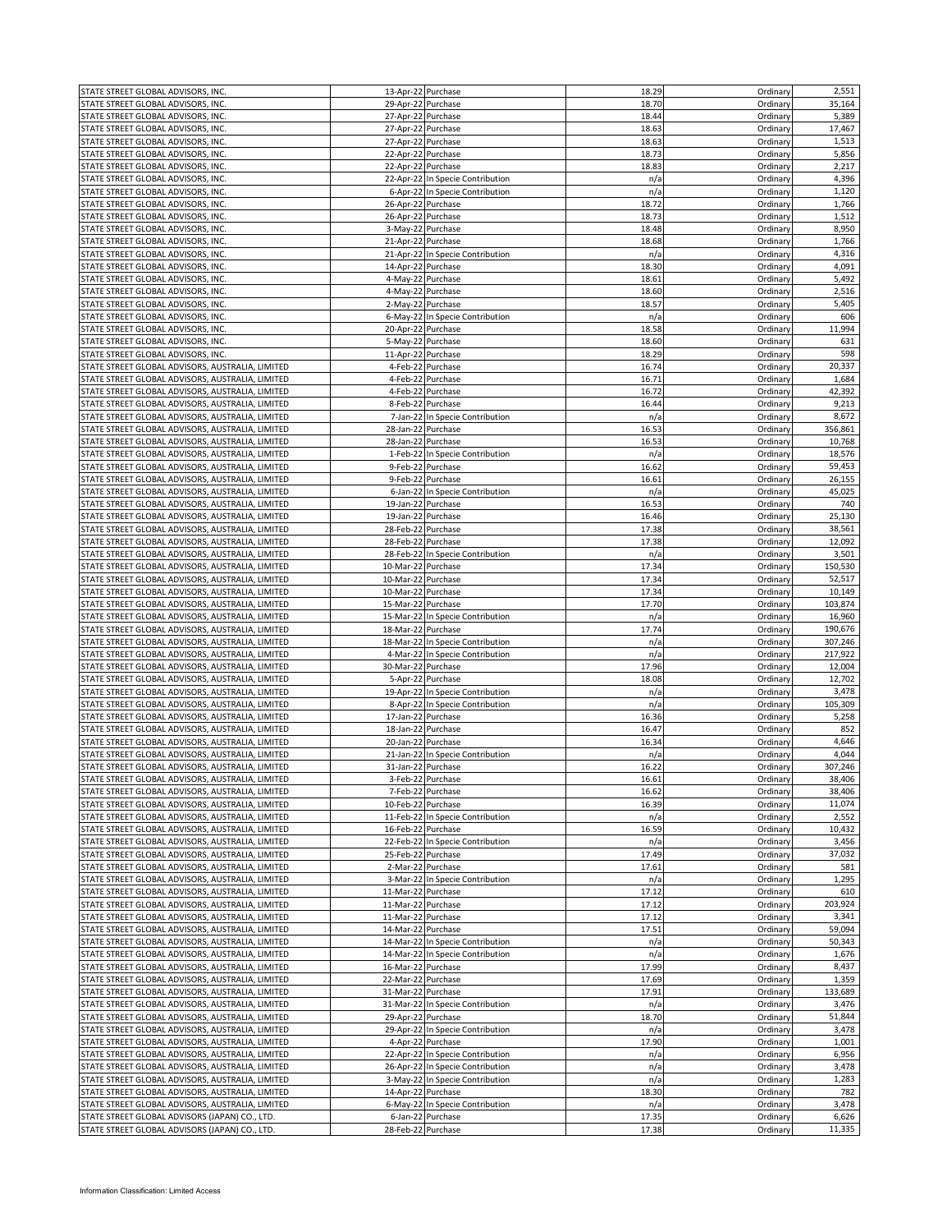| | | | | | |
|---|---|---|---|---|---|
| STATE STREET GLOBAL ADVISORS, INC. | 13-Apr-22 | Purchase | 18.29 | Ordinary | 2,551 |
| STATE STREET GLOBAL ADVISORS, INC. | 29-Apr-22 | Purchase | 18.70 | Ordinary | 35,164 |
| STATE STREET GLOBAL ADVISORS, INC. | 27-Apr-22 | Purchase | 18.44 | Ordinary | 5,389 |
| STATE STREET GLOBAL ADVISORS, INC. | 27-Apr-22 | Purchase | 18.63 | Ordinary | 17,467 |
| STATE STREET GLOBAL ADVISORS, INC. | 27-Apr-22 | Purchase | 18.63 | Ordinary | 1,513 |
| STATE STREET GLOBAL ADVISORS, INC. | 22-Apr-22 | Purchase | 18.73 | Ordinary | 5,856 |
| STATE STREET GLOBAL ADVISORS, INC. | 22-Apr-22 | Purchase | 18.83 | Ordinary | 2,217 |
| STATE STREET GLOBAL ADVISORS, INC. | 22-Apr-22 | In Specie Contribution | n/a | Ordinary | 4,396 |
| STATE STREET GLOBAL ADVISORS, INC. | 6-Apr-22 | In Specie Contribution | n/a | Ordinary | 1,120 |
| STATE STREET GLOBAL ADVISORS, INC. | 26-Apr-22 | Purchase | 18.72 | Ordinary | 1,766 |
| STATE STREET GLOBAL ADVISORS, INC. | 26-Apr-22 | Purchase | 18.73 | Ordinary | 1,512 |
| STATE STREET GLOBAL ADVISORS, INC. | 3-May-22 | Purchase | 18.48 | Ordinary | 8,950 |
| STATE STREET GLOBAL ADVISORS, INC. | 21-Apr-22 | Purchase | 18.68 | Ordinary | 1,766 |
| STATE STREET GLOBAL ADVISORS, INC. | 21-Apr-22 | In Specie Contribution | n/a | Ordinary | 4,316 |
| STATE STREET GLOBAL ADVISORS, INC. | 14-Apr-22 | Purchase | 18.30 | Ordinary | 4,091 |
| STATE STREET GLOBAL ADVISORS, INC. | 4-May-22 | Purchase | 18.61 | Ordinary | 5,492 |
| STATE STREET GLOBAL ADVISORS, INC. | 4-May-22 | Purchase | 18.60 | Ordinary | 2,516 |
| STATE STREET GLOBAL ADVISORS, INC. | 2-May-22 | Purchase | 18.57 | Ordinary | 5,405 |
| STATE STREET GLOBAL ADVISORS, INC. | 6-May-22 | In Specie Contribution | n/a | Ordinary | 606 |
| STATE STREET GLOBAL ADVISORS, INC. | 20-Apr-22 | Purchase | 18.58 | Ordinary | 11,994 |
| STATE STREET GLOBAL ADVISORS, INC. | 5-May-22 | Purchase | 18.60 | Ordinary | 631 |
| STATE STREET GLOBAL ADVISORS, INC. | 11-Apr-22 | Purchase | 18.29 | Ordinary | 598 |
| STATE STREET GLOBAL ADVISORS, AUSTRALIA, LIMITED | 4-Feb-22 | Purchase | 16.74 | Ordinary | 20,337 |
| STATE STREET GLOBAL ADVISORS, AUSTRALIA, LIMITED | 4-Feb-22 | Purchase | 16.71 | Ordinary | 1,684 |
| STATE STREET GLOBAL ADVISORS, AUSTRALIA, LIMITED | 4-Feb-22 | Purchase | 16.72 | Ordinary | 42,392 |
| STATE STREET GLOBAL ADVISORS, AUSTRALIA, LIMITED | 8-Feb-22 | Purchase | 16.44 | Ordinary | 9,213 |
| STATE STREET GLOBAL ADVISORS, AUSTRALIA, LIMITED | 7-Jan-22 | In Specie Contribution | n/a | Ordinary | 8,672 |
| STATE STREET GLOBAL ADVISORS, AUSTRALIA, LIMITED | 28-Jan-22 | Purchase | 16.53 | Ordinary | 356,861 |
| STATE STREET GLOBAL ADVISORS, AUSTRALIA, LIMITED | 28-Jan-22 | Purchase | 16.53 | Ordinary | 10,768 |
| STATE STREET GLOBAL ADVISORS, AUSTRALIA, LIMITED | 1-Feb-22 | In Specie Contribution | n/a | Ordinary | 18,576 |
| STATE STREET GLOBAL ADVISORS, AUSTRALIA, LIMITED | 9-Feb-22 | Purchase | 16.62 | Ordinary | 59,453 |
| STATE STREET GLOBAL ADVISORS, AUSTRALIA, LIMITED | 9-Feb-22 | Purchase | 16.61 | Ordinary | 26,155 |
| STATE STREET GLOBAL ADVISORS, AUSTRALIA, LIMITED | 6-Jan-22 | In Specie Contribution | n/a | Ordinary | 45,025 |
| STATE STREET GLOBAL ADVISORS, AUSTRALIA, LIMITED | 19-Jan-22 | Purchase | 16.53 | Ordinary | 740 |
| STATE STREET GLOBAL ADVISORS, AUSTRALIA, LIMITED | 19-Jan-22 | Purchase | 16.46 | Ordinary | 25,130 |
| STATE STREET GLOBAL ADVISORS, AUSTRALIA, LIMITED | 28-Feb-22 | Purchase | 17.38 | Ordinary | 38,561 |
| STATE STREET GLOBAL ADVISORS, AUSTRALIA, LIMITED | 28-Feb-22 | Purchase | 17.38 | Ordinary | 12,092 |
| STATE STREET GLOBAL ADVISORS, AUSTRALIA, LIMITED | 28-Feb-22 | In Specie Contribution | n/a | Ordinary | 3,501 |
| STATE STREET GLOBAL ADVISORS, AUSTRALIA, LIMITED | 10-Mar-22 | Purchase | 17.34 | Ordinary | 150,530 |
| STATE STREET GLOBAL ADVISORS, AUSTRALIA, LIMITED | 10-Mar-22 | Purchase | 17.34 | Ordinary | 52,517 |
| STATE STREET GLOBAL ADVISORS, AUSTRALIA, LIMITED | 10-Mar-22 | Purchase | 17.34 | Ordinary | 10,149 |
| STATE STREET GLOBAL ADVISORS, AUSTRALIA, LIMITED | 15-Mar-22 | Purchase | 17.70 | Ordinary | 103,874 |
| STATE STREET GLOBAL ADVISORS, AUSTRALIA, LIMITED | 15-Mar-22 | In Specie Contribution | n/a | Ordinary | 16,960 |
| STATE STREET GLOBAL ADVISORS, AUSTRALIA, LIMITED | 18-Mar-22 | Purchase | 17.74 | Ordinary | 190,676 |
| STATE STREET GLOBAL ADVISORS, AUSTRALIA, LIMITED | 18-Mar-22 | In Specie Contribution | n/a | Ordinary | 307,246 |
| STATE STREET GLOBAL ADVISORS, AUSTRALIA, LIMITED | 4-Mar-22 | In Specie Contribution | n/a | Ordinary | 217,922 |
| STATE STREET GLOBAL ADVISORS, AUSTRALIA, LIMITED | 30-Mar-22 | Purchase | 17.96 | Ordinary | 12,004 |
| STATE STREET GLOBAL ADVISORS, AUSTRALIA, LIMITED | 5-Apr-22 | Purchase | 18.08 | Ordinary | 12,702 |
| STATE STREET GLOBAL ADVISORS, AUSTRALIA, LIMITED | 19-Apr-22 | In Specie Contribution | n/a | Ordinary | 3,478 |
| STATE STREET GLOBAL ADVISORS, AUSTRALIA, LIMITED | 8-Apr-22 | In Specie Contribution | n/a | Ordinary | 105,309 |
| STATE STREET GLOBAL ADVISORS, AUSTRALIA, LIMITED | 17-Jan-22 | Purchase | 16.36 | Ordinary | 5,258 |
| STATE STREET GLOBAL ADVISORS, AUSTRALIA, LIMITED | 18-Jan-22 | Purchase | 16.47 | Ordinary | 852 |
| STATE STREET GLOBAL ADVISORS, AUSTRALIA, LIMITED | 20-Jan-22 | Purchase | 16.34 | Ordinary | 4,646 |
| STATE STREET GLOBAL ADVISORS, AUSTRALIA, LIMITED | 21-Jan-22 | In Specie Contribution | n/a | Ordinary | 4,044 |
| STATE STREET GLOBAL ADVISORS, AUSTRALIA, LIMITED | 31-Jan-22 | Purchase | 16.22 | Ordinary | 307,246 |
| STATE STREET GLOBAL ADVISORS, AUSTRALIA, LIMITED | 3-Feb-22 | Purchase | 16.61 | Ordinary | 38,406 |
| STATE STREET GLOBAL ADVISORS, AUSTRALIA, LIMITED | 7-Feb-22 | Purchase | 16.62 | Ordinary | 38,406 |
| STATE STREET GLOBAL ADVISORS, AUSTRALIA, LIMITED | 10-Feb-22 | Purchase | 16.39 | Ordinary | 11,074 |
| STATE STREET GLOBAL ADVISORS, AUSTRALIA, LIMITED | 11-Feb-22 | In Specie Contribution | n/a | Ordinary | 2,552 |
| STATE STREET GLOBAL ADVISORS, AUSTRALIA, LIMITED | 16-Feb-22 | Purchase | 16.59 | Ordinary | 10,432 |
| STATE STREET GLOBAL ADVISORS, AUSTRALIA, LIMITED | 22-Feb-22 | In Specie Contribution | n/a | Ordinary | 3,456 |
| STATE STREET GLOBAL ADVISORS, AUSTRALIA, LIMITED | 25-Feb-22 | Purchase | 17.49 | Ordinary | 37,032 |
| STATE STREET GLOBAL ADVISORS, AUSTRALIA, LIMITED | 2-Mar-22 | Purchase | 17.61 | Ordinary | 581 |
| STATE STREET GLOBAL ADVISORS, AUSTRALIA, LIMITED | 3-Mar-22 | In Specie Contribution | n/a | Ordinary | 1,295 |
| STATE STREET GLOBAL ADVISORS, AUSTRALIA, LIMITED | 11-Mar-22 | Purchase | 17.12 | Ordinary | 610 |
| STATE STREET GLOBAL ADVISORS, AUSTRALIA, LIMITED | 11-Mar-22 | Purchase | 17.12 | Ordinary | 203,924 |
| STATE STREET GLOBAL ADVISORS, AUSTRALIA, LIMITED | 11-Mar-22 | Purchase | 17.12 | Ordinary | 3,341 |
| STATE STREET GLOBAL ADVISORS, AUSTRALIA, LIMITED | 14-Mar-22 | Purchase | 17.51 | Ordinary | 59,094 |
| STATE STREET GLOBAL ADVISORS, AUSTRALIA, LIMITED | 14-Mar-22 | In Specie Contribution | n/a | Ordinary | 50,343 |
| STATE STREET GLOBAL ADVISORS, AUSTRALIA, LIMITED | 14-Mar-22 | In Specie Contribution | n/a | Ordinary | 1,676 |
| STATE STREET GLOBAL ADVISORS, AUSTRALIA, LIMITED | 16-Mar-22 | Purchase | 17.99 | Ordinary | 8,437 |
| STATE STREET GLOBAL ADVISORS, AUSTRALIA, LIMITED | 22-Mar-22 | Purchase | 17.69 | Ordinary | 1,359 |
| STATE STREET GLOBAL ADVISORS, AUSTRALIA, LIMITED | 31-Mar-22 | Purchase | 17.91 | Ordinary | 133,689 |
| STATE STREET GLOBAL ADVISORS, AUSTRALIA, LIMITED | 31-Mar-22 | In Specie Contribution | n/a | Ordinary | 3,476 |
| STATE STREET GLOBAL ADVISORS, AUSTRALIA, LIMITED | 29-Apr-22 | Purchase | 18.70 | Ordinary | 51,844 |
| STATE STREET GLOBAL ADVISORS, AUSTRALIA, LIMITED | 29-Apr-22 | In Specie Contribution | n/a | Ordinary | 3,478 |
| STATE STREET GLOBAL ADVISORS, AUSTRALIA, LIMITED | 4-Apr-22 | Purchase | 17.90 | Ordinary | 1,001 |
| STATE STREET GLOBAL ADVISORS, AUSTRALIA, LIMITED | 22-Apr-22 | In Specie Contribution | n/a | Ordinary | 6,956 |
| STATE STREET GLOBAL ADVISORS, AUSTRALIA, LIMITED | 26-Apr-22 | In Specie Contribution | n/a | Ordinary | 3,478 |
| STATE STREET GLOBAL ADVISORS, AUSTRALIA, LIMITED | 3-May-22 | In Specie Contribution | n/a | Ordinary | 1,283 |
| STATE STREET GLOBAL ADVISORS, AUSTRALIA, LIMITED | 14-Apr-22 | Purchase | 18.30 | Ordinary | 782 |
| STATE STREET GLOBAL ADVISORS, AUSTRALIA, LIMITED | 6-May-22 | In Specie Contribution | n/a | Ordinary | 3,478 |
| STATE STREET GLOBAL ADVISORS (JAPAN) CO., LTD. | 6-Jan-22 | Purchase | 17.35 | Ordinary | 6,626 |
| STATE STREET GLOBAL ADVISORS (JAPAN) CO., LTD. | 28-Feb-22 | Purchase | 17.38 | Ordinary | 11,335 |

Information Classification: Limited Access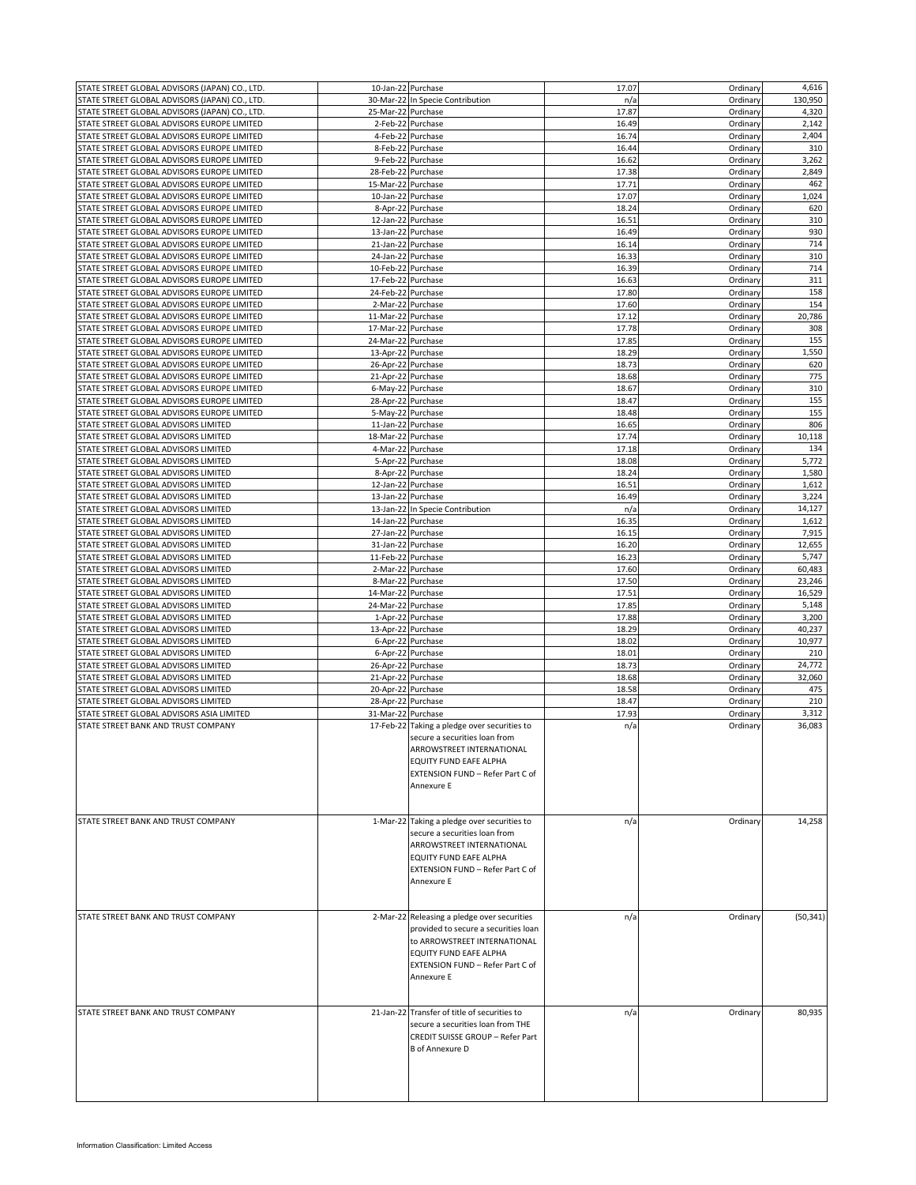| | | | | | |
|---|---|---|---|---|---|
| STATE STREET GLOBAL ADVISORS (JAPAN) CO., LTD. | 10-Jan-22 | Purchase | 17.07 | Ordinary | 4,616 |
| STATE STREET GLOBAL ADVISORS (JAPAN) CO., LTD. | 30-Mar-22 | In Specie Contribution | n/a | Ordinary | 130,950 |
| STATE STREET GLOBAL ADVISORS (JAPAN) CO., LTD. | 25-Mar-22 | Purchase | 17.87 | Ordinary | 4,320 |
| STATE STREET GLOBAL ADVISORS EUROPE LIMITED | 2-Feb-22 | Purchase | 16.49 | Ordinary | 2,142 |
| STATE STREET GLOBAL ADVISORS EUROPE LIMITED | 4-Feb-22 | Purchase | 16.74 | Ordinary | 2,404 |
| STATE STREET GLOBAL ADVISORS EUROPE LIMITED | 8-Feb-22 | Purchase | 16.44 | Ordinary | 310 |
| STATE STREET GLOBAL ADVISORS EUROPE LIMITED | 9-Feb-22 | Purchase | 16.62 | Ordinary | 3,262 |
| STATE STREET GLOBAL ADVISORS EUROPE LIMITED | 28-Feb-22 | Purchase | 17.38 | Ordinary | 2,849 |
| STATE STREET GLOBAL ADVISORS EUROPE LIMITED | 15-Mar-22 | Purchase | 17.71 | Ordinary | 462 |
| STATE STREET GLOBAL ADVISORS EUROPE LIMITED | 10-Jan-22 | Purchase | 17.07 | Ordinary | 1,024 |
| STATE STREET GLOBAL ADVISORS EUROPE LIMITED | 8-Apr-22 | Purchase | 18.24 | Ordinary | 620 |
| STATE STREET GLOBAL ADVISORS EUROPE LIMITED | 12-Jan-22 | Purchase | 16.51 | Ordinary | 310 |
| STATE STREET GLOBAL ADVISORS EUROPE LIMITED | 13-Jan-22 | Purchase | 16.49 | Ordinary | 930 |
| STATE STREET GLOBAL ADVISORS EUROPE LIMITED | 21-Jan-22 | Purchase | 16.14 | Ordinary | 714 |
| STATE STREET GLOBAL ADVISORS EUROPE LIMITED | 24-Jan-22 | Purchase | 16.33 | Ordinary | 310 |
| STATE STREET GLOBAL ADVISORS EUROPE LIMITED | 10-Feb-22 | Purchase | 16.39 | Ordinary | 714 |
| STATE STREET GLOBAL ADVISORS EUROPE LIMITED | 17-Feb-22 | Purchase | 16.63 | Ordinary | 311 |
| STATE STREET GLOBAL ADVISORS EUROPE LIMITED | 24-Feb-22 | Purchase | 17.80 | Ordinary | 158 |
| STATE STREET GLOBAL ADVISORS EUROPE LIMITED | 2-Mar-22 | Purchase | 17.60 | Ordinary | 154 |
| STATE STREET GLOBAL ADVISORS EUROPE LIMITED | 11-Mar-22 | Purchase | 17.12 | Ordinary | 20,786 |
| STATE STREET GLOBAL ADVISORS EUROPE LIMITED | 17-Mar-22 | Purchase | 17.78 | Ordinary | 308 |
| STATE STREET GLOBAL ADVISORS EUROPE LIMITED | 24-Mar-22 | Purchase | 17.85 | Ordinary | 155 |
| STATE STREET GLOBAL ADVISORS EUROPE LIMITED | 13-Apr-22 | Purchase | 18.29 | Ordinary | 1,550 |
| STATE STREET GLOBAL ADVISORS EUROPE LIMITED | 26-Apr-22 | Purchase | 18.73 | Ordinary | 620 |
| STATE STREET GLOBAL ADVISORS EUROPE LIMITED | 21-Apr-22 | Purchase | 18.68 | Ordinary | 775 |
| STATE STREET GLOBAL ADVISORS EUROPE LIMITED | 6-May-22 | Purchase | 18.67 | Ordinary | 310 |
| STATE STREET GLOBAL ADVISORS EUROPE LIMITED | 28-Apr-22 | Purchase | 18.47 | Ordinary | 155 |
| STATE STREET GLOBAL ADVISORS EUROPE LIMITED | 5-May-22 | Purchase | 18.48 | Ordinary | 155 |
| STATE STREET GLOBAL ADVISORS LIMITED | 11-Jan-22 | Purchase | 16.65 | Ordinary | 806 |
| STATE STREET GLOBAL ADVISORS LIMITED | 18-Mar-22 | Purchase | 17.74 | Ordinary | 10,118 |
| STATE STREET GLOBAL ADVISORS LIMITED | 4-Mar-22 | Purchase | 17.18 | Ordinary | 134 |
| STATE STREET GLOBAL ADVISORS LIMITED | 5-Apr-22 | Purchase | 18.08 | Ordinary | 5,772 |
| STATE STREET GLOBAL ADVISORS LIMITED | 8-Apr-22 | Purchase | 18.24 | Ordinary | 1,580 |
| STATE STREET GLOBAL ADVISORS LIMITED | 12-Jan-22 | Purchase | 16.51 | Ordinary | 1,612 |
| STATE STREET GLOBAL ADVISORS LIMITED | 13-Jan-22 | Purchase | 16.49 | Ordinary | 3,224 |
| STATE STREET GLOBAL ADVISORS LIMITED | 13-Jan-22 | In Specie Contribution | n/a | Ordinary | 14,127 |
| STATE STREET GLOBAL ADVISORS LIMITED | 14-Jan-22 | Purchase | 16.35 | Ordinary | 1,612 |
| STATE STREET GLOBAL ADVISORS LIMITED | 27-Jan-22 | Purchase | 16.15 | Ordinary | 7,915 |
| STATE STREET GLOBAL ADVISORS LIMITED | 31-Jan-22 | Purchase | 16.20 | Ordinary | 12,655 |
| STATE STREET GLOBAL ADVISORS LIMITED | 11-Feb-22 | Purchase | 16.23 | Ordinary | 5,747 |
| STATE STREET GLOBAL ADVISORS LIMITED | 2-Mar-22 | Purchase | 17.60 | Ordinary | 60,483 |
| STATE STREET GLOBAL ADVISORS LIMITED | 8-Mar-22 | Purchase | 17.50 | Ordinary | 23,246 |
| STATE STREET GLOBAL ADVISORS LIMITED | 14-Mar-22 | Purchase | 17.51 | Ordinary | 16,529 |
| STATE STREET GLOBAL ADVISORS LIMITED | 24-Mar-22 | Purchase | 17.85 | Ordinary | 5,148 |
| STATE STREET GLOBAL ADVISORS LIMITED | 1-Apr-22 | Purchase | 17.88 | Ordinary | 3,200 |
| STATE STREET GLOBAL ADVISORS LIMITED | 13-Apr-22 | Purchase | 18.29 | Ordinary | 40,237 |
| STATE STREET GLOBAL ADVISORS LIMITED | 6-Apr-22 | Purchase | 18.02 | Ordinary | 10,977 |
| STATE STREET GLOBAL ADVISORS LIMITED | 6-Apr-22 | Purchase | 18.01 | Ordinary | 210 |
| STATE STREET GLOBAL ADVISORS LIMITED | 26-Apr-22 | Purchase | 18.73 | Ordinary | 24,772 |
| STATE STREET GLOBAL ADVISORS LIMITED | 21-Apr-22 | Purchase | 18.68 | Ordinary | 32,060 |
| STATE STREET GLOBAL ADVISORS LIMITED | 20-Apr-22 | Purchase | 18.58 | Ordinary | 475 |
| STATE STREET GLOBAL ADVISORS LIMITED | 28-Apr-22 | Purchase | 18.47 | Ordinary | 210 |
| STATE STREET GLOBAL ADVISORS ASIA LIMITED | 31-Mar-22 | Purchase | 17.93 | Ordinary | 3,312 |
| STATE STREET BANK AND TRUST COMPANY | 17-Feb-22 | Taking a pledge over securities to secure a securities loan from ARROWSTREET INTERNATIONAL EQUITY FUND EAFE ALPHA EXTENSION FUND – Refer Part C of Annexure E | n/a | Ordinary | 36,083 |
| STATE STREET BANK AND TRUST COMPANY | 1-Mar-22 | Taking a pledge over securities to secure a securities loan from ARROWSTREET INTERNATIONAL EQUITY FUND EAFE ALPHA EXTENSION FUND – Refer Part C of Annexure E | n/a | Ordinary | 14,258 |
| STATE STREET BANK AND TRUST COMPANY | 2-Mar-22 | Releasing a pledge over securities provided to secure a securities loan to ARROWSTREET INTERNATIONAL EQUITY FUND EAFE ALPHA EXTENSION FUND – Refer Part C of Annexure E | n/a | Ordinary | (50,341) |
| STATE STREET BANK AND TRUST COMPANY | 21-Jan-22 | Transfer of title of securities to secure a securities loan from THE CREDIT SUISSE GROUP – Refer Part B of Annexure D | n/a | Ordinary | 80,935 |

Information Classification: Limited Access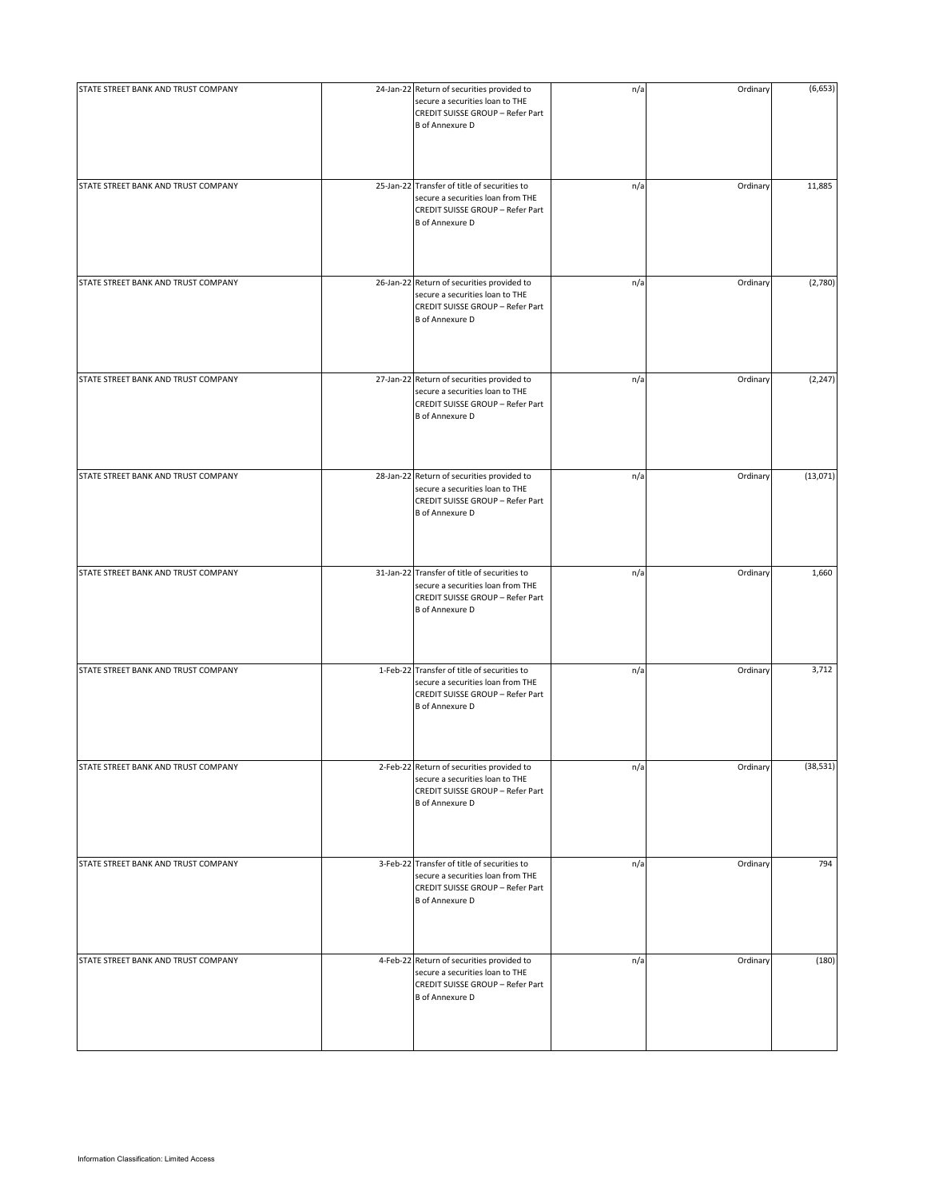| | | | | | |
|---|---|---|---|---|---|
| STATE STREET BANK AND TRUST COMPANY | 24-Jan-22 | Return of securities provided to secure a securities loan to THE CREDIT SUISSE GROUP – Refer Part B of Annexure D | n/a | Ordinary | (6,653) |
| STATE STREET BANK AND TRUST COMPANY | 25-Jan-22 | Transfer of title of securities to secure a securities loan from THE CREDIT SUISSE GROUP – Refer Part B of Annexure D | n/a | Ordinary | 11,885 |
| STATE STREET BANK AND TRUST COMPANY | 26-Jan-22 | Return of securities provided to secure a securities loan to THE CREDIT SUISSE GROUP – Refer Part B of Annexure D | n/a | Ordinary | (2,780) |
| STATE STREET BANK AND TRUST COMPANY | 27-Jan-22 | Return of securities provided to secure a securities loan to THE CREDIT SUISSE GROUP – Refer Part B of Annexure D | n/a | Ordinary | (2,247) |
| STATE STREET BANK AND TRUST COMPANY | 28-Jan-22 | Return of securities provided to secure a securities loan to THE CREDIT SUISSE GROUP – Refer Part B of Annexure D | n/a | Ordinary | (13,071) |
| STATE STREET BANK AND TRUST COMPANY | 31-Jan-22 | Transfer of title of securities to secure a securities loan from THE CREDIT SUISSE GROUP – Refer Part B of Annexure D | n/a | Ordinary | 1,660 |
| STATE STREET BANK AND TRUST COMPANY | 1-Feb-22 | Transfer of title of securities to secure a securities loan from THE CREDIT SUISSE GROUP – Refer Part B of Annexure D | n/a | Ordinary | 3,712 |
| STATE STREET BANK AND TRUST COMPANY | 2-Feb-22 | Return of securities provided to secure a securities loan to THE CREDIT SUISSE GROUP – Refer Part B of Annexure D | n/a | Ordinary | (38,531) |
| STATE STREET BANK AND TRUST COMPANY | 3-Feb-22 | Transfer of title of securities to secure a securities loan from THE CREDIT SUISSE GROUP – Refer Part B of Annexure D | n/a | Ordinary | 794 |
| STATE STREET BANK AND TRUST COMPANY | 4-Feb-22 | Return of securities provided to secure a securities loan to THE CREDIT SUISSE GROUP – Refer Part B of Annexure D | n/a | Ordinary | (180) |

Information Classification: Limited Access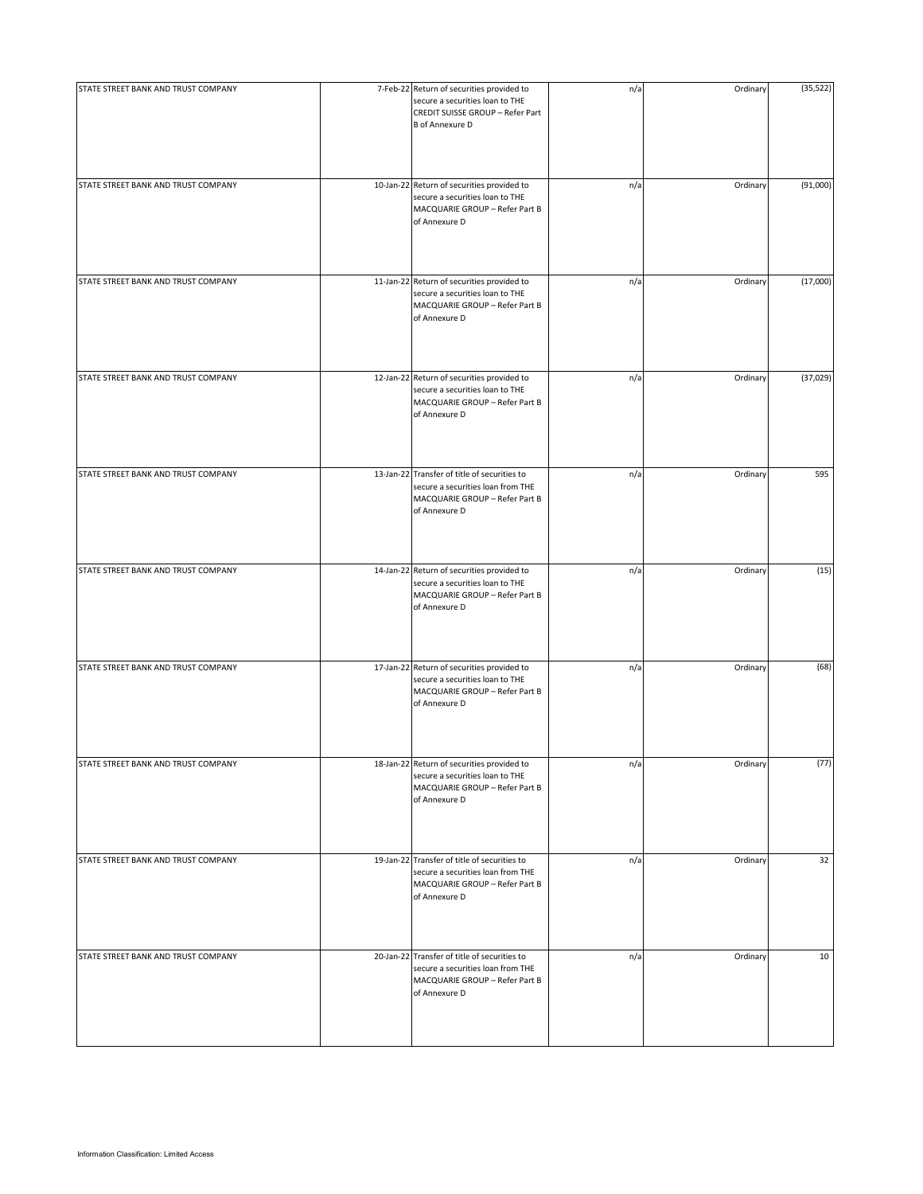| | | | | | |
|---|---|---|---|---|---|
| STATE STREET BANK AND TRUST COMPANY | 7-Feb-22 | Return of securities provided to secure a securities loan to THE CREDIT SUISSE GROUP – Refer Part B of Annexure D | n/a | Ordinary | (35,522) |
| STATE STREET BANK AND TRUST COMPANY | 10-Jan-22 | Return of securities provided to secure a securities loan to THE MACQUARIE GROUP – Refer Part B of Annexure D | n/a | Ordinary | (91,000) |
| STATE STREET BANK AND TRUST COMPANY | 11-Jan-22 | Return of securities provided to secure a securities loan to THE MACQUARIE GROUP – Refer Part B of Annexure D | n/a | Ordinary | (17,000) |
| STATE STREET BANK AND TRUST COMPANY | 12-Jan-22 | Return of securities provided to secure a securities loan to THE MACQUARIE GROUP – Refer Part B of Annexure D | n/a | Ordinary | (37,029) |
| STATE STREET BANK AND TRUST COMPANY | 13-Jan-22 | Transfer of title of securities to secure a securities loan from THE MACQUARIE GROUP – Refer Part B of Annexure D | n/a | Ordinary | 595 |
| STATE STREET BANK AND TRUST COMPANY | 14-Jan-22 | Return of securities provided to secure a securities loan to THE MACQUARIE GROUP – Refer Part B of Annexure D | n/a | Ordinary | (15) |
| STATE STREET BANK AND TRUST COMPANY | 17-Jan-22 | Return of securities provided to secure a securities loan to THE MACQUARIE GROUP – Refer Part B of Annexure D | n/a | Ordinary | (68) |
| STATE STREET BANK AND TRUST COMPANY | 18-Jan-22 | Return of securities provided to secure a securities loan to THE MACQUARIE GROUP – Refer Part B of Annexure D | n/a | Ordinary | (77) |
| STATE STREET BANK AND TRUST COMPANY | 19-Jan-22 | Transfer of title of securities to secure a securities loan from THE MACQUARIE GROUP – Refer Part B of Annexure D | n/a | Ordinary | 32 |
| STATE STREET BANK AND TRUST COMPANY | 20-Jan-22 | Transfer of title of securities to secure a securities loan from THE MACQUARIE GROUP – Refer Part B of Annexure D | n/a | Ordinary | 10 |

Information Classification: Limited Access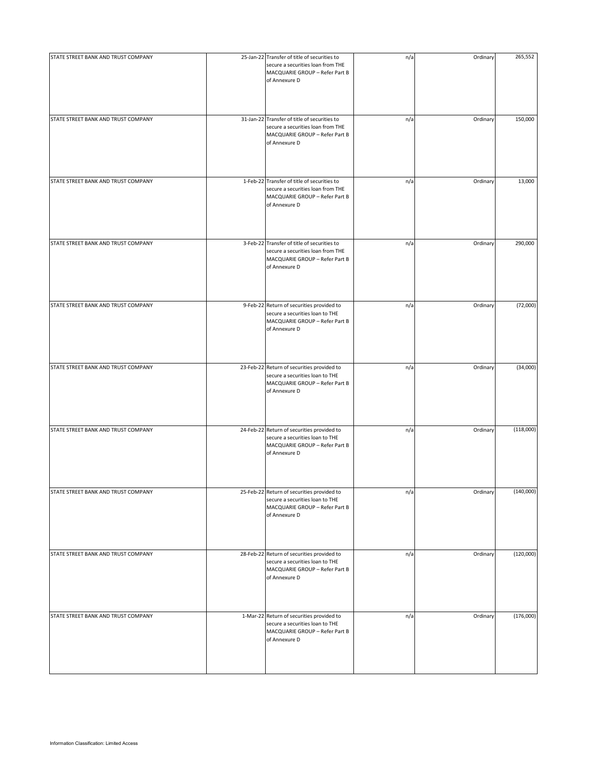| | | | | | |
|---|---|---|---|---|---|
| STATE STREET BANK AND TRUST COMPANY | 25-Jan-22 | Transfer of title of securities to secure a securities loan from THE MACQUARIE GROUP – Refer Part B of Annexure D | n/a | Ordinary | 265,552 |
| STATE STREET BANK AND TRUST COMPANY | 31-Jan-22 | Transfer of title of securities to secure a securities loan from THE MACQUARIE GROUP – Refer Part B of Annexure D | n/a | Ordinary | 150,000 |
| STATE STREET BANK AND TRUST COMPANY | 1-Feb-22 | Transfer of title of securities to secure a securities loan from THE MACQUARIE GROUP – Refer Part B of Annexure D | n/a | Ordinary | 13,000 |
| STATE STREET BANK AND TRUST COMPANY | 3-Feb-22 | Transfer of title of securities to secure a securities loan from THE MACQUARIE GROUP – Refer Part B of Annexure D | n/a | Ordinary | 290,000 |
| STATE STREET BANK AND TRUST COMPANY | 9-Feb-22 | Return of securities provided to secure a securities loan to THE MACQUARIE GROUP – Refer Part B of Annexure D | n/a | Ordinary | (72,000) |
| STATE STREET BANK AND TRUST COMPANY | 23-Feb-22 | Return of securities provided to secure a securities loan to THE MACQUARIE GROUP – Refer Part B of Annexure D | n/a | Ordinary | (34,000) |
| STATE STREET BANK AND TRUST COMPANY | 24-Feb-22 | Return of securities provided to secure a securities loan to THE MACQUARIE GROUP – Refer Part B of Annexure D | n/a | Ordinary | (118,000) |
| STATE STREET BANK AND TRUST COMPANY | 25-Feb-22 | Return of securities provided to secure a securities loan to THE MACQUARIE GROUP – Refer Part B of Annexure D | n/a | Ordinary | (140,000) |
| STATE STREET BANK AND TRUST COMPANY | 28-Feb-22 | Return of securities provided to secure a securities loan to THE MACQUARIE GROUP – Refer Part B of Annexure D | n/a | Ordinary | (120,000) |
| STATE STREET BANK AND TRUST COMPANY | 1-Mar-22 | Return of securities provided to secure a securities loan to THE MACQUARIE GROUP – Refer Part B of Annexure D | n/a | Ordinary | (176,000) |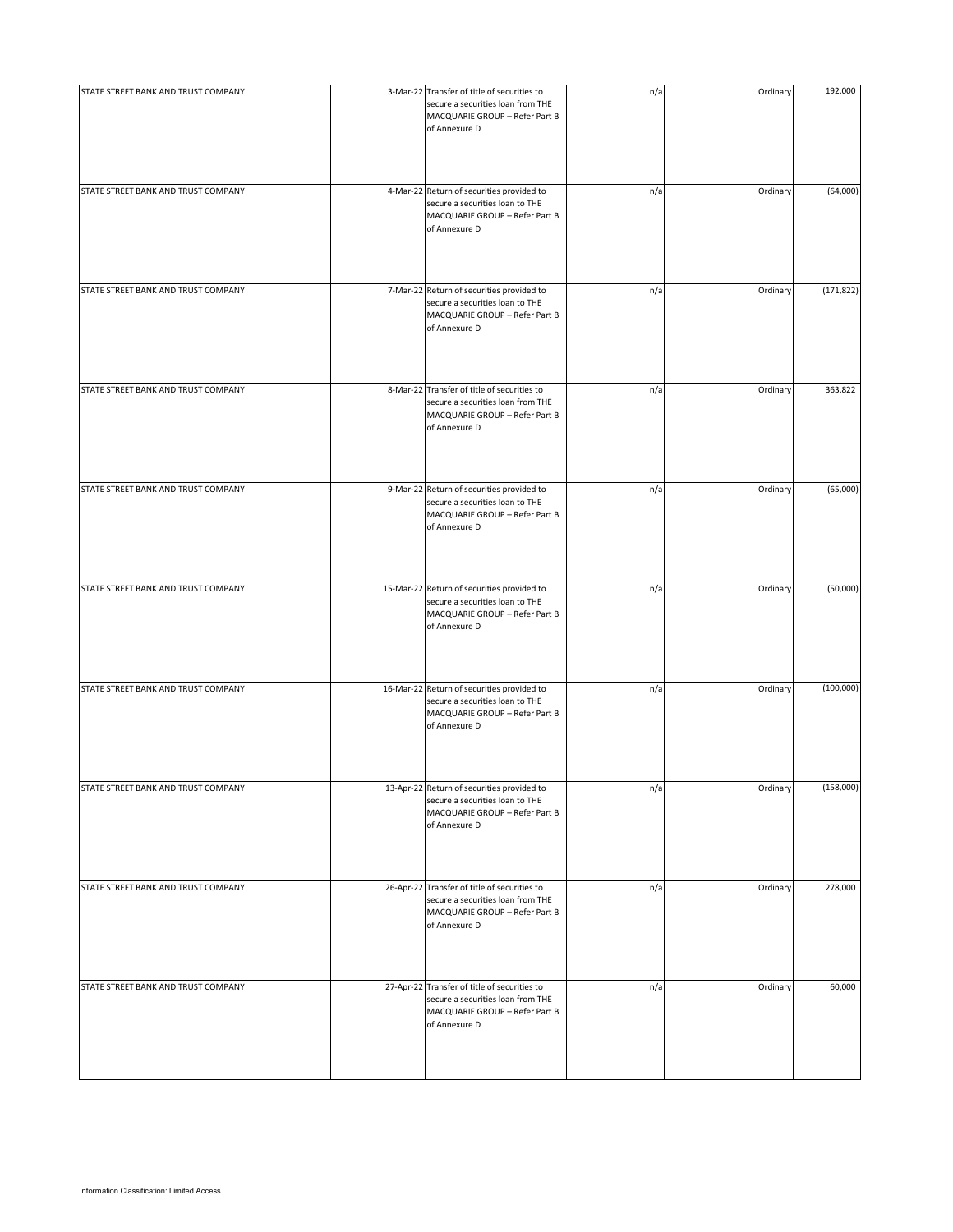| | | | | | |
|---|---|---|---|---|---|
| STATE STREET BANK AND TRUST COMPANY | 3-Mar-22 | Transfer of title of securities to secure a securities loan from THE MACQUARIE GROUP – Refer Part B of Annexure D | n/a | Ordinary | 192,000 |
| STATE STREET BANK AND TRUST COMPANY | 4-Mar-22 | Return of securities provided to secure a securities loan to THE MACQUARIE GROUP – Refer Part B of Annexure D | n/a | Ordinary | (64,000) |
| STATE STREET BANK AND TRUST COMPANY | 7-Mar-22 | Return of securities provided to secure a securities loan to THE MACQUARIE GROUP – Refer Part B of Annexure D | n/a | Ordinary | (171,822) |
| STATE STREET BANK AND TRUST COMPANY | 8-Mar-22 | Transfer of title of securities to secure a securities loan from THE MACQUARIE GROUP – Refer Part B of Annexure D | n/a | Ordinary | 363,822 |
| STATE STREET BANK AND TRUST COMPANY | 9-Mar-22 | Return of securities provided to secure a securities loan to THE MACQUARIE GROUP – Refer Part B of Annexure D | n/a | Ordinary | (65,000) |
| STATE STREET BANK AND TRUST COMPANY | 15-Mar-22 | Return of securities provided to secure a securities loan to THE MACQUARIE GROUP – Refer Part B of Annexure D | n/a | Ordinary | (50,000) |
| STATE STREET BANK AND TRUST COMPANY | 16-Mar-22 | Return of securities provided to secure a securities loan to THE MACQUARIE GROUP – Refer Part B of Annexure D | n/a | Ordinary | (100,000) |
| STATE STREET BANK AND TRUST COMPANY | 13-Apr-22 | Return of securities provided to secure a securities loan to THE MACQUARIE GROUP – Refer Part B of Annexure D | n/a | Ordinary | (158,000) |
| STATE STREET BANK AND TRUST COMPANY | 26-Apr-22 | Transfer of title of securities to secure a securities loan from THE MACQUARIE GROUP – Refer Part B of Annexure D | n/a | Ordinary | 278,000 |
| STATE STREET BANK AND TRUST COMPANY | 27-Apr-22 | Transfer of title of securities to secure a securities loan from THE MACQUARIE GROUP – Refer Part B of Annexure D | n/a | Ordinary | 60,000 |

Information Classification: Limited Access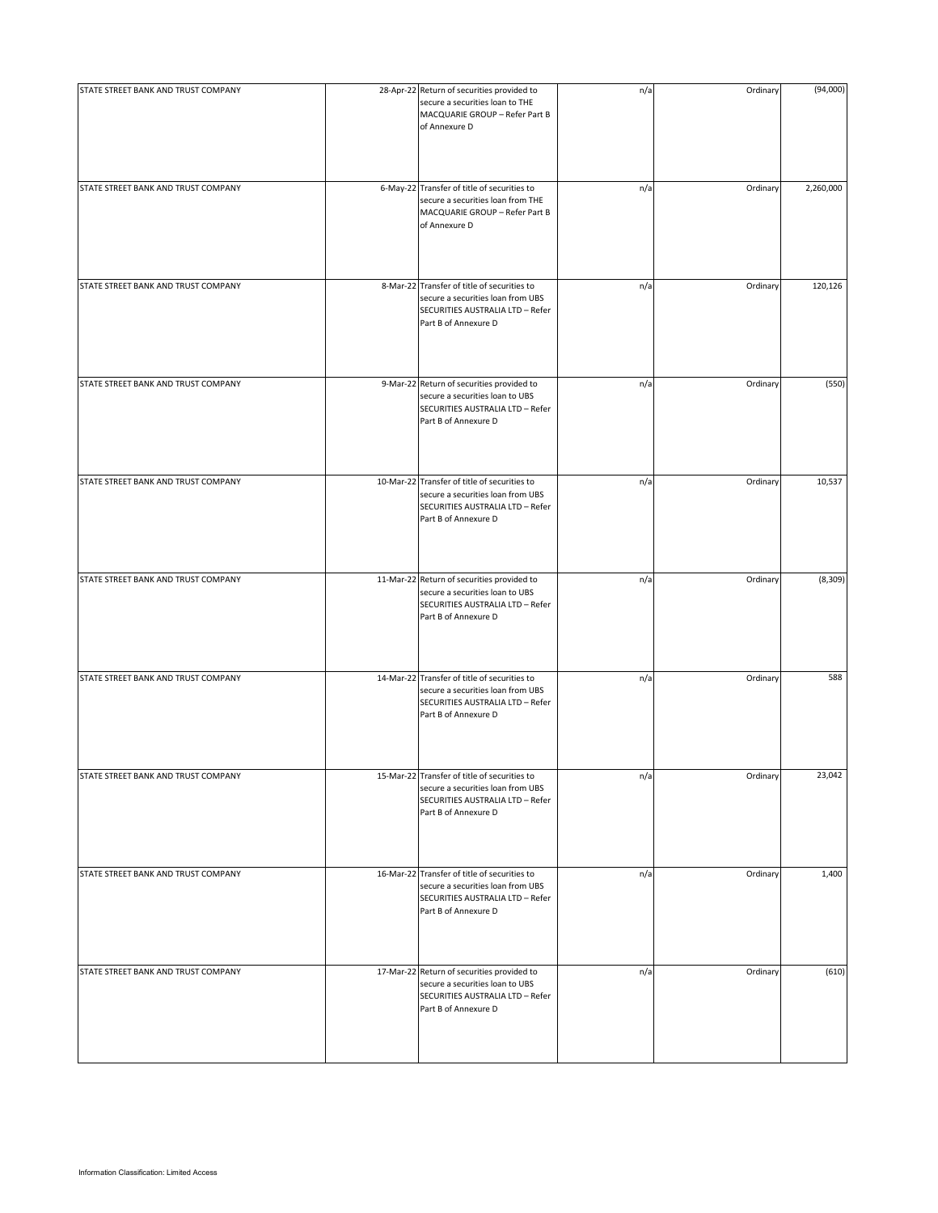| | | | | | |
|---|---|---|---|---|---|
| STATE STREET BANK AND TRUST COMPANY | 28-Apr-22 | Return of securities provided to secure a securities loan to THE MACQUARIE GROUP – Refer Part B of Annexure D | n/a | Ordinary | (94,000) |
| STATE STREET BANK AND TRUST COMPANY | 6-May-22 | Transfer of title of securities to secure a securities loan from THE MACQUARIE GROUP – Refer Part B of Annexure D | n/a | Ordinary | 2,260,000 |
| STATE STREET BANK AND TRUST COMPANY | 8-Mar-22 | Transfer of title of securities to secure a securities loan from UBS SECURITIES AUSTRALIA LTD – Refer Part B of Annexure D | n/a | Ordinary | 120,126 |
| STATE STREET BANK AND TRUST COMPANY | 9-Mar-22 | Return of securities provided to secure a securities loan to UBS SECURITIES AUSTRALIA LTD – Refer Part B of Annexure D | n/a | Ordinary | (550) |
| STATE STREET BANK AND TRUST COMPANY | 10-Mar-22 | Transfer of title of securities to secure a securities loan from UBS SECURITIES AUSTRALIA LTD – Refer Part B of Annexure D | n/a | Ordinary | 10,537 |
| STATE STREET BANK AND TRUST COMPANY | 11-Mar-22 | Return of securities provided to secure a securities loan to UBS SECURITIES AUSTRALIA LTD – Refer Part B of Annexure D | n/a | Ordinary | (8,309) |
| STATE STREET BANK AND TRUST COMPANY | 14-Mar-22 | Transfer of title of securities to secure a securities loan from UBS SECURITIES AUSTRALIA LTD – Refer Part B of Annexure D | n/a | Ordinary | 588 |
| STATE STREET BANK AND TRUST COMPANY | 15-Mar-22 | Transfer of title of securities to secure a securities loan from UBS SECURITIES AUSTRALIA LTD – Refer Part B of Annexure D | n/a | Ordinary | 23,042 |
| STATE STREET BANK AND TRUST COMPANY | 16-Mar-22 | Transfer of title of securities to secure a securities loan from UBS SECURITIES AUSTRALIA LTD – Refer Part B of Annexure D | n/a | Ordinary | 1,400 |
| STATE STREET BANK AND TRUST COMPANY | 17-Mar-22 | Return of securities provided to secure a securities loan to UBS SECURITIES AUSTRALIA LTD – Refer Part B of Annexure D | n/a | Ordinary | (610) |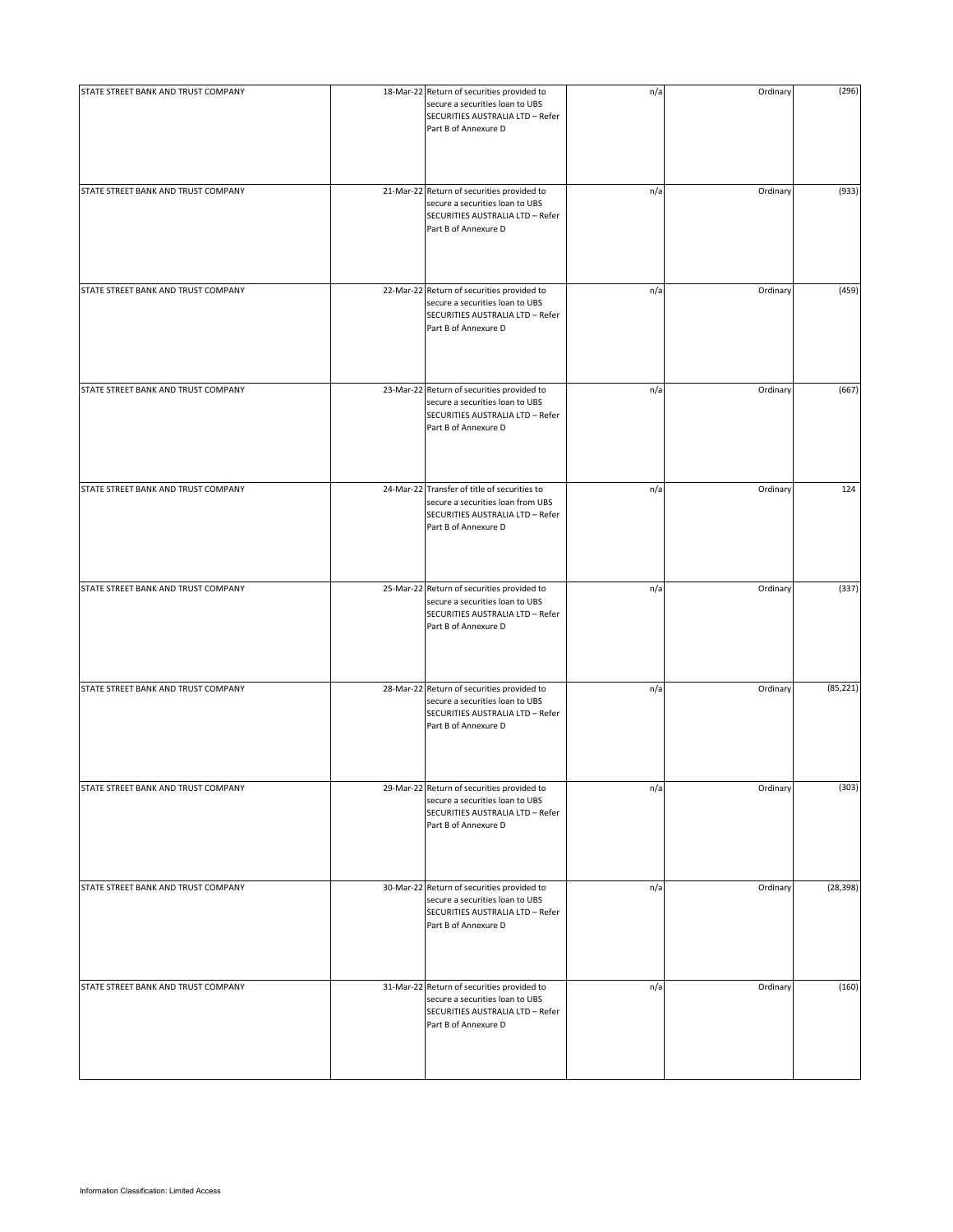| | | | | | |
|---|---|---|---|---|---|
| STATE STREET BANK AND TRUST COMPANY | 18-Mar-22 | Return of securities provided to secure a securities loan to UBS SECURITIES AUSTRALIA LTD – Refer Part B of Annexure D | n/a | Ordinary | (296) |
| STATE STREET BANK AND TRUST COMPANY | 21-Mar-22 | Return of securities provided to secure a securities loan to UBS SECURITIES AUSTRALIA LTD – Refer Part B of Annexure D | n/a | Ordinary | (933) |
| STATE STREET BANK AND TRUST COMPANY | 22-Mar-22 | Return of securities provided to secure a securities loan to UBS SECURITIES AUSTRALIA LTD – Refer Part B of Annexure D | n/a | Ordinary | (459) |
| STATE STREET BANK AND TRUST COMPANY | 23-Mar-22 | Return of securities provided to secure a securities loan to UBS SECURITIES AUSTRALIA LTD – Refer Part B of Annexure D | n/a | Ordinary | (667) |
| STATE STREET BANK AND TRUST COMPANY | 24-Mar-22 | Transfer of title of securities to secure a securities loan from UBS SECURITIES AUSTRALIA LTD – Refer Part B of Annexure D | n/a | Ordinary | 124 |
| STATE STREET BANK AND TRUST COMPANY | 25-Mar-22 | Return of securities provided to secure a securities loan to UBS SECURITIES AUSTRALIA LTD – Refer Part B of Annexure D | n/a | Ordinary | (337) |
| STATE STREET BANK AND TRUST COMPANY | 28-Mar-22 | Return of securities provided to secure a securities loan to UBS SECURITIES AUSTRALIA LTD – Refer Part B of Annexure D | n/a | Ordinary | (85,221) |
| STATE STREET BANK AND TRUST COMPANY | 29-Mar-22 | Return of securities provided to secure a securities loan to UBS SECURITIES AUSTRALIA LTD – Refer Part B of Annexure D | n/a | Ordinary | (303) |
| STATE STREET BANK AND TRUST COMPANY | 30-Mar-22 | Return of securities provided to secure a securities loan to UBS SECURITIES AUSTRALIA LTD – Refer Part B of Annexure D | n/a | Ordinary | (28,398) |
| STATE STREET BANK AND TRUST COMPANY | 31-Mar-22 | Return of securities provided to secure a securities loan to UBS SECURITIES AUSTRALIA LTD – Refer Part B of Annexure D | n/a | Ordinary | (160) |

Information Classification: Limited Access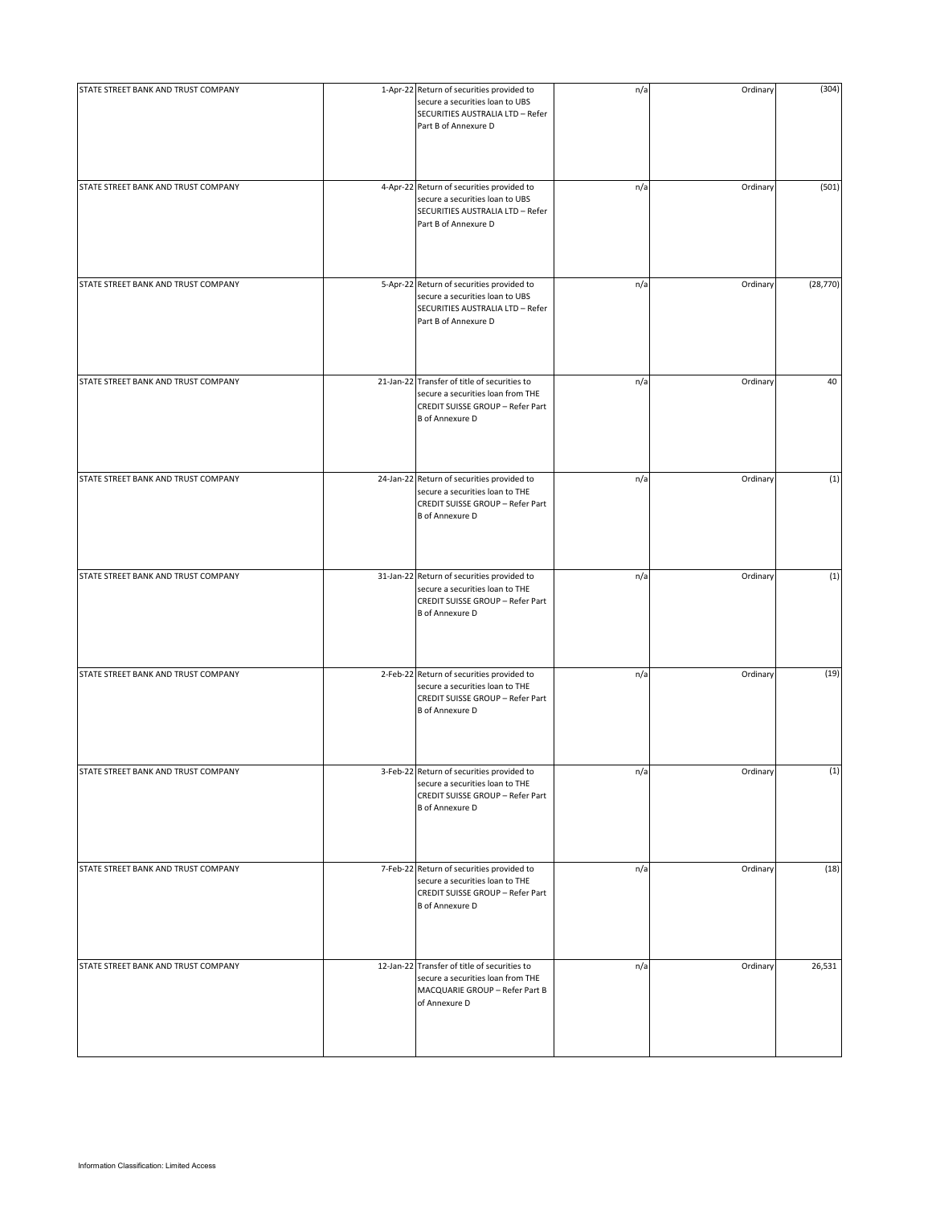| | | | | | |
|---|---|---|---|---|---|
| STATE STREET BANK AND TRUST COMPANY | 1-Apr-22 | Return of securities provided to secure a securities loan to UBS SECURITIES AUSTRALIA LTD – Refer Part B of Annexure D | n/a | Ordinary | (304) |
| STATE STREET BANK AND TRUST COMPANY | 4-Apr-22 | Return of securities provided to secure a securities loan to UBS SECURITIES AUSTRALIA LTD – Refer Part B of Annexure D | n/a | Ordinary | (501) |
| STATE STREET BANK AND TRUST COMPANY | 5-Apr-22 | Return of securities provided to secure a securities loan to UBS SECURITIES AUSTRALIA LTD – Refer Part B of Annexure D | n/a | Ordinary | (28,770) |
| STATE STREET BANK AND TRUST COMPANY | 21-Jan-22 | Transfer of title of securities to secure a securities loan from THE CREDIT SUISSE GROUP – Refer Part B of Annexure D | n/a | Ordinary | 40 |
| STATE STREET BANK AND TRUST COMPANY | 24-Jan-22 | Return of securities provided to secure a securities loan to THE CREDIT SUISSE GROUP – Refer Part B of Annexure D | n/a | Ordinary | (1) |
| STATE STREET BANK AND TRUST COMPANY | 31-Jan-22 | Return of securities provided to secure a securities loan to THE CREDIT SUISSE GROUP – Refer Part B of Annexure D | n/a | Ordinary | (1) |
| STATE STREET BANK AND TRUST COMPANY | 2-Feb-22 | Return of securities provided to secure a securities loan to THE CREDIT SUISSE GROUP – Refer Part B of Annexure D | n/a | Ordinary | (19) |
| STATE STREET BANK AND TRUST COMPANY | 3-Feb-22 | Return of securities provided to secure a securities loan to THE CREDIT SUISSE GROUP – Refer Part B of Annexure D | n/a | Ordinary | (1) |
| STATE STREET BANK AND TRUST COMPANY | 7-Feb-22 | Return of securities provided to secure a securities loan to THE CREDIT SUISSE GROUP – Refer Part B of Annexure D | n/a | Ordinary | (18) |
| STATE STREET BANK AND TRUST COMPANY | 12-Jan-22 | Transfer of title of securities to secure a securities loan from THE MACQUARIE GROUP – Refer Part B of Annexure D | n/a | Ordinary | 26,531 |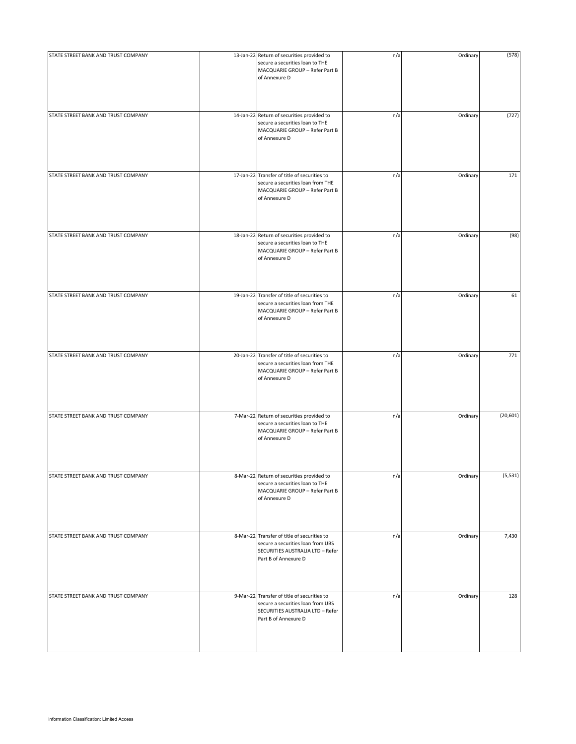| | | | | | |
|---|---|---|---|---|---|
| STATE STREET BANK AND TRUST COMPANY | 13-Jan-22 | Return of securities provided to secure a securities loan to THE MACQUARIE GROUP – Refer Part B of Annexure D | n/a | Ordinary | (578) |
| STATE STREET BANK AND TRUST COMPANY | 14-Jan-22 | Return of securities provided to secure a securities loan to THE MACQUARIE GROUP – Refer Part B of Annexure D | n/a | Ordinary | (727) |
| STATE STREET BANK AND TRUST COMPANY | 17-Jan-22 | Transfer of title of securities to secure a securities loan from THE MACQUARIE GROUP – Refer Part B of Annexure D | n/a | Ordinary | 171 |
| STATE STREET BANK AND TRUST COMPANY | 18-Jan-22 | Return of securities provided to secure a securities loan to THE MACQUARIE GROUP – Refer Part B of Annexure D | n/a | Ordinary | (98) |
| STATE STREET BANK AND TRUST COMPANY | 19-Jan-22 | Transfer of title of securities to secure a securities loan from THE MACQUARIE GROUP – Refer Part B of Annexure D | n/a | Ordinary | 61 |
| STATE STREET BANK AND TRUST COMPANY | 20-Jan-22 | Transfer of title of securities to secure a securities loan from THE MACQUARIE GROUP – Refer Part B of Annexure D | n/a | Ordinary | 771 |
| STATE STREET BANK AND TRUST COMPANY | 7-Mar-22 | Return of securities provided to secure a securities loan to THE MACQUARIE GROUP – Refer Part B of Annexure D | n/a | Ordinary | (20,601) |
| STATE STREET BANK AND TRUST COMPANY | 8-Mar-22 | Return of securities provided to secure a securities loan to THE MACQUARIE GROUP – Refer Part B of Annexure D | n/a | Ordinary | (5,531) |
| STATE STREET BANK AND TRUST COMPANY | 8-Mar-22 | Transfer of title of securities to secure a securities loan from UBS SECURITIES AUSTRALIA LTD – Refer Part B of Annexure D | n/a | Ordinary | 7,430 |
| STATE STREET BANK AND TRUST COMPANY | 9-Mar-22 | Transfer of title of securities to secure a securities loan from UBS SECURITIES AUSTRALIA LTD – Refer Part B of Annexure D | n/a | Ordinary | 128 |

Information Classification: Limited Access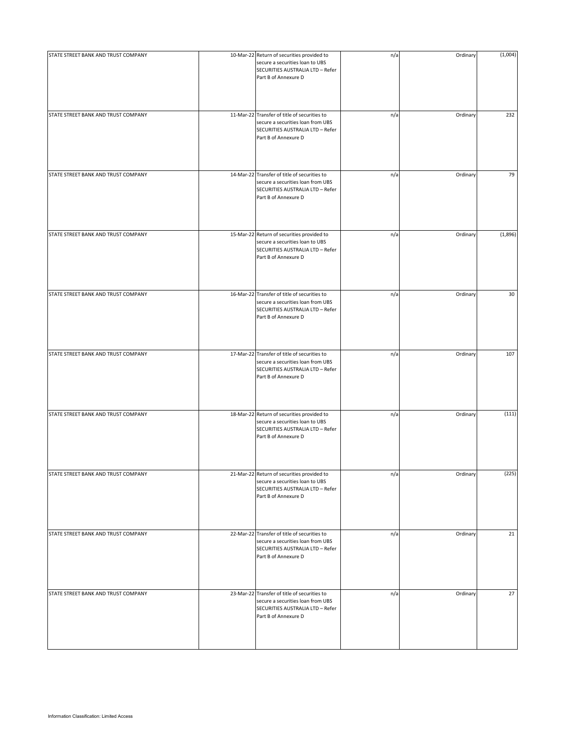| | | | | | |
|---|---|---|---|---|---|
| STATE STREET BANK AND TRUST COMPANY | 10-Mar-22 | Return of securities provided to secure a securities loan to UBS SECURITIES AUSTRALIA LTD – Refer Part B of Annexure D | n/a | Ordinary | (1,004) |
| STATE STREET BANK AND TRUST COMPANY | 11-Mar-22 | Transfer of title of securities to secure a securities loan from UBS SECURITIES AUSTRALIA LTD – Refer Part B of Annexure D | n/a | Ordinary | 232 |
| STATE STREET BANK AND TRUST COMPANY | 14-Mar-22 | Transfer of title of securities to secure a securities loan from UBS SECURITIES AUSTRALIA LTD – Refer Part B of Annexure D | n/a | Ordinary | 79 |
| STATE STREET BANK AND TRUST COMPANY | 15-Mar-22 | Return of securities provided to secure a securities loan to UBS SECURITIES AUSTRALIA LTD – Refer Part B of Annexure D | n/a | Ordinary | (1,896) |
| STATE STREET BANK AND TRUST COMPANY | 16-Mar-22 | Transfer of title of securities to secure a securities loan from UBS SECURITIES AUSTRALIA LTD – Refer Part B of Annexure D | n/a | Ordinary | 30 |
| STATE STREET BANK AND TRUST COMPANY | 17-Mar-22 | Transfer of title of securities to secure a securities loan from UBS SECURITIES AUSTRALIA LTD – Refer Part B of Annexure D | n/a | Ordinary | 107 |
| STATE STREET BANK AND TRUST COMPANY | 18-Mar-22 | Return of securities provided to secure a securities loan to UBS SECURITIES AUSTRALIA LTD – Refer Part B of Annexure D | n/a | Ordinary | (111) |
| STATE STREET BANK AND TRUST COMPANY | 21-Mar-22 | Return of securities provided to secure a securities loan to UBS SECURITIES AUSTRALIA LTD – Refer Part B of Annexure D | n/a | Ordinary | (225) |
| STATE STREET BANK AND TRUST COMPANY | 22-Mar-22 | Transfer of title of securities to secure a securities loan from UBS SECURITIES AUSTRALIA LTD – Refer Part B of Annexure D | n/a | Ordinary | 21 |
| STATE STREET BANK AND TRUST COMPANY | 23-Mar-22 | Transfer of title of securities to secure a securities loan from UBS SECURITIES AUSTRALIA LTD – Refer Part B of Annexure D | n/a | Ordinary | 27 |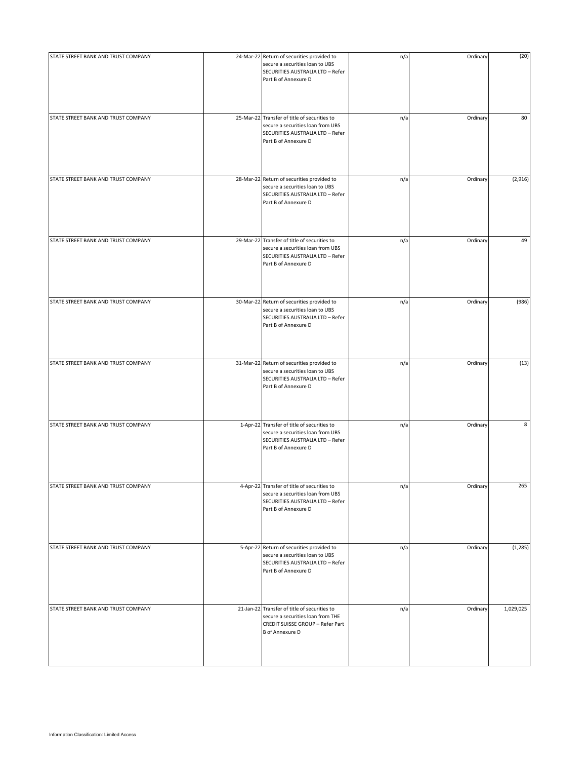| | | | | | |
|---|---|---|---|---|---|
| STATE STREET BANK AND TRUST COMPANY | 24-Mar-22 | Return of securities provided to secure a securities loan to UBS SECURITIES AUSTRALIA LTD – Refer Part B of Annexure D | n/a | Ordinary | (20) |
| STATE STREET BANK AND TRUST COMPANY | 25-Mar-22 | Transfer of title of securities to secure a securities loan from UBS SECURITIES AUSTRALIA LTD – Refer Part B of Annexure D | n/a | Ordinary | 80 |
| STATE STREET BANK AND TRUST COMPANY | 28-Mar-22 | Return of securities provided to secure a securities loan to UBS SECURITIES AUSTRALIA LTD – Refer Part B of Annexure D | n/a | Ordinary | (2,916) |
| STATE STREET BANK AND TRUST COMPANY | 29-Mar-22 | Transfer of title of securities to secure a securities loan from UBS SECURITIES AUSTRALIA LTD – Refer Part B of Annexure D | n/a | Ordinary | 49 |
| STATE STREET BANK AND TRUST COMPANY | 30-Mar-22 | Return of securities provided to secure a securities loan to UBS SECURITIES AUSTRALIA LTD – Refer Part B of Annexure D | n/a | Ordinary | (986) |
| STATE STREET BANK AND TRUST COMPANY | 31-Mar-22 | Return of securities provided to secure a securities loan to UBS SECURITIES AUSTRALIA LTD – Refer Part B of Annexure D | n/a | Ordinary | (13) |
| STATE STREET BANK AND TRUST COMPANY | 1-Apr-22 | Transfer of title of securities to secure a securities loan from UBS SECURITIES AUSTRALIA LTD – Refer Part B of Annexure D | n/a | Ordinary | 8 |
| STATE STREET BANK AND TRUST COMPANY | 4-Apr-22 | Transfer of title of securities to secure a securities loan from UBS SECURITIES AUSTRALIA LTD – Refer Part B of Annexure D | n/a | Ordinary | 265 |
| STATE STREET BANK AND TRUST COMPANY | 5-Apr-22 | Return of securities provided to secure a securities loan to UBS SECURITIES AUSTRALIA LTD – Refer Part B of Annexure D | n/a | Ordinary | (1,285) |
| STATE STREET BANK AND TRUST COMPANY | 21-Jan-22 | Transfer of title of securities to secure a securities loan from THE CREDIT SUISSE GROUP – Refer Part B of Annexure D | n/a | Ordinary | 1,029,025 |

Information Classification: Limited Access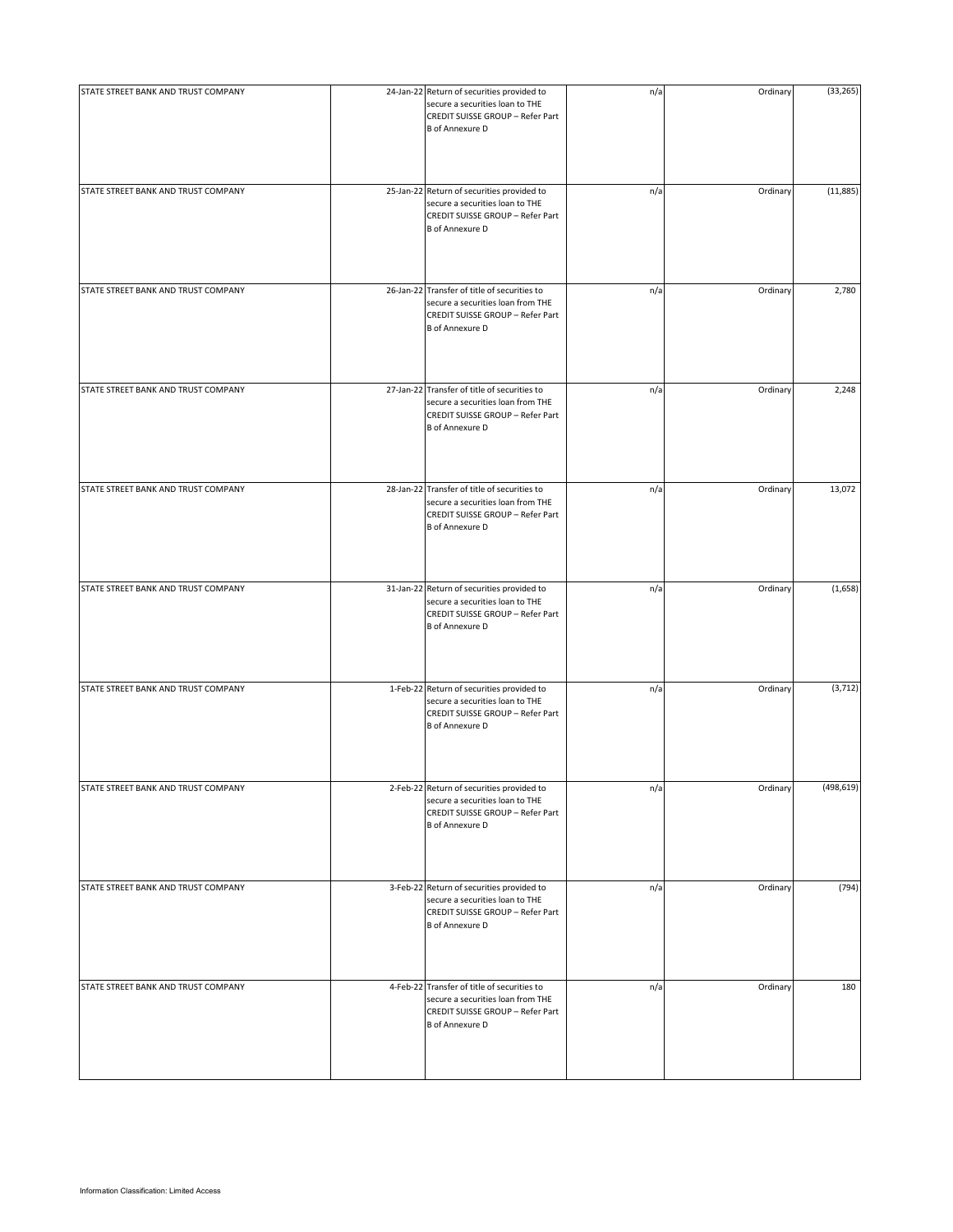| | | | | | |
|---|---|---|---|---|---|
| STATE STREET BANK AND TRUST COMPANY | 24-Jan-22 | Return of securities provided to secure a securities loan to THE CREDIT SUISSE GROUP – Refer Part B of Annexure D | n/a | Ordinary | (33,265) |
| STATE STREET BANK AND TRUST COMPANY | 25-Jan-22 | Return of securities provided to secure a securities loan to THE CREDIT SUISSE GROUP – Refer Part B of Annexure D | n/a | Ordinary | (11,885) |
| STATE STREET BANK AND TRUST COMPANY | 26-Jan-22 | Transfer of title of securities to secure a securities loan from THE CREDIT SUISSE GROUP – Refer Part B of Annexure D | n/a | Ordinary | 2,780 |
| STATE STREET BANK AND TRUST COMPANY | 27-Jan-22 | Transfer of title of securities to secure a securities loan from THE CREDIT SUISSE GROUP – Refer Part B of Annexure D | n/a | Ordinary | 2,248 |
| STATE STREET BANK AND TRUST COMPANY | 28-Jan-22 | Transfer of title of securities to secure a securities loan from THE CREDIT SUISSE GROUP – Refer Part B of Annexure D | n/a | Ordinary | 13,072 |
| STATE STREET BANK AND TRUST COMPANY | 31-Jan-22 | Return of securities provided to secure a securities loan to THE CREDIT SUISSE GROUP – Refer Part B of Annexure D | n/a | Ordinary | (1,658) |
| STATE STREET BANK AND TRUST COMPANY | 1-Feb-22 | Return of securities provided to secure a securities loan to THE CREDIT SUISSE GROUP – Refer Part B of Annexure D | n/a | Ordinary | (3,712) |
| STATE STREET BANK AND TRUST COMPANY | 2-Feb-22 | Return of securities provided to secure a securities loan to THE CREDIT SUISSE GROUP – Refer Part B of Annexure D | n/a | Ordinary | (498,619) |
| STATE STREET BANK AND TRUST COMPANY | 3-Feb-22 | Return of securities provided to secure a securities loan to THE CREDIT SUISSE GROUP – Refer Part B of Annexure D | n/a | Ordinary | (794) |
| STATE STREET BANK AND TRUST COMPANY | 4-Feb-22 | Transfer of title of securities to secure a securities loan from THE CREDIT SUISSE GROUP – Refer Part B of Annexure D | n/a | Ordinary | 180 |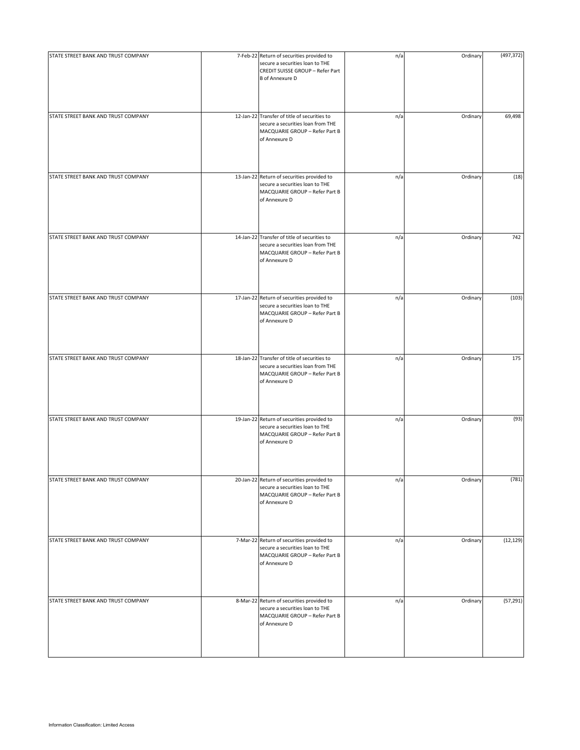| | | | | | |
|---|---|---|---|---|---|
| STATE STREET BANK AND TRUST COMPANY | 7-Feb-22 | Return of securities provided to secure a securities loan to THE CREDIT SUISSE GROUP – Refer Part B of Annexure D | n/a | Ordinary | (497,372) |
| STATE STREET BANK AND TRUST COMPANY | 12-Jan-22 | Transfer of title of securities to secure a securities loan from THE MACQUARIE GROUP – Refer Part B of Annexure D | n/a | Ordinary | 69,498 |
| STATE STREET BANK AND TRUST COMPANY | 13-Jan-22 | Return of securities provided to secure a securities loan to THE MACQUARIE GROUP – Refer Part B of Annexure D | n/a | Ordinary | (18) |
| STATE STREET BANK AND TRUST COMPANY | 14-Jan-22 | Transfer of title of securities to secure a securities loan from THE MACQUARIE GROUP – Refer Part B of Annexure D | n/a | Ordinary | 742 |
| STATE STREET BANK AND TRUST COMPANY | 17-Jan-22 | Return of securities provided to secure a securities loan to THE MACQUARIE GROUP – Refer Part B of Annexure D | n/a | Ordinary | (103) |
| STATE STREET BANK AND TRUST COMPANY | 18-Jan-22 | Transfer of title of securities to secure a securities loan from THE MACQUARIE GROUP – Refer Part B of Annexure D | n/a | Ordinary | 175 |
| STATE STREET BANK AND TRUST COMPANY | 19-Jan-22 | Return of securities provided to secure a securities loan to THE MACQUARIE GROUP – Refer Part B of Annexure D | n/a | Ordinary | (93) |
| STATE STREET BANK AND TRUST COMPANY | 20-Jan-22 | Return of securities provided to secure a securities loan to THE MACQUARIE GROUP – Refer Part B of Annexure D | n/a | Ordinary | (781) |
| STATE STREET BANK AND TRUST COMPANY | 7-Mar-22 | Return of securities provided to secure a securities loan to THE MACQUARIE GROUP – Refer Part B of Annexure D | n/a | Ordinary | (12,129) |
| STATE STREET BANK AND TRUST COMPANY | 8-Mar-22 | Return of securities provided to secure a securities loan to THE MACQUARIE GROUP – Refer Part B of Annexure D | n/a | Ordinary | (57,291) |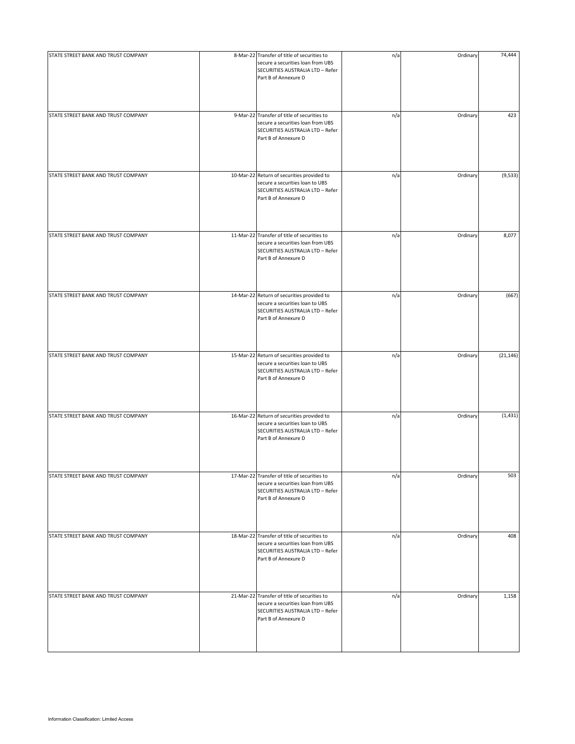| | | | | | |
|---|---|---|---|---|---|
| STATE STREET BANK AND TRUST COMPANY | 8-Mar-22 | Transfer of title of securities to secure a securities loan from UBS SECURITIES AUSTRALIA LTD – Refer Part B of Annexure D | n/a | Ordinary | 74,444 |
| STATE STREET BANK AND TRUST COMPANY | 9-Mar-22 | Transfer of title of securities to secure a securities loan from UBS SECURITIES AUSTRALIA LTD – Refer Part B of Annexure D | n/a | Ordinary | 423 |
| STATE STREET BANK AND TRUST COMPANY | 10-Mar-22 | Return of securities provided to secure a securities loan to UBS SECURITIES AUSTRALIA LTD – Refer Part B of Annexure D | n/a | Ordinary | (9,533) |
| STATE STREET BANK AND TRUST COMPANY | 11-Mar-22 | Transfer of title of securities to secure a securities loan from UBS SECURITIES AUSTRALIA LTD – Refer Part B of Annexure D | n/a | Ordinary | 8,077 |
| STATE STREET BANK AND TRUST COMPANY | 14-Mar-22 | Return of securities provided to secure a securities loan to UBS SECURITIES AUSTRALIA LTD – Refer Part B of Annexure D | n/a | Ordinary | (667) |
| STATE STREET BANK AND TRUST COMPANY | 15-Mar-22 | Return of securities provided to secure a securities loan to UBS SECURITIES AUSTRALIA LTD – Refer Part B of Annexure D | n/a | Ordinary | (21,146) |
| STATE STREET BANK AND TRUST COMPANY | 16-Mar-22 | Return of securities provided to secure a securities loan to UBS SECURITIES AUSTRALIA LTD – Refer Part B of Annexure D | n/a | Ordinary | (1,431) |
| STATE STREET BANK AND TRUST COMPANY | 17-Mar-22 | Transfer of title of securities to secure a securities loan from UBS SECURITIES AUSTRALIA LTD – Refer Part B of Annexure D | n/a | Ordinary | 503 |
| STATE STREET BANK AND TRUST COMPANY | 18-Mar-22 | Transfer of title of securities to secure a securities loan from UBS SECURITIES AUSTRALIA LTD – Refer Part B of Annexure D | n/a | Ordinary | 408 |
| STATE STREET BANK AND TRUST COMPANY | 21-Mar-22 | Transfer of title of securities to secure a securities loan from UBS SECURITIES AUSTRALIA LTD – Refer Part B of Annexure D | n/a | Ordinary | 1,158 |

Information Classification: Limited Access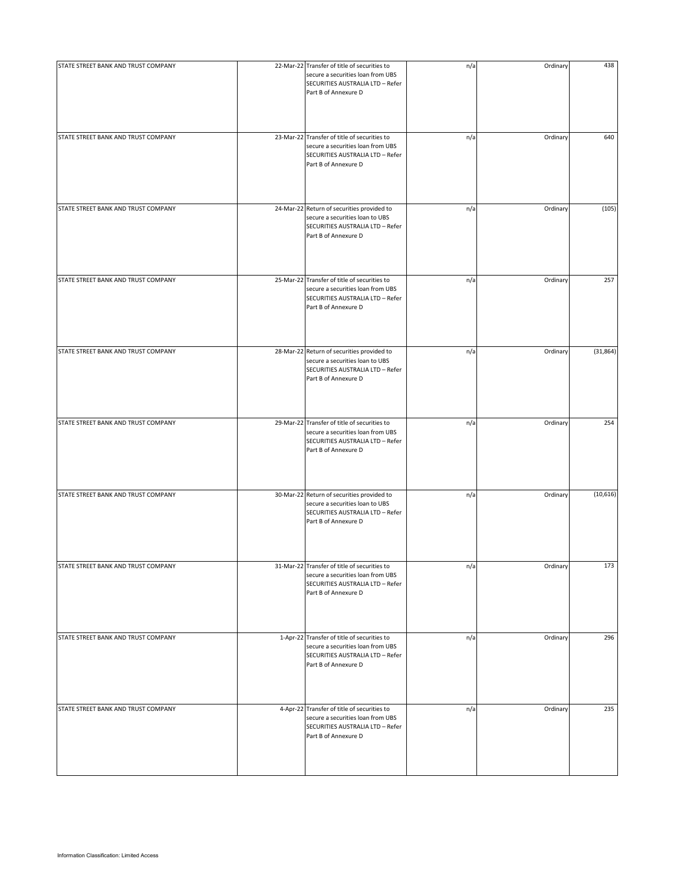| | | | | | |
|---|---|---|---|---|---|
| STATE STREET BANK AND TRUST COMPANY | 22-Mar-22 | Transfer of title of securities to secure a securities loan from UBS SECURITIES AUSTRALIA LTD – Refer Part B of Annexure D | n/a | Ordinary | 438 |
| STATE STREET BANK AND TRUST COMPANY | 23-Mar-22 | Transfer of title of securities to secure a securities loan from UBS SECURITIES AUSTRALIA LTD – Refer Part B of Annexure D | n/a | Ordinary | 640 |
| STATE STREET BANK AND TRUST COMPANY | 24-Mar-22 | Return of securities provided to secure a securities loan to UBS SECURITIES AUSTRALIA LTD – Refer Part B of Annexure D | n/a | Ordinary | (105) |
| STATE STREET BANK AND TRUST COMPANY | 25-Mar-22 | Transfer of title of securities to secure a securities loan from UBS SECURITIES AUSTRALIA LTD – Refer Part B of Annexure D | n/a | Ordinary | 257 |
| STATE STREET BANK AND TRUST COMPANY | 28-Mar-22 | Return of securities provided to secure a securities loan to UBS SECURITIES AUSTRALIA LTD – Refer Part B of Annexure D | n/a | Ordinary | (31,864) |
| STATE STREET BANK AND TRUST COMPANY | 29-Mar-22 | Transfer of title of securities to secure a securities loan from UBS SECURITIES AUSTRALIA LTD – Refer Part B of Annexure D | n/a | Ordinary | 254 |
| STATE STREET BANK AND TRUST COMPANY | 30-Mar-22 | Return of securities provided to secure a securities loan to UBS SECURITIES AUSTRALIA LTD – Refer Part B of Annexure D | n/a | Ordinary | (10,616) |
| STATE STREET BANK AND TRUST COMPANY | 31-Mar-22 | Transfer of title of securities to secure a securities loan from UBS SECURITIES AUSTRALIA LTD – Refer Part B of Annexure D | n/a | Ordinary | 173 |
| STATE STREET BANK AND TRUST COMPANY | 1-Apr-22 | Transfer of title of securities to secure a securities loan from UBS SECURITIES AUSTRALIA LTD – Refer Part B of Annexure D | n/a | Ordinary | 296 |
| STATE STREET BANK AND TRUST COMPANY | 4-Apr-22 | Transfer of title of securities to secure a securities loan from UBS SECURITIES AUSTRALIA LTD – Refer Part B of Annexure D | n/a | Ordinary | 235 |

Information Classification: Limited Access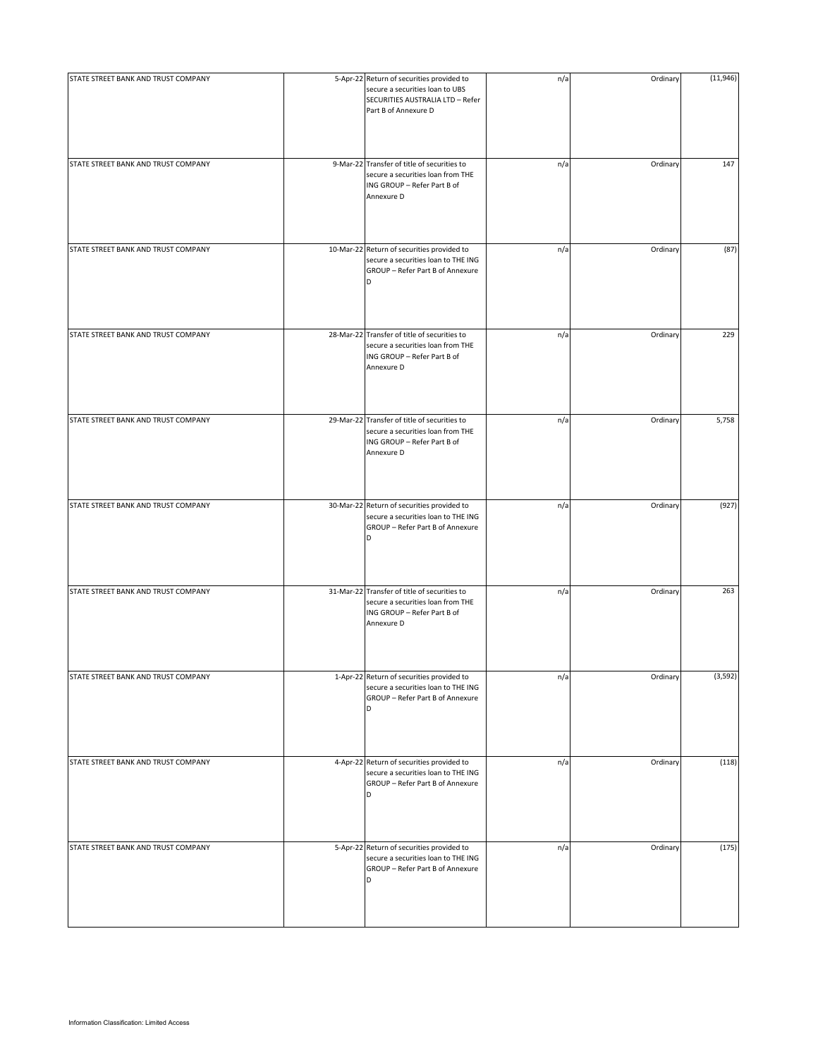| | | | | | |
|---|---|---|---|---|---|
| STATE STREET BANK AND TRUST COMPANY | 5-Apr-22 | Return of securities provided to secure a securities loan to UBS SECURITIES AUSTRALIA LTD – Refer Part B of Annexure D | n/a | Ordinary | (11,946) |
| STATE STREET BANK AND TRUST COMPANY | 9-Mar-22 | Transfer of title of securities to secure a securities loan from THE ING GROUP – Refer Part B of Annexure D | n/a | Ordinary | 147 |
| STATE STREET BANK AND TRUST COMPANY | 10-Mar-22 | Return of securities provided to secure a securities loan to THE ING GROUP – Refer Part B of Annexure D | n/a | Ordinary | (87) |
| STATE STREET BANK AND TRUST COMPANY | 28-Mar-22 | Transfer of title of securities to secure a securities loan from THE ING GROUP – Refer Part B of Annexure D | n/a | Ordinary | 229 |
| STATE STREET BANK AND TRUST COMPANY | 29-Mar-22 | Transfer of title of securities to secure a securities loan from THE ING GROUP – Refer Part B of Annexure D | n/a | Ordinary | 5,758 |
| STATE STREET BANK AND TRUST COMPANY | 30-Mar-22 | Return of securities provided to secure a securities loan to THE ING GROUP – Refer Part B of Annexure D | n/a | Ordinary | (927) |
| STATE STREET BANK AND TRUST COMPANY | 31-Mar-22 | Transfer of title of securities to secure a securities loan from THE ING GROUP – Refer Part B of Annexure D | n/a | Ordinary | 263 |
| STATE STREET BANK AND TRUST COMPANY | 1-Apr-22 | Return of securities provided to secure a securities loan to THE ING GROUP – Refer Part B of Annexure D | n/a | Ordinary | (3,592) |
| STATE STREET BANK AND TRUST COMPANY | 4-Apr-22 | Return of securities provided to secure a securities loan to THE ING GROUP – Refer Part B of Annexure D | n/a | Ordinary | (118) |
| STATE STREET BANK AND TRUST COMPANY | 5-Apr-22 | Return of securities provided to secure a securities loan to THE ING GROUP – Refer Part B of Annexure D | n/a | Ordinary | (175) |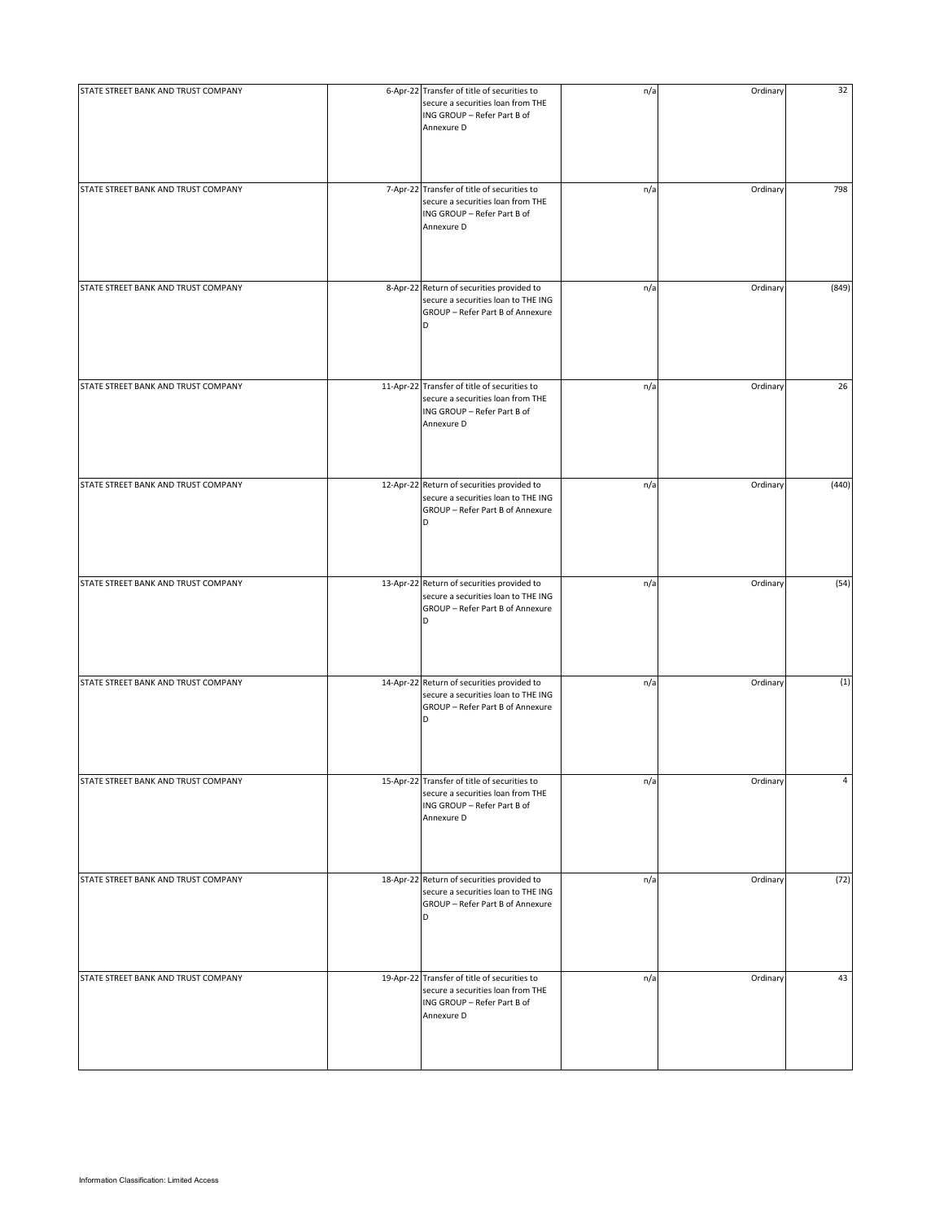| | | | | | |
|---|---|---|---|---|---|
| STATE STREET BANK AND TRUST COMPANY | 6-Apr-22 | Transfer of title of securities to secure a securities loan from THE ING GROUP – Refer Part B of Annexure D | n/a | Ordinary | 32 |
| STATE STREET BANK AND TRUST COMPANY | 7-Apr-22 | Transfer of title of securities to secure a securities loan from THE ING GROUP – Refer Part B of Annexure D | n/a | Ordinary | 798 |
| STATE STREET BANK AND TRUST COMPANY | 8-Apr-22 | Return of securities provided to secure a securities loan to THE ING GROUP – Refer Part B of Annexure D | n/a | Ordinary | (849) |
| STATE STREET BANK AND TRUST COMPANY | 11-Apr-22 | Transfer of title of securities to secure a securities loan from THE ING GROUP – Refer Part B of Annexure D | n/a | Ordinary | 26 |
| STATE STREET BANK AND TRUST COMPANY | 12-Apr-22 | Return of securities provided to secure a securities loan to THE ING GROUP – Refer Part B of Annexure D | n/a | Ordinary | (440) |
| STATE STREET BANK AND TRUST COMPANY | 13-Apr-22 | Return of securities provided to secure a securities loan to THE ING GROUP – Refer Part B of Annexure D | n/a | Ordinary | (54) |
| STATE STREET BANK AND TRUST COMPANY | 14-Apr-22 | Return of securities provided to secure a securities loan to THE ING GROUP – Refer Part B of Annexure D | n/a | Ordinary | (1) |
| STATE STREET BANK AND TRUST COMPANY | 15-Apr-22 | Transfer of title of securities to secure a securities loan from THE ING GROUP – Refer Part B of Annexure D | n/a | Ordinary | 4 |
| STATE STREET BANK AND TRUST COMPANY | 18-Apr-22 | Return of securities provided to secure a securities loan to THE ING GROUP – Refer Part B of Annexure D | n/a | Ordinary | (72) |
| STATE STREET BANK AND TRUST COMPANY | 19-Apr-22 | Transfer of title of securities to secure a securities loan from THE ING GROUP – Refer Part B of Annexure D | n/a | Ordinary | 43 |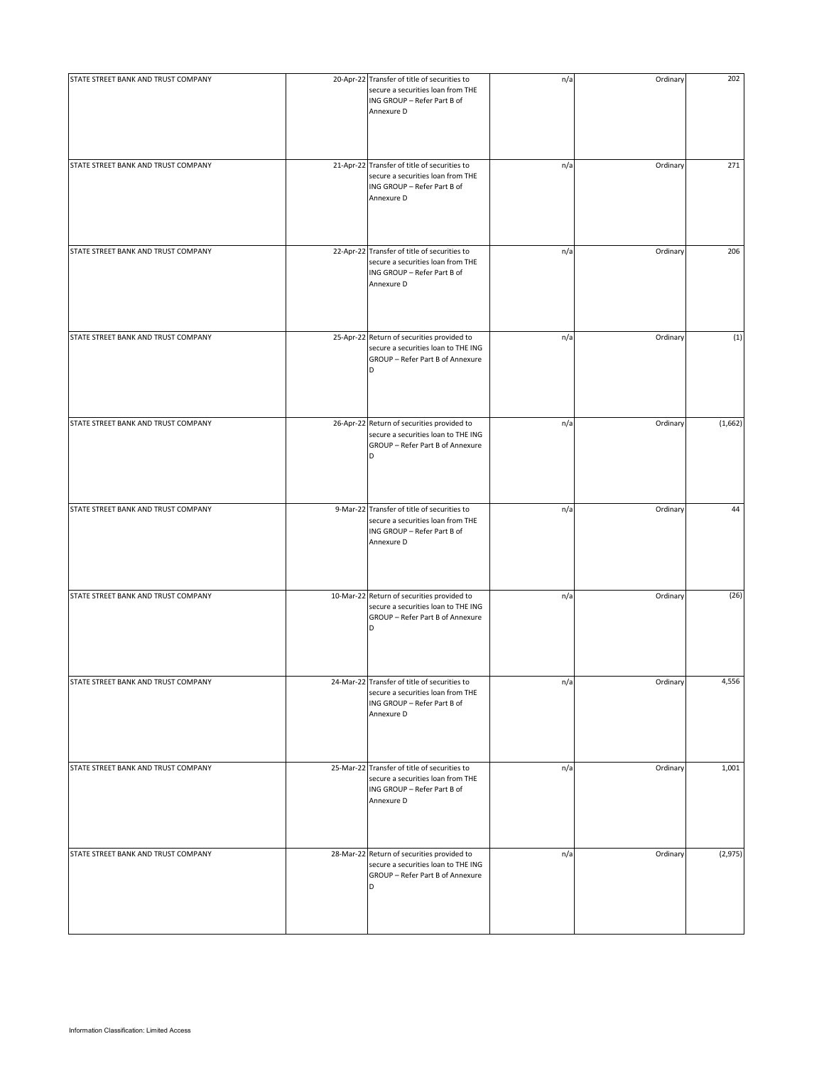| | | | | | |
|---|---|---|---|---|---|
| STATE STREET BANK AND TRUST COMPANY | 20-Apr-22 | Transfer of title of securities to secure a securities loan from THE ING GROUP – Refer Part B of Annexure D | n/a | Ordinary | 202 |
| STATE STREET BANK AND TRUST COMPANY | 21-Apr-22 | Transfer of title of securities to secure a securities loan from THE ING GROUP – Refer Part B of Annexure D | n/a | Ordinary | 271 |
| STATE STREET BANK AND TRUST COMPANY | 22-Apr-22 | Transfer of title of securities to secure a securities loan from THE ING GROUP – Refer Part B of Annexure D | n/a | Ordinary | 206 |
| STATE STREET BANK AND TRUST COMPANY | 25-Apr-22 | Return of securities provided to secure a securities loan to THE ING GROUP – Refer Part B of Annexure D | n/a | Ordinary | (1) |
| STATE STREET BANK AND TRUST COMPANY | 26-Apr-22 | Return of securities provided to secure a securities loan to THE ING GROUP – Refer Part B of Annexure D | n/a | Ordinary | (1,662) |
| STATE STREET BANK AND TRUST COMPANY | 9-Mar-22 | Transfer of title of securities to secure a securities loan from THE ING GROUP – Refer Part B of Annexure D | n/a | Ordinary | 44 |
| STATE STREET BANK AND TRUST COMPANY | 10-Mar-22 | Return of securities provided to secure a securities loan to THE ING GROUP – Refer Part B of Annexure D | n/a | Ordinary | (26) |
| STATE STREET BANK AND TRUST COMPANY | 24-Mar-22 | Transfer of title of securities to secure a securities loan from THE ING GROUP – Refer Part B of Annexure D | n/a | Ordinary | 4,556 |
| STATE STREET BANK AND TRUST COMPANY | 25-Mar-22 | Transfer of title of securities to secure a securities loan from THE ING GROUP – Refer Part B of Annexure D | n/a | Ordinary | 1,001 |
| STATE STREET BANK AND TRUST COMPANY | 28-Mar-22 | Return of securities provided to secure a securities loan to THE ING GROUP – Refer Part B of Annexure D | n/a | Ordinary | (2,975) |

Information Classification: Limited Access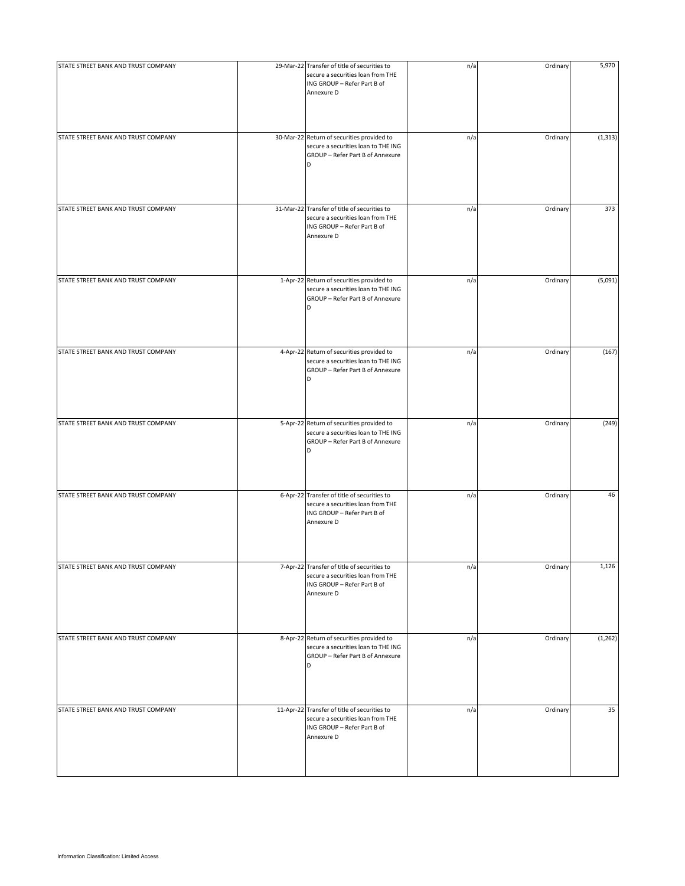| | | | | | |
|---|---|---|---|---|---|
| STATE STREET BANK AND TRUST COMPANY | 29-Mar-22 | Transfer of title of securities to secure a securities loan from THE ING GROUP – Refer Part B of Annexure D | n/a | Ordinary | 5,970 |
| STATE STREET BANK AND TRUST COMPANY | 30-Mar-22 | Return of securities provided to secure a securities loan to THE ING GROUP – Refer Part B of Annexure D | n/a | Ordinary | (1,313) |
| STATE STREET BANK AND TRUST COMPANY | 31-Mar-22 | Transfer of title of securities to secure a securities loan from THE ING GROUP – Refer Part B of Annexure D | n/a | Ordinary | 373 |
| STATE STREET BANK AND TRUST COMPANY | 1-Apr-22 | Return of securities provided to secure a securities loan to THE ING GROUP – Refer Part B of Annexure D | n/a | Ordinary | (5,091) |
| STATE STREET BANK AND TRUST COMPANY | 4-Apr-22 | Return of securities provided to secure a securities loan to THE ING GROUP – Refer Part B of Annexure D | n/a | Ordinary | (167) |
| STATE STREET BANK AND TRUST COMPANY | 5-Apr-22 | Return of securities provided to secure a securities loan to THE ING GROUP – Refer Part B of Annexure D | n/a | Ordinary | (249) |
| STATE STREET BANK AND TRUST COMPANY | 6-Apr-22 | Transfer of title of securities to secure a securities loan from THE ING GROUP – Refer Part B of Annexure D | n/a | Ordinary | 46 |
| STATE STREET BANK AND TRUST COMPANY | 7-Apr-22 | Transfer of title of securities to secure a securities loan from THE ING GROUP – Refer Part B of Annexure D | n/a | Ordinary | 1,126 |
| STATE STREET BANK AND TRUST COMPANY | 8-Apr-22 | Return of securities provided to secure a securities loan to THE ING GROUP – Refer Part B of Annexure D | n/a | Ordinary | (1,262) |
| STATE STREET BANK AND TRUST COMPANY | 11-Apr-22 | Transfer of title of securities to secure a securities loan from THE ING GROUP – Refer Part B of Annexure D | n/a | Ordinary | 35 |

Information Classification: Limited Access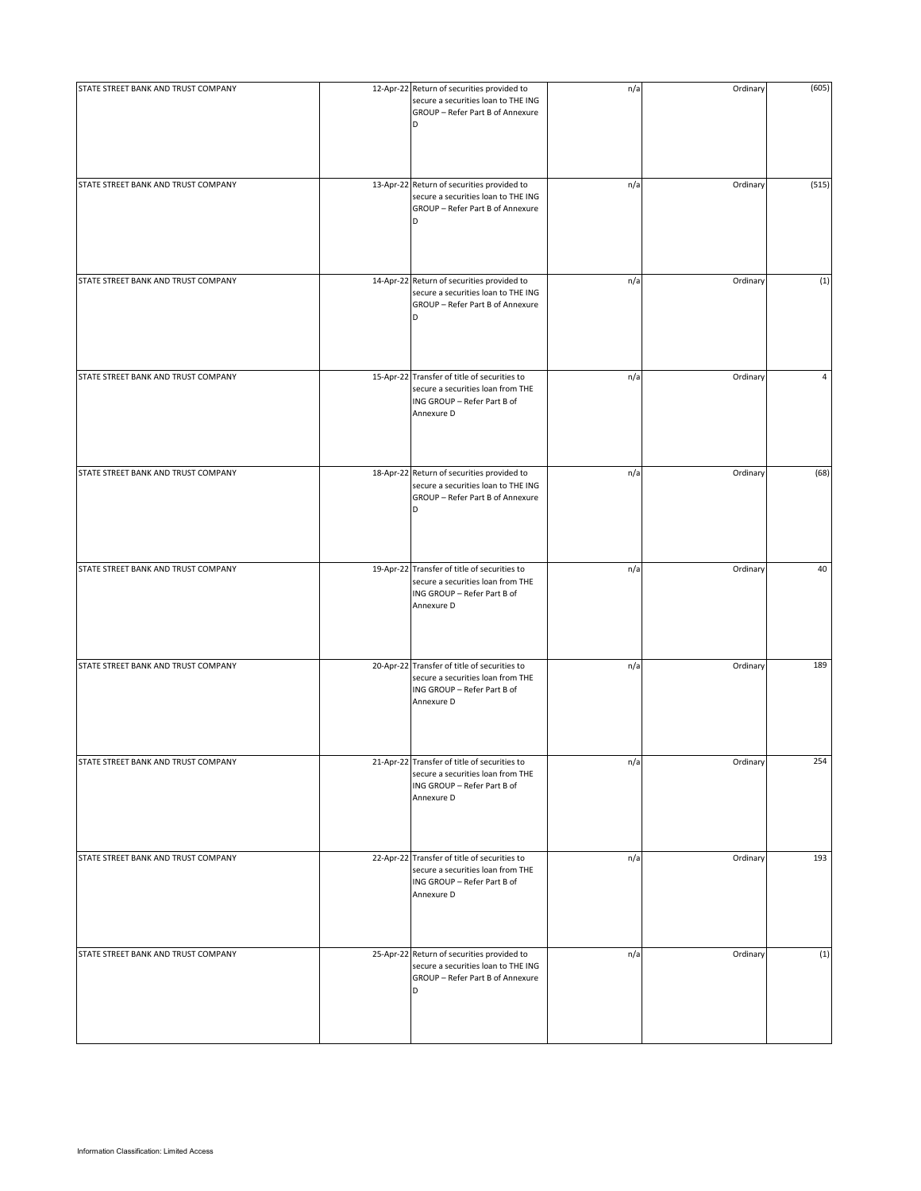| | | | | | |
|---|---|---|---|---|---|
| STATE STREET BANK AND TRUST COMPANY | 12-Apr-22 | Return of securities provided to secure a securities loan to THE ING GROUP – Refer Part B of Annexure D | n/a | Ordinary | (605) |
| STATE STREET BANK AND TRUST COMPANY | 13-Apr-22 | Return of securities provided to secure a securities loan to THE ING GROUP – Refer Part B of Annexure D | n/a | Ordinary | (515) |
| STATE STREET BANK AND TRUST COMPANY | 14-Apr-22 | Return of securities provided to secure a securities loan to THE ING GROUP – Refer Part B of Annexure D | n/a | Ordinary | (1) |
| STATE STREET BANK AND TRUST COMPANY | 15-Apr-22 | Transfer of title of securities to secure a securities loan from THE ING GROUP – Refer Part B of Annexure D | n/a | Ordinary | 4 |
| STATE STREET BANK AND TRUST COMPANY | 18-Apr-22 | Return of securities provided to secure a securities loan to THE ING GROUP – Refer Part B of Annexure D | n/a | Ordinary | (68) |
| STATE STREET BANK AND TRUST COMPANY | 19-Apr-22 | Transfer of title of securities to secure a securities loan from THE ING GROUP – Refer Part B of Annexure D | n/a | Ordinary | 40 |
| STATE STREET BANK AND TRUST COMPANY | 20-Apr-22 | Transfer of title of securities to secure a securities loan from THE ING GROUP – Refer Part B of Annexure D | n/a | Ordinary | 189 |
| STATE STREET BANK AND TRUST COMPANY | 21-Apr-22 | Transfer of title of securities to secure a securities loan from THE ING GROUP – Refer Part B of Annexure D | n/a | Ordinary | 254 |
| STATE STREET BANK AND TRUST COMPANY | 22-Apr-22 | Transfer of title of securities to secure a securities loan from THE ING GROUP – Refer Part B of Annexure D | n/a | Ordinary | 193 |
| STATE STREET BANK AND TRUST COMPANY | 25-Apr-22 | Return of securities provided to secure a securities loan to THE ING GROUP – Refer Part B of Annexure D | n/a | Ordinary | (1) |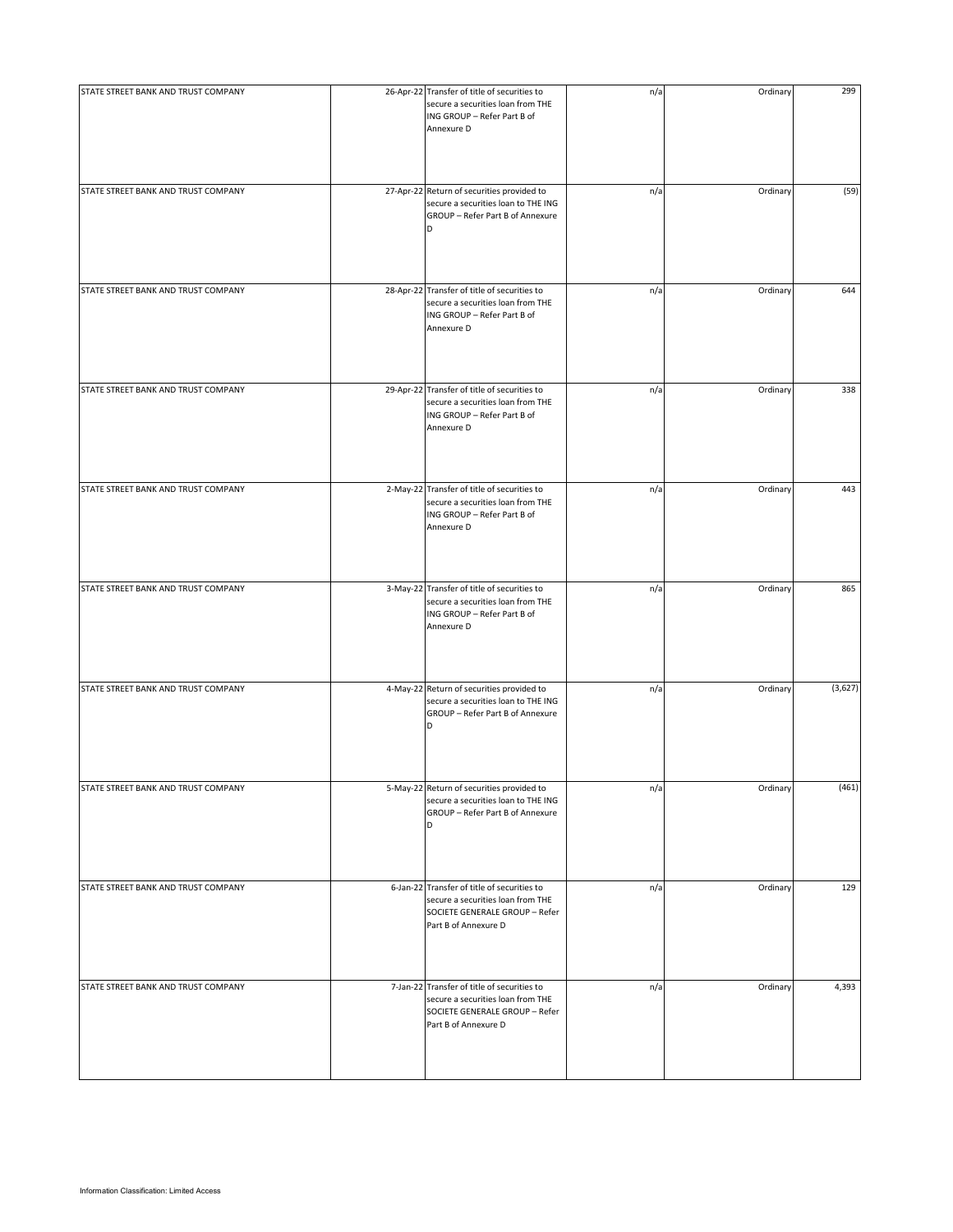| | | | | | |
|---|---|---|---|---|---|
| STATE STREET BANK AND TRUST COMPANY | 26-Apr-22 | Transfer of title of securities to secure a securities loan from THE ING GROUP – Refer Part B of Annexure D | n/a | Ordinary | 299 |
| STATE STREET BANK AND TRUST COMPANY | 27-Apr-22 | Return of securities provided to secure a securities loan to THE ING GROUP – Refer Part B of Annexure D | n/a | Ordinary | (59) |
| STATE STREET BANK AND TRUST COMPANY | 28-Apr-22 | Transfer of title of securities to secure a securities loan from THE ING GROUP – Refer Part B of Annexure D | n/a | Ordinary | 644 |
| STATE STREET BANK AND TRUST COMPANY | 29-Apr-22 | Transfer of title of securities to secure a securities loan from THE ING GROUP – Refer Part B of Annexure D | n/a | Ordinary | 338 |
| STATE STREET BANK AND TRUST COMPANY | 2-May-22 | Transfer of title of securities to secure a securities loan from THE ING GROUP – Refer Part B of Annexure D | n/a | Ordinary | 443 |
| STATE STREET BANK AND TRUST COMPANY | 3-May-22 | Transfer of title of securities to secure a securities loan from THE ING GROUP – Refer Part B of Annexure D | n/a | Ordinary | 865 |
| STATE STREET BANK AND TRUST COMPANY | 4-May-22 | Return of securities provided to secure a securities loan to THE ING GROUP – Refer Part B of Annexure D | n/a | Ordinary | (3,627) |
| STATE STREET BANK AND TRUST COMPANY | 5-May-22 | Return of securities provided to secure a securities loan to THE ING GROUP – Refer Part B of Annexure D | n/a | Ordinary | (461) |
| STATE STREET BANK AND TRUST COMPANY | 6-Jan-22 | Transfer of title of securities to secure a securities loan from THE SOCIETE GENERALE GROUP – Refer Part B of Annexure D | n/a | Ordinary | 129 |
| STATE STREET BANK AND TRUST COMPANY | 7-Jan-22 | Transfer of title of securities to secure a securities loan from THE SOCIETE GENERALE GROUP – Refer Part B of Annexure D | n/a | Ordinary | 4,393 |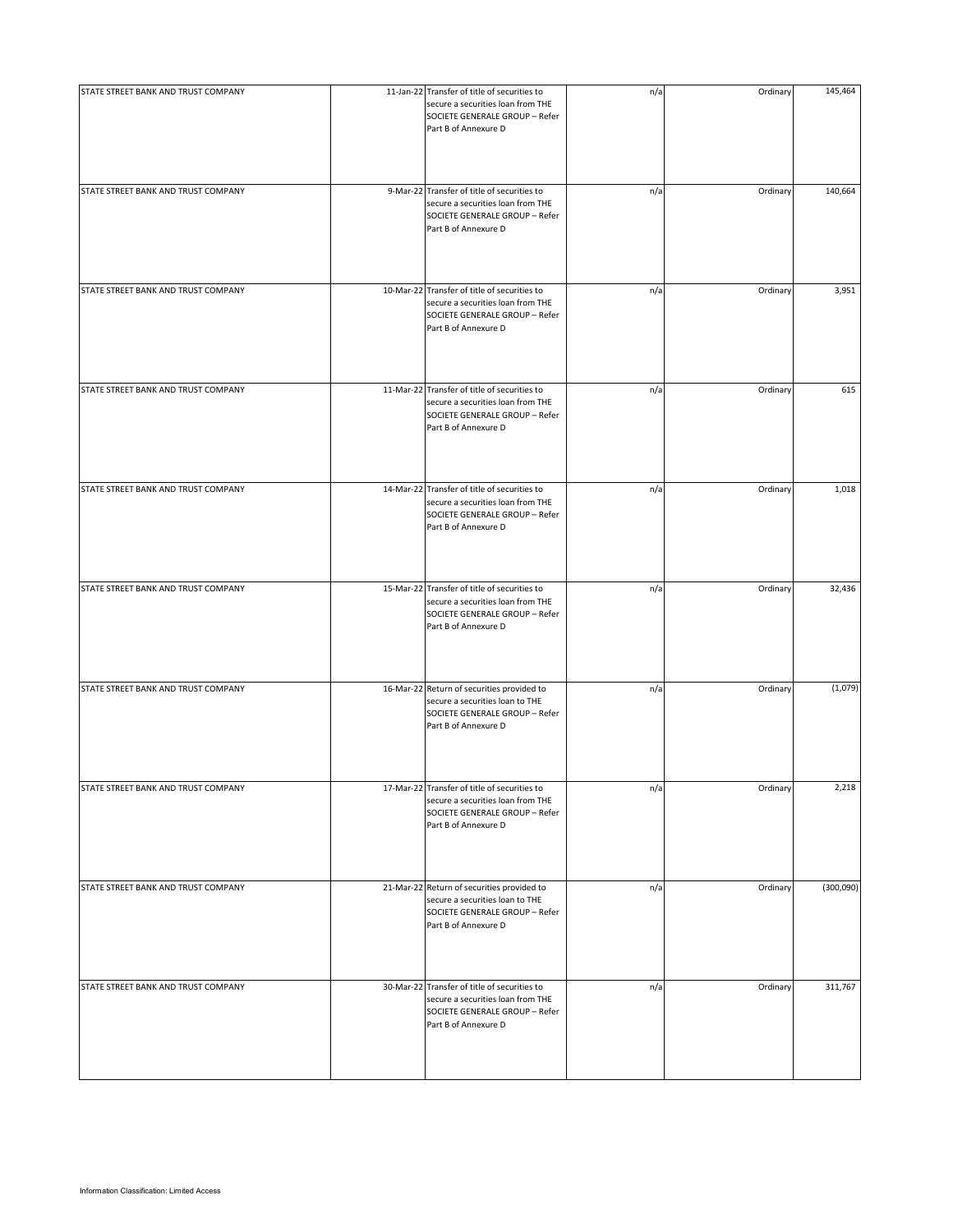| | | | | | |
|---|---|---|---|---|---|
| STATE STREET BANK AND TRUST COMPANY | 11-Jan-22 | Transfer of title of securities to secure a securities loan from THE SOCIETE GENERALE GROUP – Refer Part B of Annexure D | n/a | Ordinary | 145,464 |
| STATE STREET BANK AND TRUST COMPANY | 9-Mar-22 | Transfer of title of securities to secure a securities loan from THE SOCIETE GENERALE GROUP – Refer Part B of Annexure D | n/a | Ordinary | 140,664 |
| STATE STREET BANK AND TRUST COMPANY | 10-Mar-22 | Transfer of title of securities to secure a securities loan from THE SOCIETE GENERALE GROUP – Refer Part B of Annexure D | n/a | Ordinary | 3,951 |
| STATE STREET BANK AND TRUST COMPANY | 11-Mar-22 | Transfer of title of securities to secure a securities loan from THE SOCIETE GENERALE GROUP – Refer Part B of Annexure D | n/a | Ordinary | 615 |
| STATE STREET BANK AND TRUST COMPANY | 14-Mar-22 | Transfer of title of securities to secure a securities loan from THE SOCIETE GENERALE GROUP – Refer Part B of Annexure D | n/a | Ordinary | 1,018 |
| STATE STREET BANK AND TRUST COMPANY | 15-Mar-22 | Transfer of title of securities to secure a securities loan from THE SOCIETE GENERALE GROUP – Refer Part B of Annexure D | n/a | Ordinary | 32,436 |
| STATE STREET BANK AND TRUST COMPANY | 16-Mar-22 | Return of securities provided to secure a securities loan to THE SOCIETE GENERALE GROUP – Refer Part B of Annexure D | n/a | Ordinary | (1,079) |
| STATE STREET BANK AND TRUST COMPANY | 17-Mar-22 | Transfer of title of securities to secure a securities loan from THE SOCIETE GENERALE GROUP – Refer Part B of Annexure D | n/a | Ordinary | 2,218 |
| STATE STREET BANK AND TRUST COMPANY | 21-Mar-22 | Return of securities provided to secure a securities loan to THE SOCIETE GENERALE GROUP – Refer Part B of Annexure D | n/a | Ordinary | (300,090) |
| STATE STREET BANK AND TRUST COMPANY | 30-Mar-22 | Transfer of title of securities to secure a securities loan from THE SOCIETE GENERALE GROUP – Refer Part B of Annexure D | n/a | Ordinary | 311,767 |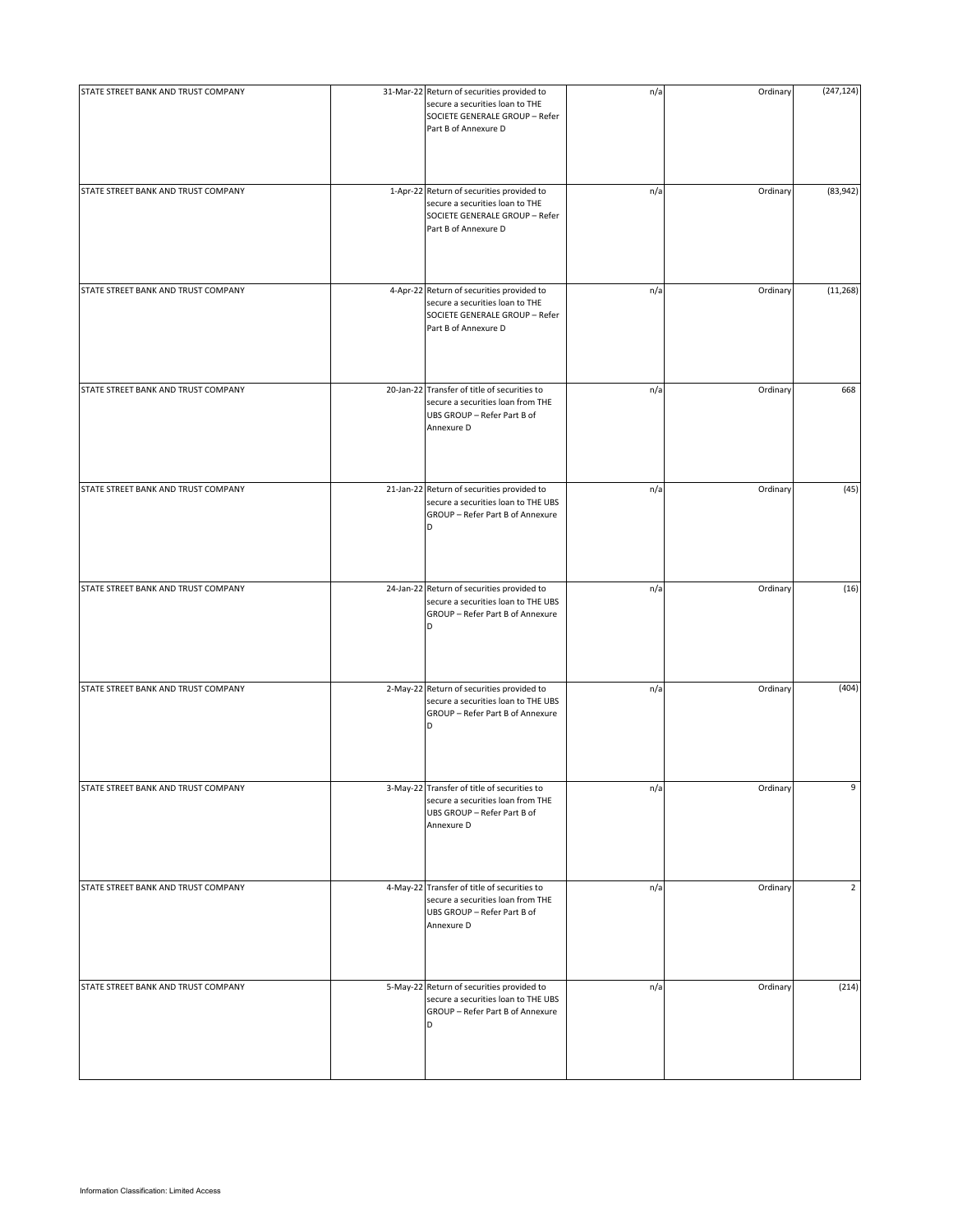| | | | | | |
|---|---|---|---|---|---|
| STATE STREET BANK AND TRUST COMPANY | 31-Mar-22 | Return of securities provided to secure a securities loan to THE SOCIETE GENERALE GROUP – Refer Part B of Annexure D | n/a | Ordinary | (247,124) |
| STATE STREET BANK AND TRUST COMPANY | 1-Apr-22 | Return of securities provided to secure a securities loan to THE SOCIETE GENERALE GROUP – Refer Part B of Annexure D | n/a | Ordinary | (83,942) |
| STATE STREET BANK AND TRUST COMPANY | 4-Apr-22 | Return of securities provided to secure a securities loan to THE SOCIETE GENERALE GROUP – Refer Part B of Annexure D | n/a | Ordinary | (11,268) |
| STATE STREET BANK AND TRUST COMPANY | 20-Jan-22 | Transfer of title of securities to secure a securities loan from THE UBS GROUP – Refer Part B of Annexure D | n/a | Ordinary | 668 |
| STATE STREET BANK AND TRUST COMPANY | 21-Jan-22 | Return of securities provided to secure a securities loan to THE UBS GROUP – Refer Part B of Annexure D | n/a | Ordinary | (45) |
| STATE STREET BANK AND TRUST COMPANY | 24-Jan-22 | Return of securities provided to secure a securities loan to THE UBS GROUP – Refer Part B of Annexure D | n/a | Ordinary | (16) |
| STATE STREET BANK AND TRUST COMPANY | 2-May-22 | Return of securities provided to secure a securities loan to THE UBS GROUP – Refer Part B of Annexure D | n/a | Ordinary | (404) |
| STATE STREET BANK AND TRUST COMPANY | 3-May-22 | Transfer of title of securities to secure a securities loan from THE UBS GROUP – Refer Part B of Annexure D | n/a | Ordinary | 9 |
| STATE STREET BANK AND TRUST COMPANY | 4-May-22 | Transfer of title of securities to secure a securities loan from THE UBS GROUP – Refer Part B of Annexure D | n/a | Ordinary | 2 |
| STATE STREET BANK AND TRUST COMPANY | 5-May-22 | Return of securities provided to secure a securities loan to THE UBS GROUP – Refer Part B of Annexure D | n/a | Ordinary | (214) |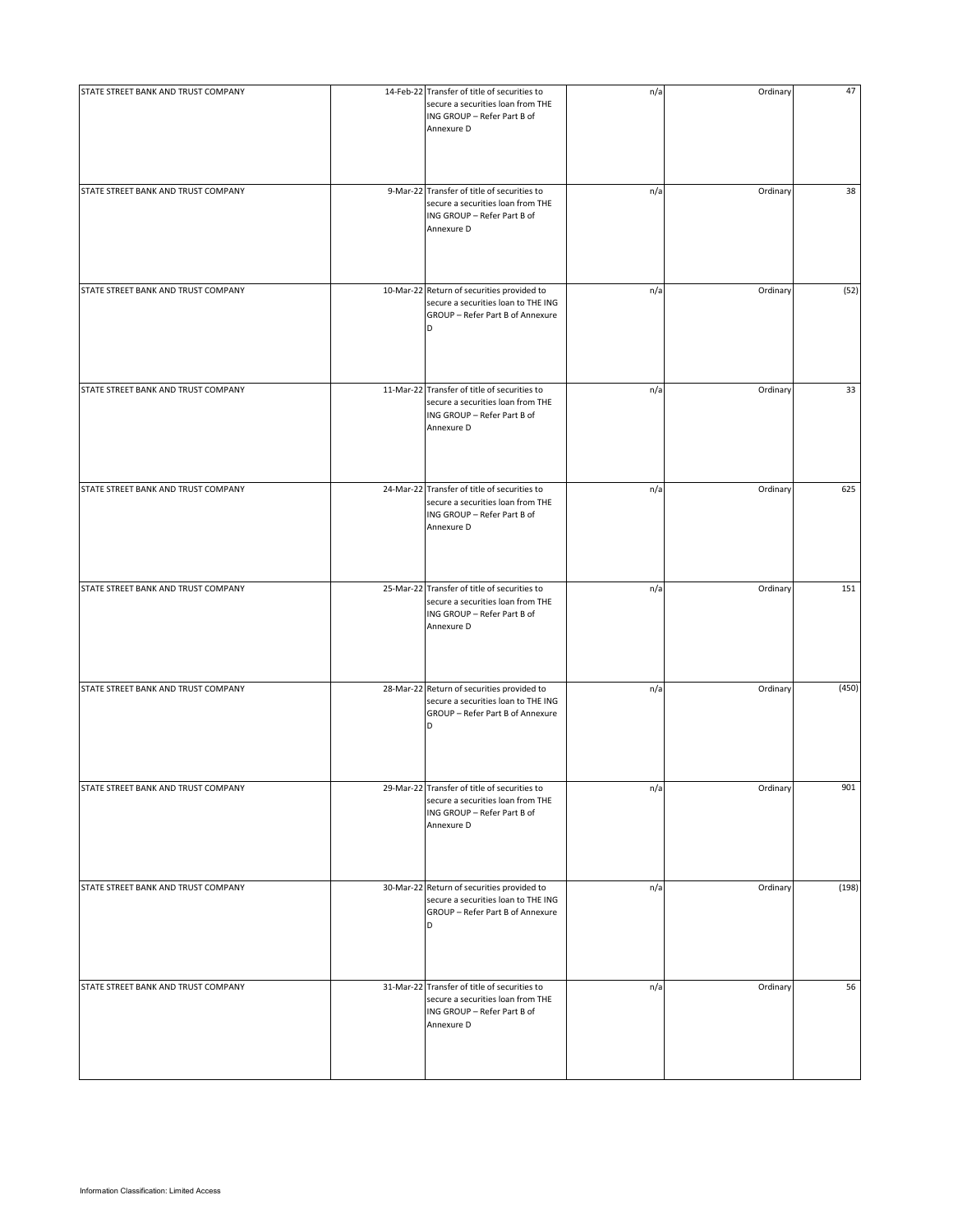| | | | | | |
|---|---|---|---|---|---|
| STATE STREET BANK AND TRUST COMPANY | 14-Feb-22 | Transfer of title of securities to secure a securities loan from THE ING GROUP – Refer Part B of Annexure D | n/a | Ordinary | 47 |
| STATE STREET BANK AND TRUST COMPANY | 9-Mar-22 | Transfer of title of securities to secure a securities loan from THE ING GROUP – Refer Part B of Annexure D | n/a | Ordinary | 38 |
| STATE STREET BANK AND TRUST COMPANY | 10-Mar-22 | Return of securities provided to secure a securities loan to THE ING GROUP – Refer Part B of Annexure D | n/a | Ordinary | (52) |
| STATE STREET BANK AND TRUST COMPANY | 11-Mar-22 | Transfer of title of securities to secure a securities loan from THE ING GROUP – Refer Part B of Annexure D | n/a | Ordinary | 33 |
| STATE STREET BANK AND TRUST COMPANY | 24-Mar-22 | Transfer of title of securities to secure a securities loan from THE ING GROUP – Refer Part B of Annexure D | n/a | Ordinary | 625 |
| STATE STREET BANK AND TRUST COMPANY | 25-Mar-22 | Transfer of title of securities to secure a securities loan from THE ING GROUP – Refer Part B of Annexure D | n/a | Ordinary | 151 |
| STATE STREET BANK AND TRUST COMPANY | 28-Mar-22 | Return of securities provided to secure a securities loan to THE ING GROUP – Refer Part B of Annexure D | n/a | Ordinary | (450) |
| STATE STREET BANK AND TRUST COMPANY | 29-Mar-22 | Transfer of title of securities to secure a securities loan from THE ING GROUP – Refer Part B of Annexure D | n/a | Ordinary | 901 |
| STATE STREET BANK AND TRUST COMPANY | 30-Mar-22 | Return of securities provided to secure a securities loan to THE ING GROUP – Refer Part B of Annexure D | n/a | Ordinary | (198) |
| STATE STREET BANK AND TRUST COMPANY | 31-Mar-22 | Transfer of title of securities to secure a securities loan from THE ING GROUP – Refer Part B of Annexure D | n/a | Ordinary | 56 |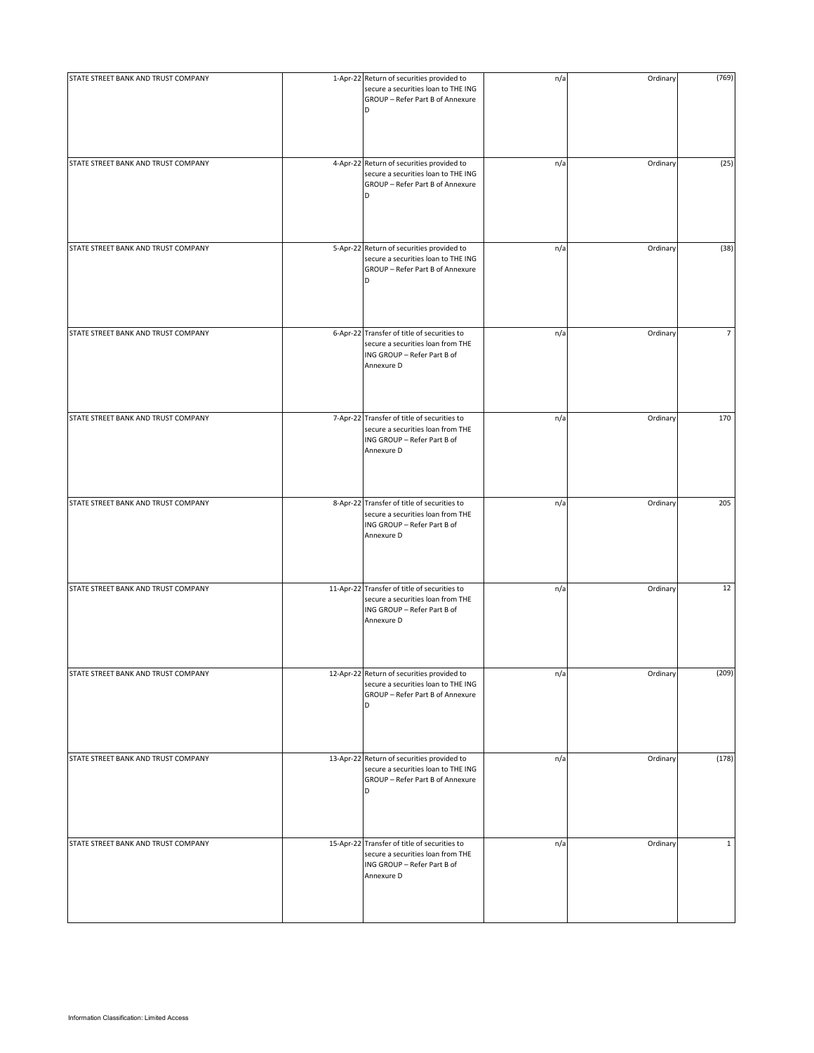| | | | | | |
|---|---|---|---|---|---|
| STATE STREET BANK AND TRUST COMPANY | 1-Apr-22 | Return of securities provided to secure a securities loan to THE ING GROUP – Refer Part B of Annexure D | n/a | Ordinary | (769) |
| STATE STREET BANK AND TRUST COMPANY | 4-Apr-22 | Return of securities provided to secure a securities loan to THE ING GROUP – Refer Part B of Annexure D | n/a | Ordinary | (25) |
| STATE STREET BANK AND TRUST COMPANY | 5-Apr-22 | Return of securities provided to secure a securities loan to THE ING GROUP – Refer Part B of Annexure D | n/a | Ordinary | (38) |
| STATE STREET BANK AND TRUST COMPANY | 6-Apr-22 | Transfer of title of securities to secure a securities loan from THE ING GROUP – Refer Part B of Annexure D | n/a | Ordinary | 7 |
| STATE STREET BANK AND TRUST COMPANY | 7-Apr-22 | Transfer of title of securities to secure a securities loan from THE ING GROUP – Refer Part B of Annexure D | n/a | Ordinary | 170 |
| STATE STREET BANK AND TRUST COMPANY | 8-Apr-22 | Transfer of title of securities to secure a securities loan from THE ING GROUP – Refer Part B of Annexure D | n/a | Ordinary | 205 |
| STATE STREET BANK AND TRUST COMPANY | 11-Apr-22 | Transfer of title of securities to secure a securities loan from THE ING GROUP – Refer Part B of Annexure D | n/a | Ordinary | 12 |
| STATE STREET BANK AND TRUST COMPANY | 12-Apr-22 | Return of securities provided to secure a securities loan to THE ING GROUP – Refer Part B of Annexure D | n/a | Ordinary | (209) |
| STATE STREET BANK AND TRUST COMPANY | 13-Apr-22 | Return of securities provided to secure a securities loan to THE ING GROUP – Refer Part B of Annexure D | n/a | Ordinary | (178) |
| STATE STREET BANK AND TRUST COMPANY | 15-Apr-22 | Transfer of title of securities to secure a securities loan from THE ING GROUP – Refer Part B of Annexure D | n/a | Ordinary | 1 |

Information Classification: Limited Access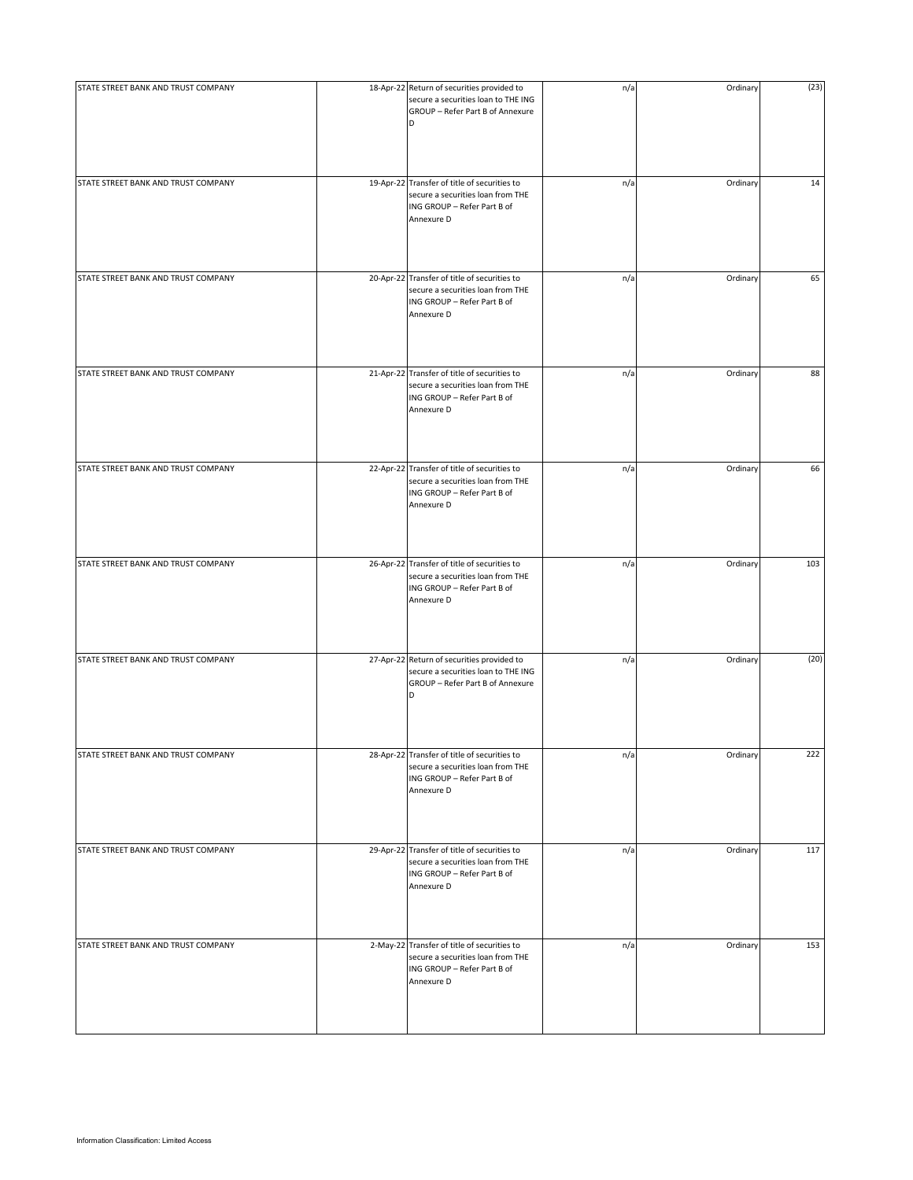| | | | | | |
|---|---|---|---|---|---|
| STATE STREET BANK AND TRUST COMPANY | 18-Apr-22 | Return of securities provided to secure a securities loan to THE ING GROUP – Refer Part B of Annexure D | n/a | Ordinary | (23) |
| STATE STREET BANK AND TRUST COMPANY | 19-Apr-22 | Transfer of title of securities to secure a securities loan from THE ING GROUP – Refer Part B of Annexure D | n/a | Ordinary | 14 |
| STATE STREET BANK AND TRUST COMPANY | 20-Apr-22 | Transfer of title of securities to secure a securities loan from THE ING GROUP – Refer Part B of Annexure D | n/a | Ordinary | 65 |
| STATE STREET BANK AND TRUST COMPANY | 21-Apr-22 | Transfer of title of securities to secure a securities loan from THE ING GROUP – Refer Part B of Annexure D | n/a | Ordinary | 88 |
| STATE STREET BANK AND TRUST COMPANY | 22-Apr-22 | Transfer of title of securities to secure a securities loan from THE ING GROUP – Refer Part B of Annexure D | n/a | Ordinary | 66 |
| STATE STREET BANK AND TRUST COMPANY | 26-Apr-22 | Transfer of title of securities to secure a securities loan from THE ING GROUP – Refer Part B of Annexure D | n/a | Ordinary | 103 |
| STATE STREET BANK AND TRUST COMPANY | 27-Apr-22 | Return of securities provided to secure a securities loan to THE ING GROUP – Refer Part B of Annexure D | n/a | Ordinary | (20) |
| STATE STREET BANK AND TRUST COMPANY | 28-Apr-22 | Transfer of title of securities to secure a securities loan from THE ING GROUP – Refer Part B of Annexure D | n/a | Ordinary | 222 |
| STATE STREET BANK AND TRUST COMPANY | 29-Apr-22 | Transfer of title of securities to secure a securities loan from THE ING GROUP – Refer Part B of Annexure D | n/a | Ordinary | 117 |
| STATE STREET BANK AND TRUST COMPANY | 2-May-22 | Transfer of title of securities to secure a securities loan from THE ING GROUP – Refer Part B of Annexure D | n/a | Ordinary | 153 |

Information Classification: Limited Access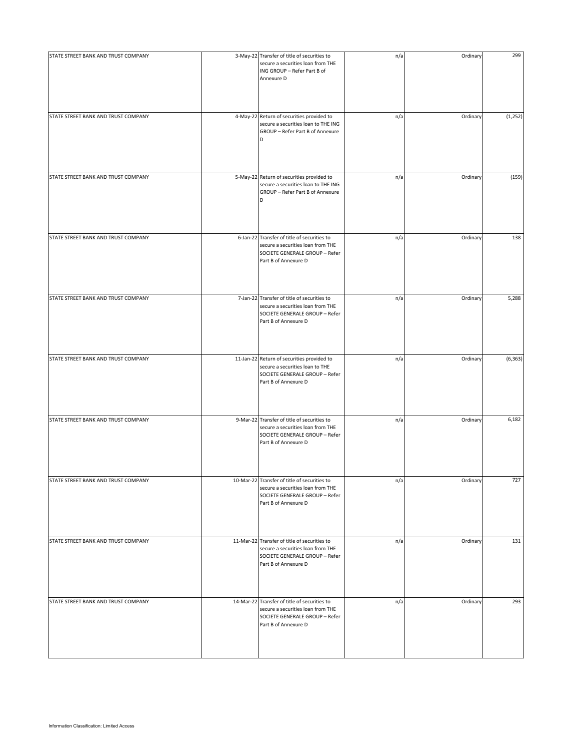| | | | | | |
|---|---|---|---|---|---|
| STATE STREET BANK AND TRUST COMPANY | 3-May-22 | Transfer of title of securities to secure a securities loan from THE ING GROUP – Refer Part B of Annexure D | n/a | Ordinary | 299 |
| STATE STREET BANK AND TRUST COMPANY | 4-May-22 | Return of securities provided to secure a securities loan to THE ING GROUP – Refer Part B of Annexure D | n/a | Ordinary | (1,252) |
| STATE STREET BANK AND TRUST COMPANY | 5-May-22 | Return of securities provided to secure a securities loan to THE ING GROUP – Refer Part B of Annexure D | n/a | Ordinary | (159) |
| STATE STREET BANK AND TRUST COMPANY | 6-Jan-22 | Transfer of title of securities to secure a securities loan from THE SOCIETE GENERALE GROUP – Refer Part B of Annexure D | n/a | Ordinary | 138 |
| STATE STREET BANK AND TRUST COMPANY | 7-Jan-22 | Transfer of title of securities to secure a securities loan from THE SOCIETE GENERALE GROUP – Refer Part B of Annexure D | n/a | Ordinary | 5,288 |
| STATE STREET BANK AND TRUST COMPANY | 11-Jan-22 | Return of securities provided to secure a securities loan to THE SOCIETE GENERALE GROUP – Refer Part B of Annexure D | n/a | Ordinary | (6,363) |
| STATE STREET BANK AND TRUST COMPANY | 9-Mar-22 | Transfer of title of securities to secure a securities loan from THE SOCIETE GENERALE GROUP – Refer Part B of Annexure D | n/a | Ordinary | 6,182 |
| STATE STREET BANK AND TRUST COMPANY | 10-Mar-22 | Transfer of title of securities to secure a securities loan from THE SOCIETE GENERALE GROUP – Refer Part B of Annexure D | n/a | Ordinary | 727 |
| STATE STREET BANK AND TRUST COMPANY | 11-Mar-22 | Transfer of title of securities to secure a securities loan from THE SOCIETE GENERALE GROUP – Refer Part B of Annexure D | n/a | Ordinary | 131 |
| STATE STREET BANK AND TRUST COMPANY | 14-Mar-22 | Transfer of title of securities to secure a securities loan from THE SOCIETE GENERALE GROUP – Refer Part B of Annexure D | n/a | Ordinary | 293 |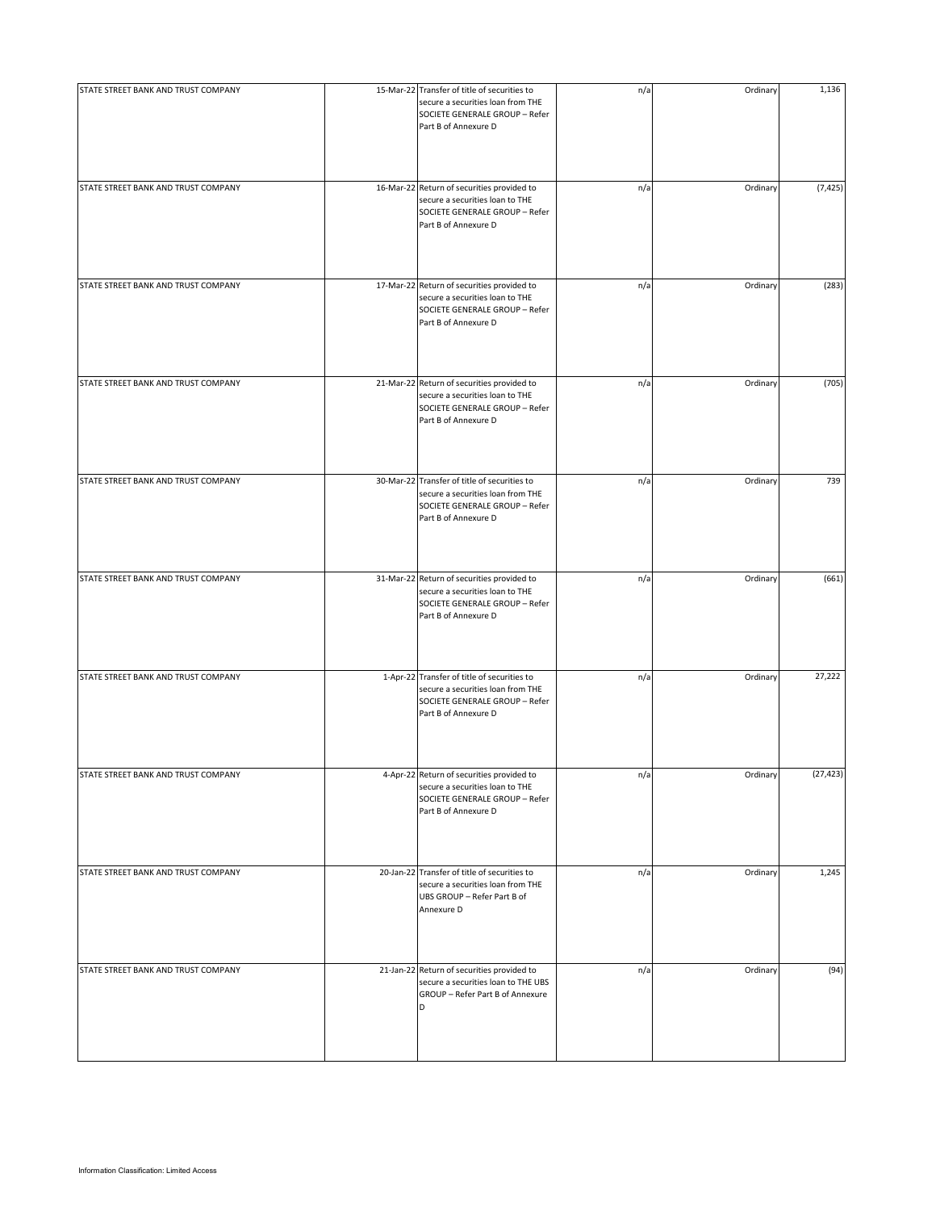| | | | | | |
|---|---|---|---|---|---|
| STATE STREET BANK AND TRUST COMPANY | 15-Mar-22 | Transfer of title of securities to secure a securities loan from THE SOCIETE GENERALE GROUP – Refer Part B of Annexure D | n/a | Ordinary | 1,136 |
| STATE STREET BANK AND TRUST COMPANY | 16-Mar-22 | Return of securities provided to secure a securities loan to THE SOCIETE GENERALE GROUP – Refer Part B of Annexure D | n/a | Ordinary | (7,425) |
| STATE STREET BANK AND TRUST COMPANY | 17-Mar-22 | Return of securities provided to secure a securities loan to THE SOCIETE GENERALE GROUP – Refer Part B of Annexure D | n/a | Ordinary | (283) |
| STATE STREET BANK AND TRUST COMPANY | 21-Mar-22 | Return of securities provided to secure a securities loan to THE SOCIETE GENERALE GROUP – Refer Part B of Annexure D | n/a | Ordinary | (705) |
| STATE STREET BANK AND TRUST COMPANY | 30-Mar-22 | Transfer of title of securities to secure a securities loan from THE SOCIETE GENERALE GROUP – Refer Part B of Annexure D | n/a | Ordinary | 739 |
| STATE STREET BANK AND TRUST COMPANY | 31-Mar-22 | Return of securities provided to secure a securities loan to THE SOCIETE GENERALE GROUP – Refer Part B of Annexure D | n/a | Ordinary | (661) |
| STATE STREET BANK AND TRUST COMPANY | 1-Apr-22 | Transfer of title of securities to secure a securities loan from THE SOCIETE GENERALE GROUP – Refer Part B of Annexure D | n/a | Ordinary | 27,222 |
| STATE STREET BANK AND TRUST COMPANY | 4-Apr-22 | Return of securities provided to secure a securities loan to THE SOCIETE GENERALE GROUP – Refer Part B of Annexure D | n/a | Ordinary | (27,423) |
| STATE STREET BANK AND TRUST COMPANY | 20-Jan-22 | Transfer of title of securities to secure a securities loan from THE UBS GROUP – Refer Part B of Annexure D | n/a | Ordinary | 1,245 |
| STATE STREET BANK AND TRUST COMPANY | 21-Jan-22 | Return of securities provided to secure a securities loan to THE UBS GROUP – Refer Part B of Annexure D | n/a | Ordinary | (94) |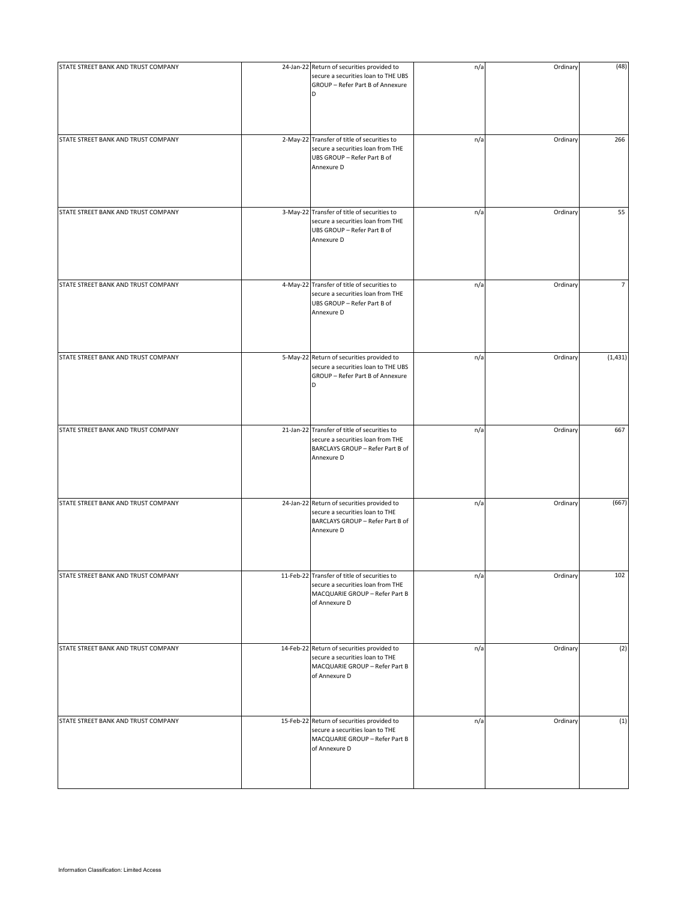| | | | | | |
|---|---|---|---|---|---|
| STATE STREET BANK AND TRUST COMPANY | 24-Jan-22 | Return of securities provided to secure a securities loan to THE UBS GROUP – Refer Part B of Annexure D | n/a | Ordinary | (48) |
| STATE STREET BANK AND TRUST COMPANY | 2-May-22 | Transfer of title of securities to secure a securities loan from THE UBS GROUP – Refer Part B of Annexure D | n/a | Ordinary | 266 |
| STATE STREET BANK AND TRUST COMPANY | 3-May-22 | Transfer of title of securities to secure a securities loan from THE UBS GROUP – Refer Part B of Annexure D | n/a | Ordinary | 55 |
| STATE STREET BANK AND TRUST COMPANY | 4-May-22 | Transfer of title of securities to secure a securities loan from THE UBS GROUP – Refer Part B of Annexure D | n/a | Ordinary | 7 |
| STATE STREET BANK AND TRUST COMPANY | 5-May-22 | Return of securities provided to secure a securities loan to THE UBS GROUP – Refer Part B of Annexure D | n/a | Ordinary | (1,431) |
| STATE STREET BANK AND TRUST COMPANY | 21-Jan-22 | Transfer of title of securities to secure a securities loan from THE BARCLAYS GROUP – Refer Part B of Annexure D | n/a | Ordinary | 667 |
| STATE STREET BANK AND TRUST COMPANY | 24-Jan-22 | Return of securities provided to secure a securities loan to THE BARCLAYS GROUP – Refer Part B of Annexure D | n/a | Ordinary | (667) |
| STATE STREET BANK AND TRUST COMPANY | 11-Feb-22 | Transfer of title of securities to secure a securities loan from THE MACQUARIE GROUP – Refer Part B of Annexure D | n/a | Ordinary | 102 |
| STATE STREET BANK AND TRUST COMPANY | 14-Feb-22 | Return of securities provided to secure a securities loan to THE MACQUARIE GROUP – Refer Part B of Annexure D | n/a | Ordinary | (2) |
| STATE STREET BANK AND TRUST COMPANY | 15-Feb-22 | Return of securities provided to secure a securities loan to THE MACQUARIE GROUP – Refer Part B of Annexure D | n/a | Ordinary | (1) |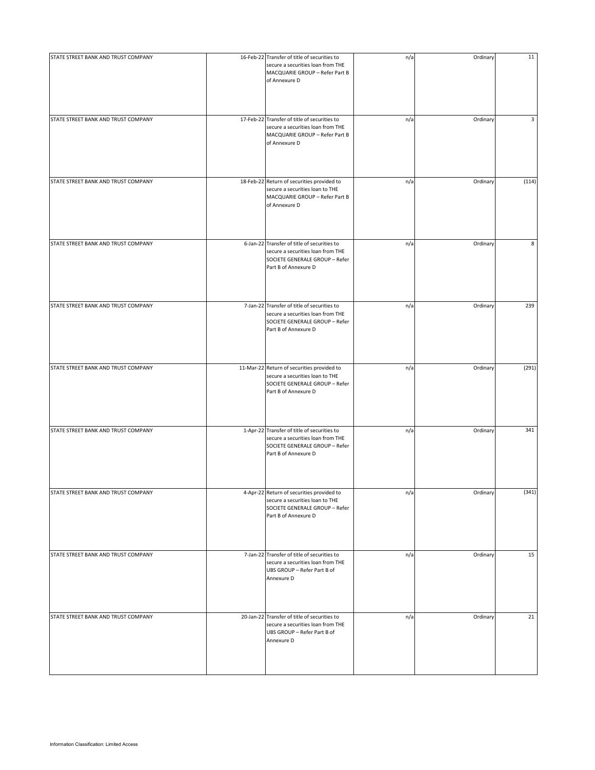| | | | | | |
|---|---|---|---|---|---|
| STATE STREET BANK AND TRUST COMPANY | 16-Feb-22 | Transfer of title of securities to secure a securities loan from THE MACQUARIE GROUP – Refer Part B of Annexure D | n/a | Ordinary | 11 |
| STATE STREET BANK AND TRUST COMPANY | 17-Feb-22 | Transfer of title of securities to secure a securities loan from THE MACQUARIE GROUP – Refer Part B of Annexure D | n/a | Ordinary | 3 |
| STATE STREET BANK AND TRUST COMPANY | 18-Feb-22 | Return of securities provided to secure a securities loan to THE MACQUARIE GROUP – Refer Part B of Annexure D | n/a | Ordinary | (114) |
| STATE STREET BANK AND TRUST COMPANY | 6-Jan-22 | Transfer of title of securities to secure a securities loan from THE SOCIETE GENERALE GROUP – Refer Part B of Annexure D | n/a | Ordinary | 8 |
| STATE STREET BANK AND TRUST COMPANY | 7-Jan-22 | Transfer of title of securities to secure a securities loan from THE SOCIETE GENERALE GROUP – Refer Part B of Annexure D | n/a | Ordinary | 239 |
| STATE STREET BANK AND TRUST COMPANY | 11-Mar-22 | Return of securities provided to secure a securities loan to THE SOCIETE GENERALE GROUP – Refer Part B of Annexure D | n/a | Ordinary | (291) |
| STATE STREET BANK AND TRUST COMPANY | 1-Apr-22 | Transfer of title of securities to secure a securities loan from THE SOCIETE GENERALE GROUP – Refer Part B of Annexure D | n/a | Ordinary | 341 |
| STATE STREET BANK AND TRUST COMPANY | 4-Apr-22 | Return of securities provided to secure a securities loan to THE SOCIETE GENERALE GROUP – Refer Part B of Annexure D | n/a | Ordinary | (341) |
| STATE STREET BANK AND TRUST COMPANY | 7-Jan-22 | Transfer of title of securities to secure a securities loan from THE UBS GROUP – Refer Part B of Annexure D | n/a | Ordinary | 15 |
| STATE STREET BANK AND TRUST COMPANY | 20-Jan-22 | Transfer of title of securities to secure a securities loan from THE UBS GROUP – Refer Part B of Annexure D | n/a | Ordinary | 21 |

Information Classification: Limited Access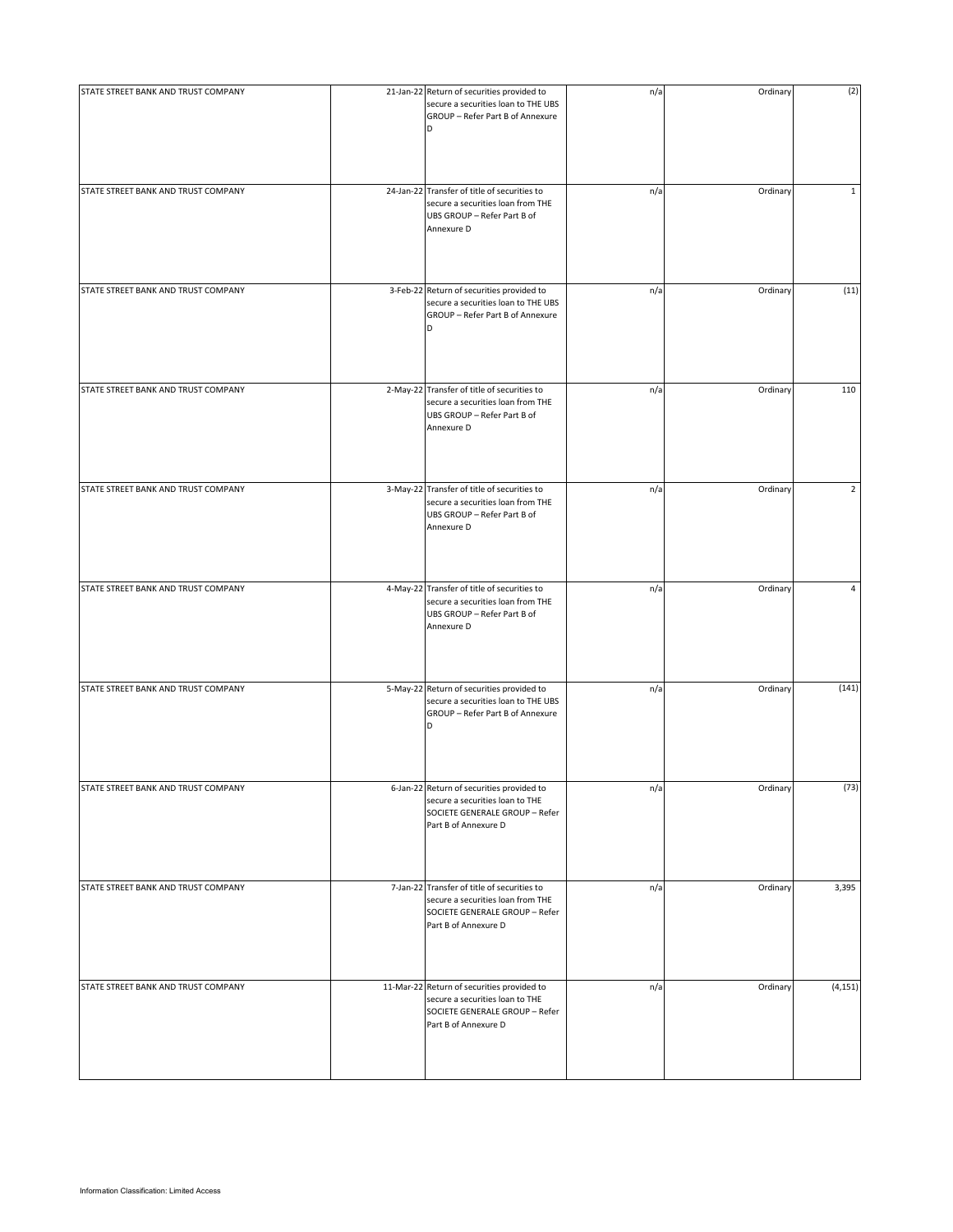| | | | | | |
|---|---|---|---|---|---|
| STATE STREET BANK AND TRUST COMPANY | 21-Jan-22 | Return of securities provided to secure a securities loan to THE UBS GROUP – Refer Part B of Annexure D | n/a | Ordinary | (2) |
| STATE STREET BANK AND TRUST COMPANY | 24-Jan-22 | Transfer of title of securities to secure a securities loan from THE UBS GROUP – Refer Part B of Annexure D | n/a | Ordinary | 1 |
| STATE STREET BANK AND TRUST COMPANY | 3-Feb-22 | Return of securities provided to secure a securities loan to THE UBS GROUP – Refer Part B of Annexure D | n/a | Ordinary | (11) |
| STATE STREET BANK AND TRUST COMPANY | 2-May-22 | Transfer of title of securities to secure a securities loan from THE UBS GROUP – Refer Part B of Annexure D | n/a | Ordinary | 110 |
| STATE STREET BANK AND TRUST COMPANY | 3-May-22 | Transfer of title of securities to secure a securities loan from THE UBS GROUP – Refer Part B of Annexure D | n/a | Ordinary | 2 |
| STATE STREET BANK AND TRUST COMPANY | 4-May-22 | Transfer of title of securities to secure a securities loan from THE UBS GROUP – Refer Part B of Annexure D | n/a | Ordinary | 4 |
| STATE STREET BANK AND TRUST COMPANY | 5-May-22 | Return of securities provided to secure a securities loan to THE UBS GROUP – Refer Part B of Annexure D | n/a | Ordinary | (141) |
| STATE STREET BANK AND TRUST COMPANY | 6-Jan-22 | Return of securities provided to secure a securities loan to THE SOCIETE GENERALE GROUP – Refer Part B of Annexure D | n/a | Ordinary | (73) |
| STATE STREET BANK AND TRUST COMPANY | 7-Jan-22 | Transfer of title of securities to secure a securities loan from THE SOCIETE GENERALE GROUP – Refer Part B of Annexure D | n/a | Ordinary | 3,395 |
| STATE STREET BANK AND TRUST COMPANY | 11-Mar-22 | Return of securities provided to secure a securities loan to THE SOCIETE GENERALE GROUP – Refer Part B of Annexure D | n/a | Ordinary | (4,151) |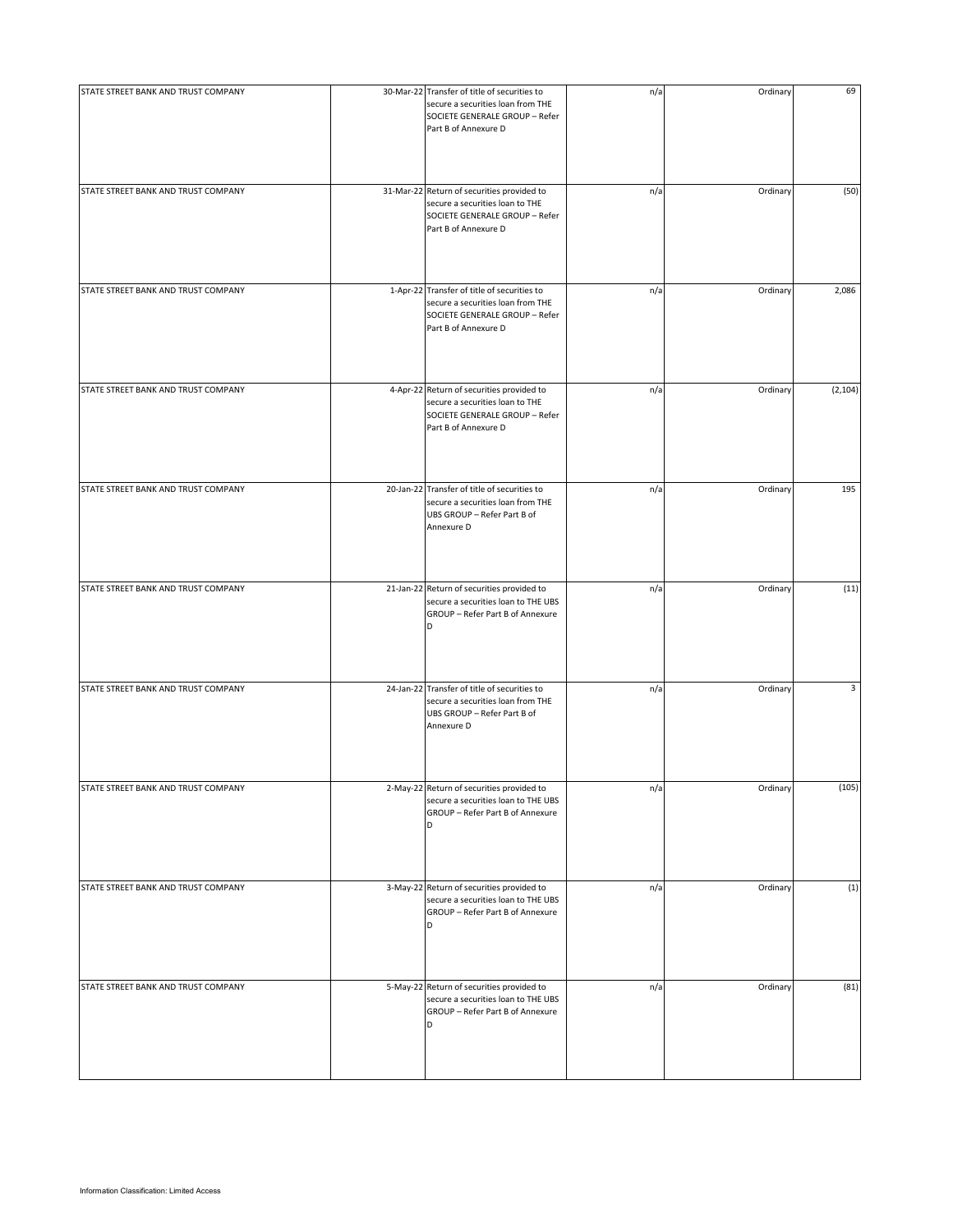| | | | | | |
|---|---|---|---|---|---|
| STATE STREET BANK AND TRUST COMPANY | 30-Mar-22 | Transfer of title of securities to secure a securities loan from THE SOCIETE GENERALE GROUP – Refer Part B of Annexure D | n/a | Ordinary | 69 |
| STATE STREET BANK AND TRUST COMPANY | 31-Mar-22 | Return of securities provided to secure a securities loan to THE SOCIETE GENERALE GROUP – Refer Part B of Annexure D | n/a | Ordinary | (50) |
| STATE STREET BANK AND TRUST COMPANY | 1-Apr-22 | Transfer of title of securities to secure a securities loan from THE SOCIETE GENERALE GROUP – Refer Part B of Annexure D | n/a | Ordinary | 2,086 |
| STATE STREET BANK AND TRUST COMPANY | 4-Apr-22 | Return of securities provided to secure a securities loan to THE SOCIETE GENERALE GROUP – Refer Part B of Annexure D | n/a | Ordinary | (2,104) |
| STATE STREET BANK AND TRUST COMPANY | 20-Jan-22 | Transfer of title of securities to secure a securities loan from THE UBS GROUP – Refer Part B of Annexure D | n/a | Ordinary | 195 |
| STATE STREET BANK AND TRUST COMPANY | 21-Jan-22 | Return of securities provided to secure a securities loan to THE UBS GROUP – Refer Part B of Annexure D | n/a | Ordinary | (11) |
| STATE STREET BANK AND TRUST COMPANY | 24-Jan-22 | Transfer of title of securities to secure a securities loan from THE UBS GROUP – Refer Part B of Annexure D | n/a | Ordinary | 3 |
| STATE STREET BANK AND TRUST COMPANY | 2-May-22 | Return of securities provided to secure a securities loan to THE UBS GROUP – Refer Part B of Annexure D | n/a | Ordinary | (105) |
| STATE STREET BANK AND TRUST COMPANY | 3-May-22 | Return of securities provided to secure a securities loan to THE UBS GROUP – Refer Part B of Annexure D | n/a | Ordinary | (1) |
| STATE STREET BANK AND TRUST COMPANY | 5-May-22 | Return of securities provided to secure a securities loan to THE UBS GROUP – Refer Part B of Annexure D | n/a | Ordinary | (81) |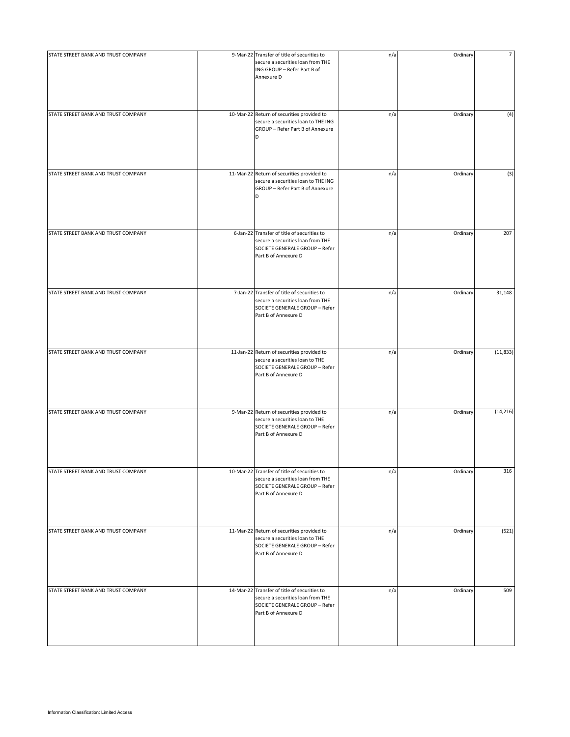| | | | | | |
|---|---|---|---|---|---|
| STATE STREET BANK AND TRUST COMPANY | 9-Mar-22 | Transfer of title of securities to secure a securities loan from THE ING GROUP – Refer Part B of Annexure D | n/a | Ordinary | 7 |
| STATE STREET BANK AND TRUST COMPANY | 10-Mar-22 | Return of securities provided to secure a securities loan to THE ING GROUP – Refer Part B of Annexure D | n/a | Ordinary | (4) |
| STATE STREET BANK AND TRUST COMPANY | 11-Mar-22 | Return of securities provided to secure a securities loan to THE ING GROUP – Refer Part B of Annexure D | n/a | Ordinary | (3) |
| STATE STREET BANK AND TRUST COMPANY | 6-Jan-22 | Transfer of title of securities to secure a securities loan from THE SOCIETE GENERALE GROUP – Refer Part B of Annexure D | n/a | Ordinary | 207 |
| STATE STREET BANK AND TRUST COMPANY | 7-Jan-22 | Transfer of title of securities to secure a securities loan from THE SOCIETE GENERALE GROUP – Refer Part B of Annexure D | n/a | Ordinary | 31,148 |
| STATE STREET BANK AND TRUST COMPANY | 11-Jan-22 | Return of securities provided to secure a securities loan to THE SOCIETE GENERALE GROUP – Refer Part B of Annexure D | n/a | Ordinary | (11,833) |
| STATE STREET BANK AND TRUST COMPANY | 9-Mar-22 | Return of securities provided to secure a securities loan to THE SOCIETE GENERALE GROUP – Refer Part B of Annexure D | n/a | Ordinary | (14,216) |
| STATE STREET BANK AND TRUST COMPANY | 10-Mar-22 | Transfer of title of securities to secure a securities loan from THE SOCIETE GENERALE GROUP – Refer Part B of Annexure D | n/a | Ordinary | 316 |
| STATE STREET BANK AND TRUST COMPANY | 11-Mar-22 | Return of securities provided to secure a securities loan to THE SOCIETE GENERALE GROUP – Refer Part B of Annexure D | n/a | Ordinary | (521) |
| STATE STREET BANK AND TRUST COMPANY | 14-Mar-22 | Transfer of title of securities to secure a securities loan from THE SOCIETE GENERALE GROUP – Refer Part B of Annexure D | n/a | Ordinary | 509 |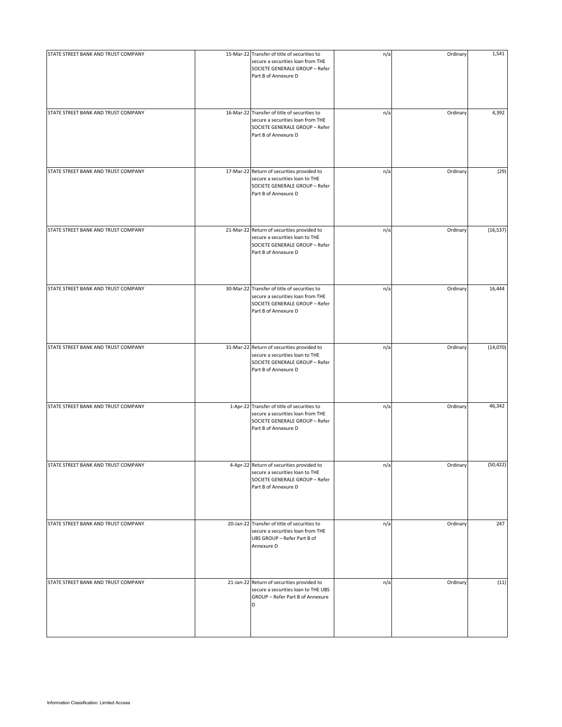| | | | | | |
|---|---|---|---|---|---|
| STATE STREET BANK AND TRUST COMPANY | 15-Mar-22 | Transfer of title of securities to secure a securities loan from THE SOCIETE GENERALE GROUP – Refer Part B of Annexure D | n/a | Ordinary | 1,541 |
| STATE STREET BANK AND TRUST COMPANY | 16-Mar-22 | Transfer of title of securities to secure a securities loan from THE SOCIETE GENERALE GROUP – Refer Part B of Annexure D | n/a | Ordinary | 4,392 |
| STATE STREET BANK AND TRUST COMPANY | 17-Mar-22 | Return of securities provided to secure a securities loan to THE SOCIETE GENERALE GROUP – Refer Part B of Annexure D | n/a | Ordinary | (29) |
| STATE STREET BANK AND TRUST COMPANY | 21-Mar-22 | Return of securities provided to secure a securities loan to THE SOCIETE GENERALE GROUP – Refer Part B of Annexure D | n/a | Ordinary | (16,537) |
| STATE STREET BANK AND TRUST COMPANY | 30-Mar-22 | Transfer of title of securities to secure a securities loan from THE SOCIETE GENERALE GROUP – Refer Part B of Annexure D | n/a | Ordinary | 16,444 |
| STATE STREET BANK AND TRUST COMPANY | 31-Mar-22 | Return of securities provided to secure a securities loan to THE SOCIETE GENERALE GROUP – Refer Part B of Annexure D | n/a | Ordinary | (14,070) |
| STATE STREET BANK AND TRUST COMPANY | 1-Apr-22 | Transfer of title of securities to secure a securities loan from THE SOCIETE GENERALE GROUP – Refer Part B of Annexure D | n/a | Ordinary | 46,342 |
| STATE STREET BANK AND TRUST COMPANY | 4-Apr-22 | Return of securities provided to secure a securities loan to THE SOCIETE GENERALE GROUP – Refer Part B of Annexure D | n/a | Ordinary | (50,422) |
| STATE STREET BANK AND TRUST COMPANY | 20-Jan-22 | Transfer of title of securities to secure a securities loan from THE UBS GROUP – Refer Part B of Annexure D | n/a | Ordinary | 247 |
| STATE STREET BANK AND TRUST COMPANY | 21-Jan-22 | Return of securities provided to secure a securities loan to THE UBS GROUP – Refer Part B of Annexure D | n/a | Ordinary | (11) |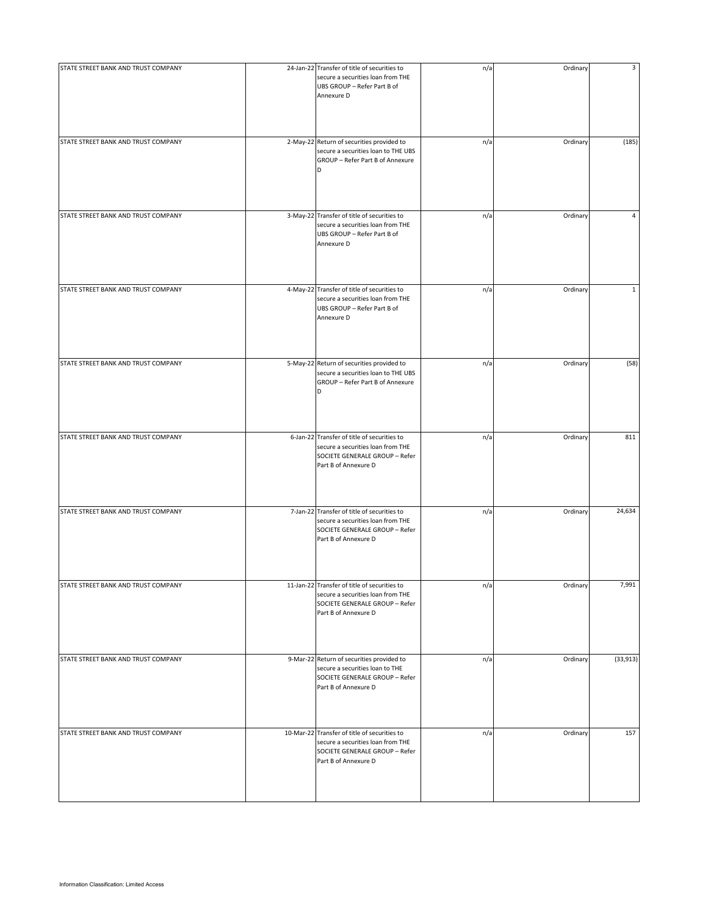| | | | | | |
|---|---|---|---|---|---|
| STATE STREET BANK AND TRUST COMPANY | 24-Jan-22 | Transfer of title of securities to secure a securities loan from THE UBS GROUP – Refer Part B of Annexure D | n/a | Ordinary | 3 |
| STATE STREET BANK AND TRUST COMPANY | 2-May-22 | Return of securities provided to secure a securities loan to THE UBS GROUP – Refer Part B of Annexure D | n/a | Ordinary | (185) |
| STATE STREET BANK AND TRUST COMPANY | 3-May-22 | Transfer of title of securities to secure a securities loan from THE UBS GROUP – Refer Part B of Annexure D | n/a | Ordinary | 4 |
| STATE STREET BANK AND TRUST COMPANY | 4-May-22 | Transfer of title of securities to secure a securities loan from THE UBS GROUP – Refer Part B of Annexure D | n/a | Ordinary | 1 |
| STATE STREET BANK AND TRUST COMPANY | 5-May-22 | Return of securities provided to secure a securities loan to THE UBS GROUP – Refer Part B of Annexure D | n/a | Ordinary | (58) |
| STATE STREET BANK AND TRUST COMPANY | 6-Jan-22 | Transfer of title of securities to secure a securities loan from THE SOCIETE GENERALE GROUP – Refer Part B of Annexure D | n/a | Ordinary | 811 |
| STATE STREET BANK AND TRUST COMPANY | 7-Jan-22 | Transfer of title of securities to secure a securities loan from THE SOCIETE GENERALE GROUP – Refer Part B of Annexure D | n/a | Ordinary | 24,634 |
| STATE STREET BANK AND TRUST COMPANY | 11-Jan-22 | Transfer of title of securities to secure a securities loan from THE SOCIETE GENERALE GROUP – Refer Part B of Annexure D | n/a | Ordinary | 7,991 |
| STATE STREET BANK AND TRUST COMPANY | 9-Mar-22 | Return of securities provided to secure a securities loan to THE SOCIETE GENERALE GROUP – Refer Part B of Annexure D | n/a | Ordinary | (33,913) |
| STATE STREET BANK AND TRUST COMPANY | 10-Mar-22 | Transfer of title of securities to secure a securities loan from THE SOCIETE GENERALE GROUP – Refer Part B of Annexure D | n/a | Ordinary | 157 |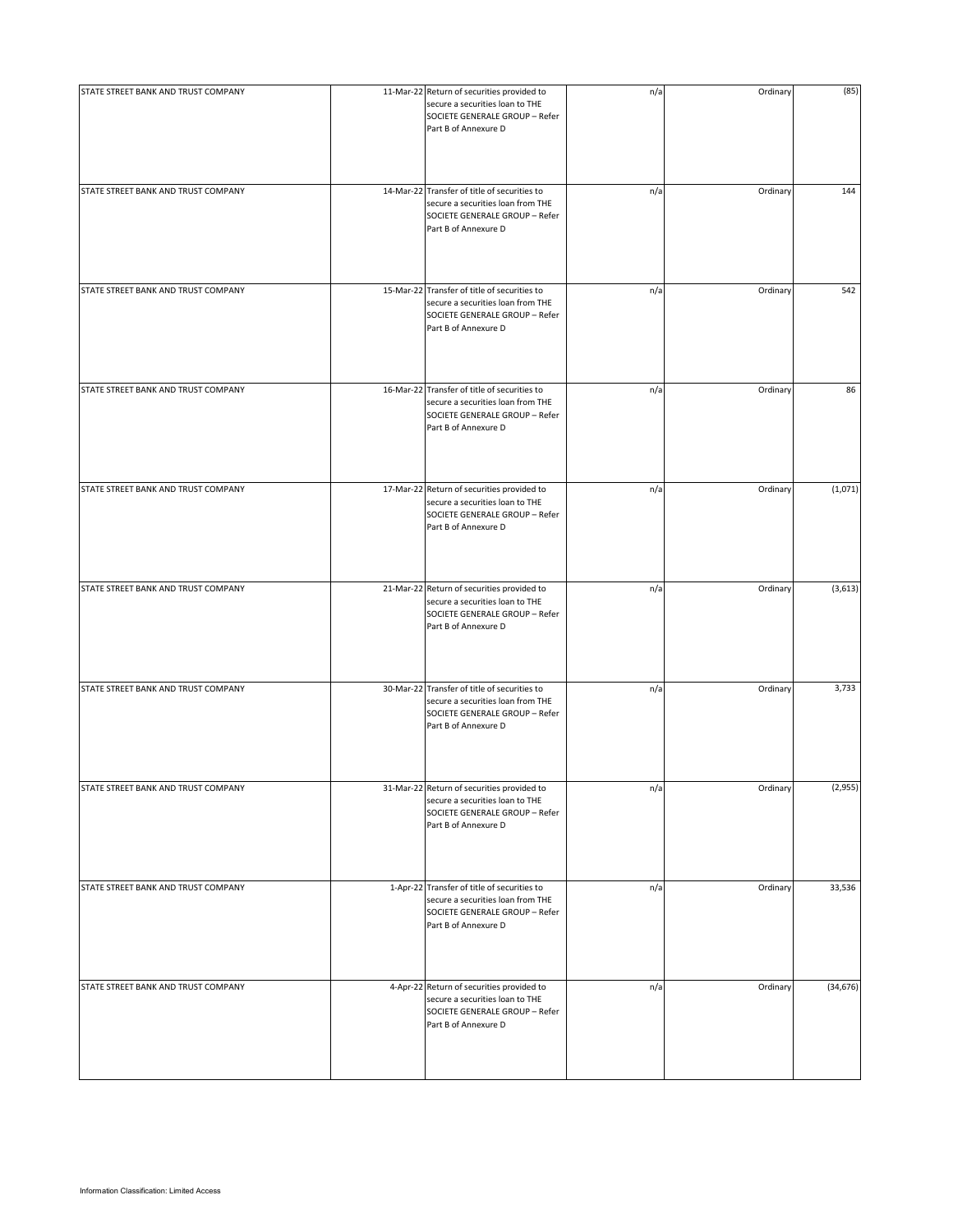| | | | | | |
|---|---|---|---|---|---|
| STATE STREET BANK AND TRUST COMPANY | 11-Mar-22 | Return of securities provided to secure a securities loan to THE SOCIETE GENERALE GROUP – Refer Part B of Annexure D | n/a | Ordinary | (85) |
| STATE STREET BANK AND TRUST COMPANY | 14-Mar-22 | Transfer of title of securities to secure a securities loan from THE SOCIETE GENERALE GROUP – Refer Part B of Annexure D | n/a | Ordinary | 144 |
| STATE STREET BANK AND TRUST COMPANY | 15-Mar-22 | Transfer of title of securities to secure a securities loan from THE SOCIETE GENERALE GROUP – Refer Part B of Annexure D | n/a | Ordinary | 542 |
| STATE STREET BANK AND TRUST COMPANY | 16-Mar-22 | Transfer of title of securities to secure a securities loan from THE SOCIETE GENERALE GROUP – Refer Part B of Annexure D | n/a | Ordinary | 86 |
| STATE STREET BANK AND TRUST COMPANY | 17-Mar-22 | Return of securities provided to secure a securities loan to THE SOCIETE GENERALE GROUP – Refer Part B of Annexure D | n/a | Ordinary | (1,071) |
| STATE STREET BANK AND TRUST COMPANY | 21-Mar-22 | Return of securities provided to secure a securities loan to THE SOCIETE GENERALE GROUP – Refer Part B of Annexure D | n/a | Ordinary | (3,613) |
| STATE STREET BANK AND TRUST COMPANY | 30-Mar-22 | Transfer of title of securities to secure a securities loan from THE SOCIETE GENERALE GROUP – Refer Part B of Annexure D | n/a | Ordinary | 3,733 |
| STATE STREET BANK AND TRUST COMPANY | 31-Mar-22 | Return of securities provided to secure a securities loan to THE SOCIETE GENERALE GROUP – Refer Part B of Annexure D | n/a | Ordinary | (2,955) |
| STATE STREET BANK AND TRUST COMPANY | 1-Apr-22 | Transfer of title of securities to secure a securities loan from THE SOCIETE GENERALE GROUP – Refer Part B of Annexure D | n/a | Ordinary | 33,536 |
| STATE STREET BANK AND TRUST COMPANY | 4-Apr-22 | Return of securities provided to secure a securities loan to THE SOCIETE GENERALE GROUP – Refer Part B of Annexure D | n/a | Ordinary | (34,676) |

Information Classification: Limited Access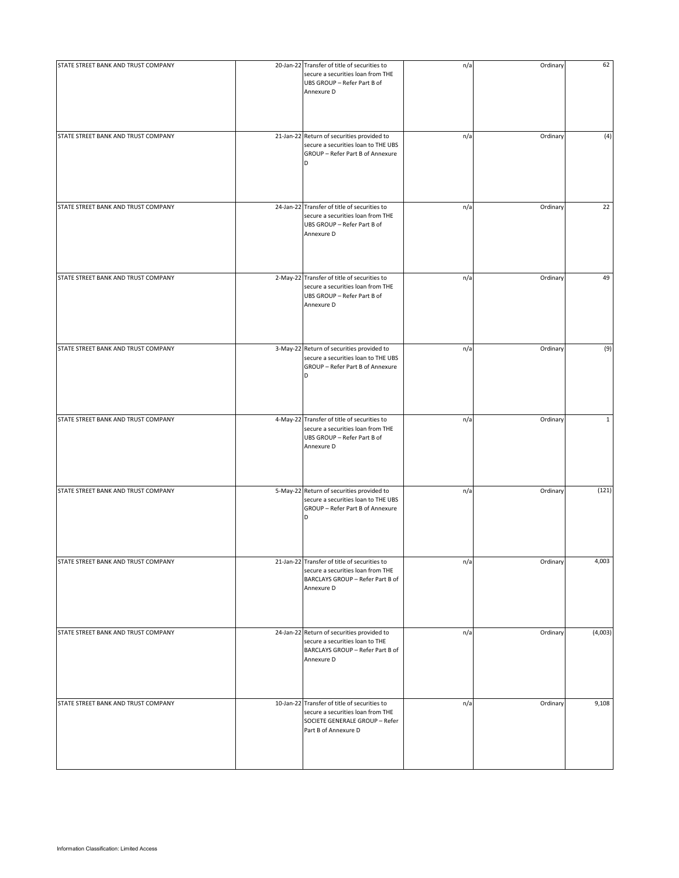| | | | | | |
|---|---|---|---|---|---|
| STATE STREET BANK AND TRUST COMPANY | 20-Jan-22 | Transfer of title of securities to secure a securities loan from THE UBS GROUP – Refer Part B of Annexure D | n/a | Ordinary | 62 |
| STATE STREET BANK AND TRUST COMPANY | 21-Jan-22 | Return of securities provided to secure a securities loan to THE UBS GROUP – Refer Part B of Annexure D | n/a | Ordinary | (4) |
| STATE STREET BANK AND TRUST COMPANY | 24-Jan-22 | Transfer of title of securities to secure a securities loan from THE UBS GROUP – Refer Part B of Annexure D | n/a | Ordinary | 22 |
| STATE STREET BANK AND TRUST COMPANY | 2-May-22 | Transfer of title of securities to secure a securities loan from THE UBS GROUP – Refer Part B of Annexure D | n/a | Ordinary | 49 |
| STATE STREET BANK AND TRUST COMPANY | 3-May-22 | Return of securities provided to secure a securities loan to THE UBS GROUP – Refer Part B of Annexure D | n/a | Ordinary | (9) |
| STATE STREET BANK AND TRUST COMPANY | 4-May-22 | Transfer of title of securities to secure a securities loan from THE UBS GROUP – Refer Part B of Annexure D | n/a | Ordinary | 1 |
| STATE STREET BANK AND TRUST COMPANY | 5-May-22 | Return of securities provided to secure a securities loan to THE UBS GROUP – Refer Part B of Annexure D | n/a | Ordinary | (121) |
| STATE STREET BANK AND TRUST COMPANY | 21-Jan-22 | Transfer of title of securities to secure a securities loan from THE BARCLAYS GROUP – Refer Part B of Annexure D | n/a | Ordinary | 4,003 |
| STATE STREET BANK AND TRUST COMPANY | 24-Jan-22 | Return of securities provided to secure a securities loan to THE BARCLAYS GROUP – Refer Part B of Annexure D | n/a | Ordinary | (4,003) |
| STATE STREET BANK AND TRUST COMPANY | 10-Jan-22 | Transfer of title of securities to secure a securities loan from THE SOCIETE GENERALE GROUP – Refer Part B of Annexure D | n/a | Ordinary | 9,108 |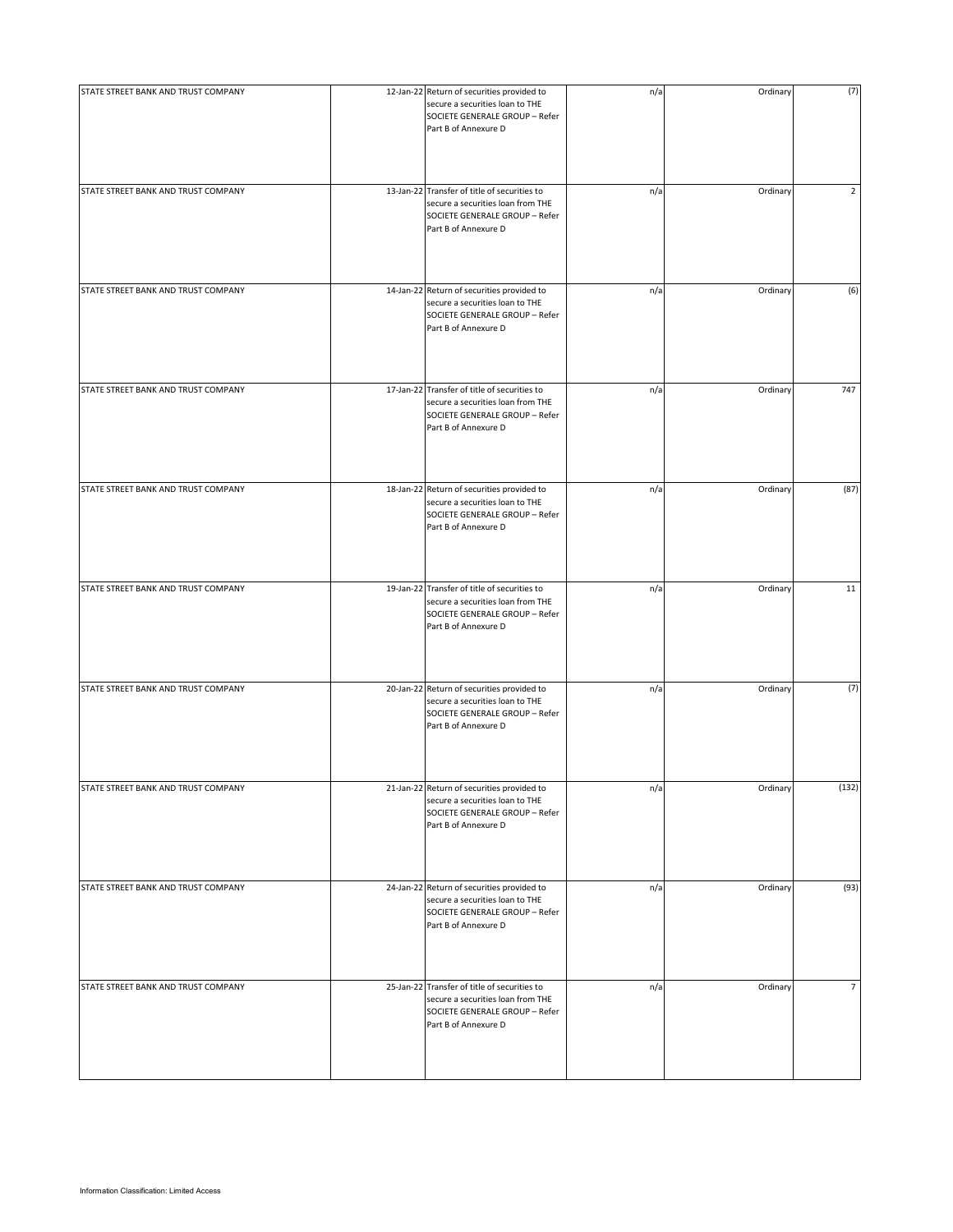| | | | | | |
|---|---|---|---|---|---|
| STATE STREET BANK AND TRUST COMPANY | 12-Jan-22 | Return of securities provided to secure a securities loan to THE SOCIETE GENERALE GROUP – Refer Part B of Annexure D | n/a | Ordinary | (7) |
| STATE STREET BANK AND TRUST COMPANY | 13-Jan-22 | Transfer of title of securities to secure a securities loan from THE SOCIETE GENERALE GROUP – Refer Part B of Annexure D | n/a | Ordinary | 2 |
| STATE STREET BANK AND TRUST COMPANY | 14-Jan-22 | Return of securities provided to secure a securities loan to THE SOCIETE GENERALE GROUP – Refer Part B of Annexure D | n/a | Ordinary | (6) |
| STATE STREET BANK AND TRUST COMPANY | 17-Jan-22 | Transfer of title of securities to secure a securities loan from THE SOCIETE GENERALE GROUP – Refer Part B of Annexure D | n/a | Ordinary | 747 |
| STATE STREET BANK AND TRUST COMPANY | 18-Jan-22 | Return of securities provided to secure a securities loan to THE SOCIETE GENERALE GROUP – Refer Part B of Annexure D | n/a | Ordinary | (87) |
| STATE STREET BANK AND TRUST COMPANY | 19-Jan-22 | Transfer of title of securities to secure a securities loan from THE SOCIETE GENERALE GROUP – Refer Part B of Annexure D | n/a | Ordinary | 11 |
| STATE STREET BANK AND TRUST COMPANY | 20-Jan-22 | Return of securities provided to secure a securities loan to THE SOCIETE GENERALE GROUP – Refer Part B of Annexure D | n/a | Ordinary | (7) |
| STATE STREET BANK AND TRUST COMPANY | 21-Jan-22 | Return of securities provided to secure a securities loan to THE SOCIETE GENERALE GROUP – Refer Part B of Annexure D | n/a | Ordinary | (132) |
| STATE STREET BANK AND TRUST COMPANY | 24-Jan-22 | Return of securities provided to secure a securities loan to THE SOCIETE GENERALE GROUP – Refer Part B of Annexure D | n/a | Ordinary | (93) |
| STATE STREET BANK AND TRUST COMPANY | 25-Jan-22 | Transfer of title of securities to secure a securities loan from THE SOCIETE GENERALE GROUP – Refer Part B of Annexure D | n/a | Ordinary | 7 |

Information Classification: Limited Access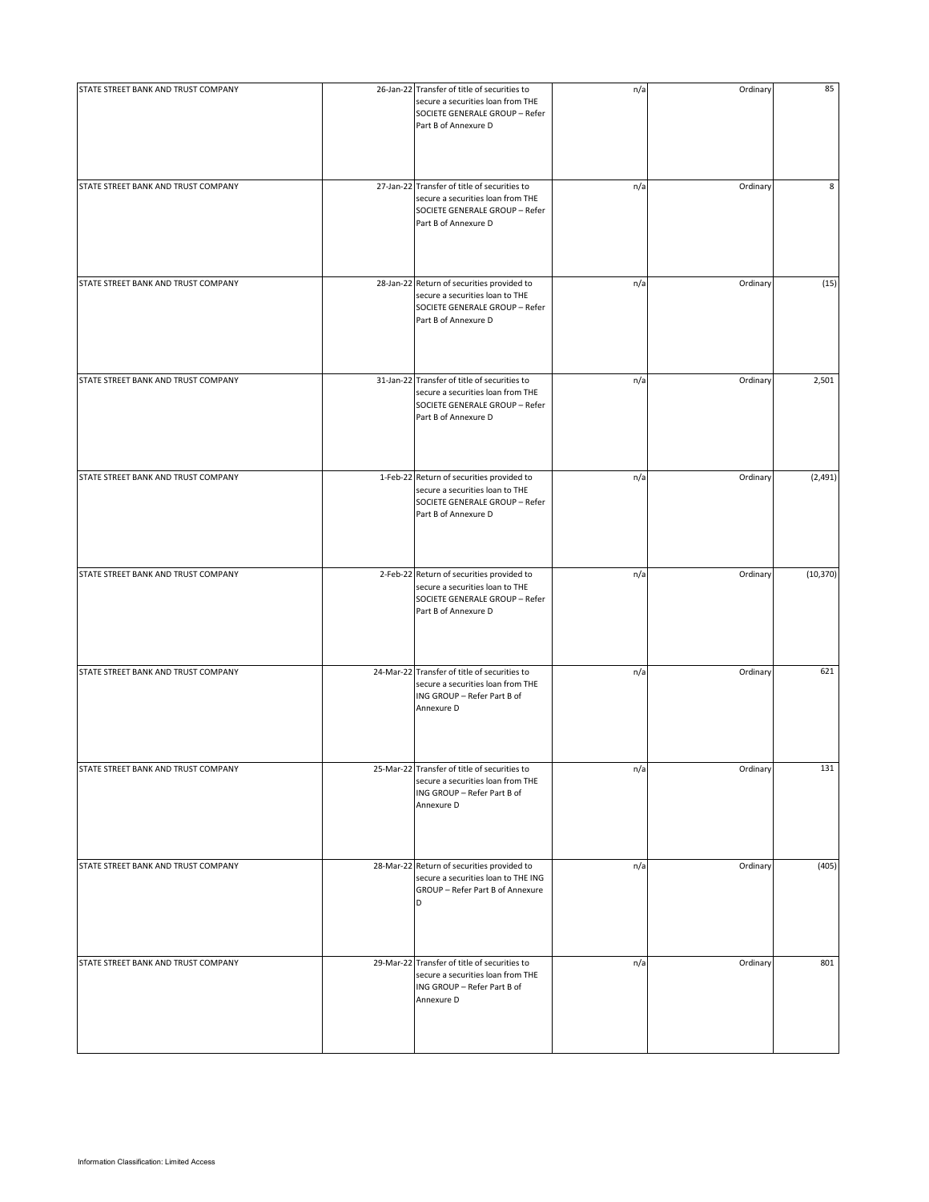| | | | | | |
|---|---|---|---|---|---|
| STATE STREET BANK AND TRUST COMPANY | 26-Jan-22 | Transfer of title of securities to secure a securities loan from THE SOCIETE GENERALE GROUP – Refer Part B of Annexure D | n/a | Ordinary | 85 |
| STATE STREET BANK AND TRUST COMPANY | 27-Jan-22 | Transfer of title of securities to secure a securities loan from THE SOCIETE GENERALE GROUP – Refer Part B of Annexure D | n/a | Ordinary | 8 |
| STATE STREET BANK AND TRUST COMPANY | 28-Jan-22 | Return of securities provided to secure a securities loan to THE SOCIETE GENERALE GROUP – Refer Part B of Annexure D | n/a | Ordinary | (15) |
| STATE STREET BANK AND TRUST COMPANY | 31-Jan-22 | Transfer of title of securities to secure a securities loan from THE SOCIETE GENERALE GROUP – Refer Part B of Annexure D | n/a | Ordinary | 2,501 |
| STATE STREET BANK AND TRUST COMPANY | 1-Feb-22 | Return of securities provided to secure a securities loan to THE SOCIETE GENERALE GROUP – Refer Part B of Annexure D | n/a | Ordinary | (2,491) |
| STATE STREET BANK AND TRUST COMPANY | 2-Feb-22 | Return of securities provided to secure a securities loan to THE SOCIETE GENERALE GROUP – Refer Part B of Annexure D | n/a | Ordinary | (10,370) |
| STATE STREET BANK AND TRUST COMPANY | 24-Mar-22 | Transfer of title of securities to secure a securities loan from THE ING GROUP – Refer Part B of Annexure D | n/a | Ordinary | 621 |
| STATE STREET BANK AND TRUST COMPANY | 25-Mar-22 | Transfer of title of securities to secure a securities loan from THE ING GROUP – Refer Part B of Annexure D | n/a | Ordinary | 131 |
| STATE STREET BANK AND TRUST COMPANY | 28-Mar-22 | Return of securities provided to secure a securities loan to THE ING GROUP – Refer Part B of Annexure D | n/a | Ordinary | (405) |
| STATE STREET BANK AND TRUST COMPANY | 29-Mar-22 | Transfer of title of securities to secure a securities loan from THE ING GROUP – Refer Part B of Annexure D | n/a | Ordinary | 801 |

Information Classification: Limited Access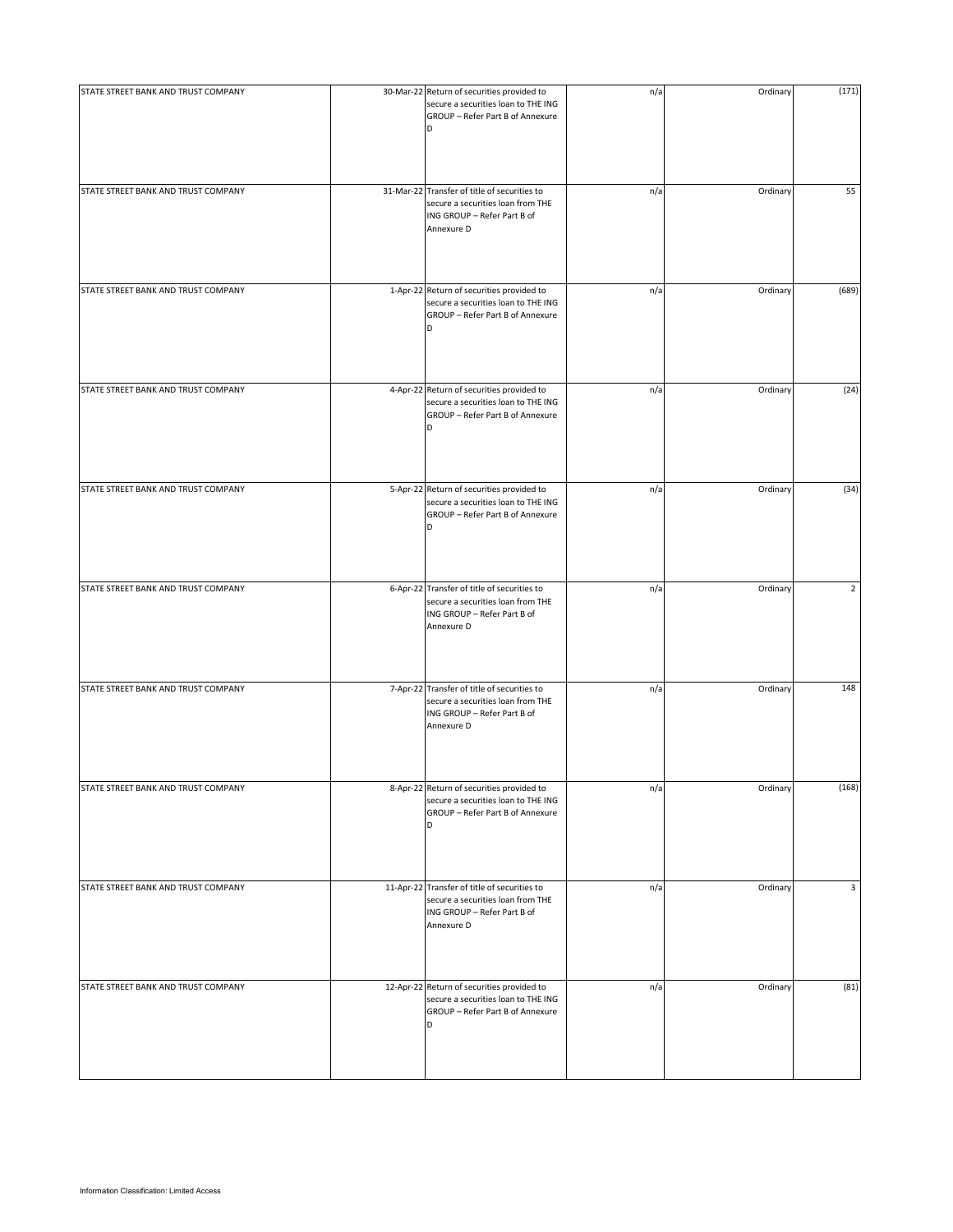| | | | | | |
|---|---|---|---|---|---|
| STATE STREET BANK AND TRUST COMPANY | 30-Mar-22 | Return of securities provided to secure a securities loan to THE ING GROUP – Refer Part B of Annexure D | n/a | Ordinary | (171) |
| STATE STREET BANK AND TRUST COMPANY | 31-Mar-22 | Transfer of title of securities to secure a securities loan from THE ING GROUP – Refer Part B of Annexure D | n/a | Ordinary | 55 |
| STATE STREET BANK AND TRUST COMPANY | 1-Apr-22 | Return of securities provided to secure a securities loan to THE ING GROUP – Refer Part B of Annexure D | n/a | Ordinary | (689) |
| STATE STREET BANK AND TRUST COMPANY | 4-Apr-22 | Return of securities provided to secure a securities loan to THE ING GROUP – Refer Part B of Annexure D | n/a | Ordinary | (24) |
| STATE STREET BANK AND TRUST COMPANY | 5-Apr-22 | Return of securities provided to secure a securities loan to THE ING GROUP – Refer Part B of Annexure D | n/a | Ordinary | (34) |
| STATE STREET BANK AND TRUST COMPANY | 6-Apr-22 | Transfer of title of securities to secure a securities loan from THE ING GROUP – Refer Part B of Annexure D | n/a | Ordinary | 2 |
| STATE STREET BANK AND TRUST COMPANY | 7-Apr-22 | Transfer of title of securities to secure a securities loan from THE ING GROUP – Refer Part B of Annexure D | n/a | Ordinary | 148 |
| STATE STREET BANK AND TRUST COMPANY | 8-Apr-22 | Return of securities provided to secure a securities loan to THE ING GROUP – Refer Part B of Annexure D | n/a | Ordinary | (168) |
| STATE STREET BANK AND TRUST COMPANY | 11-Apr-22 | Transfer of title of securities to secure a securities loan from THE ING GROUP – Refer Part B of Annexure D | n/a | Ordinary | 3 |
| STATE STREET BANK AND TRUST COMPANY | 12-Apr-22 | Return of securities provided to secure a securities loan to THE ING GROUP – Refer Part B of Annexure D | n/a | Ordinary | (81) |

Information Classification: Limited Access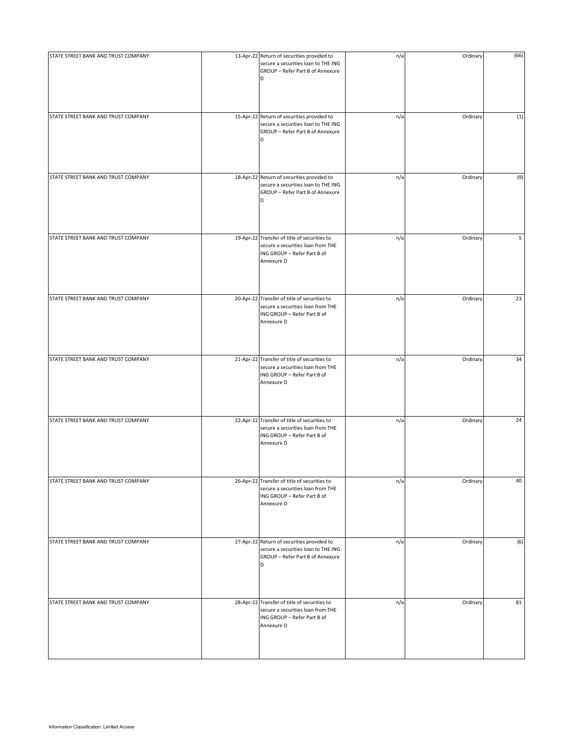| | | | | | |
|---|---|---|---|---|---|
| STATE STREET BANK AND TRUST COMPANY | 13-Apr-22 | Return of securities provided to secure a securities loan to THE ING GROUP – Refer Part B of Annexure D | n/a | Ordinary | (66) |
| STATE STREET BANK AND TRUST COMPANY | 15-Apr-22 | Return of securities provided to secure a securities loan to THE ING GROUP – Refer Part B of Annexure D | n/a | Ordinary | (1) |
| STATE STREET BANK AND TRUST COMPANY | 18-Apr-22 | Return of securities provided to secure a securities loan to THE ING GROUP – Refer Part B of Annexure D | n/a | Ordinary | (9) |
| STATE STREET BANK AND TRUST COMPANY | 19-Apr-22 | Transfer of title of securities to secure a securities loan from THE ING GROUP – Refer Part B of Annexure D | n/a | Ordinary | 5 |
| STATE STREET BANK AND TRUST COMPANY | 20-Apr-22 | Transfer of title of securities to secure a securities loan from THE ING GROUP – Refer Part B of Annexure D | n/a | Ordinary | 23 |
| STATE STREET BANK AND TRUST COMPANY | 21-Apr-22 | Transfer of title of securities to secure a securities loan from THE ING GROUP – Refer Part B of Annexure D | n/a | Ordinary | 34 |
| STATE STREET BANK AND TRUST COMPANY | 22-Apr-22 | Transfer of title of securities to secure a securities loan from THE ING GROUP – Refer Part B of Annexure D | n/a | Ordinary | 24 |
| STATE STREET BANK AND TRUST COMPANY | 26-Apr-22 | Transfer of title of securities to secure a securities loan from THE ING GROUP – Refer Part B of Annexure D | n/a | Ordinary | 40 |
| STATE STREET BANK AND TRUST COMPANY | 27-Apr-22 | Return of securities provided to secure a securities loan to THE ING GROUP – Refer Part B of Annexure D | n/a | Ordinary | (6) |
| STATE STREET BANK AND TRUST COMPANY | 28-Apr-22 | Transfer of title of securities to secure a securities loan from THE ING GROUP – Refer Part B of Annexure D | n/a | Ordinary | 81 |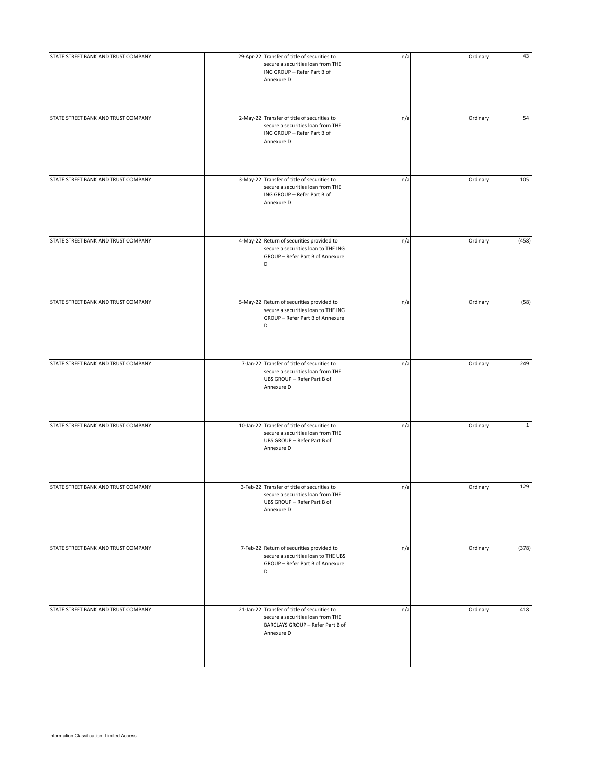| | | | | | |
|---|---|---|---|---|---|
| STATE STREET BANK AND TRUST COMPANY | 29-Apr-22 | Transfer of title of securities to secure a securities loan from THE ING GROUP – Refer Part B of Annexure D | n/a | Ordinary | 43 |
| STATE STREET BANK AND TRUST COMPANY | 2-May-22 | Transfer of title of securities to secure a securities loan from THE ING GROUP – Refer Part B of Annexure D | n/a | Ordinary | 54 |
| STATE STREET BANK AND TRUST COMPANY | 3-May-22 | Transfer of title of securities to secure a securities loan from THE ING GROUP – Refer Part B of Annexure D | n/a | Ordinary | 105 |
| STATE STREET BANK AND TRUST COMPANY | 4-May-22 | Return of securities provided to secure a securities loan to THE ING GROUP – Refer Part B of Annexure D | n/a | Ordinary | (458) |
| STATE STREET BANK AND TRUST COMPANY | 5-May-22 | Return of securities provided to secure a securities loan to THE ING GROUP – Refer Part B of Annexure D | n/a | Ordinary | (58) |
| STATE STREET BANK AND TRUST COMPANY | 7-Jan-22 | Transfer of title of securities to secure a securities loan from THE UBS GROUP – Refer Part B of Annexure D | n/a | Ordinary | 249 |
| STATE STREET BANK AND TRUST COMPANY | 10-Jan-22 | Transfer of title of securities to secure a securities loan from THE UBS GROUP – Refer Part B of Annexure D | n/a | Ordinary | 1 |
| STATE STREET BANK AND TRUST COMPANY | 3-Feb-22 | Transfer of title of securities to secure a securities loan from THE UBS GROUP – Refer Part B of Annexure D | n/a | Ordinary | 129 |
| STATE STREET BANK AND TRUST COMPANY | 7-Feb-22 | Return of securities provided to secure a securities loan to THE UBS GROUP – Refer Part B of Annexure D | n/a | Ordinary | (378) |
| STATE STREET BANK AND TRUST COMPANY | 21-Jan-22 | Transfer of title of securities to secure a securities loan from THE BARCLAYS GROUP – Refer Part B of Annexure D | n/a | Ordinary | 418 |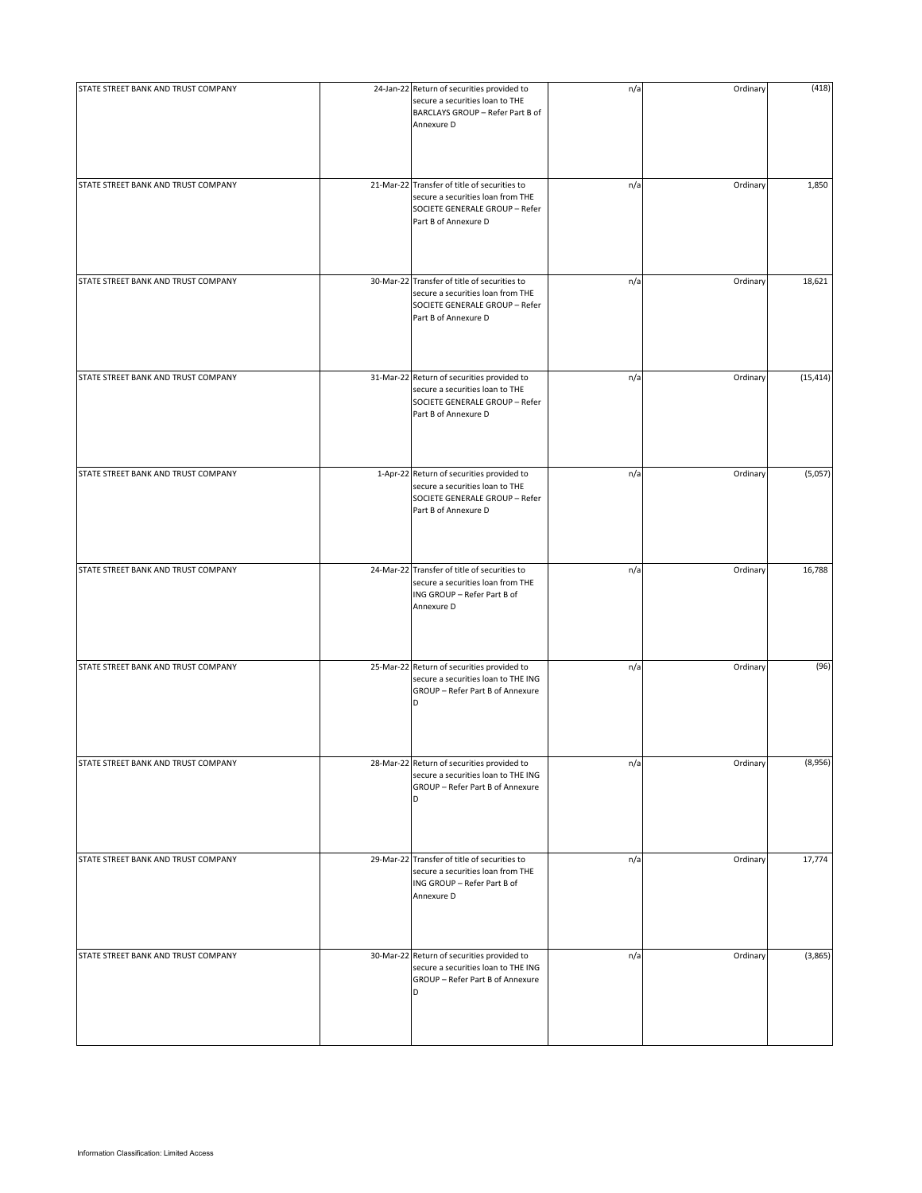| | | | | | |
|---|---|---|---|---|---|
| STATE STREET BANK AND TRUST COMPANY | 24-Jan-22 | Return of securities provided to secure a securities loan to THE BARCLAYS GROUP – Refer Part B of Annexure D | n/a | Ordinary | (418) |
| STATE STREET BANK AND TRUST COMPANY | 21-Mar-22 | Transfer of title of securities to secure a securities loan from THE SOCIETE GENERALE GROUP – Refer Part B of Annexure D | n/a | Ordinary | 1,850 |
| STATE STREET BANK AND TRUST COMPANY | 30-Mar-22 | Transfer of title of securities to secure a securities loan from THE SOCIETE GENERALE GROUP – Refer Part B of Annexure D | n/a | Ordinary | 18,621 |
| STATE STREET BANK AND TRUST COMPANY | 31-Mar-22 | Return of securities provided to secure a securities loan to THE SOCIETE GENERALE GROUP – Refer Part B of Annexure D | n/a | Ordinary | (15,414) |
| STATE STREET BANK AND TRUST COMPANY | 1-Apr-22 | Return of securities provided to secure a securities loan to THE SOCIETE GENERALE GROUP – Refer Part B of Annexure D | n/a | Ordinary | (5,057) |
| STATE STREET BANK AND TRUST COMPANY | 24-Mar-22 | Transfer of title of securities to secure a securities loan from THE ING GROUP – Refer Part B of Annexure D | n/a | Ordinary | 16,788 |
| STATE STREET BANK AND TRUST COMPANY | 25-Mar-22 | Return of securities provided to secure a securities loan to THE ING GROUP – Refer Part B of Annexure D | n/a | Ordinary | (96) |
| STATE STREET BANK AND TRUST COMPANY | 28-Mar-22 | Return of securities provided to secure a securities loan to THE ING GROUP – Refer Part B of Annexure D | n/a | Ordinary | (8,956) |
| STATE STREET BANK AND TRUST COMPANY | 29-Mar-22 | Transfer of title of securities to secure a securities loan from THE ING GROUP – Refer Part B of Annexure D | n/a | Ordinary | 17,774 |
| STATE STREET BANK AND TRUST COMPANY | 30-Mar-22 | Return of securities provided to secure a securities loan to THE ING GROUP – Refer Part B of Annexure D | n/a | Ordinary | (3,865) |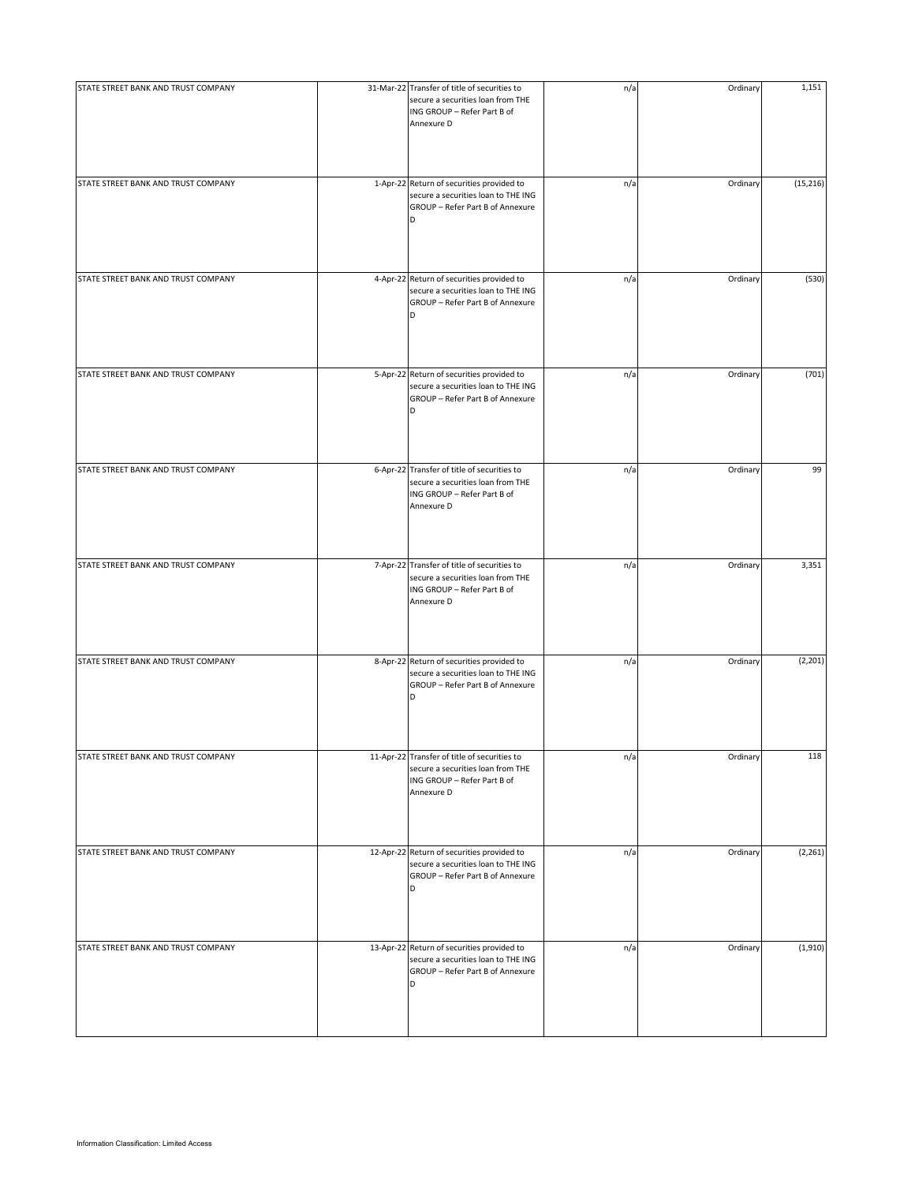| | | | | | |
|---|---|---|---|---|---|
| STATE STREET BANK AND TRUST COMPANY | 31-Mar-22 | Transfer of title of securities to secure a securities loan from THE ING GROUP – Refer Part B of Annexure D | n/a | Ordinary | 1,151 |
| STATE STREET BANK AND TRUST COMPANY | 1-Apr-22 | Return of securities provided to secure a securities loan to THE ING GROUP – Refer Part B of Annexure D | n/a | Ordinary | (15,216) |
| STATE STREET BANK AND TRUST COMPANY | 4-Apr-22 | Return of securities provided to secure a securities loan to THE ING GROUP – Refer Part B of Annexure D | n/a | Ordinary | (530) |
| STATE STREET BANK AND TRUST COMPANY | 5-Apr-22 | Return of securities provided to secure a securities loan to THE ING GROUP – Refer Part B of Annexure D | n/a | Ordinary | (701) |
| STATE STREET BANK AND TRUST COMPANY | 6-Apr-22 | Transfer of title of securities to secure a securities loan from THE ING GROUP – Refer Part B of Annexure D | n/a | Ordinary | 99 |
| STATE STREET BANK AND TRUST COMPANY | 7-Apr-22 | Transfer of title of securities to secure a securities loan from THE ING GROUP – Refer Part B of Annexure D | n/a | Ordinary | 3,351 |
| STATE STREET BANK AND TRUST COMPANY | 8-Apr-22 | Return of securities provided to secure a securities loan to THE ING GROUP – Refer Part B of Annexure D | n/a | Ordinary | (2,201) |
| STATE STREET BANK AND TRUST COMPANY | 11-Apr-22 | Transfer of title of securities to secure a securities loan from THE ING GROUP – Refer Part B of Annexure D | n/a | Ordinary | 118 |
| STATE STREET BANK AND TRUST COMPANY | 12-Apr-22 | Return of securities provided to secure a securities loan to THE ING GROUP – Refer Part B of Annexure D | n/a | Ordinary | (2,261) |
| STATE STREET BANK AND TRUST COMPANY | 13-Apr-22 | Return of securities provided to secure a securities loan to THE ING GROUP – Refer Part B of Annexure D | n/a | Ordinary | (1,910) |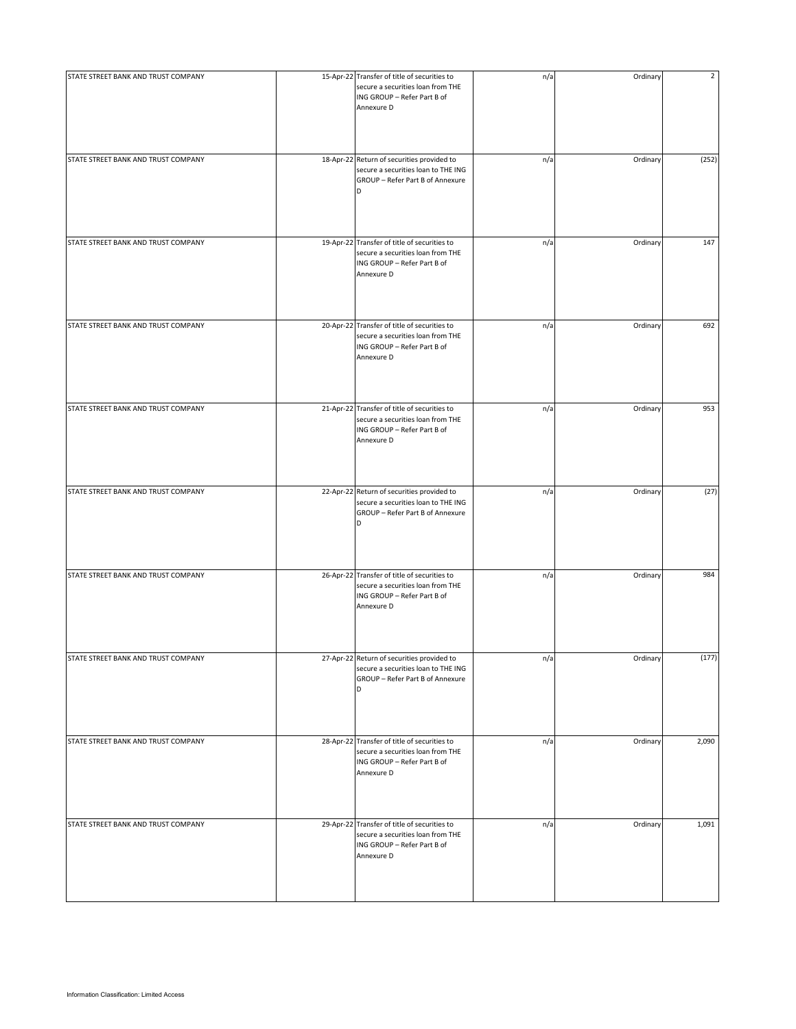| | | | | | |
|---|---|---|---|---|---|
| STATE STREET BANK AND TRUST COMPANY | 15-Apr-22 | Transfer of title of securities to secure a securities loan from THE ING GROUP – Refer Part B of Annexure D | n/a | Ordinary | 2 |
| STATE STREET BANK AND TRUST COMPANY | 18-Apr-22 | Return of securities provided to secure a securities loan to THE ING GROUP – Refer Part B of Annexure D | n/a | Ordinary | (252) |
| STATE STREET BANK AND TRUST COMPANY | 19-Apr-22 | Transfer of title of securities to secure a securities loan from THE ING GROUP – Refer Part B of Annexure D | n/a | Ordinary | 147 |
| STATE STREET BANK AND TRUST COMPANY | 20-Apr-22 | Transfer of title of securities to secure a securities loan from THE ING GROUP – Refer Part B of Annexure D | n/a | Ordinary | 692 |
| STATE STREET BANK AND TRUST COMPANY | 21-Apr-22 | Transfer of title of securities to secure a securities loan from THE ING GROUP – Refer Part B of Annexure D | n/a | Ordinary | 953 |
| STATE STREET BANK AND TRUST COMPANY | 22-Apr-22 | Return of securities provided to secure a securities loan to THE ING GROUP – Refer Part B of Annexure D | n/a | Ordinary | (27) |
| STATE STREET BANK AND TRUST COMPANY | 26-Apr-22 | Transfer of title of securities to secure a securities loan from THE ING GROUP – Refer Part B of Annexure D | n/a | Ordinary | 984 |
| STATE STREET BANK AND TRUST COMPANY | 27-Apr-22 | Return of securities provided to secure a securities loan to THE ING GROUP – Refer Part B of Annexure D | n/a | Ordinary | (177) |
| STATE STREET BANK AND TRUST COMPANY | 28-Apr-22 | Transfer of title of securities to secure a securities loan from THE ING GROUP – Refer Part B of Annexure D | n/a | Ordinary | 2,090 |
| STATE STREET BANK AND TRUST COMPANY | 29-Apr-22 | Transfer of title of securities to secure a securities loan from THE ING GROUP – Refer Part B of Annexure D | n/a | Ordinary | 1,091 |

Information Classification: Limited Access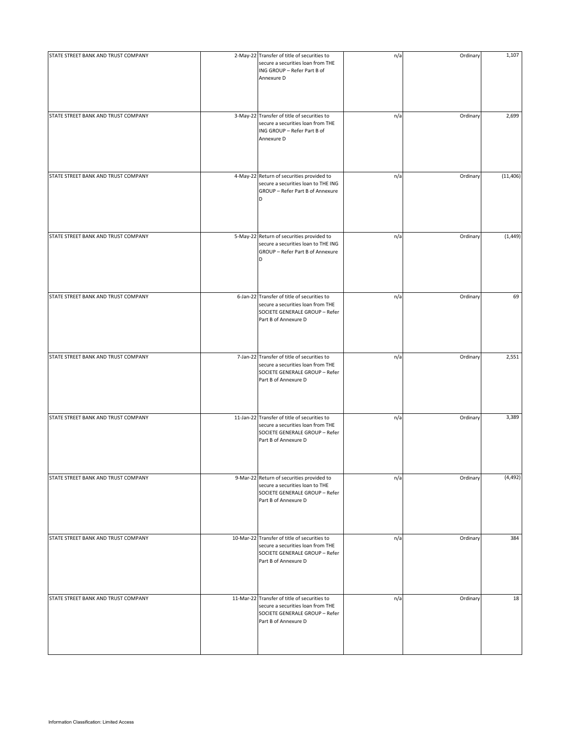| | | | | | |
|---|---|---|---|---|---|
| STATE STREET BANK AND TRUST COMPANY | 2-May-22 | Transfer of title of securities to secure a securities loan from THE ING GROUP – Refer Part B of Annexure D | n/a | Ordinary | 1,107 |
| STATE STREET BANK AND TRUST COMPANY | 3-May-22 | Transfer of title of securities to secure a securities loan from THE ING GROUP – Refer Part B of Annexure D | n/a | Ordinary | 2,699 |
| STATE STREET BANK AND TRUST COMPANY | 4-May-22 | Return of securities provided to secure a securities loan to THE ING GROUP – Refer Part B of Annexure D | n/a | Ordinary | (11,406) |
| STATE STREET BANK AND TRUST COMPANY | 5-May-22 | Return of securities provided to secure a securities loan to THE ING GROUP – Refer Part B of Annexure D | n/a | Ordinary | (1,449) |
| STATE STREET BANK AND TRUST COMPANY | 6-Jan-22 | Transfer of title of securities to secure a securities loan from THE SOCIETE GENERALE GROUP – Refer Part B of Annexure D | n/a | Ordinary | 69 |
| STATE STREET BANK AND TRUST COMPANY | 7-Jan-22 | Transfer of title of securities to secure a securities loan from THE SOCIETE GENERALE GROUP – Refer Part B of Annexure D | n/a | Ordinary | 2,551 |
| STATE STREET BANK AND TRUST COMPANY | 11-Jan-22 | Transfer of title of securities to secure a securities loan from THE SOCIETE GENERALE GROUP – Refer Part B of Annexure D | n/a | Ordinary | 3,389 |
| STATE STREET BANK AND TRUST COMPANY | 9-Mar-22 | Return of securities provided to secure a securities loan to THE SOCIETE GENERALE GROUP – Refer Part B of Annexure D | n/a | Ordinary | (4,492) |
| STATE STREET BANK AND TRUST COMPANY | 10-Mar-22 | Transfer of title of securities to secure a securities loan from THE SOCIETE GENERALE GROUP – Refer Part B of Annexure D | n/a | Ordinary | 384 |
| STATE STREET BANK AND TRUST COMPANY | 11-Mar-22 | Transfer of title of securities to secure a securities loan from THE SOCIETE GENERALE GROUP – Refer Part B of Annexure D | n/a | Ordinary | 18 |

Information Classification: Limited Access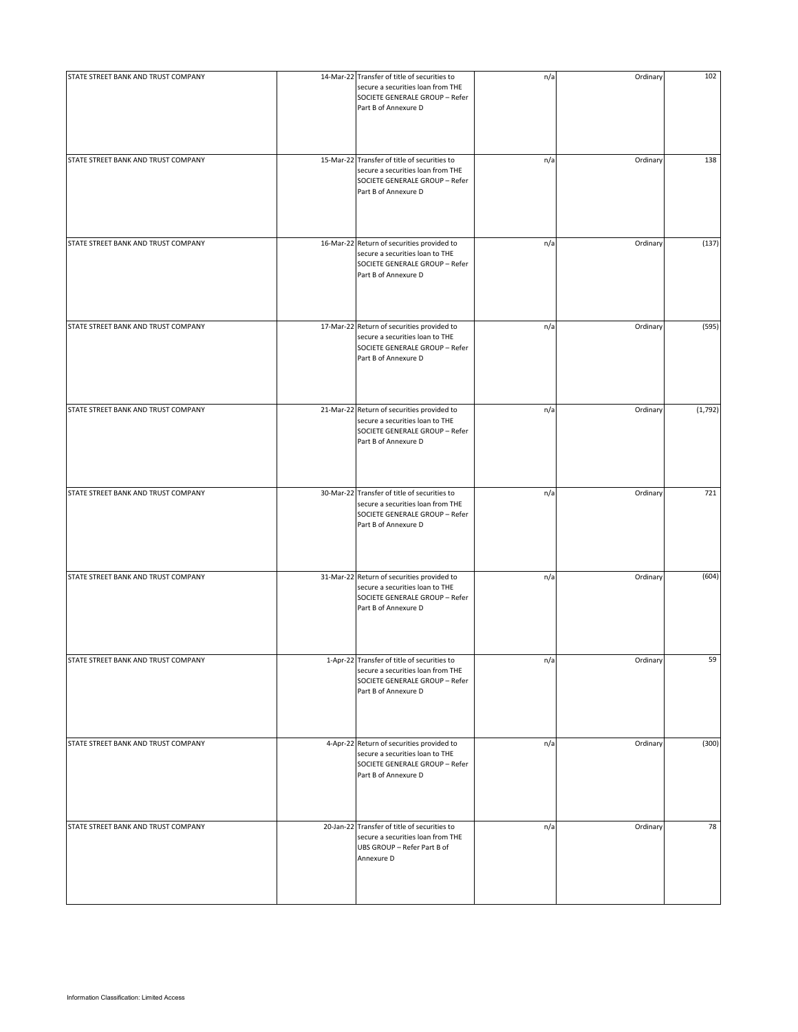| | | | | | |
|---|---|---|---|---|---|
| STATE STREET BANK AND TRUST COMPANY | 14-Mar-22 | Transfer of title of securities to secure a securities loan from THE SOCIETE GENERALE GROUP – Refer Part B of Annexure D | n/a | Ordinary | 102 |
| STATE STREET BANK AND TRUST COMPANY | 15-Mar-22 | Transfer of title of securities to secure a securities loan from THE SOCIETE GENERALE GROUP – Refer Part B of Annexure D | n/a | Ordinary | 138 |
| STATE STREET BANK AND TRUST COMPANY | 16-Mar-22 | Return of securities provided to secure a securities loan to THE SOCIETE GENERALE GROUP – Refer Part B of Annexure D | n/a | Ordinary | (137) |
| STATE STREET BANK AND TRUST COMPANY | 17-Mar-22 | Return of securities provided to secure a securities loan to THE SOCIETE GENERALE GROUP – Refer Part B of Annexure D | n/a | Ordinary | (595) |
| STATE STREET BANK AND TRUST COMPANY | 21-Mar-22 | Return of securities provided to secure a securities loan to THE SOCIETE GENERALE GROUP – Refer Part B of Annexure D | n/a | Ordinary | (1,792) |
| STATE STREET BANK AND TRUST COMPANY | 30-Mar-22 | Transfer of title of securities to secure a securities loan from THE SOCIETE GENERALE GROUP – Refer Part B of Annexure D | n/a | Ordinary | 721 |
| STATE STREET BANK AND TRUST COMPANY | 31-Mar-22 | Return of securities provided to secure a securities loan to THE SOCIETE GENERALE GROUP – Refer Part B of Annexure D | n/a | Ordinary | (604) |
| STATE STREET BANK AND TRUST COMPANY | 1-Apr-22 | Transfer of title of securities to secure a securities loan from THE SOCIETE GENERALE GROUP – Refer Part B of Annexure D | n/a | Ordinary | 59 |
| STATE STREET BANK AND TRUST COMPANY | 4-Apr-22 | Return of securities provided to secure a securities loan to THE SOCIETE GENERALE GROUP – Refer Part B of Annexure D | n/a | Ordinary | (300) |
| STATE STREET BANK AND TRUST COMPANY | 20-Jan-22 | Transfer of title of securities to secure a securities loan from THE UBS GROUP – Refer Part B of Annexure D | n/a | Ordinary | 78 |

Information Classification: Limited Access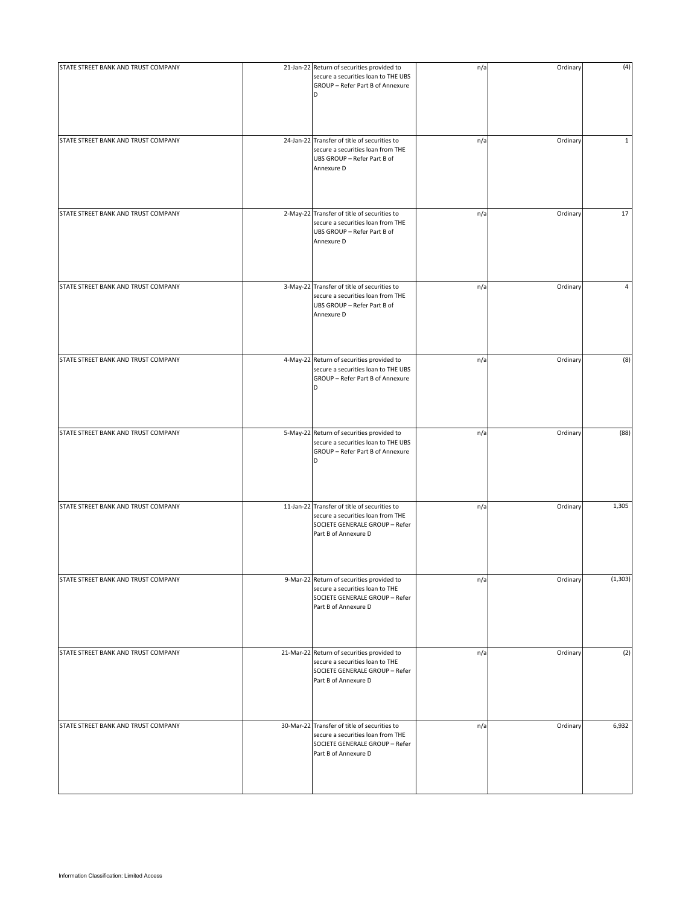| | | | | | |
|---|---|---|---|---|---|
| STATE STREET BANK AND TRUST COMPANY | 21-Jan-22 | Return of securities provided to secure a securities loan to THE UBS GROUP – Refer Part B of Annexure D | n/a | Ordinary | (4) |
| STATE STREET BANK AND TRUST COMPANY | 24-Jan-22 | Transfer of title of securities to secure a securities loan from THE UBS GROUP – Refer Part B of Annexure D | n/a | Ordinary | 1 |
| STATE STREET BANK AND TRUST COMPANY | 2-May-22 | Transfer of title of securities to secure a securities loan from THE UBS GROUP – Refer Part B of Annexure D | n/a | Ordinary | 17 |
| STATE STREET BANK AND TRUST COMPANY | 3-May-22 | Transfer of title of securities to secure a securities loan from THE UBS GROUP – Refer Part B of Annexure D | n/a | Ordinary | 4 |
| STATE STREET BANK AND TRUST COMPANY | 4-May-22 | Return of securities provided to secure a securities loan to THE UBS GROUP – Refer Part B of Annexure D | n/a | Ordinary | (8) |
| STATE STREET BANK AND TRUST COMPANY | 5-May-22 | Return of securities provided to secure a securities loan to THE UBS GROUP – Refer Part B of Annexure D | n/a | Ordinary | (88) |
| STATE STREET BANK AND TRUST COMPANY | 11-Jan-22 | Transfer of title of securities to secure a securities loan from THE SOCIETE GENERALE GROUP – Refer Part B of Annexure D | n/a | Ordinary | 1,305 |
| STATE STREET BANK AND TRUST COMPANY | 9-Mar-22 | Return of securities provided to secure a securities loan to THE SOCIETE GENERALE GROUP – Refer Part B of Annexure D | n/a | Ordinary | (1,303) |
| STATE STREET BANK AND TRUST COMPANY | 21-Mar-22 | Return of securities provided to secure a securities loan to THE SOCIETE GENERALE GROUP – Refer Part B of Annexure D | n/a | Ordinary | (2) |
| STATE STREET BANK AND TRUST COMPANY | 30-Mar-22 | Transfer of title of securities to secure a securities loan from THE SOCIETE GENERALE GROUP – Refer Part B of Annexure D | n/a | Ordinary | 6,932 |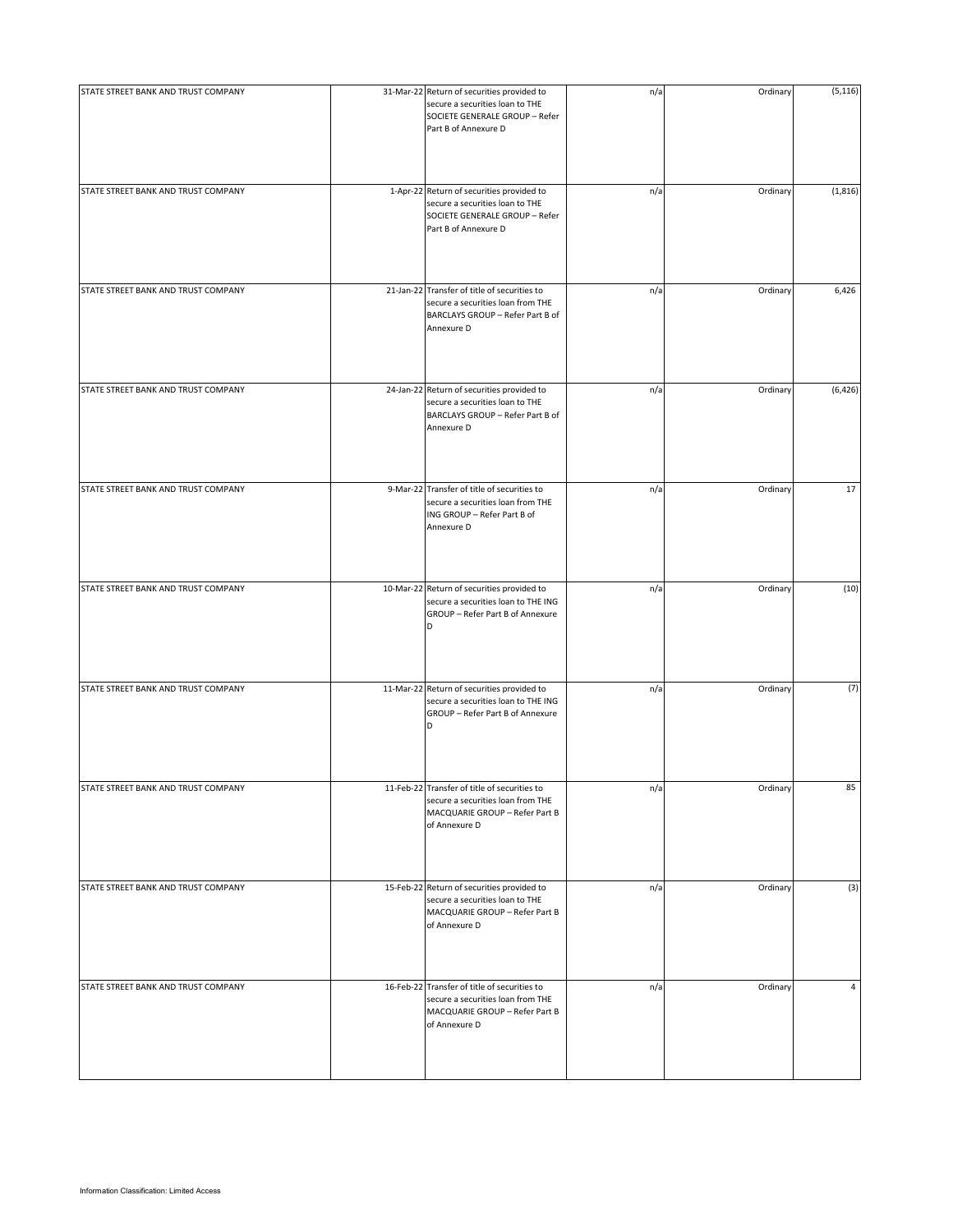| | | | | | |
|---|---|---|---|---|---|
| STATE STREET BANK AND TRUST COMPANY | 31-Mar-22 | Return of securities provided to secure a securities loan to THE SOCIETE GENERALE GROUP – Refer Part B of Annexure D | n/a | Ordinary | (5,116) |
| STATE STREET BANK AND TRUST COMPANY | 1-Apr-22 | Return of securities provided to secure a securities loan to THE SOCIETE GENERALE GROUP – Refer Part B of Annexure D | n/a | Ordinary | (1,816) |
| STATE STREET BANK AND TRUST COMPANY | 21-Jan-22 | Transfer of title of securities to secure a securities loan from THE BARCLAYS GROUP – Refer Part B of Annexure D | n/a | Ordinary | 6,426 |
| STATE STREET BANK AND TRUST COMPANY | 24-Jan-22 | Return of securities provided to secure a securities loan to THE BARCLAYS GROUP – Refer Part B of Annexure D | n/a | Ordinary | (6,426) |
| STATE STREET BANK AND TRUST COMPANY | 9-Mar-22 | Transfer of title of securities to secure a securities loan from THE ING GROUP – Refer Part B of Annexure D | n/a | Ordinary | 17 |
| STATE STREET BANK AND TRUST COMPANY | 10-Mar-22 | Return of securities provided to secure a securities loan to THE ING GROUP – Refer Part B of Annexure D | n/a | Ordinary | (10) |
| STATE STREET BANK AND TRUST COMPANY | 11-Mar-22 | Return of securities provided to secure a securities loan to THE ING GROUP – Refer Part B of Annexure D | n/a | Ordinary | (7) |
| STATE STREET BANK AND TRUST COMPANY | 11-Feb-22 | Transfer of title of securities to secure a securities loan from THE MACQUARIE GROUP – Refer Part B of Annexure D | n/a | Ordinary | 85 |
| STATE STREET BANK AND TRUST COMPANY | 15-Feb-22 | Return of securities provided to secure a securities loan to THE MACQUARIE GROUP – Refer Part B of Annexure D | n/a | Ordinary | (3) |
| STATE STREET BANK AND TRUST COMPANY | 16-Feb-22 | Transfer of title of securities to secure a securities loan from THE MACQUARIE GROUP – Refer Part B of Annexure D | n/a | Ordinary | 4 |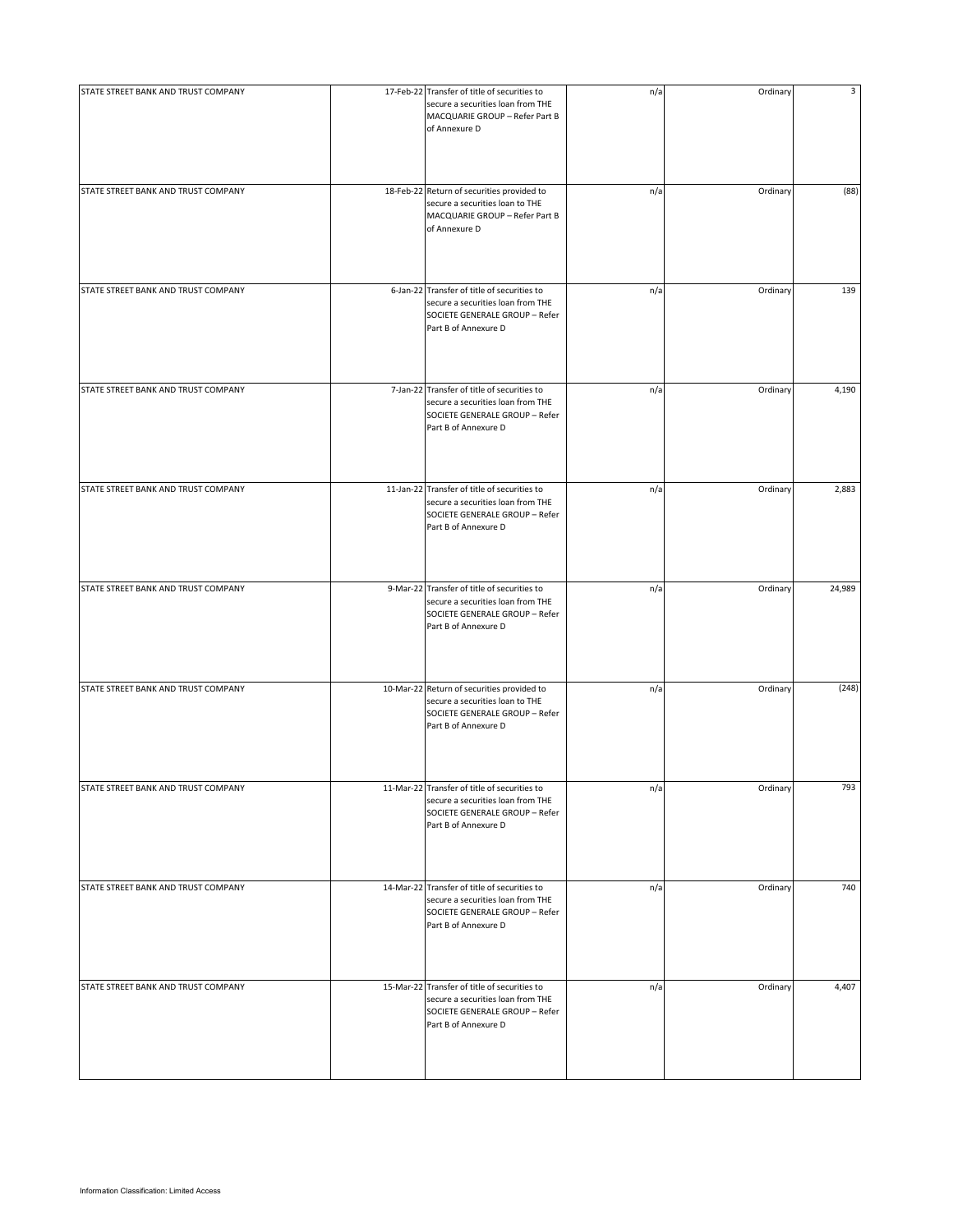| | | | | | |
|---|---|---|---|---|---|
| STATE STREET BANK AND TRUST COMPANY | 17-Feb-22 | Transfer of title of securities to secure a securities loan from THE MACQUARIE GROUP – Refer Part B of Annexure D | n/a | Ordinary | 3 |
| STATE STREET BANK AND TRUST COMPANY | 18-Feb-22 | Return of securities provided to secure a securities loan to THE MACQUARIE GROUP – Refer Part B of Annexure D | n/a | Ordinary | (88) |
| STATE STREET BANK AND TRUST COMPANY | 6-Jan-22 | Transfer of title of securities to secure a securities loan from THE SOCIETE GENERALE GROUP – Refer Part B of Annexure D | n/a | Ordinary | 139 |
| STATE STREET BANK AND TRUST COMPANY | 7-Jan-22 | Transfer of title of securities to secure a securities loan from THE SOCIETE GENERALE GROUP – Refer Part B of Annexure D | n/a | Ordinary | 4,190 |
| STATE STREET BANK AND TRUST COMPANY | 11-Jan-22 | Transfer of title of securities to secure a securities loan from THE SOCIETE GENERALE GROUP – Refer Part B of Annexure D | n/a | Ordinary | 2,883 |
| STATE STREET BANK AND TRUST COMPANY | 9-Mar-22 | Transfer of title of securities to secure a securities loan from THE SOCIETE GENERALE GROUP – Refer Part B of Annexure D | n/a | Ordinary | 24,989 |
| STATE STREET BANK AND TRUST COMPANY | 10-Mar-22 | Return of securities provided to secure a securities loan to THE SOCIETE GENERALE GROUP – Refer Part B of Annexure D | n/a | Ordinary | (248) |
| STATE STREET BANK AND TRUST COMPANY | 11-Mar-22 | Transfer of title of securities to secure a securities loan from THE SOCIETE GENERALE GROUP – Refer Part B of Annexure D | n/a | Ordinary | 793 |
| STATE STREET BANK AND TRUST COMPANY | 14-Mar-22 | Transfer of title of securities to secure a securities loan from THE SOCIETE GENERALE GROUP – Refer Part B of Annexure D | n/a | Ordinary | 740 |
| STATE STREET BANK AND TRUST COMPANY | 15-Mar-22 | Transfer of title of securities to secure a securities loan from THE SOCIETE GENERALE GROUP – Refer Part B of Annexure D | n/a | Ordinary | 4,407 |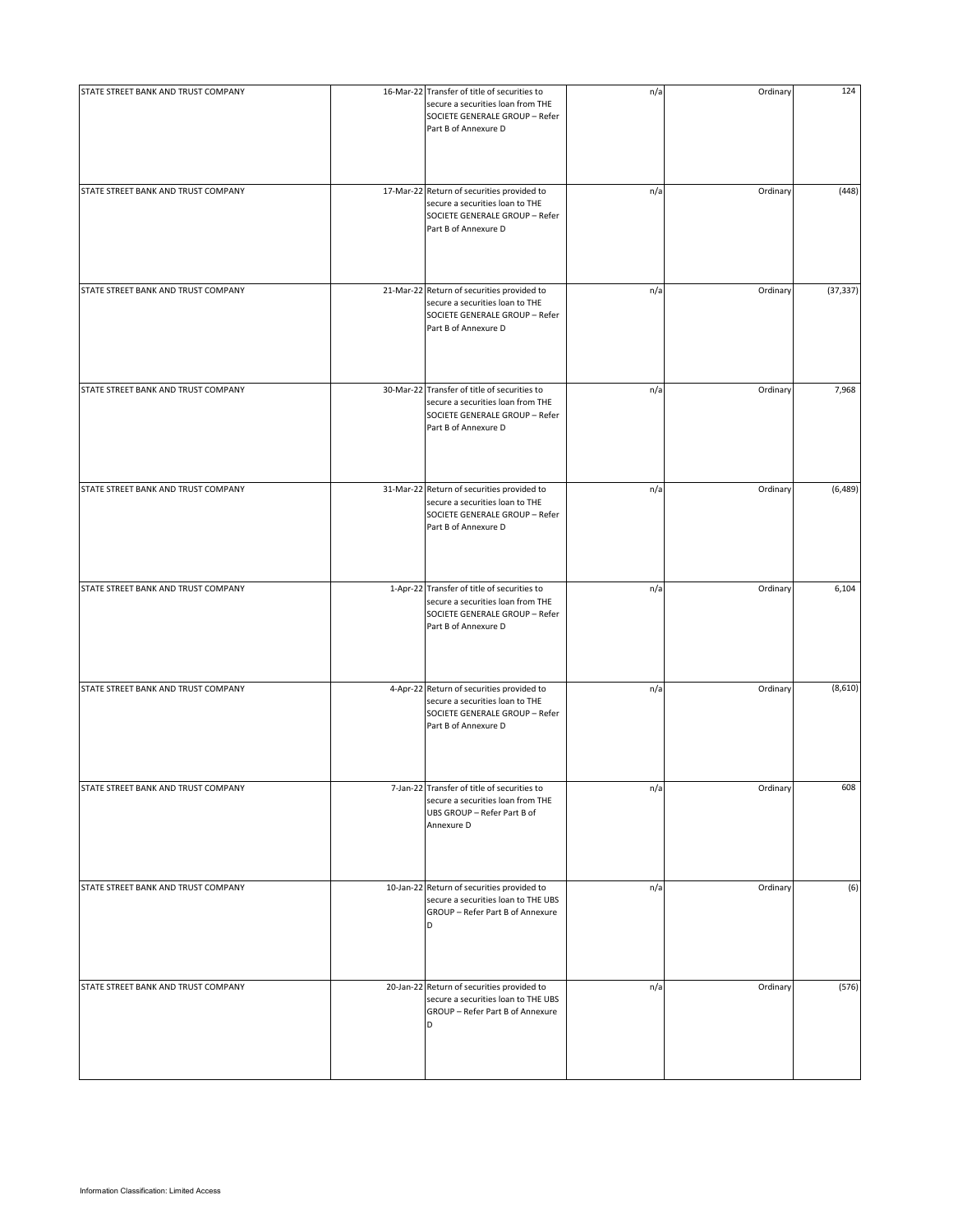| | | | | | |
|---|---|---|---|---|---|
| STATE STREET BANK AND TRUST COMPANY | 16-Mar-22 | Transfer of title of securities to secure a securities loan from THE SOCIETE GENERALE GROUP – Refer Part B of Annexure D | n/a | Ordinary | 124 |
| STATE STREET BANK AND TRUST COMPANY | 17-Mar-22 | Return of securities provided to secure a securities loan to THE SOCIETE GENERALE GROUP – Refer Part B of Annexure D | n/a | Ordinary | (448) |
| STATE STREET BANK AND TRUST COMPANY | 21-Mar-22 | Return of securities provided to secure a securities loan to THE SOCIETE GENERALE GROUP – Refer Part B of Annexure D | n/a | Ordinary | (37,337) |
| STATE STREET BANK AND TRUST COMPANY | 30-Mar-22 | Transfer of title of securities to secure a securities loan from THE SOCIETE GENERALE GROUP – Refer Part B of Annexure D | n/a | Ordinary | 7,968 |
| STATE STREET BANK AND TRUST COMPANY | 31-Mar-22 | Return of securities provided to secure a securities loan to THE SOCIETE GENERALE GROUP – Refer Part B of Annexure D | n/a | Ordinary | (6,489) |
| STATE STREET BANK AND TRUST COMPANY | 1-Apr-22 | Transfer of title of securities to secure a securities loan from THE SOCIETE GENERALE GROUP – Refer Part B of Annexure D | n/a | Ordinary | 6,104 |
| STATE STREET BANK AND TRUST COMPANY | 4-Apr-22 | Return of securities provided to secure a securities loan to THE SOCIETE GENERALE GROUP – Refer Part B of Annexure D | n/a | Ordinary | (8,610) |
| STATE STREET BANK AND TRUST COMPANY | 7-Jan-22 | Transfer of title of securities to secure a securities loan from THE UBS GROUP – Refer Part B of Annexure D | n/a | Ordinary | 608 |
| STATE STREET BANK AND TRUST COMPANY | 10-Jan-22 | Return of securities provided to secure a securities loan to THE UBS GROUP – Refer Part B of Annexure D | n/a | Ordinary | (6) |
| STATE STREET BANK AND TRUST COMPANY | 20-Jan-22 | Return of securities provided to secure a securities loan to THE UBS GROUP – Refer Part B of Annexure D | n/a | Ordinary | (576) |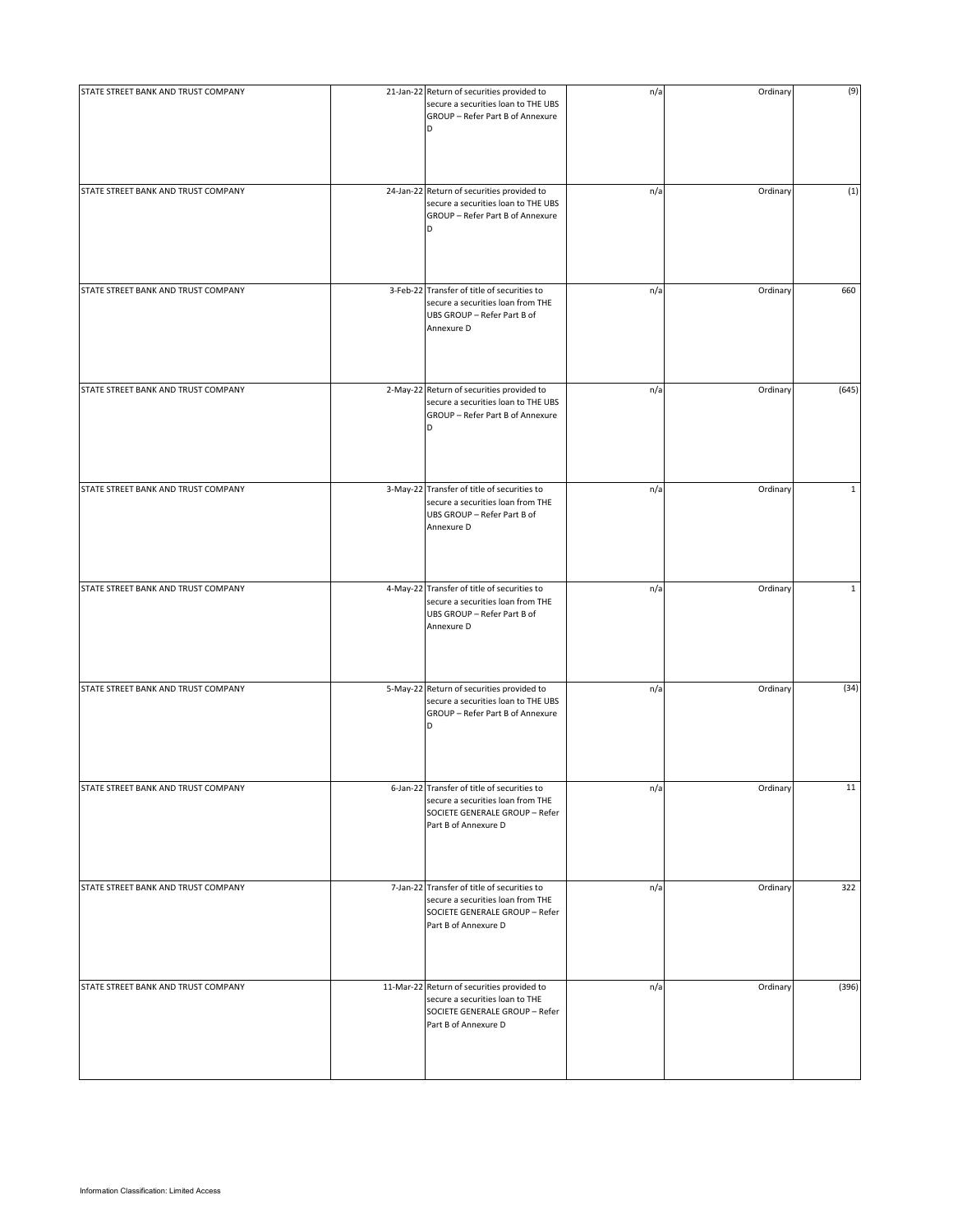| | | | | | |
|---|---|---|---|---|---|
| STATE STREET BANK AND TRUST COMPANY | 21-Jan-22 | Return of securities provided to secure a securities loan to THE UBS GROUP – Refer Part B of Annexure D | n/a | Ordinary | (9) |
| STATE STREET BANK AND TRUST COMPANY | 24-Jan-22 | Return of securities provided to secure a securities loan to THE UBS GROUP – Refer Part B of Annexure D | n/a | Ordinary | (1) |
| STATE STREET BANK AND TRUST COMPANY | 3-Feb-22 | Transfer of title of securities to secure a securities loan from THE UBS GROUP – Refer Part B of Annexure D | n/a | Ordinary | 660 |
| STATE STREET BANK AND TRUST COMPANY | 2-May-22 | Return of securities provided to secure a securities loan to THE UBS GROUP – Refer Part B of Annexure D | n/a | Ordinary | (645) |
| STATE STREET BANK AND TRUST COMPANY | 3-May-22 | Transfer of title of securities to secure a securities loan from THE UBS GROUP – Refer Part B of Annexure D | n/a | Ordinary | 1 |
| STATE STREET BANK AND TRUST COMPANY | 4-May-22 | Transfer of title of securities to secure a securities loan from THE UBS GROUP – Refer Part B of Annexure D | n/a | Ordinary | 1 |
| STATE STREET BANK AND TRUST COMPANY | 5-May-22 | Return of securities provided to secure a securities loan to THE UBS GROUP – Refer Part B of Annexure D | n/a | Ordinary | (34) |
| STATE STREET BANK AND TRUST COMPANY | 6-Jan-22 | Transfer of title of securities to secure a securities loan from THE SOCIETE GENERALE GROUP – Refer Part B of Annexure D | n/a | Ordinary | 11 |
| STATE STREET BANK AND TRUST COMPANY | 7-Jan-22 | Transfer of title of securities to secure a securities loan from THE SOCIETE GENERALE GROUP – Refer Part B of Annexure D | n/a | Ordinary | 322 |
| STATE STREET BANK AND TRUST COMPANY | 11-Mar-22 | Return of securities provided to secure a securities loan to THE SOCIETE GENERALE GROUP – Refer Part B of Annexure D | n/a | Ordinary | (396) |

Information Classification: Limited Access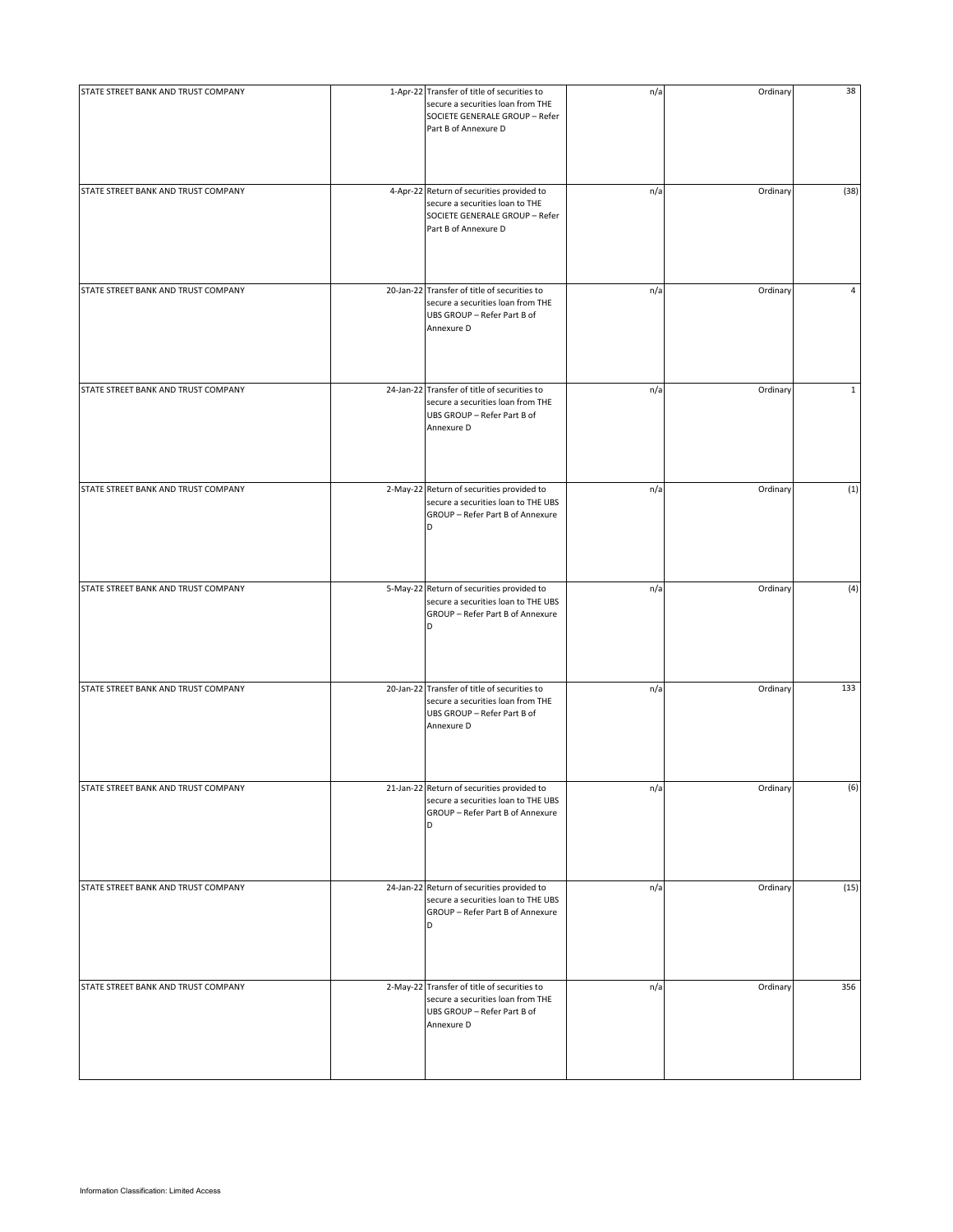| | | | | | |
|---|---|---|---|---|---|
| STATE STREET BANK AND TRUST COMPANY | 1-Apr-22 | Transfer of title of securities to secure a securities loan from THE SOCIETE GENERALE GROUP – Refer Part B of Annexure D | n/a | Ordinary | 38 |
| STATE STREET BANK AND TRUST COMPANY | 4-Apr-22 | Return of securities provided to secure a securities loan to THE SOCIETE GENERALE GROUP – Refer Part B of Annexure D | n/a | Ordinary | (38) |
| STATE STREET BANK AND TRUST COMPANY | 20-Jan-22 | Transfer of title of securities to secure a securities loan from THE UBS GROUP – Refer Part B of Annexure D | n/a | Ordinary | 4 |
| STATE STREET BANK AND TRUST COMPANY | 24-Jan-22 | Transfer of title of securities to secure a securities loan from THE UBS GROUP – Refer Part B of Annexure D | n/a | Ordinary | 1 |
| STATE STREET BANK AND TRUST COMPANY | 2-May-22 | Return of securities provided to secure a securities loan to THE UBS GROUP – Refer Part B of Annexure D | n/a | Ordinary | (1) |
| STATE STREET BANK AND TRUST COMPANY | 5-May-22 | Return of securities provided to secure a securities loan to THE UBS GROUP – Refer Part B of Annexure D | n/a | Ordinary | (4) |
| STATE STREET BANK AND TRUST COMPANY | 20-Jan-22 | Transfer of title of securities to secure a securities loan from THE UBS GROUP – Refer Part B of Annexure D | n/a | Ordinary | 133 |
| STATE STREET BANK AND TRUST COMPANY | 21-Jan-22 | Return of securities provided to secure a securities loan to THE UBS GROUP – Refer Part B of Annexure D | n/a | Ordinary | (6) |
| STATE STREET BANK AND TRUST COMPANY | 24-Jan-22 | Return of securities provided to secure a securities loan to THE UBS GROUP – Refer Part B of Annexure D | n/a | Ordinary | (15) |
| STATE STREET BANK AND TRUST COMPANY | 2-May-22 | Transfer of title of securities to secure a securities loan from THE UBS GROUP – Refer Part B of Annexure D | n/a | Ordinary | 356 |

Information Classification: Limited Access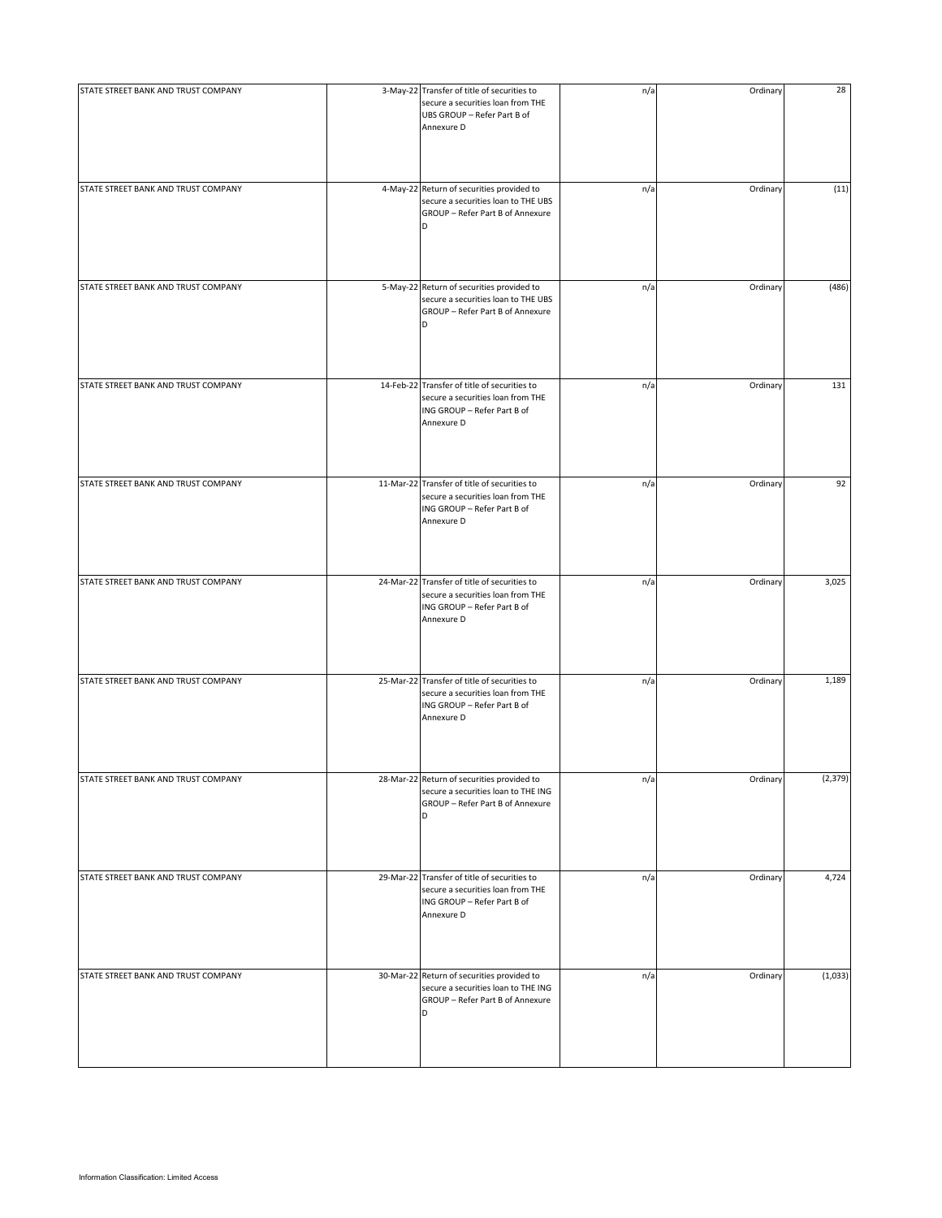| | | | | | |
|---|---|---|---|---|---|
| STATE STREET BANK AND TRUST COMPANY | 3-May-22 | Transfer of title of securities to secure a securities loan from THE UBS GROUP – Refer Part B of Annexure D | n/a | Ordinary | 28 |
| STATE STREET BANK AND TRUST COMPANY | 4-May-22 | Return of securities provided to secure a securities loan to THE UBS GROUP – Refer Part B of Annexure D | n/a | Ordinary | (11) |
| STATE STREET BANK AND TRUST COMPANY | 5-May-22 | Return of securities provided to secure a securities loan to THE UBS GROUP – Refer Part B of Annexure D | n/a | Ordinary | (486) |
| STATE STREET BANK AND TRUST COMPANY | 14-Feb-22 | Transfer of title of securities to secure a securities loan from THE ING GROUP – Refer Part B of Annexure D | n/a | Ordinary | 131 |
| STATE STREET BANK AND TRUST COMPANY | 11-Mar-22 | Transfer of title of securities to secure a securities loan from THE ING GROUP – Refer Part B of Annexure D | n/a | Ordinary | 92 |
| STATE STREET BANK AND TRUST COMPANY | 24-Mar-22 | Transfer of title of securities to secure a securities loan from THE ING GROUP – Refer Part B of Annexure D | n/a | Ordinary | 3,025 |
| STATE STREET BANK AND TRUST COMPANY | 25-Mar-22 | Transfer of title of securities to secure a securities loan from THE ING GROUP – Refer Part B of Annexure D | n/a | Ordinary | 1,189 |
| STATE STREET BANK AND TRUST COMPANY | 28-Mar-22 | Return of securities provided to secure a securities loan to THE ING GROUP – Refer Part B of Annexure D | n/a | Ordinary | (2,379) |
| STATE STREET BANK AND TRUST COMPANY | 29-Mar-22 | Transfer of title of securities to secure a securities loan from THE ING GROUP – Refer Part B of Annexure D | n/a | Ordinary | 4,724 |
| STATE STREET BANK AND TRUST COMPANY | 30-Mar-22 | Return of securities provided to secure a securities loan to THE ING GROUP – Refer Part B of Annexure D | n/a | Ordinary | (1,033) |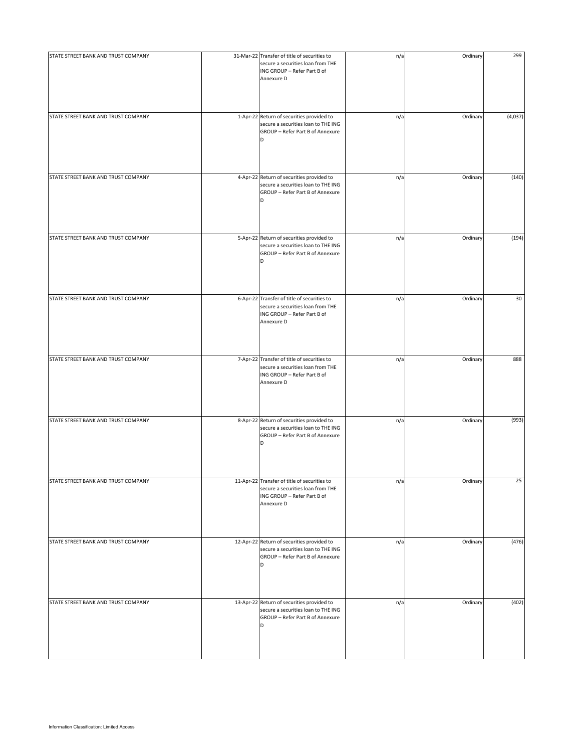| | | | | | |
|---|---|---|---|---|---|
| STATE STREET BANK AND TRUST COMPANY | 31-Mar-22 | Transfer of title of securities to secure a securities loan from THE ING GROUP – Refer Part B of Annexure D | n/a | Ordinary | 299 |
| STATE STREET BANK AND TRUST COMPANY | 1-Apr-22 | Return of securities provided to secure a securities loan to THE ING GROUP – Refer Part B of Annexure D | n/a | Ordinary | (4,037) |
| STATE STREET BANK AND TRUST COMPANY | 4-Apr-22 | Return of securities provided to secure a securities loan to THE ING GROUP – Refer Part B of Annexure D | n/a | Ordinary | (140) |
| STATE STREET BANK AND TRUST COMPANY | 5-Apr-22 | Return of securities provided to secure a securities loan to THE ING GROUP – Refer Part B of Annexure D | n/a | Ordinary | (194) |
| STATE STREET BANK AND TRUST COMPANY | 6-Apr-22 | Transfer of title of securities to secure a securities loan from THE ING GROUP – Refer Part B of Annexure D | n/a | Ordinary | 30 |
| STATE STREET BANK AND TRUST COMPANY | 7-Apr-22 | Transfer of title of securities to secure a securities loan from THE ING GROUP – Refer Part B of Annexure D | n/a | Ordinary | 888 |
| STATE STREET BANK AND TRUST COMPANY | 8-Apr-22 | Return of securities provided to secure a securities loan to THE ING GROUP – Refer Part B of Annexure D | n/a | Ordinary | (993) |
| STATE STREET BANK AND TRUST COMPANY | 11-Apr-22 | Transfer of title of securities to secure a securities loan from THE ING GROUP – Refer Part B of Annexure D | n/a | Ordinary | 25 |
| STATE STREET BANK AND TRUST COMPANY | 12-Apr-22 | Return of securities provided to secure a securities loan to THE ING GROUP – Refer Part B of Annexure D | n/a | Ordinary | (476) |
| STATE STREET BANK AND TRUST COMPANY | 13-Apr-22 | Return of securities provided to secure a securities loan to THE ING GROUP – Refer Part B of Annexure D | n/a | Ordinary | (402) |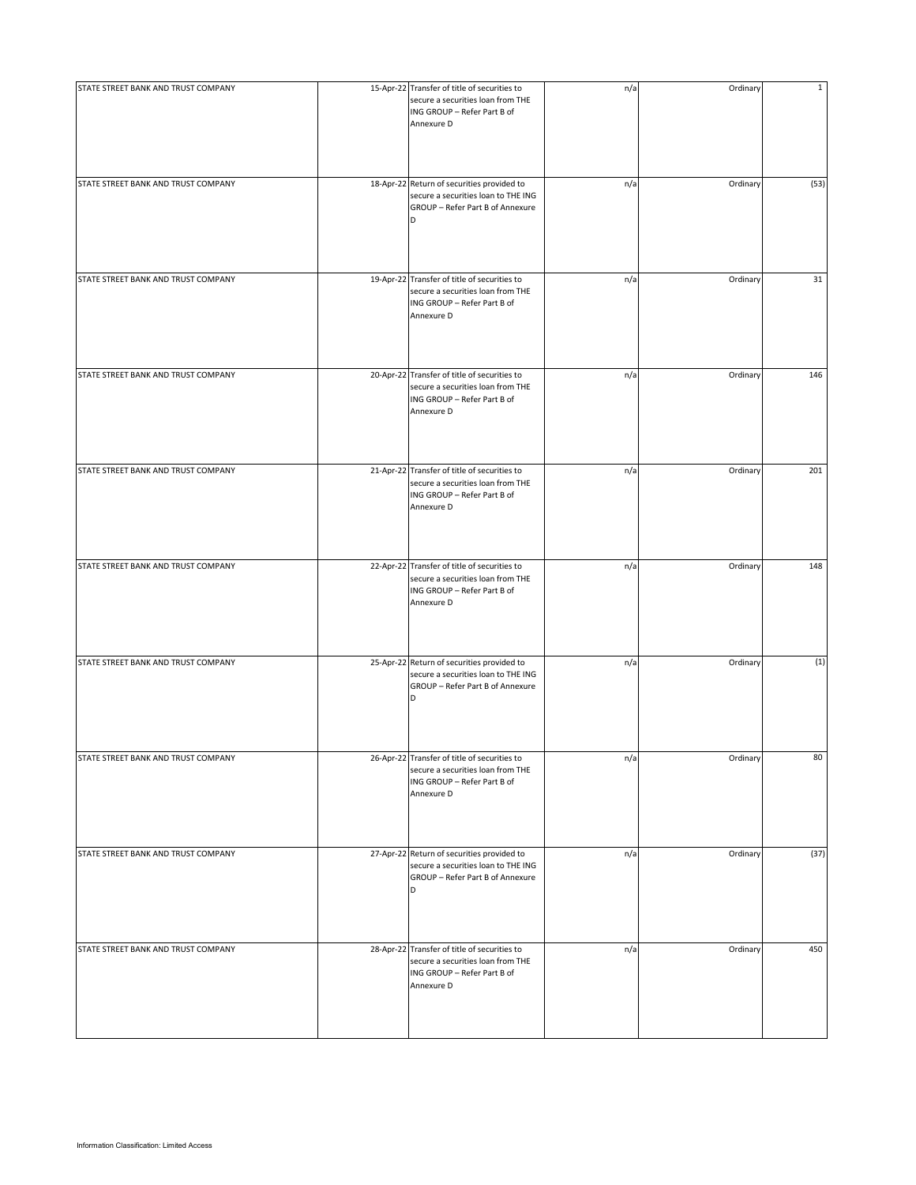| | | | | | |
|---|---|---|---|---|---|
| STATE STREET BANK AND TRUST COMPANY | 15-Apr-22 | Transfer of title of securities to secure a securities loan from THE ING GROUP – Refer Part B of Annexure D | n/a | Ordinary | 1 |
| STATE STREET BANK AND TRUST COMPANY | 18-Apr-22 | Return of securities provided to secure a securities loan to THE ING GROUP – Refer Part B of Annexure D | n/a | Ordinary | (53) |
| STATE STREET BANK AND TRUST COMPANY | 19-Apr-22 | Transfer of title of securities to secure a securities loan from THE ING GROUP – Refer Part B of Annexure D | n/a | Ordinary | 31 |
| STATE STREET BANK AND TRUST COMPANY | 20-Apr-22 | Transfer of title of securities to secure a securities loan from THE ING GROUP – Refer Part B of Annexure D | n/a | Ordinary | 146 |
| STATE STREET BANK AND TRUST COMPANY | 21-Apr-22 | Transfer of title of securities to secure a securities loan from THE ING GROUP – Refer Part B of Annexure D | n/a | Ordinary | 201 |
| STATE STREET BANK AND TRUST COMPANY | 22-Apr-22 | Transfer of title of securities to secure a securities loan from THE ING GROUP – Refer Part B of Annexure D | n/a | Ordinary | 148 |
| STATE STREET BANK AND TRUST COMPANY | 25-Apr-22 | Return of securities provided to secure a securities loan to THE ING GROUP – Refer Part B of Annexure D | n/a | Ordinary | (1) |
| STATE STREET BANK AND TRUST COMPANY | 26-Apr-22 | Transfer of title of securities to secure a securities loan from THE ING GROUP – Refer Part B of Annexure D | n/a | Ordinary | 80 |
| STATE STREET BANK AND TRUST COMPANY | 27-Apr-22 | Return of securities provided to secure a securities loan to THE ING GROUP – Refer Part B of Annexure D | n/a | Ordinary | (37) |
| STATE STREET BANK AND TRUST COMPANY | 28-Apr-22 | Transfer of title of securities to secure a securities loan from THE ING GROUP – Refer Part B of Annexure D | n/a | Ordinary | 450 |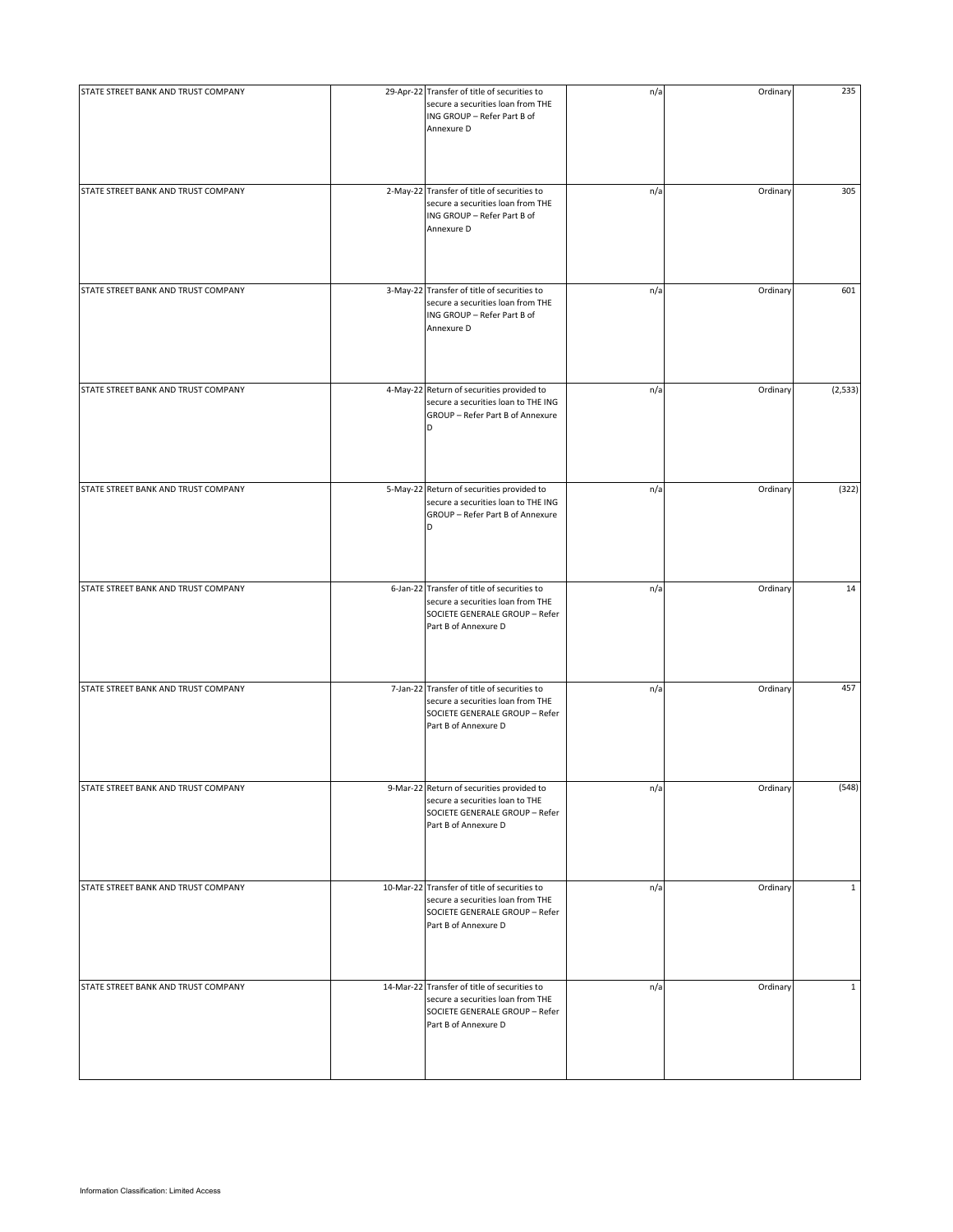| | | | | | |
|---|---|---|---|---|---|
| STATE STREET BANK AND TRUST COMPANY | 29-Apr-22 | Transfer of title of securities to secure a securities loan from THE ING GROUP – Refer Part B of Annexure D | n/a | Ordinary | 235 |
| STATE STREET BANK AND TRUST COMPANY | 2-May-22 | Transfer of title of securities to secure a securities loan from THE ING GROUP – Refer Part B of Annexure D | n/a | Ordinary | 305 |
| STATE STREET BANK AND TRUST COMPANY | 3-May-22 | Transfer of title of securities to secure a securities loan from THE ING GROUP – Refer Part B of Annexure D | n/a | Ordinary | 601 |
| STATE STREET BANK AND TRUST COMPANY | 4-May-22 | Return of securities provided to secure a securities loan to THE ING GROUP – Refer Part B of Annexure D | n/a | Ordinary | (2,533) |
| STATE STREET BANK AND TRUST COMPANY | 5-May-22 | Return of securities provided to secure a securities loan to THE ING GROUP – Refer Part B of Annexure D | n/a | Ordinary | (322) |
| STATE STREET BANK AND TRUST COMPANY | 6-Jan-22 | Transfer of title of securities to secure a securities loan from THE SOCIETE GENERALE GROUP – Refer Part B of Annexure D | n/a | Ordinary | 14 |
| STATE STREET BANK AND TRUST COMPANY | 7-Jan-22 | Transfer of title of securities to secure a securities loan from THE SOCIETE GENERALE GROUP – Refer Part B of Annexure D | n/a | Ordinary | 457 |
| STATE STREET BANK AND TRUST COMPANY | 9-Mar-22 | Return of securities provided to secure a securities loan to THE SOCIETE GENERALE GROUP – Refer Part B of Annexure D | n/a | Ordinary | (548) |
| STATE STREET BANK AND TRUST COMPANY | 10-Mar-22 | Transfer of title of securities to secure a securities loan from THE SOCIETE GENERALE GROUP – Refer Part B of Annexure D | n/a | Ordinary | 1 |
| STATE STREET BANK AND TRUST COMPANY | 14-Mar-22 | Transfer of title of securities to secure a securities loan from THE SOCIETE GENERALE GROUP – Refer Part B of Annexure D | n/a | Ordinary | 1 |

Information Classification: Limited Access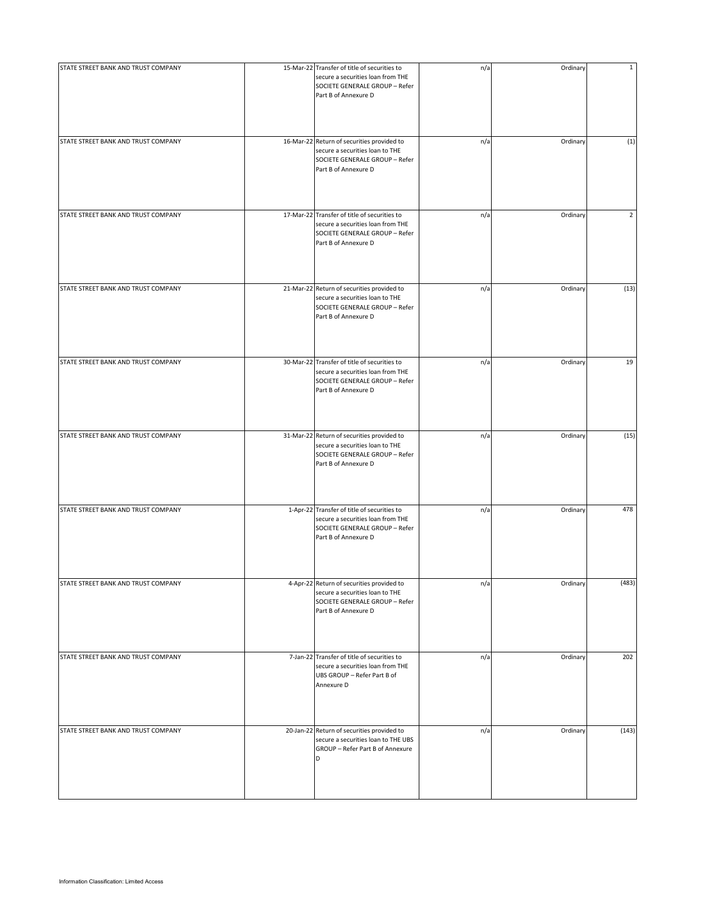| | | | | | |
|---|---|---|---|---|---|
| STATE STREET BANK AND TRUST COMPANY | 15-Mar-22 | Transfer of title of securities to secure a securities loan from THE SOCIETE GENERALE GROUP – Refer Part B of Annexure D | n/a | Ordinary | 1 |
| STATE STREET BANK AND TRUST COMPANY | 16-Mar-22 | Return of securities provided to secure a securities loan to THE SOCIETE GENERALE GROUP – Refer Part B of Annexure D | n/a | Ordinary | (1) |
| STATE STREET BANK AND TRUST COMPANY | 17-Mar-22 | Transfer of title of securities to secure a securities loan from THE SOCIETE GENERALE GROUP – Refer Part B of Annexure D | n/a | Ordinary | 2 |
| STATE STREET BANK AND TRUST COMPANY | 21-Mar-22 | Return of securities provided to secure a securities loan to THE SOCIETE GENERALE GROUP – Refer Part B of Annexure D | n/a | Ordinary | (13) |
| STATE STREET BANK AND TRUST COMPANY | 30-Mar-22 | Transfer of title of securities to secure a securities loan from THE SOCIETE GENERALE GROUP – Refer Part B of Annexure D | n/a | Ordinary | 19 |
| STATE STREET BANK AND TRUST COMPANY | 31-Mar-22 | Return of securities provided to secure a securities loan to THE SOCIETE GENERALE GROUP – Refer Part B of Annexure D | n/a | Ordinary | (15) |
| STATE STREET BANK AND TRUST COMPANY | 1-Apr-22 | Transfer of title of securities to secure a securities loan from THE SOCIETE GENERALE GROUP – Refer Part B of Annexure D | n/a | Ordinary | 478 |
| STATE STREET BANK AND TRUST COMPANY | 4-Apr-22 | Return of securities provided to secure a securities loan to THE SOCIETE GENERALE GROUP – Refer Part B of Annexure D | n/a | Ordinary | (483) |
| STATE STREET BANK AND TRUST COMPANY | 7-Jan-22 | Transfer of title of securities to secure a securities loan from THE UBS GROUP – Refer Part B of Annexure D | n/a | Ordinary | 202 |
| STATE STREET BANK AND TRUST COMPANY | 20-Jan-22 | Return of securities provided to secure a securities loan to THE UBS GROUP – Refer Part B of Annexure D | n/a | Ordinary | (143) |

Information Classification: Limited Access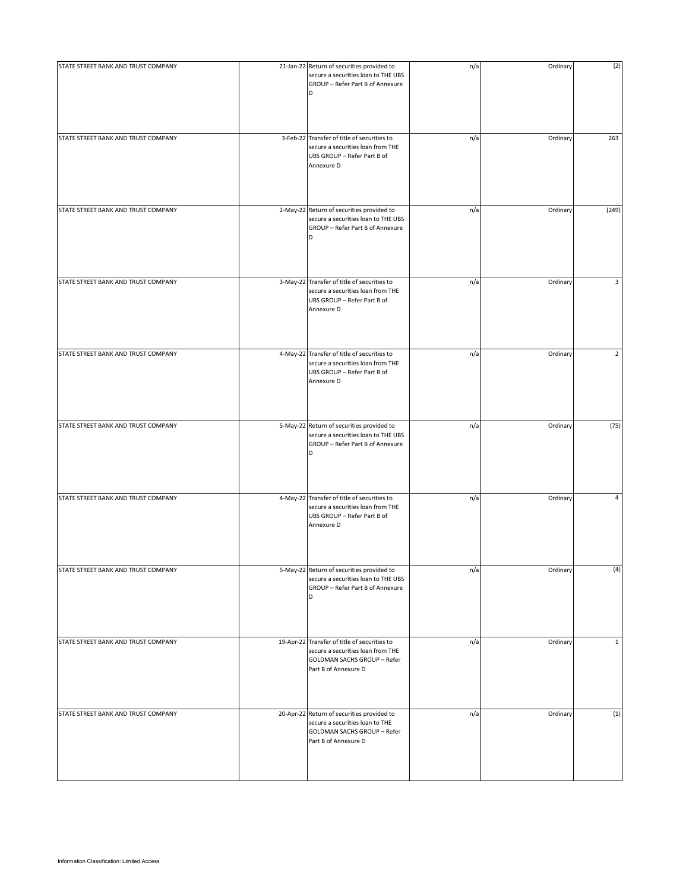| | | | | | |
|---|---|---|---|---|---|
| STATE STREET BANK AND TRUST COMPANY | 21-Jan-22 | Return of securities provided to secure a securities loan to THE UBS GROUP – Refer Part B of Annexure D | n/a | Ordinary | (2) |
| STATE STREET BANK AND TRUST COMPANY | 3-Feb-22 | Transfer of title of securities to secure a securities loan from THE UBS GROUP – Refer Part B of Annexure D | n/a | Ordinary | 263 |
| STATE STREET BANK AND TRUST COMPANY | 2-May-22 | Return of securities provided to secure a securities loan to THE UBS GROUP – Refer Part B of Annexure D | n/a | Ordinary | (249) |
| STATE STREET BANK AND TRUST COMPANY | 3-May-22 | Transfer of title of securities to secure a securities loan from THE UBS GROUP – Refer Part B of Annexure D | n/a | Ordinary | 3 |
| STATE STREET BANK AND TRUST COMPANY | 4-May-22 | Transfer of title of securities to secure a securities loan from THE UBS GROUP – Refer Part B of Annexure D | n/a | Ordinary | 2 |
| STATE STREET BANK AND TRUST COMPANY | 5-May-22 | Return of securities provided to secure a securities loan to THE UBS GROUP – Refer Part B of Annexure D | n/a | Ordinary | (75) |
| STATE STREET BANK AND TRUST COMPANY | 4-May-22 | Transfer of title of securities to secure a securities loan from THE UBS GROUP – Refer Part B of Annexure D | n/a | Ordinary | 4 |
| STATE STREET BANK AND TRUST COMPANY | 5-May-22 | Return of securities provided to secure a securities loan to THE UBS GROUP – Refer Part B of Annexure D | n/a | Ordinary | (4) |
| STATE STREET BANK AND TRUST COMPANY | 19-Apr-22 | Transfer of title of securities to secure a securities loan from THE GOLDMAN SACHS GROUP – Refer Part B of Annexure D | n/a | Ordinary | 1 |
| STATE STREET BANK AND TRUST COMPANY | 20-Apr-22 | Return of securities provided to secure a securities loan to THE GOLDMAN SACHS GROUP – Refer Part B of Annexure D | n/a | Ordinary | (1) |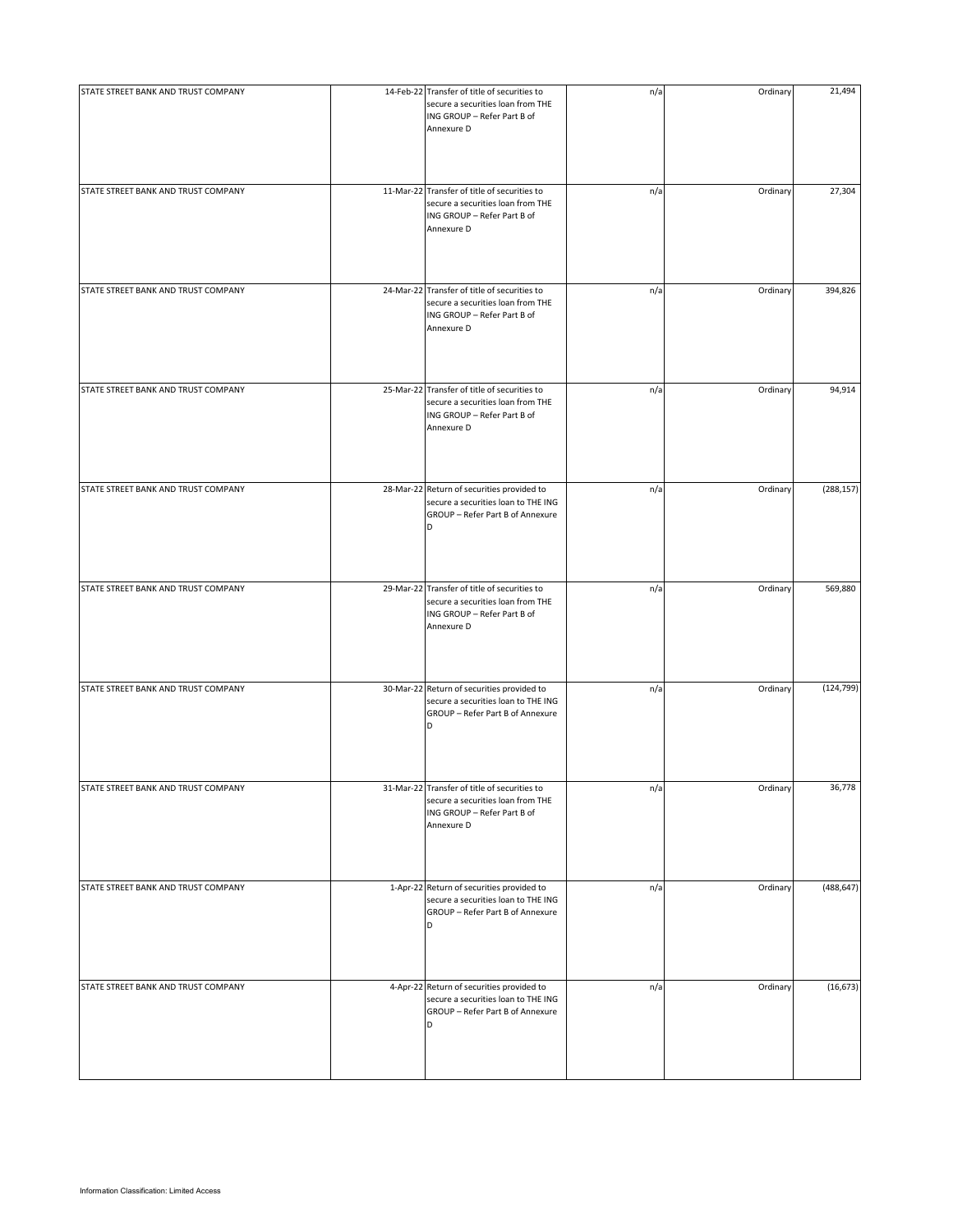| | | | | | |
|---|---|---|---|---|---|
| STATE STREET BANK AND TRUST COMPANY | 14-Feb-22 | Transfer of title of securities to secure a securities loan from THE ING GROUP – Refer Part B of Annexure D | n/a | Ordinary | 21,494 |
| STATE STREET BANK AND TRUST COMPANY | 11-Mar-22 | Transfer of title of securities to secure a securities loan from THE ING GROUP – Refer Part B of Annexure D | n/a | Ordinary | 27,304 |
| STATE STREET BANK AND TRUST COMPANY | 24-Mar-22 | Transfer of title of securities to secure a securities loan from THE ING GROUP – Refer Part B of Annexure D | n/a | Ordinary | 394,826 |
| STATE STREET BANK AND TRUST COMPANY | 25-Mar-22 | Transfer of title of securities to secure a securities loan from THE ING GROUP – Refer Part B of Annexure D | n/a | Ordinary | 94,914 |
| STATE STREET BANK AND TRUST COMPANY | 28-Mar-22 | Return of securities provided to secure a securities loan to THE ING GROUP – Refer Part B of Annexure D | n/a | Ordinary | (288,157) |
| STATE STREET BANK AND TRUST COMPANY | 29-Mar-22 | Transfer of title of securities to secure a securities loan from THE ING GROUP – Refer Part B of Annexure D | n/a | Ordinary | 569,880 |
| STATE STREET BANK AND TRUST COMPANY | 30-Mar-22 | Return of securities provided to secure a securities loan to THE ING GROUP – Refer Part B of Annexure D | n/a | Ordinary | (124,799) |
| STATE STREET BANK AND TRUST COMPANY | 31-Mar-22 | Transfer of title of securities to secure a securities loan from THE ING GROUP – Refer Part B of Annexure D | n/a | Ordinary | 36,778 |
| STATE STREET BANK AND TRUST COMPANY | 1-Apr-22 | Return of securities provided to secure a securities loan to THE ING GROUP – Refer Part B of Annexure D | n/a | Ordinary | (488,647) |
| STATE STREET BANK AND TRUST COMPANY | 4-Apr-22 | Return of securities provided to secure a securities loan to THE ING GROUP – Refer Part B of Annexure D | n/a | Ordinary | (16,673) |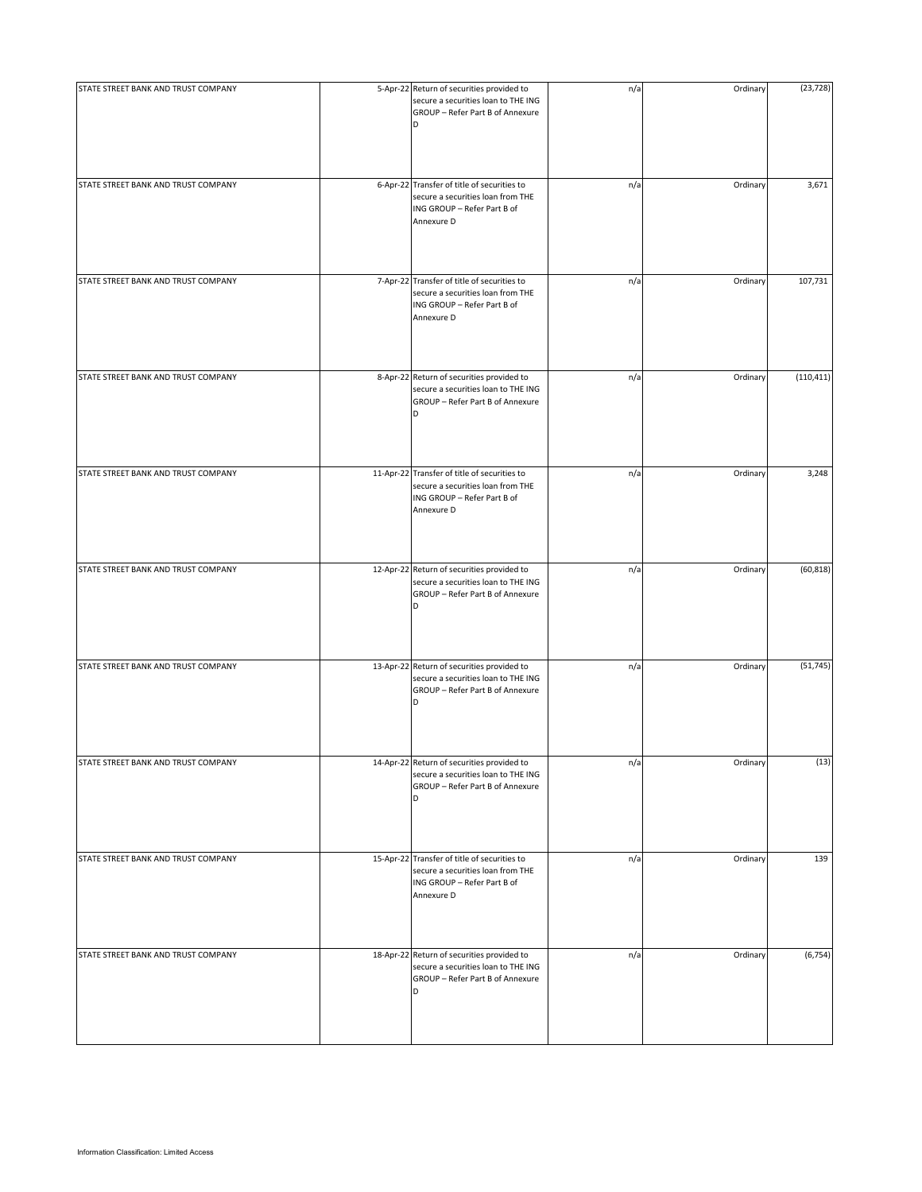| | | | | | |
|---|---|---|---|---|---|
| STATE STREET BANK AND TRUST COMPANY | 5-Apr-22 | Return of securities provided to secure a securities loan to THE ING GROUP – Refer Part B of Annexure D | n/a | Ordinary | (23,728) |
| STATE STREET BANK AND TRUST COMPANY | 6-Apr-22 | Transfer of title of securities to secure a securities loan from THE ING GROUP – Refer Part B of Annexure D | n/a | Ordinary | 3,671 |
| STATE STREET BANK AND TRUST COMPANY | 7-Apr-22 | Transfer of title of securities to secure a securities loan from THE ING GROUP – Refer Part B of Annexure D | n/a | Ordinary | 107,731 |
| STATE STREET BANK AND TRUST COMPANY | 8-Apr-22 | Return of securities provided to secure a securities loan to THE ING GROUP – Refer Part B of Annexure D | n/a | Ordinary | (110,411) |
| STATE STREET BANK AND TRUST COMPANY | 11-Apr-22 | Transfer of title of securities to secure a securities loan from THE ING GROUP – Refer Part B of Annexure D | n/a | Ordinary | 3,248 |
| STATE STREET BANK AND TRUST COMPANY | 12-Apr-22 | Return of securities provided to secure a securities loan to THE ING GROUP – Refer Part B of Annexure D | n/a | Ordinary | (60,818) |
| STATE STREET BANK AND TRUST COMPANY | 13-Apr-22 | Return of securities provided to secure a securities loan to THE ING GROUP – Refer Part B of Annexure D | n/a | Ordinary | (51,745) |
| STATE STREET BANK AND TRUST COMPANY | 14-Apr-22 | Return of securities provided to secure a securities loan to THE ING GROUP – Refer Part B of Annexure D | n/a | Ordinary | (13) |
| STATE STREET BANK AND TRUST COMPANY | 15-Apr-22 | Transfer of title of securities to secure a securities loan from THE ING GROUP – Refer Part B of Annexure D | n/a | Ordinary | 139 |
| STATE STREET BANK AND TRUST COMPANY | 18-Apr-22 | Return of securities provided to secure a securities loan to THE ING GROUP – Refer Part B of Annexure D | n/a | Ordinary | (6,754) |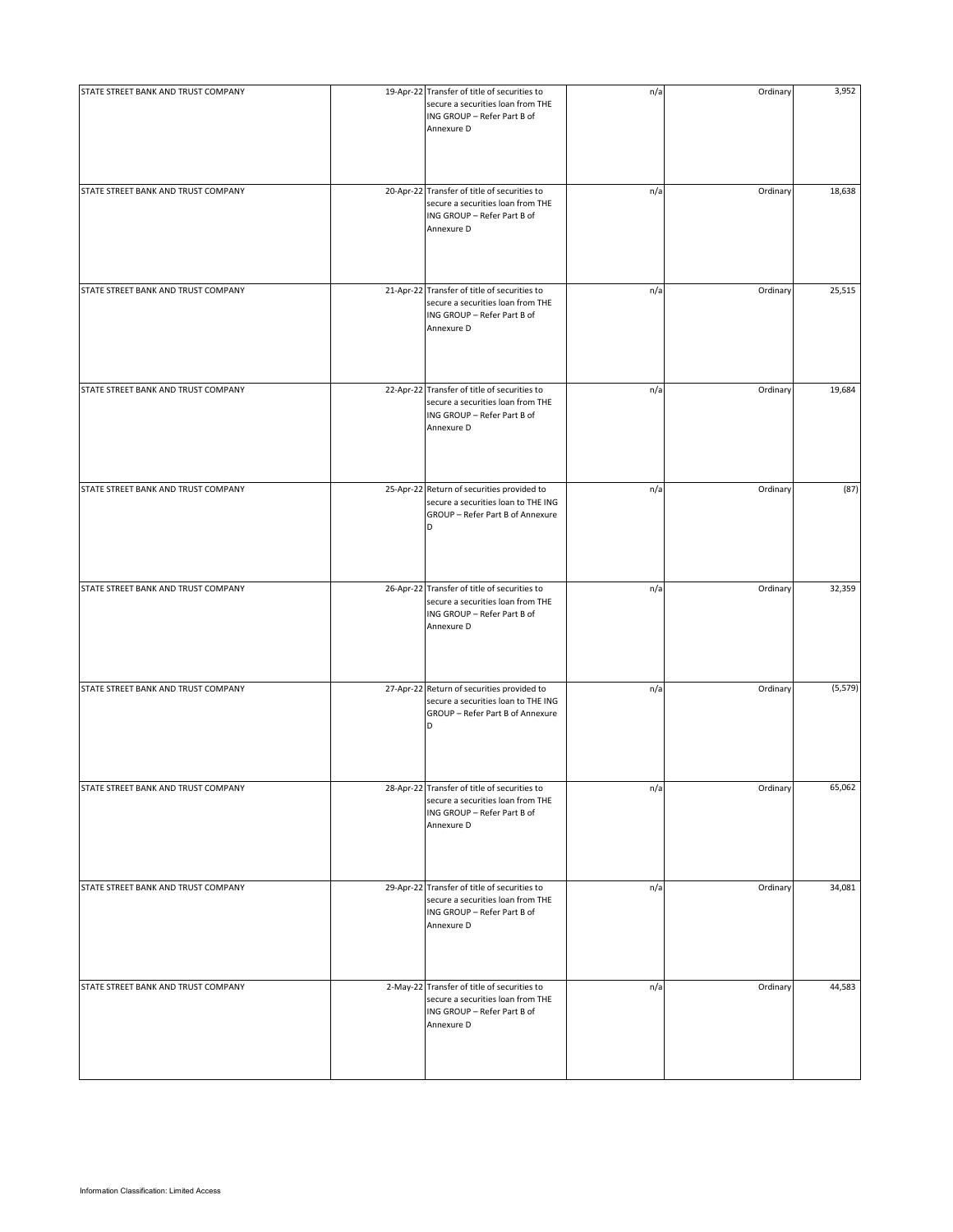| | | | | | |
|---|---|---|---|---|---|
| STATE STREET BANK AND TRUST COMPANY | 19-Apr-22 | Transfer of title of securities to secure a securities loan from THE ING GROUP – Refer Part B of Annexure D | n/a | Ordinary | 3,952 |
| STATE STREET BANK AND TRUST COMPANY | 20-Apr-22 | Transfer of title of securities to secure a securities loan from THE ING GROUP – Refer Part B of Annexure D | n/a | Ordinary | 18,638 |
| STATE STREET BANK AND TRUST COMPANY | 21-Apr-22 | Transfer of title of securities to secure a securities loan from THE ING GROUP – Refer Part B of Annexure D | n/a | Ordinary | 25,515 |
| STATE STREET BANK AND TRUST COMPANY | 22-Apr-22 | Transfer of title of securities to secure a securities loan from THE ING GROUP – Refer Part B of Annexure D | n/a | Ordinary | 19,684 |
| STATE STREET BANK AND TRUST COMPANY | 25-Apr-22 | Return of securities provided to secure a securities loan to THE ING GROUP – Refer Part B of Annexure D | n/a | Ordinary | (87) |
| STATE STREET BANK AND TRUST COMPANY | 26-Apr-22 | Transfer of title of securities to secure a securities loan from THE ING GROUP – Refer Part B of Annexure D | n/a | Ordinary | 32,359 |
| STATE STREET BANK AND TRUST COMPANY | 27-Apr-22 | Return of securities provided to secure a securities loan to THE ING GROUP – Refer Part B of Annexure D | n/a | Ordinary | (5,579) |
| STATE STREET BANK AND TRUST COMPANY | 28-Apr-22 | Transfer of title of securities to secure a securities loan from THE ING GROUP – Refer Part B of Annexure D | n/a | Ordinary | 65,062 |
| STATE STREET BANK AND TRUST COMPANY | 29-Apr-22 | Transfer of title of securities to secure a securities loan from THE ING GROUP – Refer Part B of Annexure D | n/a | Ordinary | 34,081 |
| STATE STREET BANK AND TRUST COMPANY | 2-May-22 | Transfer of title of securities to secure a securities loan from THE ING GROUP – Refer Part B of Annexure D | n/a | Ordinary | 44,583 |

Information Classification: Limited Access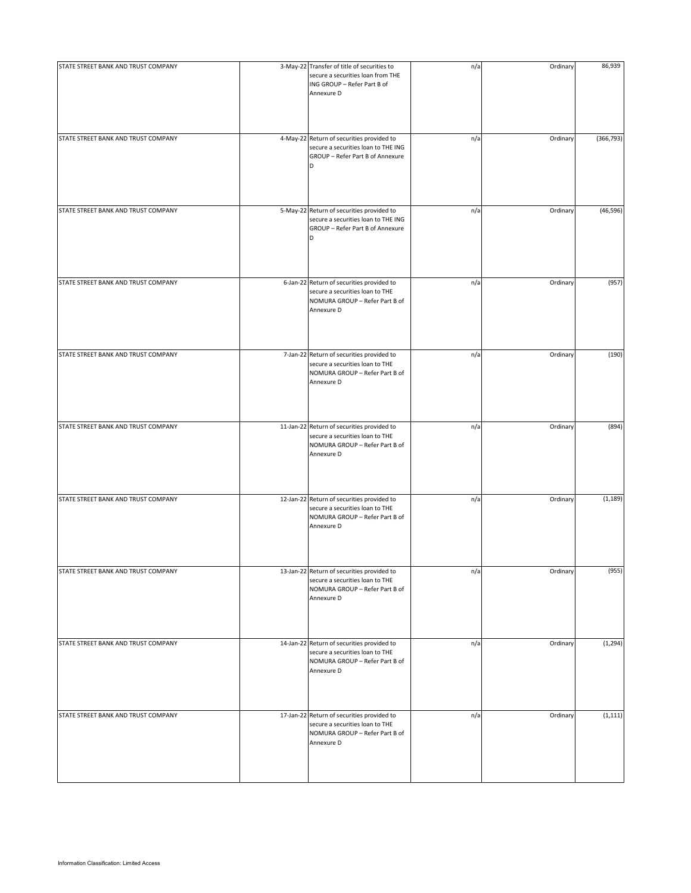| | | | | | |
|---|---|---|---|---|---|
| STATE STREET BANK AND TRUST COMPANY | 3-May-22 | Transfer of title of securities to secure a securities loan from THE ING GROUP – Refer Part B of Annexure D | n/a | Ordinary | 86,939 |
| STATE STREET BANK AND TRUST COMPANY | 4-May-22 | Return of securities provided to secure a securities loan to THE ING GROUP – Refer Part B of Annexure D | n/a | Ordinary | (366,793) |
| STATE STREET BANK AND TRUST COMPANY | 5-May-22 | Return of securities provided to secure a securities loan to THE ING GROUP – Refer Part B of Annexure D | n/a | Ordinary | (46,596) |
| STATE STREET BANK AND TRUST COMPANY | 6-Jan-22 | Return of securities provided to secure a securities loan to THE NOMURA GROUP – Refer Part B of Annexure D | n/a | Ordinary | (957) |
| STATE STREET BANK AND TRUST COMPANY | 7-Jan-22 | Return of securities provided to secure a securities loan to THE NOMURA GROUP – Refer Part B of Annexure D | n/a | Ordinary | (190) |
| STATE STREET BANK AND TRUST COMPANY | 11-Jan-22 | Return of securities provided to secure a securities loan to THE NOMURA GROUP – Refer Part B of Annexure D | n/a | Ordinary | (894) |
| STATE STREET BANK AND TRUST COMPANY | 12-Jan-22 | Return of securities provided to secure a securities loan to THE NOMURA GROUP – Refer Part B of Annexure D | n/a | Ordinary | (1,189) |
| STATE STREET BANK AND TRUST COMPANY | 13-Jan-22 | Return of securities provided to secure a securities loan to THE NOMURA GROUP – Refer Part B of Annexure D | n/a | Ordinary | (955) |
| STATE STREET BANK AND TRUST COMPANY | 14-Jan-22 | Return of securities provided to secure a securities loan to THE NOMURA GROUP – Refer Part B of Annexure D | n/a | Ordinary | (1,294) |
| STATE STREET BANK AND TRUST COMPANY | 17-Jan-22 | Return of securities provided to secure a securities loan to THE NOMURA GROUP – Refer Part B of Annexure D | n/a | Ordinary | (1,111) |

Information Classification: Limited Access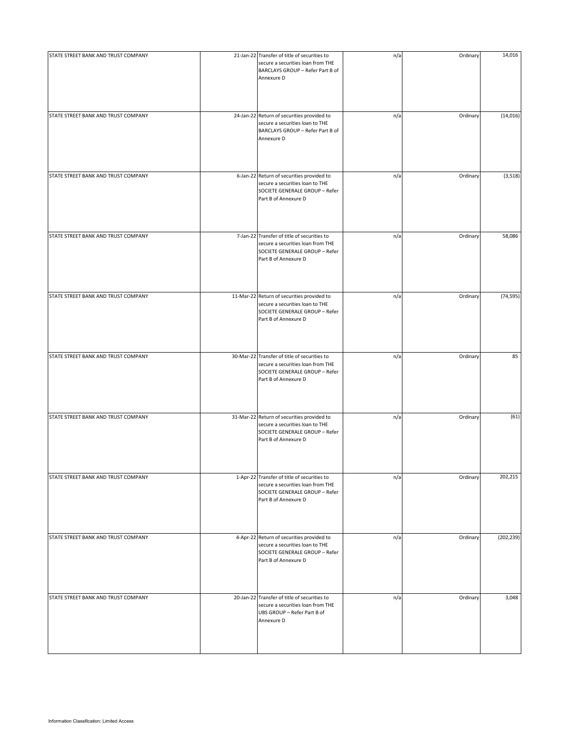| | | | | | |
|---|---|---|---|---|---|
| STATE STREET BANK AND TRUST COMPANY | 21-Jan-22 | Transfer of title of securities to secure a securities loan from THE BARCLAYS GROUP – Refer Part B of Annexure D | n/a | Ordinary | 14,016 |
| STATE STREET BANK AND TRUST COMPANY | 24-Jan-22 | Return of securities provided to secure a securities loan to THE BARCLAYS GROUP – Refer Part B of Annexure D | n/a | Ordinary | (14,016) |
| STATE STREET BANK AND TRUST COMPANY | 6-Jan-22 | Return of securities provided to secure a securities loan to THE SOCIETE GENERALE GROUP – Refer Part B of Annexure D | n/a | Ordinary | (3,518) |
| STATE STREET BANK AND TRUST COMPANY | 7-Jan-22 | Transfer of title of securities to secure a securities loan from THE SOCIETE GENERALE GROUP – Refer Part B of Annexure D | n/a | Ordinary | 58,086 |
| STATE STREET BANK AND TRUST COMPANY | 11-Mar-22 | Return of securities provided to secure a securities loan to THE SOCIETE GENERALE GROUP – Refer Part B of Annexure D | n/a | Ordinary | (74,595) |
| STATE STREET BANK AND TRUST COMPANY | 30-Mar-22 | Transfer of title of securities to secure a securities loan from THE SOCIETE GENERALE GROUP – Refer Part B of Annexure D | n/a | Ordinary | 85 |
| STATE STREET BANK AND TRUST COMPANY | 31-Mar-22 | Return of securities provided to secure a securities loan to THE SOCIETE GENERALE GROUP – Refer Part B of Annexure D | n/a | Ordinary | (61) |
| STATE STREET BANK AND TRUST COMPANY | 1-Apr-22 | Transfer of title of securities to secure a securities loan from THE SOCIETE GENERALE GROUP – Refer Part B of Annexure D | n/a | Ordinary | 202,215 |
| STATE STREET BANK AND TRUST COMPANY | 4-Apr-22 | Return of securities provided to secure a securities loan to THE SOCIETE GENERALE GROUP – Refer Part B of Annexure D | n/a | Ordinary | (202,239) |
| STATE STREET BANK AND TRUST COMPANY | 20-Jan-22 | Transfer of title of securities to secure a securities loan from THE UBS GROUP – Refer Part B of Annexure D | n/a | Ordinary | 3,048 |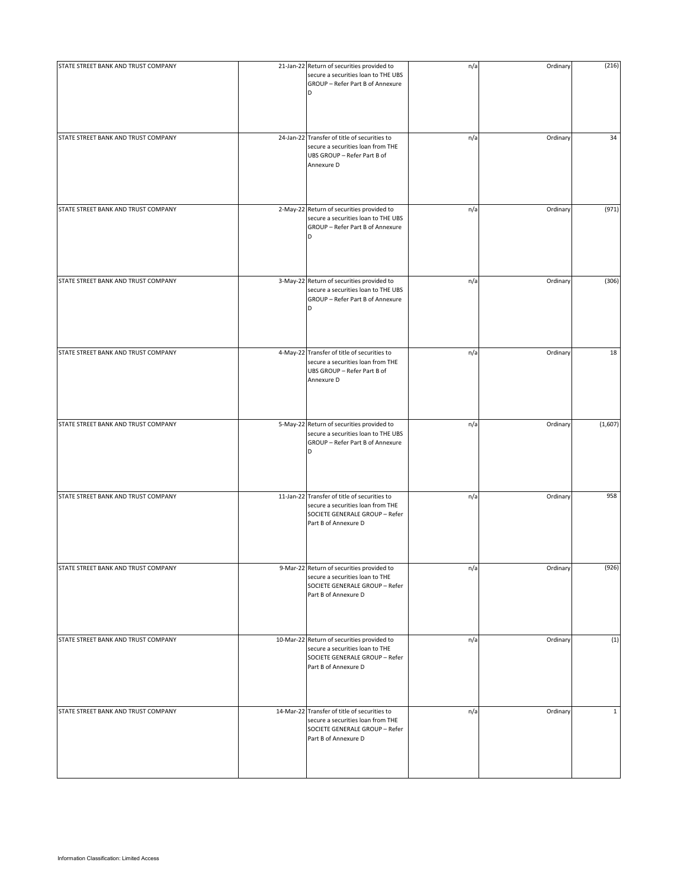| | | | | | |
|---|---|---|---|---|---|
| STATE STREET BANK AND TRUST COMPANY | 21-Jan-22 | Return of securities provided to secure a securities loan to THE UBS GROUP – Refer Part B of Annexure D | n/a | Ordinary | (216) |
| STATE STREET BANK AND TRUST COMPANY | 24-Jan-22 | Transfer of title of securities to secure a securities loan from THE UBS GROUP – Refer Part B of Annexure D | n/a | Ordinary | 34 |
| STATE STREET BANK AND TRUST COMPANY | 2-May-22 | Return of securities provided to secure a securities loan to THE UBS GROUP – Refer Part B of Annexure D | n/a | Ordinary | (971) |
| STATE STREET BANK AND TRUST COMPANY | 3-May-22 | Return of securities provided to secure a securities loan to THE UBS GROUP – Refer Part B of Annexure D | n/a | Ordinary | (306) |
| STATE STREET BANK AND TRUST COMPANY | 4-May-22 | Transfer of title of securities to secure a securities loan from THE UBS GROUP – Refer Part B of Annexure D | n/a | Ordinary | 18 |
| STATE STREET BANK AND TRUST COMPANY | 5-May-22 | Return of securities provided to secure a securities loan to THE UBS GROUP – Refer Part B of Annexure D | n/a | Ordinary | (1,607) |
| STATE STREET BANK AND TRUST COMPANY | 11-Jan-22 | Transfer of title of securities to secure a securities loan from THE SOCIETE GENERALE GROUP – Refer Part B of Annexure D | n/a | Ordinary | 958 |
| STATE STREET BANK AND TRUST COMPANY | 9-Mar-22 | Return of securities provided to secure a securities loan to THE SOCIETE GENERALE GROUP – Refer Part B of Annexure D | n/a | Ordinary | (926) |
| STATE STREET BANK AND TRUST COMPANY | 10-Mar-22 | Return of securities provided to secure a securities loan to THE SOCIETE GENERALE GROUP – Refer Part B of Annexure D | n/a | Ordinary | (1) |
| STATE STREET BANK AND TRUST COMPANY | 14-Mar-22 | Transfer of title of securities to secure a securities loan from THE SOCIETE GENERALE GROUP – Refer Part B of Annexure D | n/a | Ordinary | 1 |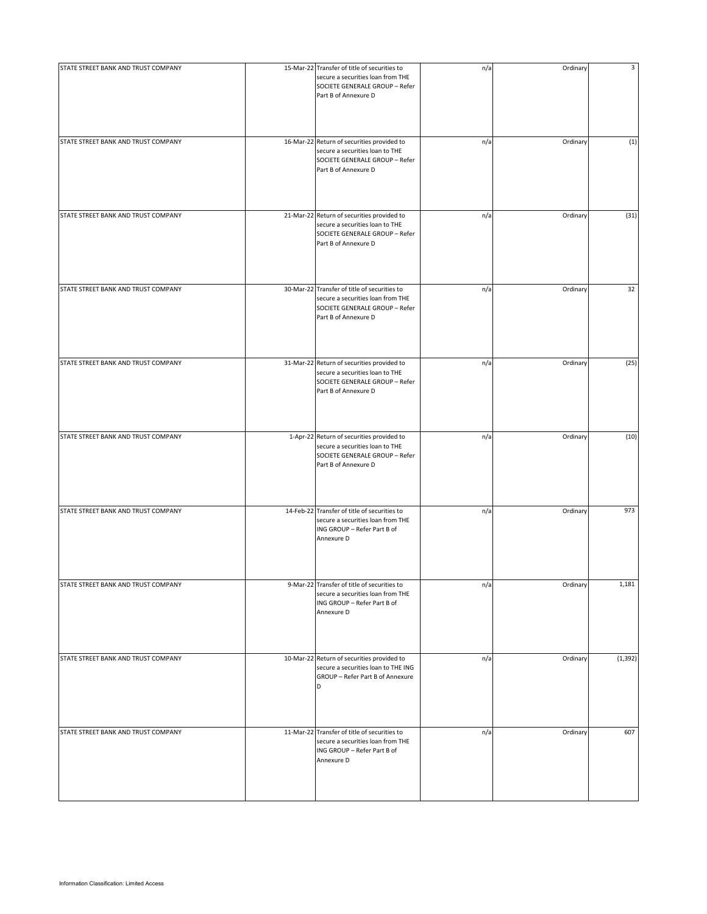| | | | | | |
|---|---|---|---|---|---|
| STATE STREET BANK AND TRUST COMPANY | 15-Mar-22 | Transfer of title of securities to secure a securities loan from THE SOCIETE GENERALE GROUP – Refer Part B of Annexure D | n/a | Ordinary | 3 |
| STATE STREET BANK AND TRUST COMPANY | 16-Mar-22 | Return of securities provided to secure a securities loan to THE SOCIETE GENERALE GROUP – Refer Part B of Annexure D | n/a | Ordinary | (1) |
| STATE STREET BANK AND TRUST COMPANY | 21-Mar-22 | Return of securities provided to secure a securities loan to THE SOCIETE GENERALE GROUP – Refer Part B of Annexure D | n/a | Ordinary | (31) |
| STATE STREET BANK AND TRUST COMPANY | 30-Mar-22 | Transfer of title of securities to secure a securities loan from THE SOCIETE GENERALE GROUP – Refer Part B of Annexure D | n/a | Ordinary | 32 |
| STATE STREET BANK AND TRUST COMPANY | 31-Mar-22 | Return of securities provided to secure a securities loan to THE SOCIETE GENERALE GROUP – Refer Part B of Annexure D | n/a | Ordinary | (25) |
| STATE STREET BANK AND TRUST COMPANY | 1-Apr-22 | Return of securities provided to secure a securities loan to THE SOCIETE GENERALE GROUP – Refer Part B of Annexure D | n/a | Ordinary | (10) |
| STATE STREET BANK AND TRUST COMPANY | 14-Feb-22 | Transfer of title of securities to secure a securities loan from THE ING GROUP – Refer Part B of Annexure D | n/a | Ordinary | 973 |
| STATE STREET BANK AND TRUST COMPANY | 9-Mar-22 | Transfer of title of securities to secure a securities loan from THE ING GROUP – Refer Part B of Annexure D | n/a | Ordinary | 1,181 |
| STATE STREET BANK AND TRUST COMPANY | 10-Mar-22 | Return of securities provided to secure a securities loan to THE ING GROUP – Refer Part B of Annexure D | n/a | Ordinary | (1,392) |
| STATE STREET BANK AND TRUST COMPANY | 11-Mar-22 | Transfer of title of securities to secure a securities loan from THE ING GROUP – Refer Part B of Annexure D | n/a | Ordinary | 607 |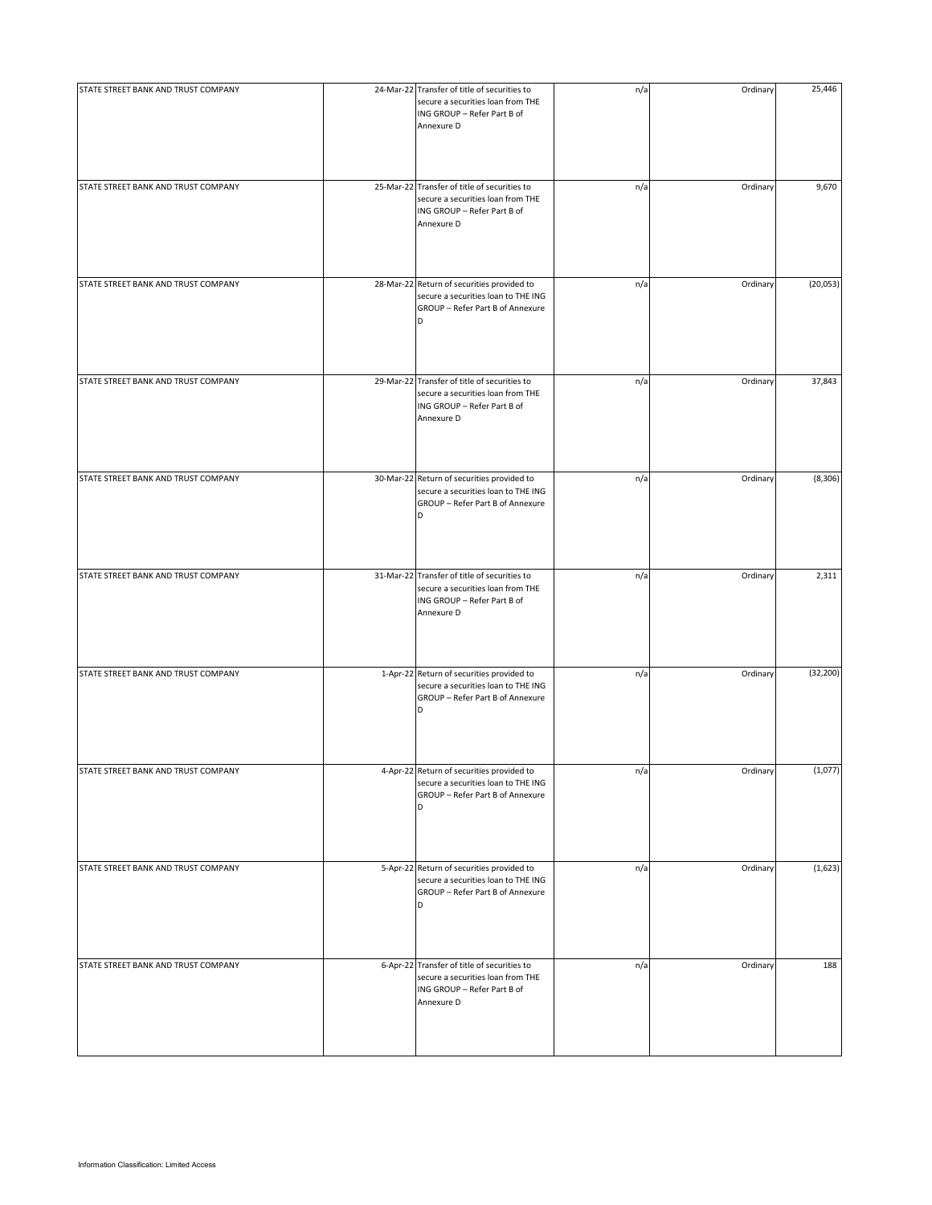| | | | | | |
|---|---|---|---|---|---|
| STATE STREET BANK AND TRUST COMPANY | 24-Mar-22 | Transfer of title of securities to secure a securities loan from THE ING GROUP – Refer Part B of Annexure D | n/a | Ordinary | 25,446 |
| STATE STREET BANK AND TRUST COMPANY | 25-Mar-22 | Transfer of title of securities to secure a securities loan from THE ING GROUP – Refer Part B of Annexure D | n/a | Ordinary | 9,670 |
| STATE STREET BANK AND TRUST COMPANY | 28-Mar-22 | Return of securities provided to secure a securities loan to THE ING GROUP – Refer Part B of Annexure D | n/a | Ordinary | (20,053) |
| STATE STREET BANK AND TRUST COMPANY | 29-Mar-22 | Transfer of title of securities to secure a securities loan from THE ING GROUP – Refer Part B of Annexure D | n/a | Ordinary | 37,843 |
| STATE STREET BANK AND TRUST COMPANY | 30-Mar-22 | Return of securities provided to secure a securities loan to THE ING GROUP – Refer Part B of Annexure D | n/a | Ordinary | (8,306) |
| STATE STREET BANK AND TRUST COMPANY | 31-Mar-22 | Transfer of title of securities to secure a securities loan from THE ING GROUP – Refer Part B of Annexure D | n/a | Ordinary | 2,311 |
| STATE STREET BANK AND TRUST COMPANY | 1-Apr-22 | Return of securities provided to secure a securities loan to THE ING GROUP – Refer Part B of Annexure D | n/a | Ordinary | (32,200) |
| STATE STREET BANK AND TRUST COMPANY | 4-Apr-22 | Return of securities provided to secure a securities loan to THE ING GROUP – Refer Part B of Annexure D | n/a | Ordinary | (1,077) |
| STATE STREET BANK AND TRUST COMPANY | 5-Apr-22 | Return of securities provided to secure a securities loan to THE ING GROUP – Refer Part B of Annexure D | n/a | Ordinary | (1,623) |
| STATE STREET BANK AND TRUST COMPANY | 6-Apr-22 | Transfer of title of securities to secure a securities loan from THE ING GROUP – Refer Part B of Annexure D | n/a | Ordinary | 188 |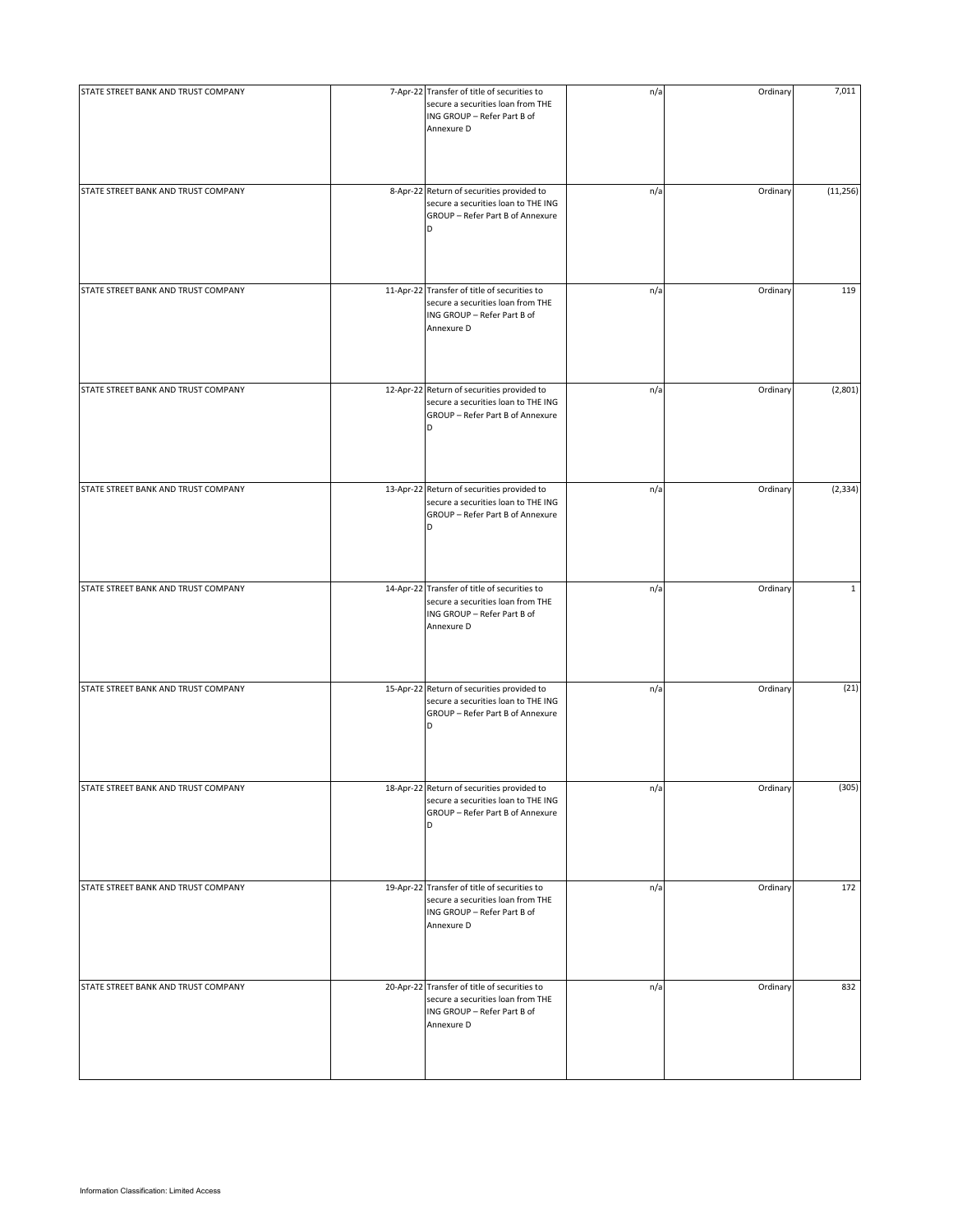| | | | | | |
|---|---|---|---|---|---|
| STATE STREET BANK AND TRUST COMPANY | 7-Apr-22 | Transfer of title of securities to secure a securities loan from THE ING GROUP – Refer Part B of Annexure D | n/a | Ordinary | 7,011 |
| STATE STREET BANK AND TRUST COMPANY | 8-Apr-22 | Return of securities provided to secure a securities loan to THE ING GROUP – Refer Part B of Annexure D | n/a | Ordinary | (11,256) |
| STATE STREET BANK AND TRUST COMPANY | 11-Apr-22 | Transfer of title of securities to secure a securities loan from THE ING GROUP – Refer Part B of Annexure D | n/a | Ordinary | 119 |
| STATE STREET BANK AND TRUST COMPANY | 12-Apr-22 | Return of securities provided to secure a securities loan to THE ING GROUP – Refer Part B of Annexure D | n/a | Ordinary | (2,801) |
| STATE STREET BANK AND TRUST COMPANY | 13-Apr-22 | Return of securities provided to secure a securities loan to THE ING GROUP – Refer Part B of Annexure D | n/a | Ordinary | (2,334) |
| STATE STREET BANK AND TRUST COMPANY | 14-Apr-22 | Transfer of title of securities to secure a securities loan from THE ING GROUP – Refer Part B of Annexure D | n/a | Ordinary | 1 |
| STATE STREET BANK AND TRUST COMPANY | 15-Apr-22 | Return of securities provided to secure a securities loan to THE ING GROUP – Refer Part B of Annexure D | n/a | Ordinary | (21) |
| STATE STREET BANK AND TRUST COMPANY | 18-Apr-22 | Return of securities provided to secure a securities loan to THE ING GROUP – Refer Part B of Annexure D | n/a | Ordinary | (305) |
| STATE STREET BANK AND TRUST COMPANY | 19-Apr-22 | Transfer of title of securities to secure a securities loan from THE ING GROUP – Refer Part B of Annexure D | n/a | Ordinary | 172 |
| STATE STREET BANK AND TRUST COMPANY | 20-Apr-22 | Transfer of title of securities to secure a securities loan from THE ING GROUP – Refer Part B of Annexure D | n/a | Ordinary | 832 |

Information Classification: Limited Access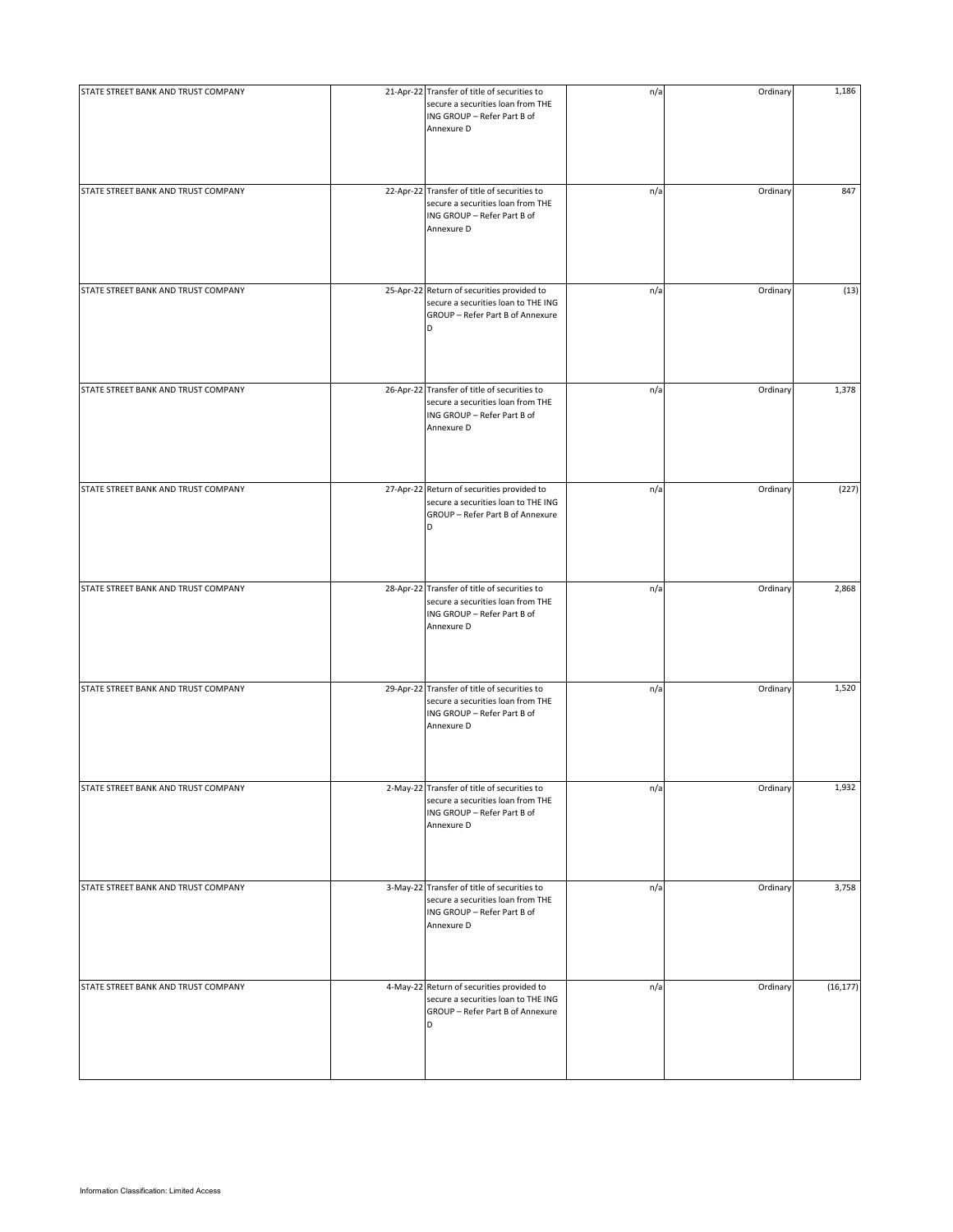| | | | | | |
|---|---|---|---|---|---|
| STATE STREET BANK AND TRUST COMPANY | 21-Apr-22 | Transfer of title of securities to secure a securities loan from THE ING GROUP – Refer Part B of Annexure D | n/a | Ordinary | 1,186 |
| STATE STREET BANK AND TRUST COMPANY | 22-Apr-22 | Transfer of title of securities to secure a securities loan from THE ING GROUP – Refer Part B of Annexure D | n/a | Ordinary | 847 |
| STATE STREET BANK AND TRUST COMPANY | 25-Apr-22 | Return of securities provided to secure a securities loan to THE ING GROUP – Refer Part B of Annexure D | n/a | Ordinary | (13) |
| STATE STREET BANK AND TRUST COMPANY | 26-Apr-22 | Transfer of title of securities to secure a securities loan from THE ING GROUP – Refer Part B of Annexure D | n/a | Ordinary | 1,378 |
| STATE STREET BANK AND TRUST COMPANY | 27-Apr-22 | Return of securities provided to secure a securities loan to THE ING GROUP – Refer Part B of Annexure D | n/a | Ordinary | (227) |
| STATE STREET BANK AND TRUST COMPANY | 28-Apr-22 | Transfer of title of securities to secure a securities loan from THE ING GROUP – Refer Part B of Annexure D | n/a | Ordinary | 2,868 |
| STATE STREET BANK AND TRUST COMPANY | 29-Apr-22 | Transfer of title of securities to secure a securities loan from THE ING GROUP – Refer Part B of Annexure D | n/a | Ordinary | 1,520 |
| STATE STREET BANK AND TRUST COMPANY | 2-May-22 | Transfer of title of securities to secure a securities loan from THE ING GROUP – Refer Part B of Annexure D | n/a | Ordinary | 1,932 |
| STATE STREET BANK AND TRUST COMPANY | 3-May-22 | Transfer of title of securities to secure a securities loan from THE ING GROUP – Refer Part B of Annexure D | n/a | Ordinary | 3,758 |
| STATE STREET BANK AND TRUST COMPANY | 4-May-22 | Return of securities provided to secure a securities loan to THE ING GROUP – Refer Part B of Annexure D | n/a | Ordinary | (16,177) |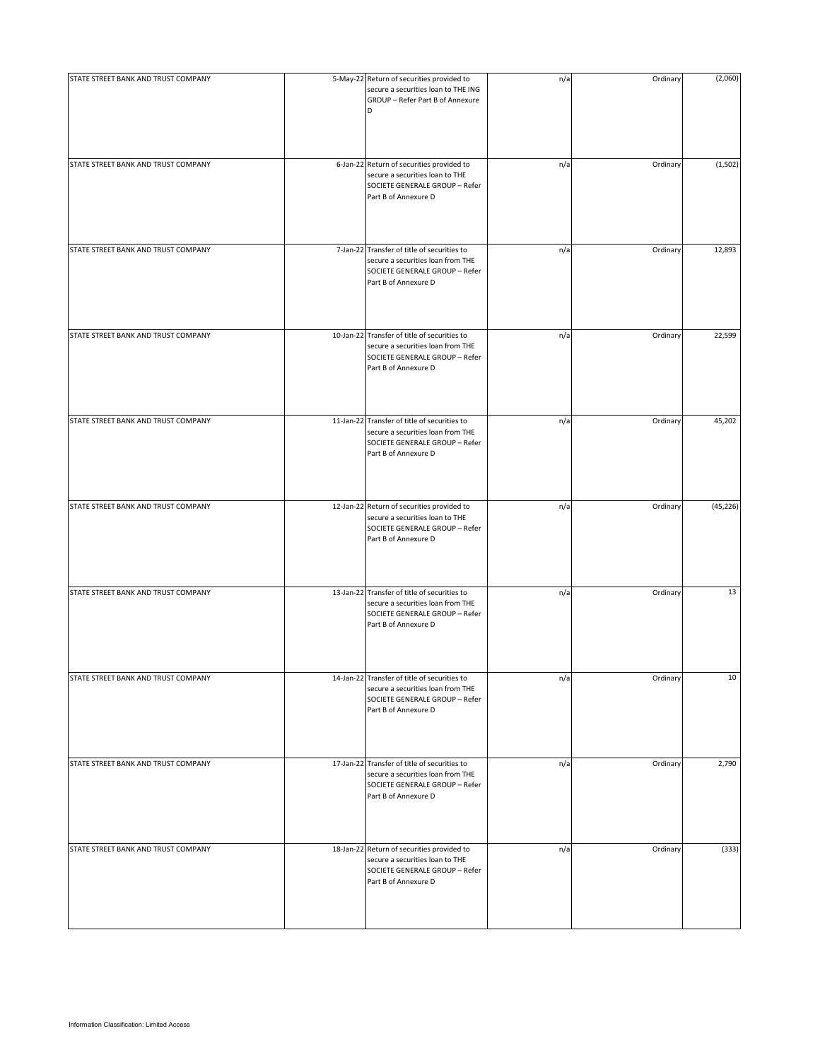| | | | | | |
|---|---|---|---|---|---|
| STATE STREET BANK AND TRUST COMPANY | 5-May-22 | Return of securities provided to secure a securities loan to THE ING GROUP – Refer Part B of Annexure D | n/a | Ordinary | (2,060) |
| STATE STREET BANK AND TRUST COMPANY | 6-Jan-22 | Return of securities provided to secure a securities loan to THE SOCIETE GENERALE GROUP – Refer Part B of Annexure D | n/a | Ordinary | (1,502) |
| STATE STREET BANK AND TRUST COMPANY | 7-Jan-22 | Transfer of title of securities to secure a securities loan from THE SOCIETE GENERALE GROUP – Refer Part B of Annexure D | n/a | Ordinary | 12,893 |
| STATE STREET BANK AND TRUST COMPANY | 10-Jan-22 | Transfer of title of securities to secure a securities loan from THE SOCIETE GENERALE GROUP – Refer Part B of Annexure D | n/a | Ordinary | 22,599 |
| STATE STREET BANK AND TRUST COMPANY | 11-Jan-22 | Transfer of title of securities to secure a securities loan from THE SOCIETE GENERALE GROUP – Refer Part B of Annexure D | n/a | Ordinary | 45,202 |
| STATE STREET BANK AND TRUST COMPANY | 12-Jan-22 | Return of securities provided to secure a securities loan to THE SOCIETE GENERALE GROUP – Refer Part B of Annexure D | n/a | Ordinary | (45,226) |
| STATE STREET BANK AND TRUST COMPANY | 13-Jan-22 | Transfer of title of securities to secure a securities loan from THE SOCIETE GENERALE GROUP – Refer Part B of Annexure D | n/a | Ordinary | 13 |
| STATE STREET BANK AND TRUST COMPANY | 14-Jan-22 | Transfer of title of securities to secure a securities loan from THE SOCIETE GENERALE GROUP – Refer Part B of Annexure D | n/a | Ordinary | 10 |
| STATE STREET BANK AND TRUST COMPANY | 17-Jan-22 | Transfer of title of securities to secure a securities loan from THE SOCIETE GENERALE GROUP – Refer Part B of Annexure D | n/a | Ordinary | 2,790 |
| STATE STREET BANK AND TRUST COMPANY | 18-Jan-22 | Return of securities provided to secure a securities loan to THE SOCIETE GENERALE GROUP – Refer Part B of Annexure D | n/a | Ordinary | (333) |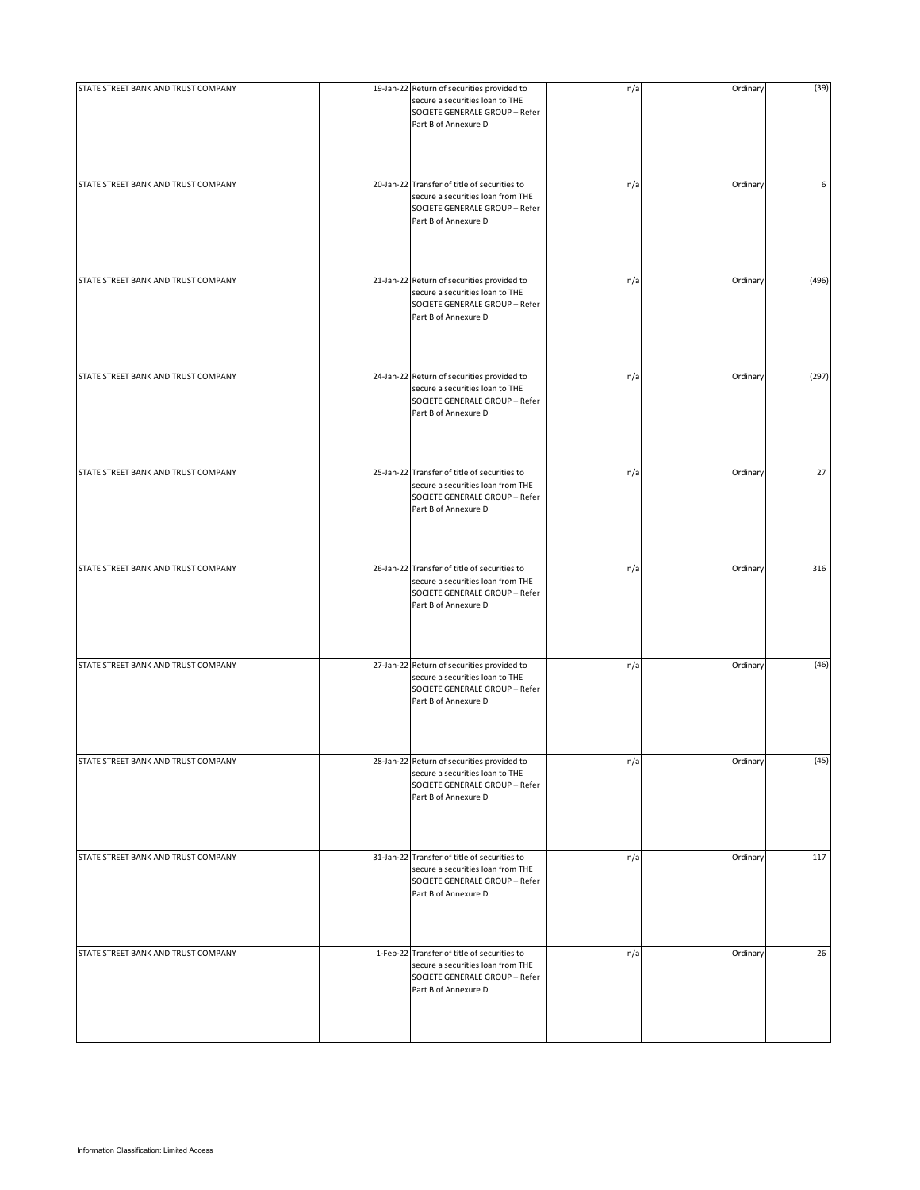| | | | | | |
|---|---|---|---|---|---|
| STATE STREET BANK AND TRUST COMPANY | 19-Jan-22 | Return of securities provided to secure a securities loan to THE SOCIETE GENERALE GROUP – Refer Part B of Annexure D | n/a | Ordinary | (39) |
| STATE STREET BANK AND TRUST COMPANY | 20-Jan-22 | Transfer of title of securities to secure a securities loan from THE SOCIETE GENERALE GROUP – Refer Part B of Annexure D | n/a | Ordinary | 6 |
| STATE STREET BANK AND TRUST COMPANY | 21-Jan-22 | Return of securities provided to secure a securities loan to THE SOCIETE GENERALE GROUP – Refer Part B of Annexure D | n/a | Ordinary | (496) |
| STATE STREET BANK AND TRUST COMPANY | 24-Jan-22 | Return of securities provided to secure a securities loan to THE SOCIETE GENERALE GROUP – Refer Part B of Annexure D | n/a | Ordinary | (297) |
| STATE STREET BANK AND TRUST COMPANY | 25-Jan-22 | Transfer of title of securities to secure a securities loan from THE SOCIETE GENERALE GROUP – Refer Part B of Annexure D | n/a | Ordinary | 27 |
| STATE STREET BANK AND TRUST COMPANY | 26-Jan-22 | Transfer of title of securities to secure a securities loan from THE SOCIETE GENERALE GROUP – Refer Part B of Annexure D | n/a | Ordinary | 316 |
| STATE STREET BANK AND TRUST COMPANY | 27-Jan-22 | Return of securities provided to secure a securities loan to THE SOCIETE GENERALE GROUP – Refer Part B of Annexure D | n/a | Ordinary | (46) |
| STATE STREET BANK AND TRUST COMPANY | 28-Jan-22 | Return of securities provided to secure a securities loan to THE SOCIETE GENERALE GROUP – Refer Part B of Annexure D | n/a | Ordinary | (45) |
| STATE STREET BANK AND TRUST COMPANY | 31-Jan-22 | Transfer of title of securities to secure a securities loan from THE SOCIETE GENERALE GROUP – Refer Part B of Annexure D | n/a | Ordinary | 117 |
| STATE STREET BANK AND TRUST COMPANY | 1-Feb-22 | Transfer of title of securities to secure a securities loan from THE SOCIETE GENERALE GROUP – Refer Part B of Annexure D | n/a | Ordinary | 26 |

Information Classification: Limited Access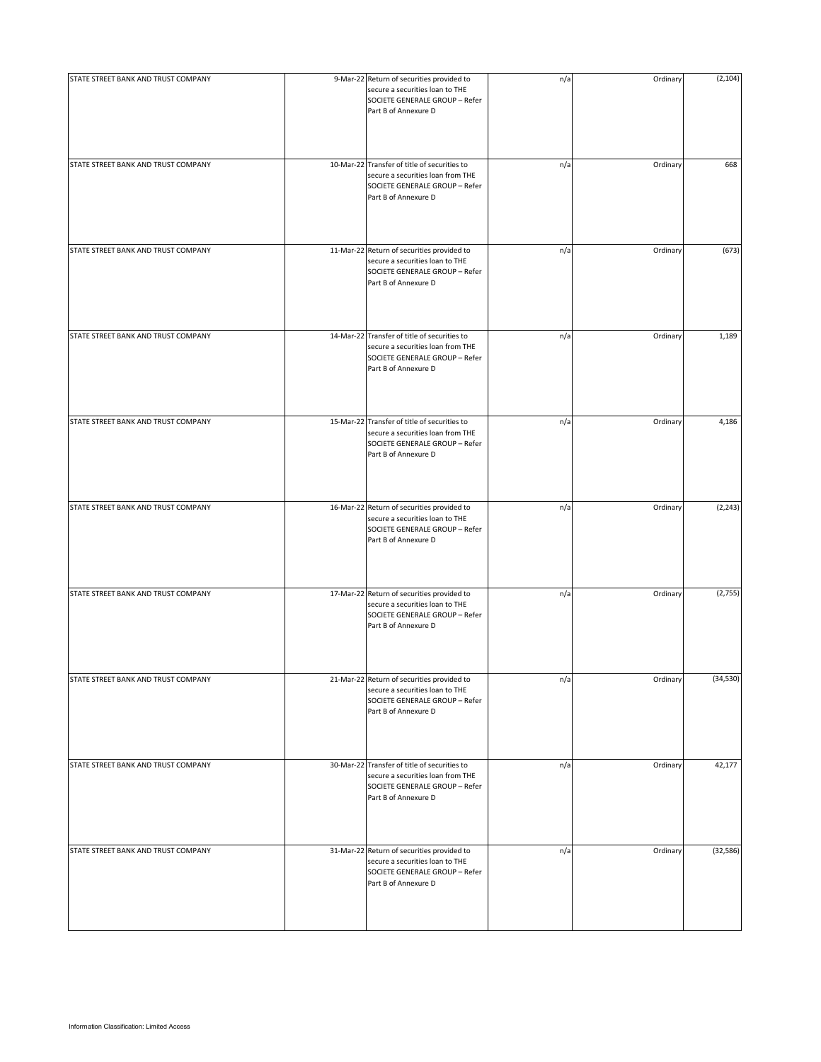| | | | | | |
|---|---|---|---|---|---|
| STATE STREET BANK AND TRUST COMPANY | 9-Mar-22 | Return of securities provided to secure a securities loan to THE SOCIETE GENERALE GROUP – Refer Part B of Annexure D | n/a | Ordinary | (2,104) |
| STATE STREET BANK AND TRUST COMPANY | 10-Mar-22 | Transfer of title of securities to secure a securities loan from THE SOCIETE GENERALE GROUP – Refer Part B of Annexure D | n/a | Ordinary | 668 |
| STATE STREET BANK AND TRUST COMPANY | 11-Mar-22 | Return of securities provided to secure a securities loan to THE SOCIETE GENERALE GROUP – Refer Part B of Annexure D | n/a | Ordinary | (673) |
| STATE STREET BANK AND TRUST COMPANY | 14-Mar-22 | Transfer of title of securities to secure a securities loan from THE SOCIETE GENERALE GROUP – Refer Part B of Annexure D | n/a | Ordinary | 1,189 |
| STATE STREET BANK AND TRUST COMPANY | 15-Mar-22 | Transfer of title of securities to secure a securities loan from THE SOCIETE GENERALE GROUP – Refer Part B of Annexure D | n/a | Ordinary | 4,186 |
| STATE STREET BANK AND TRUST COMPANY | 16-Mar-22 | Return of securities provided to secure a securities loan to THE SOCIETE GENERALE GROUP – Refer Part B of Annexure D | n/a | Ordinary | (2,243) |
| STATE STREET BANK AND TRUST COMPANY | 17-Mar-22 | Return of securities provided to secure a securities loan to THE SOCIETE GENERALE GROUP – Refer Part B of Annexure D | n/a | Ordinary | (2,755) |
| STATE STREET BANK AND TRUST COMPANY | 21-Mar-22 | Return of securities provided to secure a securities loan to THE SOCIETE GENERALE GROUP – Refer Part B of Annexure D | n/a | Ordinary | (34,530) |
| STATE STREET BANK AND TRUST COMPANY | 30-Mar-22 | Transfer of title of securities to secure a securities loan from THE SOCIETE GENERALE GROUP – Refer Part B of Annexure D | n/a | Ordinary | 42,177 |
| STATE STREET BANK AND TRUST COMPANY | 31-Mar-22 | Return of securities provided to secure a securities loan to THE SOCIETE GENERALE GROUP – Refer Part B of Annexure D | n/a | Ordinary | (32,586) |

Information Classification: Limited Access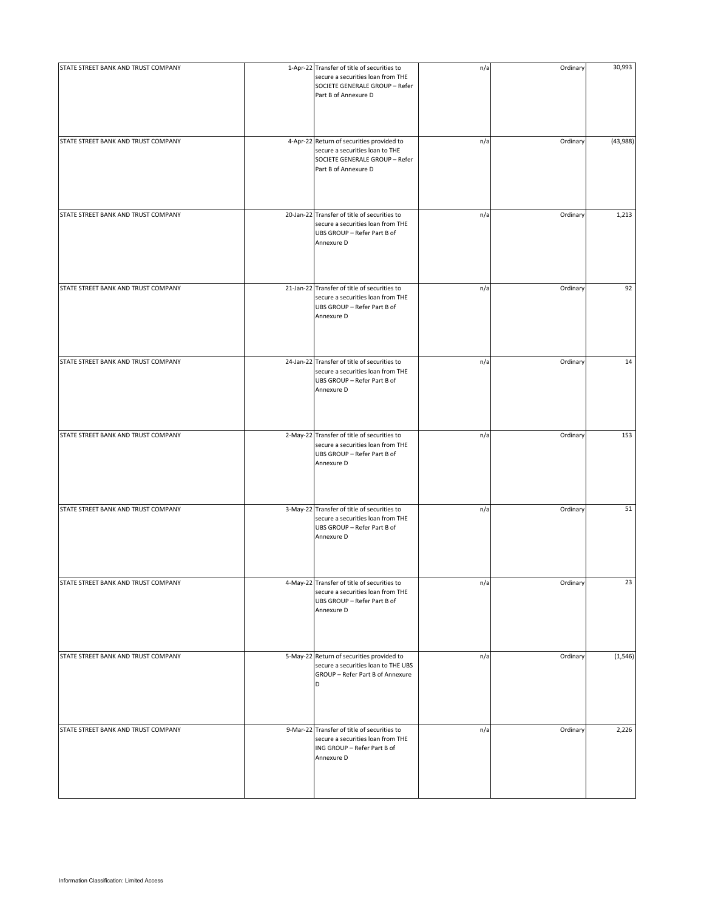| | | | | | |
|---|---|---|---|---|---|
| STATE STREET BANK AND TRUST COMPANY | 1-Apr-22 | Transfer of title of securities to secure a securities loan from THE SOCIETE GENERALE GROUP – Refer Part B of Annexure D | n/a | Ordinary | 30,993 |
| STATE STREET BANK AND TRUST COMPANY | 4-Apr-22 | Return of securities provided to secure a securities loan to THE SOCIETE GENERALE GROUP – Refer Part B of Annexure D | n/a | Ordinary | (43,988) |
| STATE STREET BANK AND TRUST COMPANY | 20-Jan-22 | Transfer of title of securities to secure a securities loan from THE UBS GROUP – Refer Part B of Annexure D | n/a | Ordinary | 1,213 |
| STATE STREET BANK AND TRUST COMPANY | 21-Jan-22 | Transfer of title of securities to secure a securities loan from THE UBS GROUP – Refer Part B of Annexure D | n/a | Ordinary | 92 |
| STATE STREET BANK AND TRUST COMPANY | 24-Jan-22 | Transfer of title of securities to secure a securities loan from THE UBS GROUP – Refer Part B of Annexure D | n/a | Ordinary | 14 |
| STATE STREET BANK AND TRUST COMPANY | 2-May-22 | Transfer of title of securities to secure a securities loan from THE UBS GROUP – Refer Part B of Annexure D | n/a | Ordinary | 153 |
| STATE STREET BANK AND TRUST COMPANY | 3-May-22 | Transfer of title of securities to secure a securities loan from THE UBS GROUP – Refer Part B of Annexure D | n/a | Ordinary | 51 |
| STATE STREET BANK AND TRUST COMPANY | 4-May-22 | Transfer of title of securities to secure a securities loan from THE UBS GROUP – Refer Part B of Annexure D | n/a | Ordinary | 23 |
| STATE STREET BANK AND TRUST COMPANY | 5-May-22 | Return of securities provided to secure a securities loan to THE UBS GROUP – Refer Part B of Annexure D | n/a | Ordinary | (1,546) |
| STATE STREET BANK AND TRUST COMPANY | 9-Mar-22 | Transfer of title of securities to secure a securities loan from THE ING GROUP – Refer Part B of Annexure D | n/a | Ordinary | 2,226 |

Information Classification: Limited Access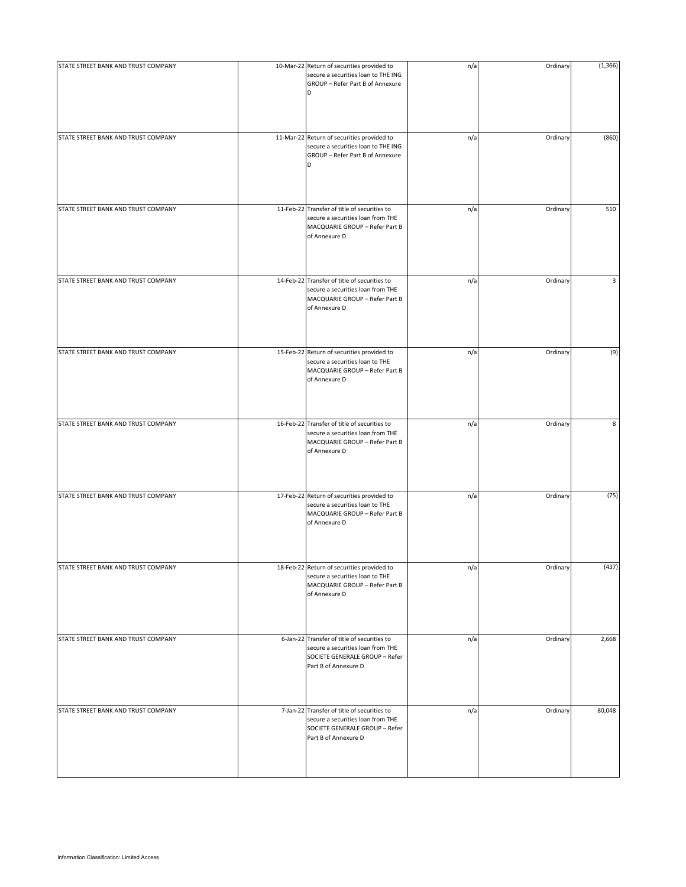| | | | | | |
|---|---|---|---|---|---|
| STATE STREET BANK AND TRUST COMPANY | 10-Mar-22 | Return of securities provided to secure a securities loan to THE ING GROUP – Refer Part B of Annexure D | n/a | Ordinary | (1,366) |
| STATE STREET BANK AND TRUST COMPANY | 11-Mar-22 | Return of securities provided to secure a securities loan to THE ING GROUP – Refer Part B of Annexure D | n/a | Ordinary | (860) |
| STATE STREET BANK AND TRUST COMPANY | 11-Feb-22 | Transfer of title of securities to secure a securities loan from THE MACQUARIE GROUP – Refer Part B of Annexure D | n/a | Ordinary | 510 |
| STATE STREET BANK AND TRUST COMPANY | 14-Feb-22 | Transfer of title of securities to secure a securities loan from THE MACQUARIE GROUP – Refer Part B of Annexure D | n/a | Ordinary | 3 |
| STATE STREET BANK AND TRUST COMPANY | 15-Feb-22 | Return of securities provided to secure a securities loan to THE MACQUARIE GROUP – Refer Part B of Annexure D | n/a | Ordinary | (9) |
| STATE STREET BANK AND TRUST COMPANY | 16-Feb-22 | Transfer of title of securities to secure a securities loan from THE MACQUARIE GROUP – Refer Part B of Annexure D | n/a | Ordinary | 8 |
| STATE STREET BANK AND TRUST COMPANY | 17-Feb-22 | Return of securities provided to secure a securities loan to THE MACQUARIE GROUP – Refer Part B of Annexure D | n/a | Ordinary | (75) |
| STATE STREET BANK AND TRUST COMPANY | 18-Feb-22 | Return of securities provided to secure a securities loan to THE MACQUARIE GROUP – Refer Part B of Annexure D | n/a | Ordinary | (437) |
| STATE STREET BANK AND TRUST COMPANY | 6-Jan-22 | Transfer of title of securities to secure a securities loan from THE SOCIETE GENERALE GROUP – Refer Part B of Annexure D | n/a | Ordinary | 2,668 |
| STATE STREET BANK AND TRUST COMPANY | 7-Jan-22 | Transfer of title of securities to secure a securities loan from THE SOCIETE GENERALE GROUP – Refer Part B of Annexure D | n/a | Ordinary | 80,048 |

Information Classification: Limited Access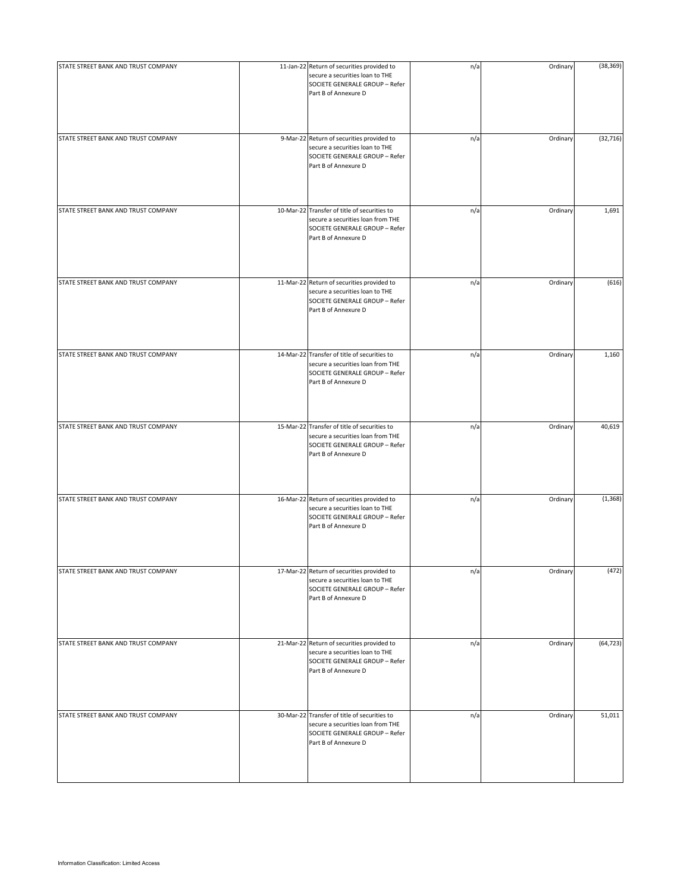| | | | | | |
|---|---|---|---|---|---|
| STATE STREET BANK AND TRUST COMPANY | 11-Jan-22 | Return of securities provided to secure a securities loan to THE SOCIETE GENERALE GROUP – Refer Part B of Annexure D | n/a | Ordinary | (38,369) |
| STATE STREET BANK AND TRUST COMPANY | 9-Mar-22 | Return of securities provided to secure a securities loan to THE SOCIETE GENERALE GROUP – Refer Part B of Annexure D | n/a | Ordinary | (32,716) |
| STATE STREET BANK AND TRUST COMPANY | 10-Mar-22 | Transfer of title of securities to secure a securities loan from THE SOCIETE GENERALE GROUP – Refer Part B of Annexure D | n/a | Ordinary | 1,691 |
| STATE STREET BANK AND TRUST COMPANY | 11-Mar-22 | Return of securities provided to secure a securities loan to THE SOCIETE GENERALE GROUP – Refer Part B of Annexure D | n/a | Ordinary | (616) |
| STATE STREET BANK AND TRUST COMPANY | 14-Mar-22 | Transfer of title of securities to secure a securities loan from THE SOCIETE GENERALE GROUP – Refer Part B of Annexure D | n/a | Ordinary | 1,160 |
| STATE STREET BANK AND TRUST COMPANY | 15-Mar-22 | Transfer of title of securities to secure a securities loan from THE SOCIETE GENERALE GROUP – Refer Part B of Annexure D | n/a | Ordinary | 40,619 |
| STATE STREET BANK AND TRUST COMPANY | 16-Mar-22 | Return of securities provided to secure a securities loan to THE SOCIETE GENERALE GROUP – Refer Part B of Annexure D | n/a | Ordinary | (1,368) |
| STATE STREET BANK AND TRUST COMPANY | 17-Mar-22 | Return of securities provided to secure a securities loan to THE SOCIETE GENERALE GROUP – Refer Part B of Annexure D | n/a | Ordinary | (472) |
| STATE STREET BANK AND TRUST COMPANY | 21-Mar-22 | Return of securities provided to secure a securities loan to THE SOCIETE GENERALE GROUP – Refer Part B of Annexure D | n/a | Ordinary | (64,723) |
| STATE STREET BANK AND TRUST COMPANY | 30-Mar-22 | Transfer of title of securities to secure a securities loan from THE SOCIETE GENERALE GROUP – Refer Part B of Annexure D | n/a | Ordinary | 51,011 |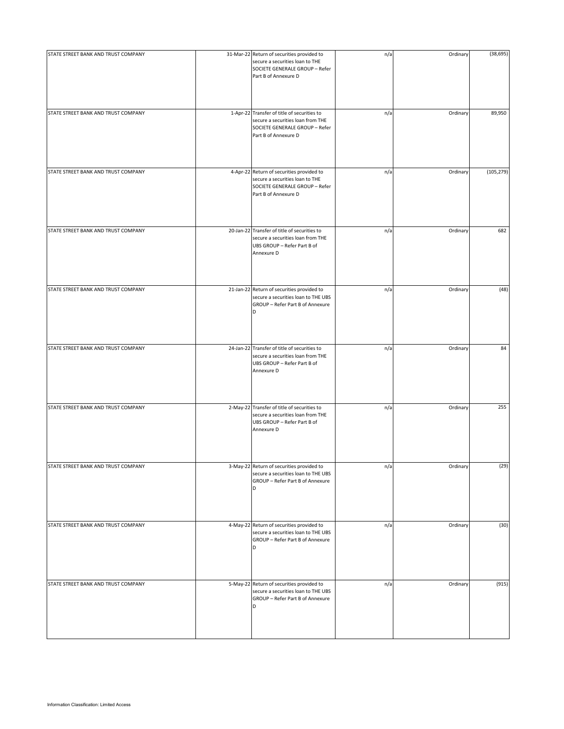| | | | | | |
|---|---|---|---|---|---|
| STATE STREET BANK AND TRUST COMPANY | 31-Mar-22 | Return of securities provided to secure a securities loan to THE SOCIETE GENERALE GROUP – Refer Part B of Annexure D | n/a | Ordinary | (38,695) |
| STATE STREET BANK AND TRUST COMPANY | 1-Apr-22 | Transfer of title of securities to secure a securities loan from THE SOCIETE GENERALE GROUP – Refer Part B of Annexure D | n/a | Ordinary | 89,950 |
| STATE STREET BANK AND TRUST COMPANY | 4-Apr-22 | Return of securities provided to secure a securities loan to THE SOCIETE GENERALE GROUP – Refer Part B of Annexure D | n/a | Ordinary | (105,279) |
| STATE STREET BANK AND TRUST COMPANY | 20-Jan-22 | Transfer of title of securities to secure a securities loan from THE UBS GROUP – Refer Part B of Annexure D | n/a | Ordinary | 682 |
| STATE STREET BANK AND TRUST COMPANY | 21-Jan-22 | Return of securities provided to secure a securities loan to THE UBS GROUP – Refer Part B of Annexure D | n/a | Ordinary | (48) |
| STATE STREET BANK AND TRUST COMPANY | 24-Jan-22 | Transfer of title of securities to secure a securities loan from THE UBS GROUP – Refer Part B of Annexure D | n/a | Ordinary | 84 |
| STATE STREET BANK AND TRUST COMPANY | 2-May-22 | Transfer of title of securities to secure a securities loan from THE UBS GROUP – Refer Part B of Annexure D | n/a | Ordinary | 255 |
| STATE STREET BANK AND TRUST COMPANY | 3-May-22 | Return of securities provided to secure a securities loan to THE UBS GROUP – Refer Part B of Annexure D | n/a | Ordinary | (29) |
| STATE STREET BANK AND TRUST COMPANY | 4-May-22 | Return of securities provided to secure a securities loan to THE UBS GROUP – Refer Part B of Annexure D | n/a | Ordinary | (30) |
| STATE STREET BANK AND TRUST COMPANY | 5-May-22 | Return of securities provided to secure a securities loan to THE UBS GROUP – Refer Part B of Annexure D | n/a | Ordinary | (915) |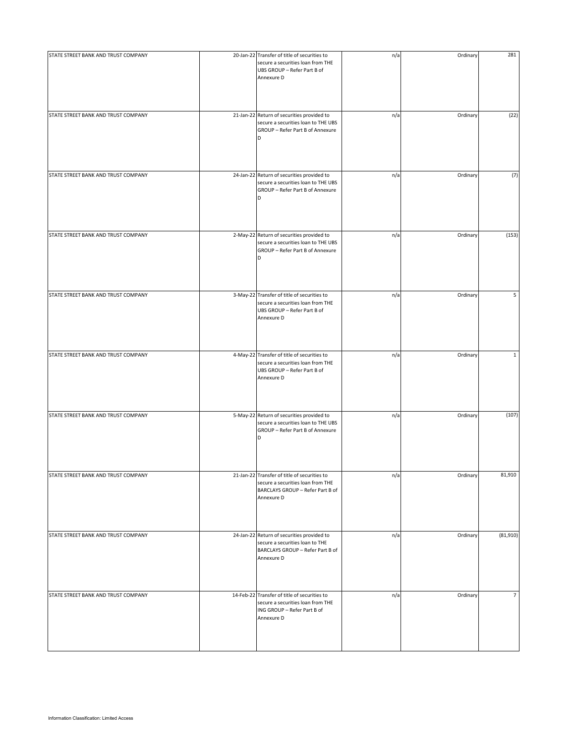| | | | | | |
|---|---|---|---|---|---|
| STATE STREET BANK AND TRUST COMPANY | 20-Jan-22 | Transfer of title of securities to secure a securities loan from THE UBS GROUP – Refer Part B of Annexure D | n/a | Ordinary | 281 |
| STATE STREET BANK AND TRUST COMPANY | 21-Jan-22 | Return of securities provided to secure a securities loan to THE UBS GROUP – Refer Part B of Annexure D | n/a | Ordinary | (22) |
| STATE STREET BANK AND TRUST COMPANY | 24-Jan-22 | Return of securities provided to secure a securities loan to THE UBS GROUP – Refer Part B of Annexure D | n/a | Ordinary | (7) |
| STATE STREET BANK AND TRUST COMPANY | 2-May-22 | Return of securities provided to secure a securities loan to THE UBS GROUP – Refer Part B of Annexure D | n/a | Ordinary | (153) |
| STATE STREET BANK AND TRUST COMPANY | 3-May-22 | Transfer of title of securities to secure a securities loan from THE UBS GROUP – Refer Part B of Annexure D | n/a | Ordinary | 5 |
| STATE STREET BANK AND TRUST COMPANY | 4-May-22 | Transfer of title of securities to secure a securities loan from THE UBS GROUP – Refer Part B of Annexure D | n/a | Ordinary | 1 |
| STATE STREET BANK AND TRUST COMPANY | 5-May-22 | Return of securities provided to secure a securities loan to THE UBS GROUP – Refer Part B of Annexure D | n/a | Ordinary | (107) |
| STATE STREET BANK AND TRUST COMPANY | 21-Jan-22 | Transfer of title of securities to secure a securities loan from THE BARCLAYS GROUP – Refer Part B of Annexure D | n/a | Ordinary | 81,910 |
| STATE STREET BANK AND TRUST COMPANY | 24-Jan-22 | Return of securities provided to secure a securities loan to THE BARCLAYS GROUP – Refer Part B of Annexure D | n/a | Ordinary | (81,910) |
| STATE STREET BANK AND TRUST COMPANY | 14-Feb-22 | Transfer of title of securities to secure a securities loan from THE ING GROUP – Refer Part B of Annexure D | n/a | Ordinary | 7 |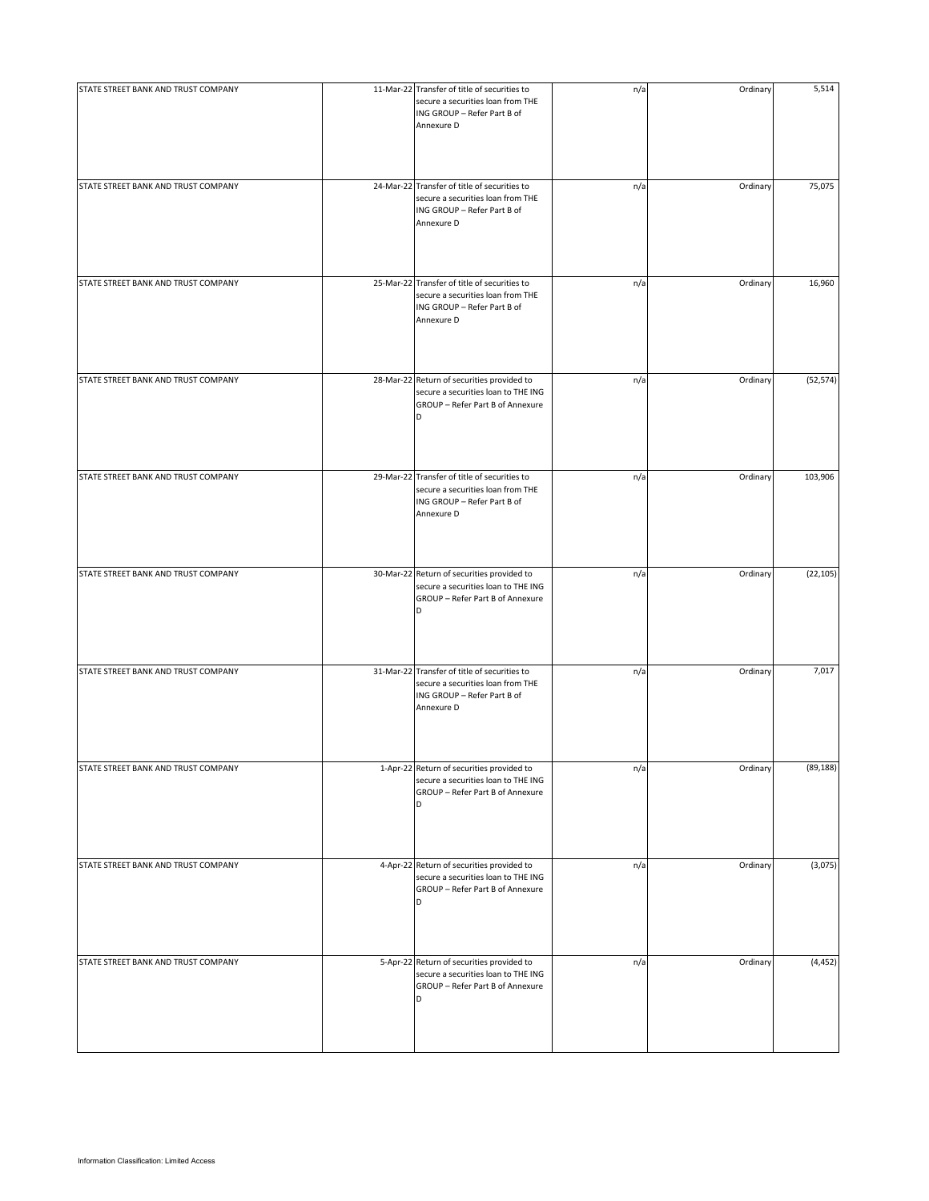| STATE STREET BANK AND TRUST COMPANY | 11-Mar-22 | Transfer of title of securities to secure a securities loan from THE ING GROUP – Refer Part B of Annexure D | n/a | Ordinary | 5,514 |
|---|---|---|---|---|---|
| STATE STREET BANK AND TRUST COMPANY | 24-Mar-22 | Transfer of title of securities to secure a securities loan from THE ING GROUP – Refer Part B of Annexure D | n/a | Ordinary | 75,075 |
| STATE STREET BANK AND TRUST COMPANY | 25-Mar-22 | Transfer of title of securities to secure a securities loan from THE ING GROUP – Refer Part B of Annexure D | n/a | Ordinary | 16,960 |
| STATE STREET BANK AND TRUST COMPANY | 28-Mar-22 | Return of securities provided to secure a securities loan to THE ING GROUP – Refer Part B of Annexure D | n/a | Ordinary | (52,574) |
| STATE STREET BANK AND TRUST COMPANY | 29-Mar-22 | Transfer of title of securities to secure a securities loan from THE ING GROUP – Refer Part B of Annexure D | n/a | Ordinary | 103,906 |
| STATE STREET BANK AND TRUST COMPANY | 30-Mar-22 | Return of securities provided to secure a securities loan to THE ING GROUP – Refer Part B of Annexure D | n/a | Ordinary | (22,105) |
| STATE STREET BANK AND TRUST COMPANY | 31-Mar-22 | Transfer of title of securities to secure a securities loan from THE ING GROUP – Refer Part B of Annexure D | n/a | Ordinary | 7,017 |
| STATE STREET BANK AND TRUST COMPANY | 1-Apr-22 | Return of securities provided to secure a securities loan to THE ING GROUP – Refer Part B of Annexure D | n/a | Ordinary | (89,188) |
| STATE STREET BANK AND TRUST COMPANY | 4-Apr-22 | Return of securities provided to secure a securities loan to THE ING GROUP – Refer Part B of Annexure D | n/a | Ordinary | (3,075) |
| STATE STREET BANK AND TRUST COMPANY | 5-Apr-22 | Return of securities provided to secure a securities loan to THE ING GROUP – Refer Part B of Annexure D | n/a | Ordinary | (4,452) |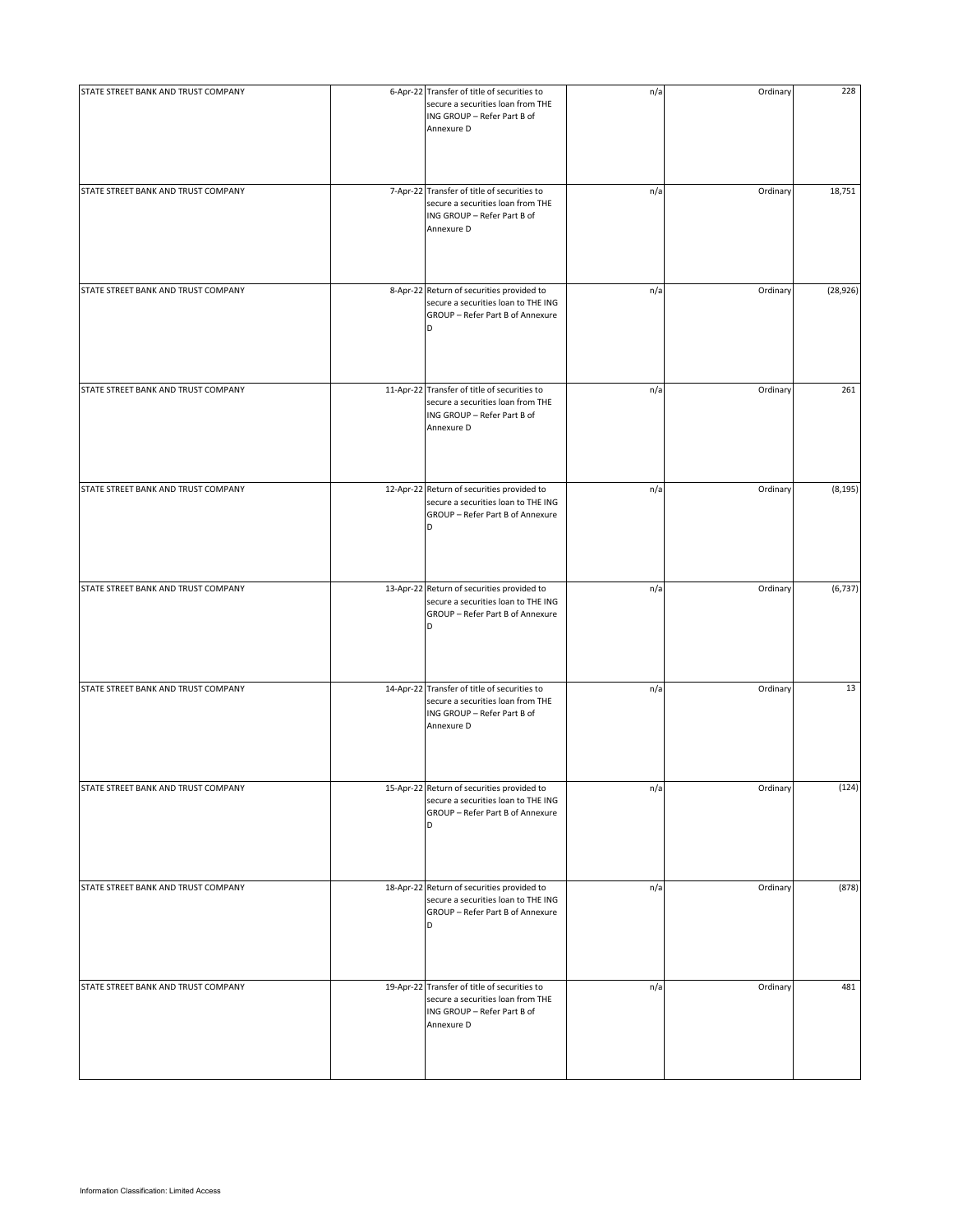| | | | | | |
|---|---|---|---|---|---|
| STATE STREET BANK AND TRUST COMPANY | 6-Apr-22 | Transfer of title of securities to secure a securities loan from THE ING GROUP – Refer Part B of Annexure D | n/a | Ordinary | 228 |
| STATE STREET BANK AND TRUST COMPANY | 7-Apr-22 | Transfer of title of securities to secure a securities loan from THE ING GROUP – Refer Part B of Annexure D | n/a | Ordinary | 18,751 |
| STATE STREET BANK AND TRUST COMPANY | 8-Apr-22 | Return of securities provided to secure a securities loan to THE ING GROUP – Refer Part B of Annexure D | n/a | Ordinary | (28,926) |
| STATE STREET BANK AND TRUST COMPANY | 11-Apr-22 | Transfer of title of securities to secure a securities loan from THE ING GROUP – Refer Part B of Annexure D | n/a | Ordinary | 261 |
| STATE STREET BANK AND TRUST COMPANY | 12-Apr-22 | Return of securities provided to secure a securities loan to THE ING GROUP – Refer Part B of Annexure D | n/a | Ordinary | (8,195) |
| STATE STREET BANK AND TRUST COMPANY | 13-Apr-22 | Return of securities provided to secure a securities loan to THE ING GROUP – Refer Part B of Annexure D | n/a | Ordinary | (6,737) |
| STATE STREET BANK AND TRUST COMPANY | 14-Apr-22 | Transfer of title of securities to secure a securities loan from THE ING GROUP – Refer Part B of Annexure D | n/a | Ordinary | 13 |
| STATE STREET BANK AND TRUST COMPANY | 15-Apr-22 | Return of securities provided to secure a securities loan to THE ING GROUP – Refer Part B of Annexure D | n/a | Ordinary | (124) |
| STATE STREET BANK AND TRUST COMPANY | 18-Apr-22 | Return of securities provided to secure a securities loan to THE ING GROUP – Refer Part B of Annexure D | n/a | Ordinary | (878) |
| STATE STREET BANK AND TRUST COMPANY | 19-Apr-22 | Transfer of title of securities to secure a securities loan from THE ING GROUP – Refer Part B of Annexure D | n/a | Ordinary | 481 |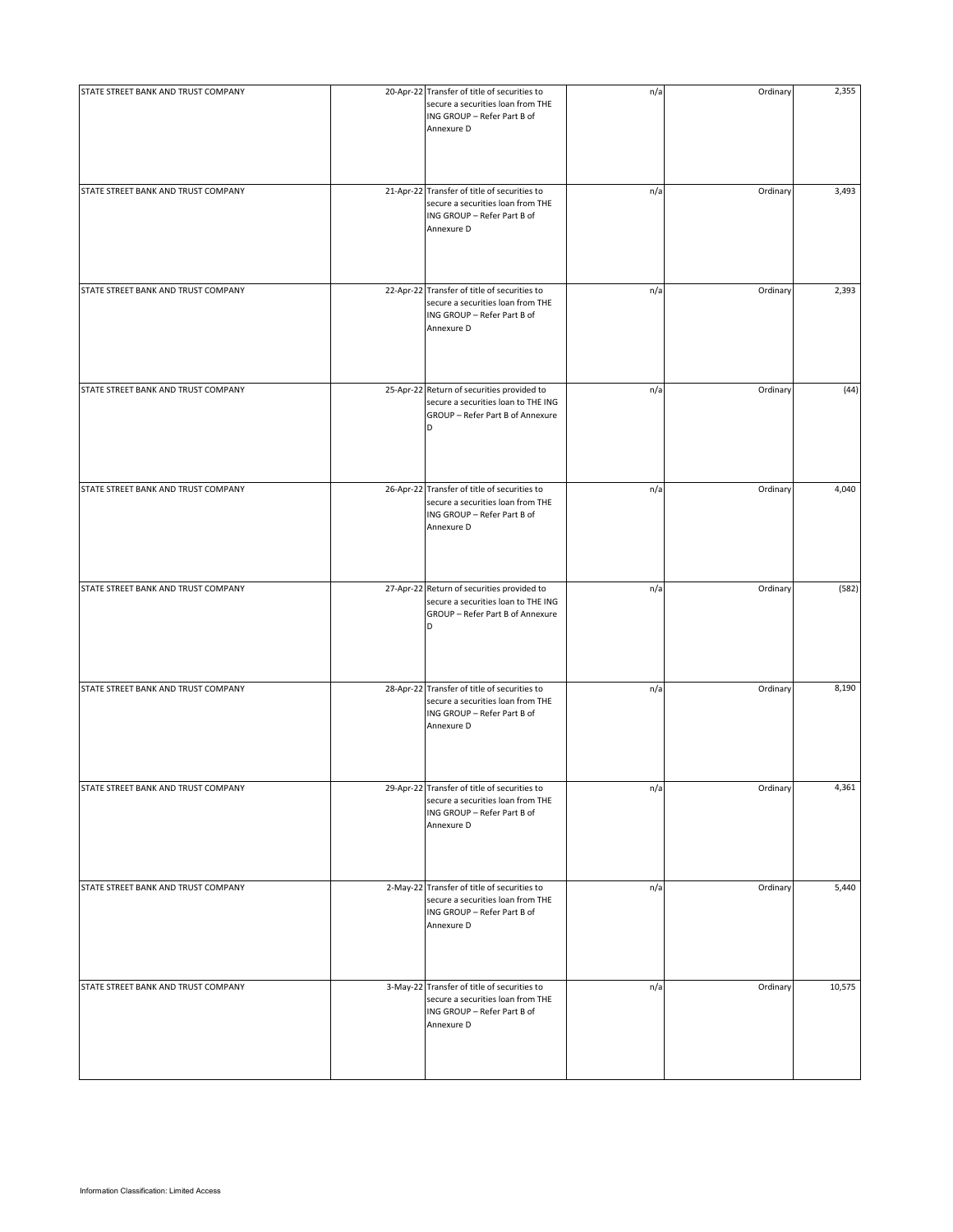| | | | | | |
|---|---|---|---|---|---|
| STATE STREET BANK AND TRUST COMPANY | 20-Apr-22 | Transfer of title of securities to secure a securities loan from THE ING GROUP – Refer Part B of Annexure D | n/a | Ordinary | 2,355 |
| STATE STREET BANK AND TRUST COMPANY | 21-Apr-22 | Transfer of title of securities to secure a securities loan from THE ING GROUP – Refer Part B of Annexure D | n/a | Ordinary | 3,493 |
| STATE STREET BANK AND TRUST COMPANY | 22-Apr-22 | Transfer of title of securities to secure a securities loan from THE ING GROUP – Refer Part B of Annexure D | n/a | Ordinary | 2,393 |
| STATE STREET BANK AND TRUST COMPANY | 25-Apr-22 | Return of securities provided to secure a securities loan to THE ING GROUP – Refer Part B of Annexure D | n/a | Ordinary | (44) |
| STATE STREET BANK AND TRUST COMPANY | 26-Apr-22 | Transfer of title of securities to secure a securities loan from THE ING GROUP – Refer Part B of Annexure D | n/a | Ordinary | 4,040 |
| STATE STREET BANK AND TRUST COMPANY | 27-Apr-22 | Return of securities provided to secure a securities loan to THE ING GROUP – Refer Part B of Annexure D | n/a | Ordinary | (582) |
| STATE STREET BANK AND TRUST COMPANY | 28-Apr-22 | Transfer of title of securities to secure a securities loan from THE ING GROUP – Refer Part B of Annexure D | n/a | Ordinary | 8,190 |
| STATE STREET BANK AND TRUST COMPANY | 29-Apr-22 | Transfer of title of securities to secure a securities loan from THE ING GROUP – Refer Part B of Annexure D | n/a | Ordinary | 4,361 |
| STATE STREET BANK AND TRUST COMPANY | 2-May-22 | Transfer of title of securities to secure a securities loan from THE ING GROUP – Refer Part B of Annexure D | n/a | Ordinary | 5,440 |
| STATE STREET BANK AND TRUST COMPANY | 3-May-22 | Transfer of title of securities to secure a securities loan from THE ING GROUP – Refer Part B of Annexure D | n/a | Ordinary | 10,575 |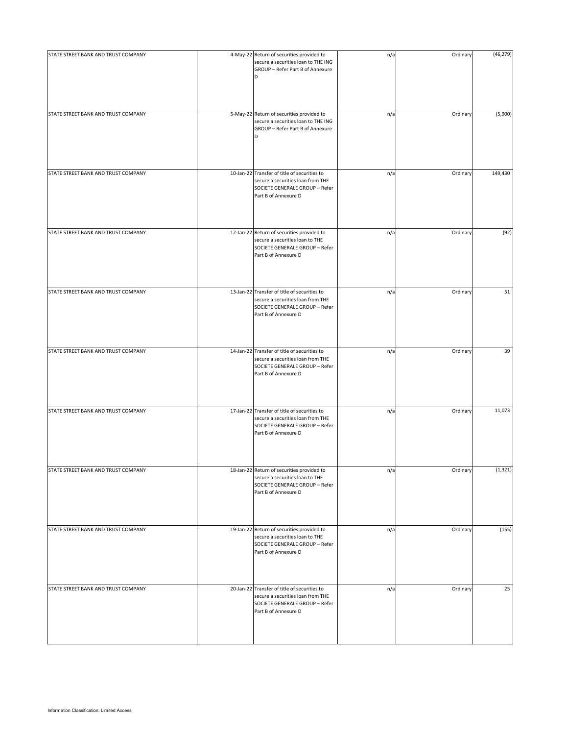| | | | | | |
|---|---|---|---|---|---|
| STATE STREET BANK AND TRUST COMPANY | 4-May-22 | Return of securities provided to secure a securities loan to THE ING GROUP – Refer Part B of Annexure D | n/a | Ordinary | (46,279) |
| STATE STREET BANK AND TRUST COMPANY | 5-May-22 | Return of securities provided to secure a securities loan to THE ING GROUP – Refer Part B of Annexure D | n/a | Ordinary | (5,900) |
| STATE STREET BANK AND TRUST COMPANY | 10-Jan-22 | Transfer of title of securities to secure a securities loan from THE SOCIETE GENERALE GROUP – Refer Part B of Annexure D | n/a | Ordinary | 149,430 |
| STATE STREET BANK AND TRUST COMPANY | 12-Jan-22 | Return of securities provided to secure a securities loan to THE SOCIETE GENERALE GROUP – Refer Part B of Annexure D | n/a | Ordinary | (92) |
| STATE STREET BANK AND TRUST COMPANY | 13-Jan-22 | Transfer of title of securities to secure a securities loan from THE SOCIETE GENERALE GROUP – Refer Part B of Annexure D | n/a | Ordinary | 51 |
| STATE STREET BANK AND TRUST COMPANY | 14-Jan-22 | Transfer of title of securities to secure a securities loan from THE SOCIETE GENERALE GROUP – Refer Part B of Annexure D | n/a | Ordinary | 39 |
| STATE STREET BANK AND TRUST COMPANY | 17-Jan-22 | Transfer of title of securities to secure a securities loan from THE SOCIETE GENERALE GROUP – Refer Part B of Annexure D | n/a | Ordinary | 11,073 |
| STATE STREET BANK AND TRUST COMPANY | 18-Jan-22 | Return of securities provided to secure a securities loan to THE SOCIETE GENERALE GROUP – Refer Part B of Annexure D | n/a | Ordinary | (1,321) |
| STATE STREET BANK AND TRUST COMPANY | 19-Jan-22 | Return of securities provided to secure a securities loan to THE SOCIETE GENERALE GROUP – Refer Part B of Annexure D | n/a | Ordinary | (155) |
| STATE STREET BANK AND TRUST COMPANY | 20-Jan-22 | Transfer of title of securities to secure a securities loan from THE SOCIETE GENERALE GROUP – Refer Part B of Annexure D | n/a | Ordinary | 25 |

Information Classification: Limited Access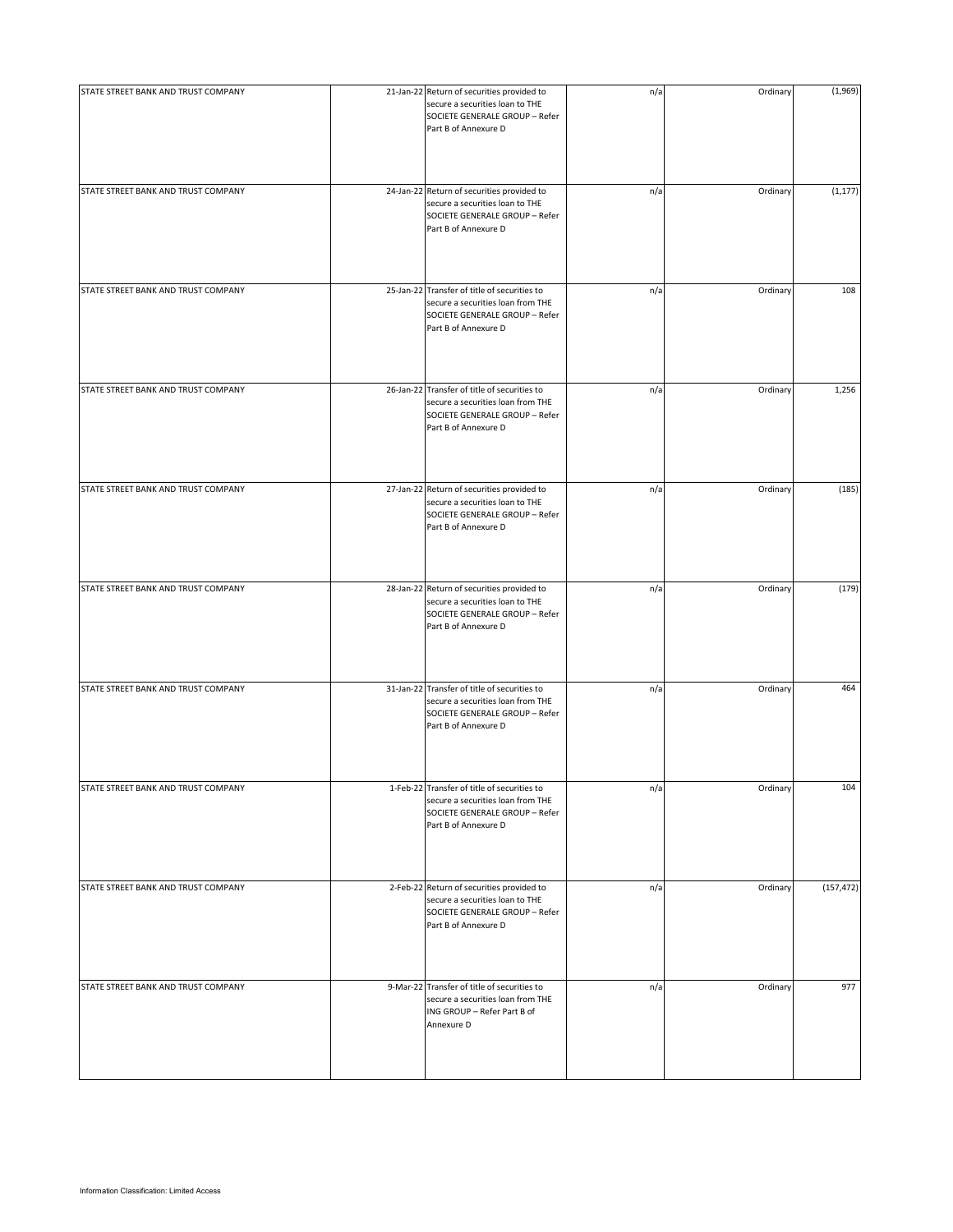| | | | | | |
|---|---|---|---|---|---|
| STATE STREET BANK AND TRUST COMPANY | 21-Jan-22 | Return of securities provided to secure a securities loan to THE SOCIETE GENERALE GROUP – Refer Part B of Annexure D | n/a | Ordinary | (1,969) |
| STATE STREET BANK AND TRUST COMPANY | 24-Jan-22 | Return of securities provided to secure a securities loan to THE SOCIETE GENERALE GROUP – Refer Part B of Annexure D | n/a | Ordinary | (1,177) |
| STATE STREET BANK AND TRUST COMPANY | 25-Jan-22 | Transfer of title of securities to secure a securities loan from THE SOCIETE GENERALE GROUP – Refer Part B of Annexure D | n/a | Ordinary | 108 |
| STATE STREET BANK AND TRUST COMPANY | 26-Jan-22 | Transfer of title of securities to secure a securities loan from THE SOCIETE GENERALE GROUP – Refer Part B of Annexure D | n/a | Ordinary | 1,256 |
| STATE STREET BANK AND TRUST COMPANY | 27-Jan-22 | Return of securities provided to secure a securities loan to THE SOCIETE GENERALE GROUP – Refer Part B of Annexure D | n/a | Ordinary | (185) |
| STATE STREET BANK AND TRUST COMPANY | 28-Jan-22 | Return of securities provided to secure a securities loan to THE SOCIETE GENERALE GROUP – Refer Part B of Annexure D | n/a | Ordinary | (179) |
| STATE STREET BANK AND TRUST COMPANY | 31-Jan-22 | Transfer of title of securities to secure a securities loan from THE SOCIETE GENERALE GROUP – Refer Part B of Annexure D | n/a | Ordinary | 464 |
| STATE STREET BANK AND TRUST COMPANY | 1-Feb-22 | Transfer of title of securities to secure a securities loan from THE SOCIETE GENERALE GROUP – Refer Part B of Annexure D | n/a | Ordinary | 104 |
| STATE STREET BANK AND TRUST COMPANY | 2-Feb-22 | Return of securities provided to secure a securities loan to THE SOCIETE GENERALE GROUP – Refer Part B of Annexure D | n/a | Ordinary | (157,472) |
| STATE STREET BANK AND TRUST COMPANY | 9-Mar-22 | Transfer of title of securities to secure a securities loan from THE ING GROUP – Refer Part B of Annexure D | n/a | Ordinary | 977 |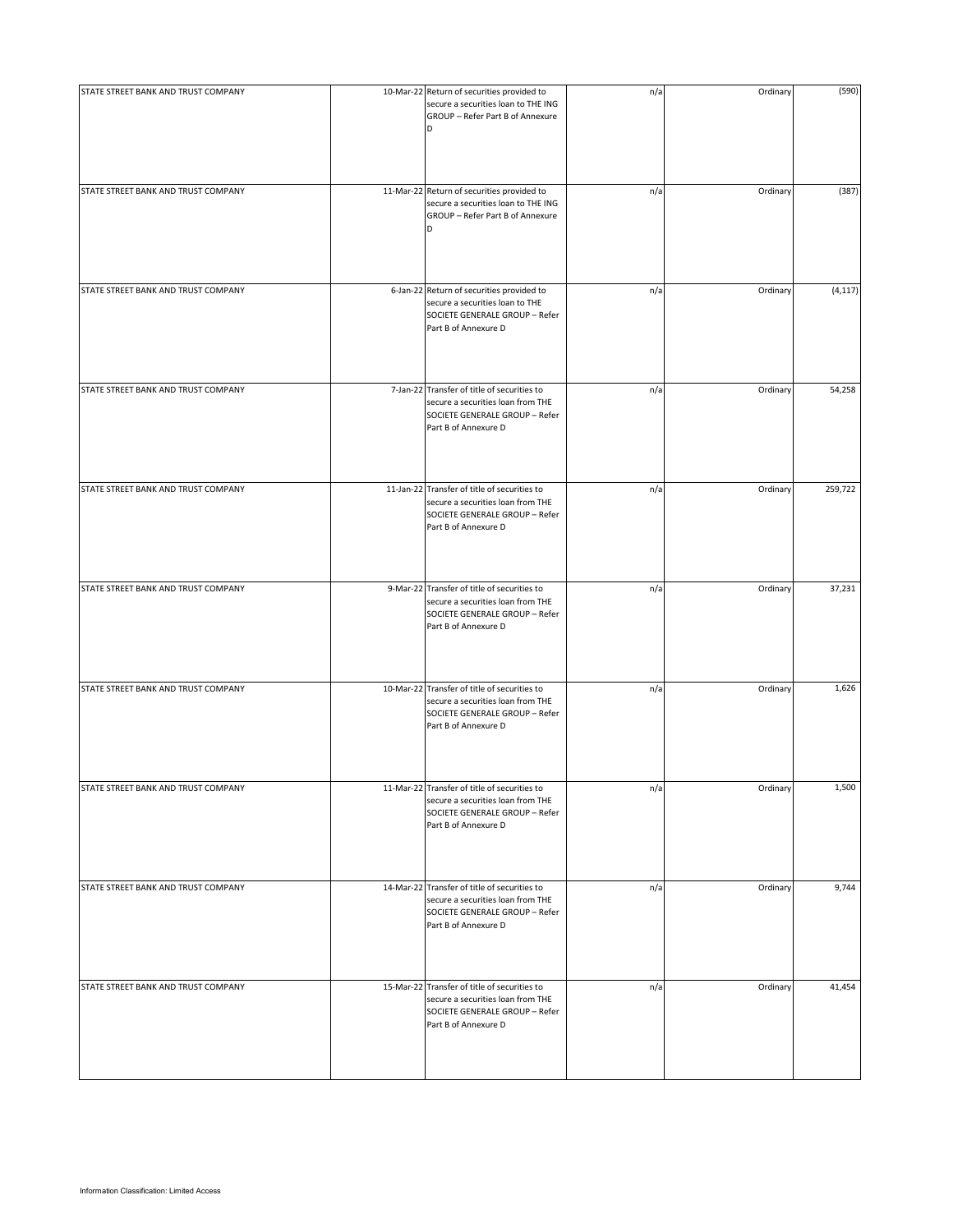| | | | | | |
|---|---|---|---|---|---|
| STATE STREET BANK AND TRUST COMPANY | 10-Mar-22 | Return of securities provided to secure a securities loan to THE ING GROUP – Refer Part B of Annexure D | n/a | Ordinary | (590) |
| STATE STREET BANK AND TRUST COMPANY | 11-Mar-22 | Return of securities provided to secure a securities loan to THE ING GROUP – Refer Part B of Annexure D | n/a | Ordinary | (387) |
| STATE STREET BANK AND TRUST COMPANY | 6-Jan-22 | Return of securities provided to secure a securities loan to THE SOCIETE GENERALE GROUP – Refer Part B of Annexure D | n/a | Ordinary | (4,117) |
| STATE STREET BANK AND TRUST COMPANY | 7-Jan-22 | Transfer of title of securities to secure a securities loan from THE SOCIETE GENERALE GROUP – Refer Part B of Annexure D | n/a | Ordinary | 54,258 |
| STATE STREET BANK AND TRUST COMPANY | 11-Jan-22 | Transfer of title of securities to secure a securities loan from THE SOCIETE GENERALE GROUP – Refer Part B of Annexure D | n/a | Ordinary | 259,722 |
| STATE STREET BANK AND TRUST COMPANY | 9-Mar-22 | Transfer of title of securities to secure a securities loan from THE SOCIETE GENERALE GROUP – Refer Part B of Annexure D | n/a | Ordinary | 37,231 |
| STATE STREET BANK AND TRUST COMPANY | 10-Mar-22 | Transfer of title of securities to secure a securities loan from THE SOCIETE GENERALE GROUP – Refer Part B of Annexure D | n/a | Ordinary | 1,626 |
| STATE STREET BANK AND TRUST COMPANY | 11-Mar-22 | Transfer of title of securities to secure a securities loan from THE SOCIETE GENERALE GROUP – Refer Part B of Annexure D | n/a | Ordinary | 1,500 |
| STATE STREET BANK AND TRUST COMPANY | 14-Mar-22 | Transfer of title of securities to secure a securities loan from THE SOCIETE GENERALE GROUP – Refer Part B of Annexure D | n/a | Ordinary | 9,744 |
| STATE STREET BANK AND TRUST COMPANY | 15-Mar-22 | Transfer of title of securities to secure a securities loan from THE SOCIETE GENERALE GROUP – Refer Part B of Annexure D | n/a | Ordinary | 41,454 |

Information Classification: Limited Access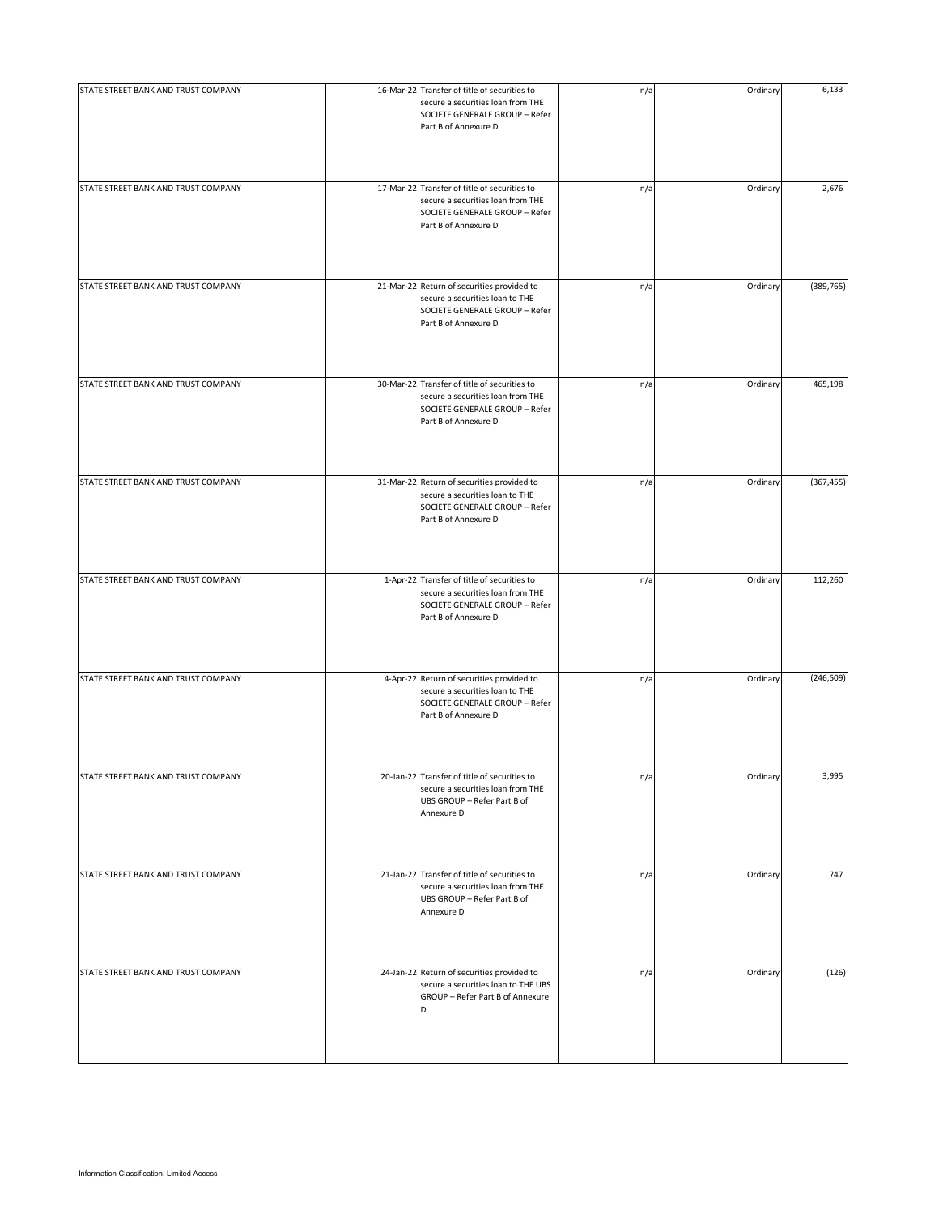| | | | | | |
|---|---|---|---|---|---|
| STATE STREET BANK AND TRUST COMPANY | 16-Mar-22 | Transfer of title of securities to secure a securities loan from THE SOCIETE GENERALE GROUP – Refer Part B of Annexure D | n/a | Ordinary | 6,133 |
| STATE STREET BANK AND TRUST COMPANY | 17-Mar-22 | Transfer of title of securities to secure a securities loan from THE SOCIETE GENERALE GROUP – Refer Part B of Annexure D | n/a | Ordinary | 2,676 |
| STATE STREET BANK AND TRUST COMPANY | 21-Mar-22 | Return of securities provided to secure a securities loan to THE SOCIETE GENERALE GROUP – Refer Part B of Annexure D | n/a | Ordinary | (389,765) |
| STATE STREET BANK AND TRUST COMPANY | 30-Mar-22 | Transfer of title of securities to secure a securities loan from THE SOCIETE GENERALE GROUP – Refer Part B of Annexure D | n/a | Ordinary | 465,198 |
| STATE STREET BANK AND TRUST COMPANY | 31-Mar-22 | Return of securities provided to secure a securities loan to THE SOCIETE GENERALE GROUP – Refer Part B of Annexure D | n/a | Ordinary | (367,455) |
| STATE STREET BANK AND TRUST COMPANY | 1-Apr-22 | Transfer of title of securities to secure a securities loan from THE SOCIETE GENERALE GROUP – Refer Part B of Annexure D | n/a | Ordinary | 112,260 |
| STATE STREET BANK AND TRUST COMPANY | 4-Apr-22 | Return of securities provided to secure a securities loan to THE SOCIETE GENERALE GROUP – Refer Part B of Annexure D | n/a | Ordinary | (246,509) |
| STATE STREET BANK AND TRUST COMPANY | 20-Jan-22 | Transfer of title of securities to secure a securities loan from THE UBS GROUP – Refer Part B of Annexure D | n/a | Ordinary | 3,995 |
| STATE STREET BANK AND TRUST COMPANY | 21-Jan-22 | Transfer of title of securities to secure a securities loan from THE UBS GROUP – Refer Part B of Annexure D | n/a | Ordinary | 747 |
| STATE STREET BANK AND TRUST COMPANY | 24-Jan-22 | Return of securities provided to secure a securities loan to THE UBS GROUP – Refer Part B of Annexure D | n/a | Ordinary | (126) |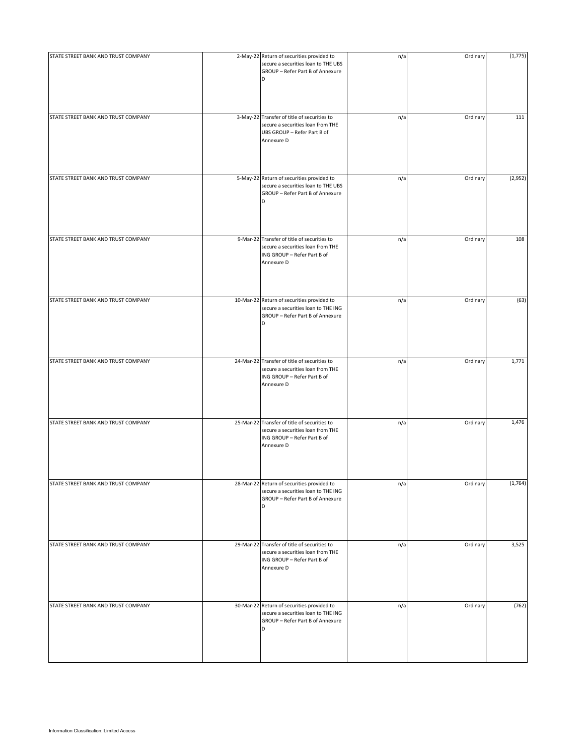| | | | | | |
|---|---|---|---|---|---|
| STATE STREET BANK AND TRUST COMPANY | 2-May-22 | Return of securities provided to secure a securities loan to THE UBS GROUP – Refer Part B of Annexure D | n/a | Ordinary | (1,775) |
| STATE STREET BANK AND TRUST COMPANY | 3-May-22 | Transfer of title of securities to secure a securities loan from THE UBS GROUP – Refer Part B of Annexure D | n/a | Ordinary | 111 |
| STATE STREET BANK AND TRUST COMPANY | 5-May-22 | Return of securities provided to secure a securities loan to THE UBS GROUP – Refer Part B of Annexure D | n/a | Ordinary | (2,952) |
| STATE STREET BANK AND TRUST COMPANY | 9-Mar-22 | Transfer of title of securities to secure a securities loan from THE ING GROUP – Refer Part B of Annexure D | n/a | Ordinary | 108 |
| STATE STREET BANK AND TRUST COMPANY | 10-Mar-22 | Return of securities provided to secure a securities loan to THE ING GROUP – Refer Part B of Annexure D | n/a | Ordinary | (63) |
| STATE STREET BANK AND TRUST COMPANY | 24-Mar-22 | Transfer of title of securities to secure a securities loan from THE ING GROUP – Refer Part B of Annexure D | n/a | Ordinary | 1,771 |
| STATE STREET BANK AND TRUST COMPANY | 25-Mar-22 | Transfer of title of securities to secure a securities loan from THE ING GROUP – Refer Part B of Annexure D | n/a | Ordinary | 1,476 |
| STATE STREET BANK AND TRUST COMPANY | 28-Mar-22 | Return of securities provided to secure a securities loan to THE ING GROUP – Refer Part B of Annexure D | n/a | Ordinary | (1,764) |
| STATE STREET BANK AND TRUST COMPANY | 29-Mar-22 | Transfer of title of securities to secure a securities loan from THE ING GROUP – Refer Part B of Annexure D | n/a | Ordinary | 3,525 |
| STATE STREET BANK AND TRUST COMPANY | 30-Mar-22 | Return of securities provided to secure a securities loan to THE ING GROUP – Refer Part B of Annexure D | n/a | Ordinary | (762) |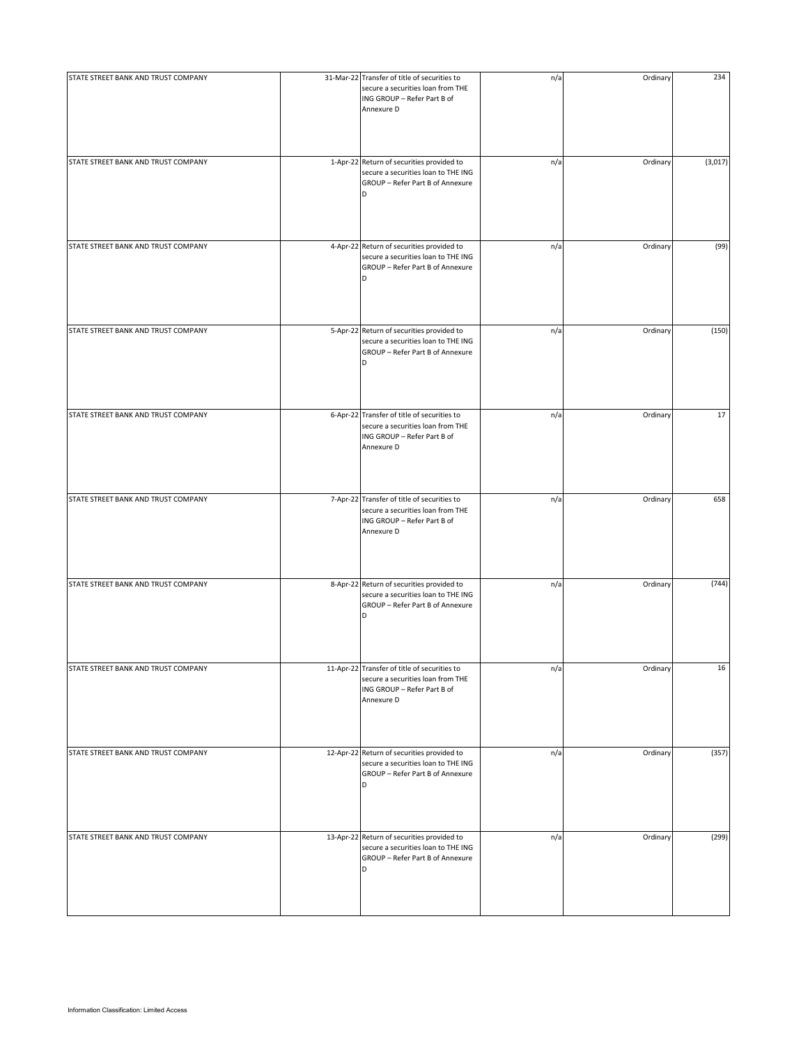| | | | | | |
|---|---|---|---|---|---|
| STATE STREET BANK AND TRUST COMPANY | 31-Mar-22 | Transfer of title of securities to secure a securities loan from THE ING GROUP – Refer Part B of Annexure D | n/a | Ordinary | 234 |
| STATE STREET BANK AND TRUST COMPANY | 1-Apr-22 | Return of securities provided to secure a securities loan to THE ING GROUP – Refer Part B of Annexure D | n/a | Ordinary | (3,017) |
| STATE STREET BANK AND TRUST COMPANY | 4-Apr-22 | Return of securities provided to secure a securities loan to THE ING GROUP – Refer Part B of Annexure D | n/a | Ordinary | (99) |
| STATE STREET BANK AND TRUST COMPANY | 5-Apr-22 | Return of securities provided to secure a securities loan to THE ING GROUP – Refer Part B of Annexure D | n/a | Ordinary | (150) |
| STATE STREET BANK AND TRUST COMPANY | 6-Apr-22 | Transfer of title of securities to secure a securities loan from THE ING GROUP – Refer Part B of Annexure D | n/a | Ordinary | 17 |
| STATE STREET BANK AND TRUST COMPANY | 7-Apr-22 | Transfer of title of securities to secure a securities loan from THE ING GROUP – Refer Part B of Annexure D | n/a | Ordinary | 658 |
| STATE STREET BANK AND TRUST COMPANY | 8-Apr-22 | Return of securities provided to secure a securities loan to THE ING GROUP – Refer Part B of Annexure D | n/a | Ordinary | (744) |
| STATE STREET BANK AND TRUST COMPANY | 11-Apr-22 | Transfer of title of securities to secure a securities loan from THE ING GROUP – Refer Part B of Annexure D | n/a | Ordinary | 16 |
| STATE STREET BANK AND TRUST COMPANY | 12-Apr-22 | Return of securities provided to secure a securities loan to THE ING GROUP – Refer Part B of Annexure D | n/a | Ordinary | (357) |
| STATE STREET BANK AND TRUST COMPANY | 13-Apr-22 | Return of securities provided to secure a securities loan to THE ING GROUP – Refer Part B of Annexure D | n/a | Ordinary | (299) |

Information Classification: Limited Access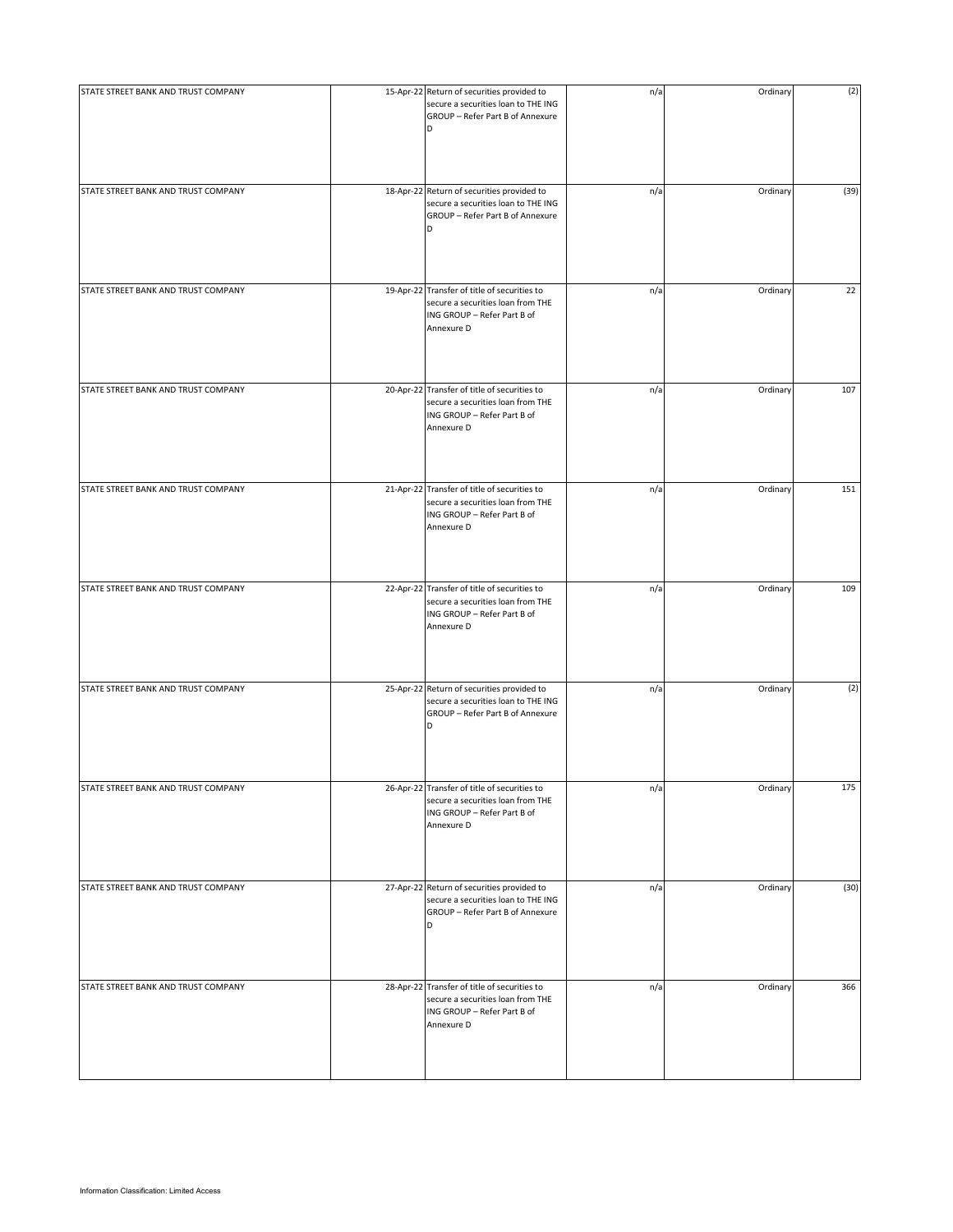| | | | | | |
|---|---|---|---|---|---|
| STATE STREET BANK AND TRUST COMPANY | 15-Apr-22 | Return of securities provided to secure a securities loan to THE ING GROUP – Refer Part B of Annexure D | n/a | Ordinary | (2) |
| STATE STREET BANK AND TRUST COMPANY | 18-Apr-22 | Return of securities provided to secure a securities loan to THE ING GROUP – Refer Part B of Annexure D | n/a | Ordinary | (39) |
| STATE STREET BANK AND TRUST COMPANY | 19-Apr-22 | Transfer of title of securities to secure a securities loan from THE ING GROUP – Refer Part B of Annexure D | n/a | Ordinary | 22 |
| STATE STREET BANK AND TRUST COMPANY | 20-Apr-22 | Transfer of title of securities to secure a securities loan from THE ING GROUP – Refer Part B of Annexure D | n/a | Ordinary | 107 |
| STATE STREET BANK AND TRUST COMPANY | 21-Apr-22 | Transfer of title of securities to secure a securities loan from THE ING GROUP – Refer Part B of Annexure D | n/a | Ordinary | 151 |
| STATE STREET BANK AND TRUST COMPANY | 22-Apr-22 | Transfer of title of securities to secure a securities loan from THE ING GROUP – Refer Part B of Annexure D | n/a | Ordinary | 109 |
| STATE STREET BANK AND TRUST COMPANY | 25-Apr-22 | Return of securities provided to secure a securities loan to THE ING GROUP – Refer Part B of Annexure D | n/a | Ordinary | (2) |
| STATE STREET BANK AND TRUST COMPANY | 26-Apr-22 | Transfer of title of securities to secure a securities loan from THE ING GROUP – Refer Part B of Annexure D | n/a | Ordinary | 175 |
| STATE STREET BANK AND TRUST COMPANY | 27-Apr-22 | Return of securities provided to secure a securities loan to THE ING GROUP – Refer Part B of Annexure D | n/a | Ordinary | (30) |
| STATE STREET BANK AND TRUST COMPANY | 28-Apr-22 | Transfer of title of securities to secure a securities loan from THE ING GROUP – Refer Part B of Annexure D | n/a | Ordinary | 366 |

Information Classification: Limited Access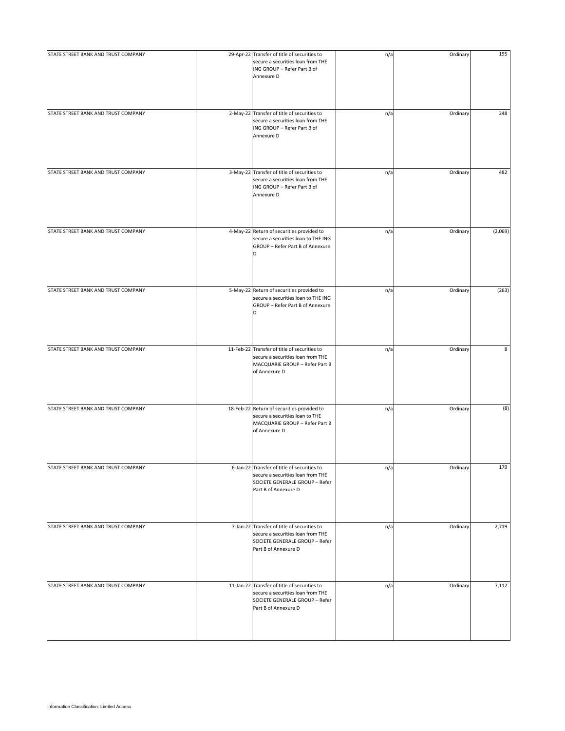| | | | | | |
|---|---|---|---|---|---|
| STATE STREET BANK AND TRUST COMPANY | 29-Apr-22 | Transfer of title of securities to secure a securities loan from THE ING GROUP – Refer Part B of Annexure D | n/a | Ordinary | 195 |
| STATE STREET BANK AND TRUST COMPANY | 2-May-22 | Transfer of title of securities to secure a securities loan from THE ING GROUP – Refer Part B of Annexure D | n/a | Ordinary | 248 |
| STATE STREET BANK AND TRUST COMPANY | 3-May-22 | Transfer of title of securities to secure a securities loan from THE ING GROUP – Refer Part B of Annexure D | n/a | Ordinary | 482 |
| STATE STREET BANK AND TRUST COMPANY | 4-May-22 | Return of securities provided to secure a securities loan to THE ING GROUP – Refer Part B of Annexure D | n/a | Ordinary | (2,069) |
| STATE STREET BANK AND TRUST COMPANY | 5-May-22 | Return of securities provided to secure a securities loan to THE ING GROUP – Refer Part B of Annexure D | n/a | Ordinary | (263) |
| STATE STREET BANK AND TRUST COMPANY | 11-Feb-22 | Transfer of title of securities to secure a securities loan from THE MACQUARIE GROUP – Refer Part B of Annexure D | n/a | Ordinary | 8 |
| STATE STREET BANK AND TRUST COMPANY | 18-Feb-22 | Return of securities provided to secure a securities loan to THE MACQUARIE GROUP – Refer Part B of Annexure D | n/a | Ordinary | (8) |
| STATE STREET BANK AND TRUST COMPANY | 6-Jan-22 | Transfer of title of securities to secure a securities loan from THE SOCIETE GENERALE GROUP – Refer Part B of Annexure D | n/a | Ordinary | 179 |
| STATE STREET BANK AND TRUST COMPANY | 7-Jan-22 | Transfer of title of securities to secure a securities loan from THE SOCIETE GENERALE GROUP – Refer Part B of Annexure D | n/a | Ordinary | 2,719 |
| STATE STREET BANK AND TRUST COMPANY | 11-Jan-22 | Transfer of title of securities to secure a securities loan from THE SOCIETE GENERALE GROUP – Refer Part B of Annexure D | n/a | Ordinary | 7,112 |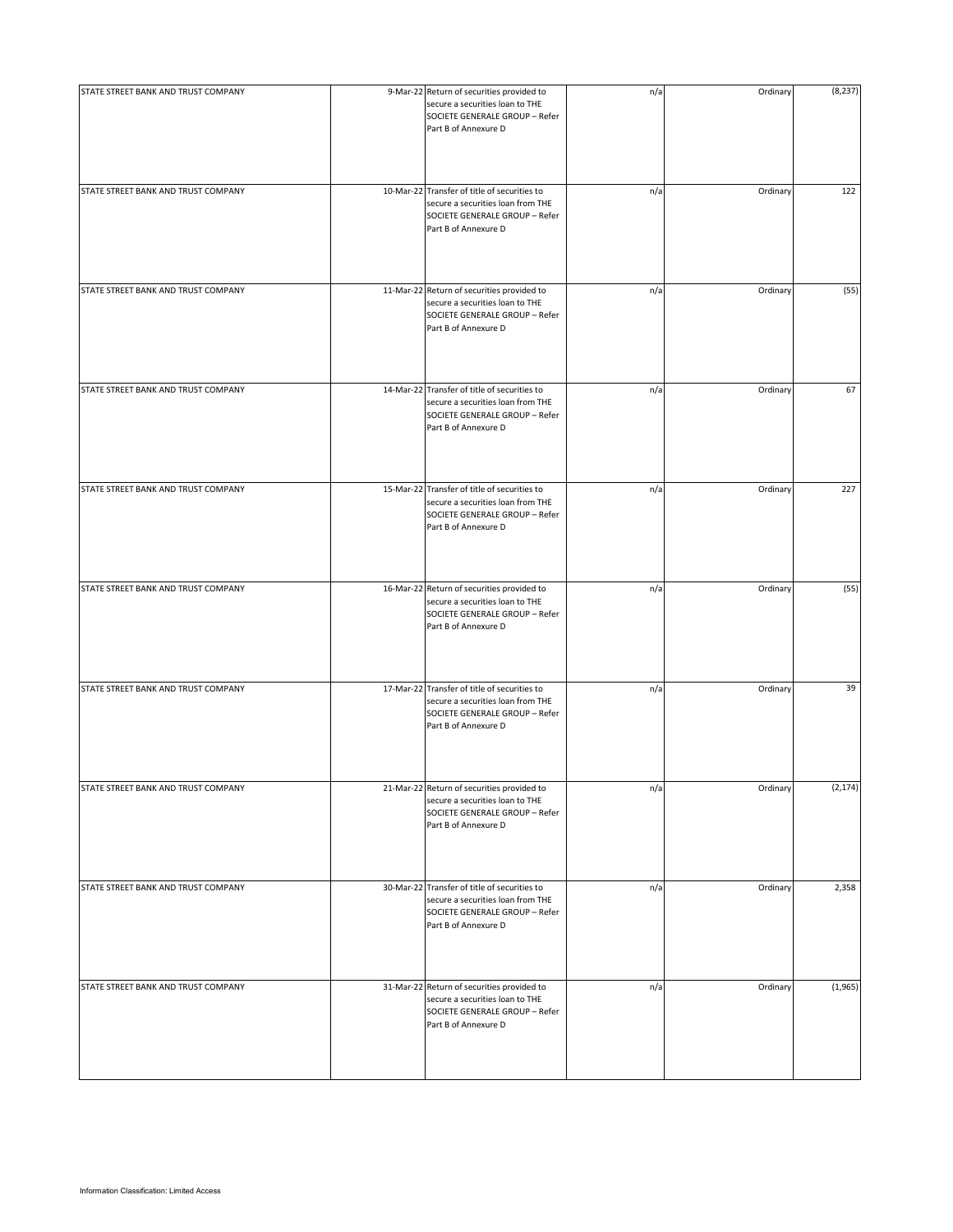| | | | | | |
|---|---|---|---|---|---|
| STATE STREET BANK AND TRUST COMPANY | 9-Mar-22 | Return of securities provided to secure a securities loan to THE SOCIETE GENERALE GROUP – Refer Part B of Annexure D | n/a | Ordinary | (8,237) |
| STATE STREET BANK AND TRUST COMPANY | 10-Mar-22 | Transfer of title of securities to secure a securities loan from THE SOCIETE GENERALE GROUP – Refer Part B of Annexure D | n/a | Ordinary | 122 |
| STATE STREET BANK AND TRUST COMPANY | 11-Mar-22 | Return of securities provided to secure a securities loan to THE SOCIETE GENERALE GROUP – Refer Part B of Annexure D | n/a | Ordinary | (55) |
| STATE STREET BANK AND TRUST COMPANY | 14-Mar-22 | Transfer of title of securities to secure a securities loan from THE SOCIETE GENERALE GROUP – Refer Part B of Annexure D | n/a | Ordinary | 67 |
| STATE STREET BANK AND TRUST COMPANY | 15-Mar-22 | Transfer of title of securities to secure a securities loan from THE SOCIETE GENERALE GROUP – Refer Part B of Annexure D | n/a | Ordinary | 227 |
| STATE STREET BANK AND TRUST COMPANY | 16-Mar-22 | Return of securities provided to secure a securities loan to THE SOCIETE GENERALE GROUP – Refer Part B of Annexure D | n/a | Ordinary | (55) |
| STATE STREET BANK AND TRUST COMPANY | 17-Mar-22 | Transfer of title of securities to secure a securities loan from THE SOCIETE GENERALE GROUP – Refer Part B of Annexure D | n/a | Ordinary | 39 |
| STATE STREET BANK AND TRUST COMPANY | 21-Mar-22 | Return of securities provided to secure a securities loan to THE SOCIETE GENERALE GROUP – Refer Part B of Annexure D | n/a | Ordinary | (2,174) |
| STATE STREET BANK AND TRUST COMPANY | 30-Mar-22 | Transfer of title of securities to secure a securities loan from THE SOCIETE GENERALE GROUP – Refer Part B of Annexure D | n/a | Ordinary | 2,358 |
| STATE STREET BANK AND TRUST COMPANY | 31-Mar-22 | Return of securities provided to secure a securities loan to THE SOCIETE GENERALE GROUP – Refer Part B of Annexure D | n/a | Ordinary | (1,965) |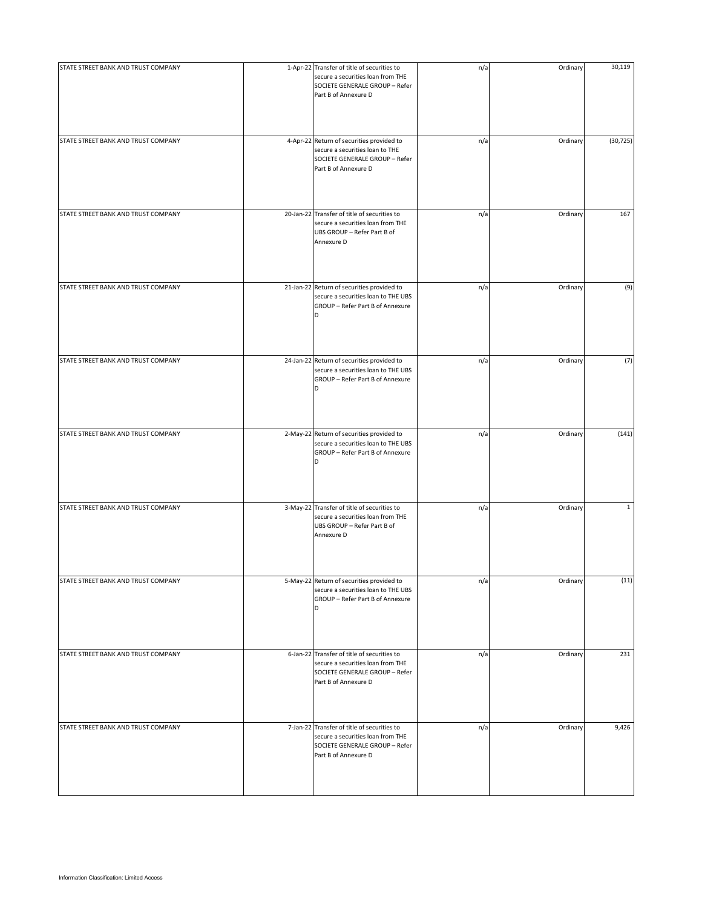| | | | | | |
|---|---|---|---|---|---|
| STATE STREET BANK AND TRUST COMPANY | 1-Apr-22 | Transfer of title of securities to secure a securities loan from THE SOCIETE GENERALE GROUP – Refer Part B of Annexure D | n/a | Ordinary | 30,119 |
| STATE STREET BANK AND TRUST COMPANY | 4-Apr-22 | Return of securities provided to secure a securities loan to THE SOCIETE GENERALE GROUP – Refer Part B of Annexure D | n/a | Ordinary | (30,725) |
| STATE STREET BANK AND TRUST COMPANY | 20-Jan-22 | Transfer of title of securities to secure a securities loan from THE UBS GROUP – Refer Part B of Annexure D | n/a | Ordinary | 167 |
| STATE STREET BANK AND TRUST COMPANY | 21-Jan-22 | Return of securities provided to secure a securities loan to THE UBS GROUP – Refer Part B of Annexure D | n/a | Ordinary | (9) |
| STATE STREET BANK AND TRUST COMPANY | 24-Jan-22 | Return of securities provided to secure a securities loan to THE UBS GROUP – Refer Part B of Annexure D | n/a | Ordinary | (7) |
| STATE STREET BANK AND TRUST COMPANY | 2-May-22 | Return of securities provided to secure a securities loan to THE UBS GROUP – Refer Part B of Annexure D | n/a | Ordinary | (141) |
| STATE STREET BANK AND TRUST COMPANY | 3-May-22 | Transfer of title of securities to secure a securities loan from THE UBS GROUP – Refer Part B of Annexure D | n/a | Ordinary | 1 |
| STATE STREET BANK AND TRUST COMPANY | 5-May-22 | Return of securities provided to secure a securities loan to THE UBS GROUP – Refer Part B of Annexure D | n/a | Ordinary | (11) |
| STATE STREET BANK AND TRUST COMPANY | 6-Jan-22 | Transfer of title of securities to secure a securities loan from THE SOCIETE GENERALE GROUP – Refer Part B of Annexure D | n/a | Ordinary | 231 |
| STATE STREET BANK AND TRUST COMPANY | 7-Jan-22 | Transfer of title of securities to secure a securities loan from THE SOCIETE GENERALE GROUP – Refer Part B of Annexure D | n/a | Ordinary | 9,426 |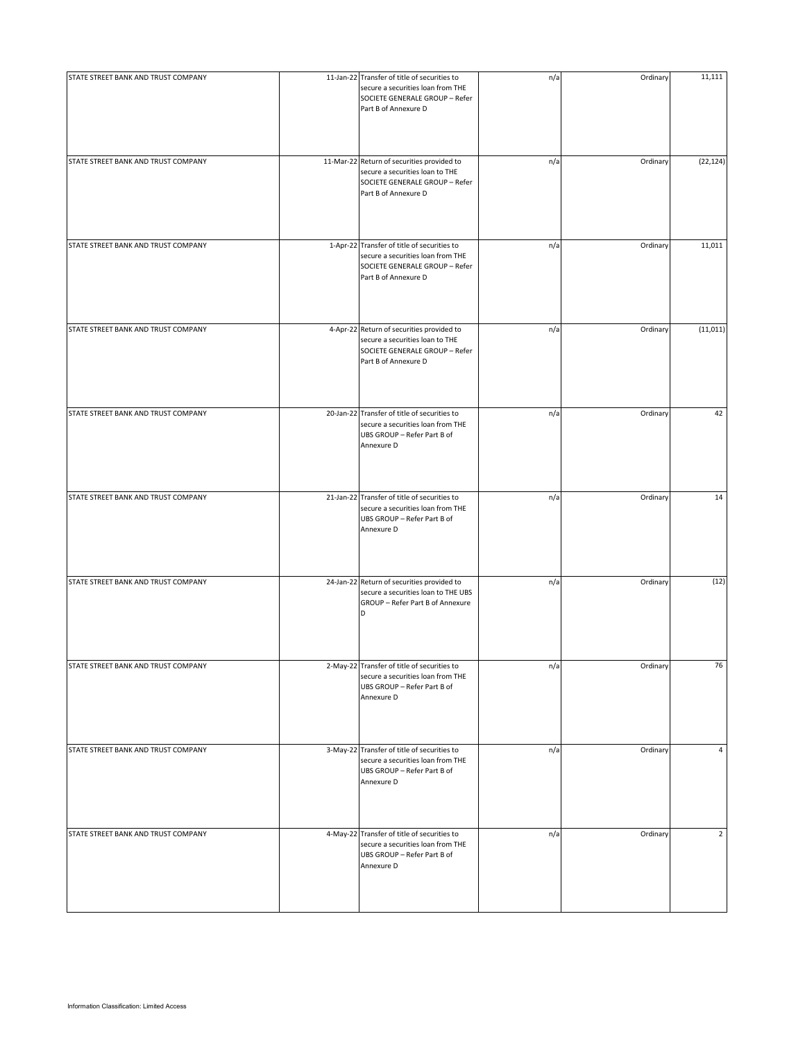| | | | | | |
|---|---|---|---|---|---|
| STATE STREET BANK AND TRUST COMPANY | 11-Jan-22 | Transfer of title of securities to secure a securities loan from THE SOCIETE GENERALE GROUP – Refer Part B of Annexure D | n/a | Ordinary | 11,111 |
| STATE STREET BANK AND TRUST COMPANY | 11-Mar-22 | Return of securities provided to secure a securities loan to THE SOCIETE GENERALE GROUP – Refer Part B of Annexure D | n/a | Ordinary | (22,124) |
| STATE STREET BANK AND TRUST COMPANY | 1-Apr-22 | Transfer of title of securities to secure a securities loan from THE SOCIETE GENERALE GROUP – Refer Part B of Annexure D | n/a | Ordinary | 11,011 |
| STATE STREET BANK AND TRUST COMPANY | 4-Apr-22 | Return of securities provided to secure a securities loan to THE SOCIETE GENERALE GROUP – Refer Part B of Annexure D | n/a | Ordinary | (11,011) |
| STATE STREET BANK AND TRUST COMPANY | 20-Jan-22 | Transfer of title of securities to secure a securities loan from THE UBS GROUP – Refer Part B of Annexure D | n/a | Ordinary | 42 |
| STATE STREET BANK AND TRUST COMPANY | 21-Jan-22 | Transfer of title of securities to secure a securities loan from THE UBS GROUP – Refer Part B of Annexure D | n/a | Ordinary | 14 |
| STATE STREET BANK AND TRUST COMPANY | 24-Jan-22 | Return of securities provided to secure a securities loan to THE UBS GROUP – Refer Part B of Annexure D | n/a | Ordinary | (12) |
| STATE STREET BANK AND TRUST COMPANY | 2-May-22 | Transfer of title of securities to secure a securities loan from THE UBS GROUP – Refer Part B of Annexure D | n/a | Ordinary | 76 |
| STATE STREET BANK AND TRUST COMPANY | 3-May-22 | Transfer of title of securities to secure a securities loan from THE UBS GROUP – Refer Part B of Annexure D | n/a | Ordinary | 4 |
| STATE STREET BANK AND TRUST COMPANY | 4-May-22 | Transfer of title of securities to secure a securities loan from THE UBS GROUP – Refer Part B of Annexure D | n/a | Ordinary | 2 |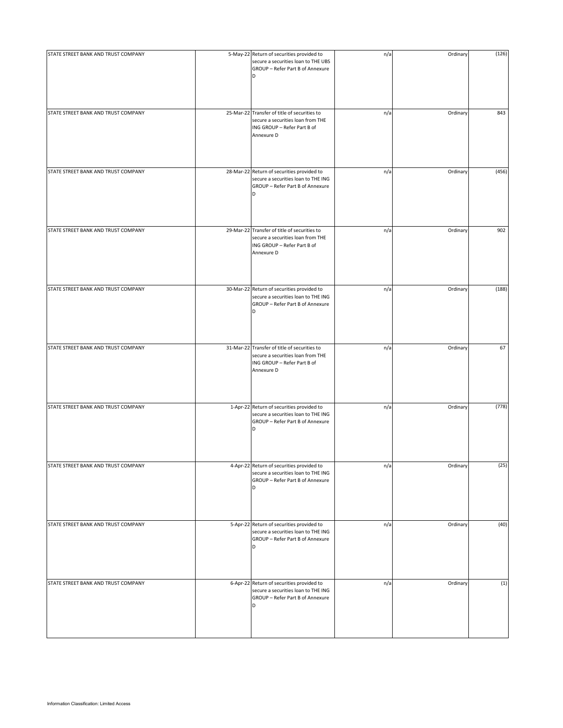| | | | | | |
|---|---|---|---|---|---|
| STATE STREET BANK AND TRUST COMPANY | 5-May-22 | Return of securities provided to secure a securities loan to THE UBS GROUP – Refer Part B of Annexure D | n/a | Ordinary | (126) |
| STATE STREET BANK AND TRUST COMPANY | 25-Mar-22 | Transfer of title of securities to secure a securities loan from THE ING GROUP – Refer Part B of Annexure D | n/a | Ordinary | 843 |
| STATE STREET BANK AND TRUST COMPANY | 28-Mar-22 | Return of securities provided to secure a securities loan to THE ING GROUP – Refer Part B of Annexure D | n/a | Ordinary | (456) |
| STATE STREET BANK AND TRUST COMPANY | 29-Mar-22 | Transfer of title of securities to secure a securities loan from THE ING GROUP – Refer Part B of Annexure D | n/a | Ordinary | 902 |
| STATE STREET BANK AND TRUST COMPANY | 30-Mar-22 | Return of securities provided to secure a securities loan to THE ING GROUP – Refer Part B of Annexure D | n/a | Ordinary | (188) |
| STATE STREET BANK AND TRUST COMPANY | 31-Mar-22 | Transfer of title of securities to secure a securities loan from THE ING GROUP – Refer Part B of Annexure D | n/a | Ordinary | 67 |
| STATE STREET BANK AND TRUST COMPANY | 1-Apr-22 | Return of securities provided to secure a securities loan to THE ING GROUP – Refer Part B of Annexure D | n/a | Ordinary | (778) |
| STATE STREET BANK AND TRUST COMPANY | 4-Apr-22 | Return of securities provided to secure a securities loan to THE ING GROUP – Refer Part B of Annexure D | n/a | Ordinary | (25) |
| STATE STREET BANK AND TRUST COMPANY | 5-Apr-22 | Return of securities provided to secure a securities loan to THE ING GROUP – Refer Part B of Annexure D | n/a | Ordinary | (40) |
| STATE STREET BANK AND TRUST COMPANY | 6-Apr-22 | Return of securities provided to secure a securities loan to THE ING GROUP – Refer Part B of Annexure D | n/a | Ordinary | (1) |

Information Classification: Limited Access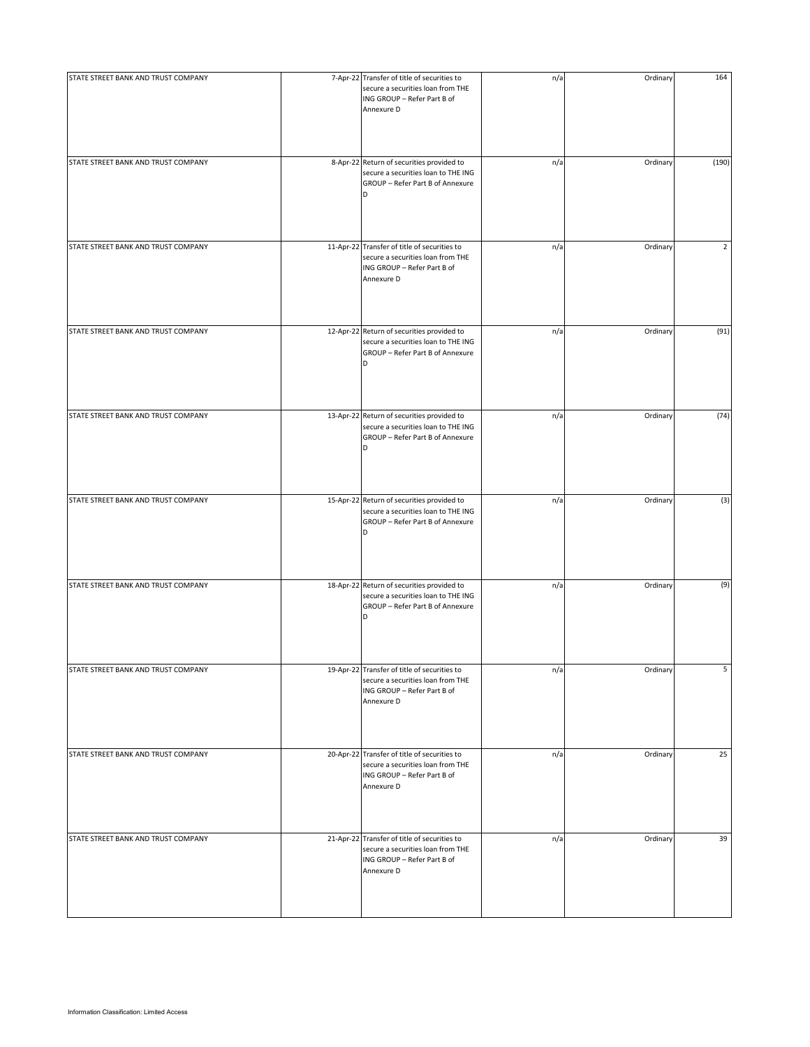| | | | | | |
|---|---|---|---|---|---|
| STATE STREET BANK AND TRUST COMPANY | 7-Apr-22 | Transfer of title of securities to secure a securities loan from THE ING GROUP – Refer Part B of Annexure D | n/a | Ordinary | 164 |
| STATE STREET BANK AND TRUST COMPANY | 8-Apr-22 | Return of securities provided to secure a securities loan to THE ING GROUP – Refer Part B of Annexure D | n/a | Ordinary | (190) |
| STATE STREET BANK AND TRUST COMPANY | 11-Apr-22 | Transfer of title of securities to secure a securities loan from THE ING GROUP – Refer Part B of Annexure D | n/a | Ordinary | 2 |
| STATE STREET BANK AND TRUST COMPANY | 12-Apr-22 | Return of securities provided to secure a securities loan to THE ING GROUP – Refer Part B of Annexure D | n/a | Ordinary | (91) |
| STATE STREET BANK AND TRUST COMPANY | 13-Apr-22 | Return of securities provided to secure a securities loan to THE ING GROUP – Refer Part B of Annexure D | n/a | Ordinary | (74) |
| STATE STREET BANK AND TRUST COMPANY | 15-Apr-22 | Return of securities provided to secure a securities loan to THE ING GROUP – Refer Part B of Annexure D | n/a | Ordinary | (3) |
| STATE STREET BANK AND TRUST COMPANY | 18-Apr-22 | Return of securities provided to secure a securities loan to THE ING GROUP – Refer Part B of Annexure D | n/a | Ordinary | (9) |
| STATE STREET BANK AND TRUST COMPANY | 19-Apr-22 | Transfer of title of securities to secure a securities loan from THE ING GROUP – Refer Part B of Annexure D | n/a | Ordinary | 5 |
| STATE STREET BANK AND TRUST COMPANY | 20-Apr-22 | Transfer of title of securities to secure a securities loan from THE ING GROUP – Refer Part B of Annexure D | n/a | Ordinary | 25 |
| STATE STREET BANK AND TRUST COMPANY | 21-Apr-22 | Transfer of title of securities to secure a securities loan from THE ING GROUP – Refer Part B of Annexure D | n/a | Ordinary | 39 |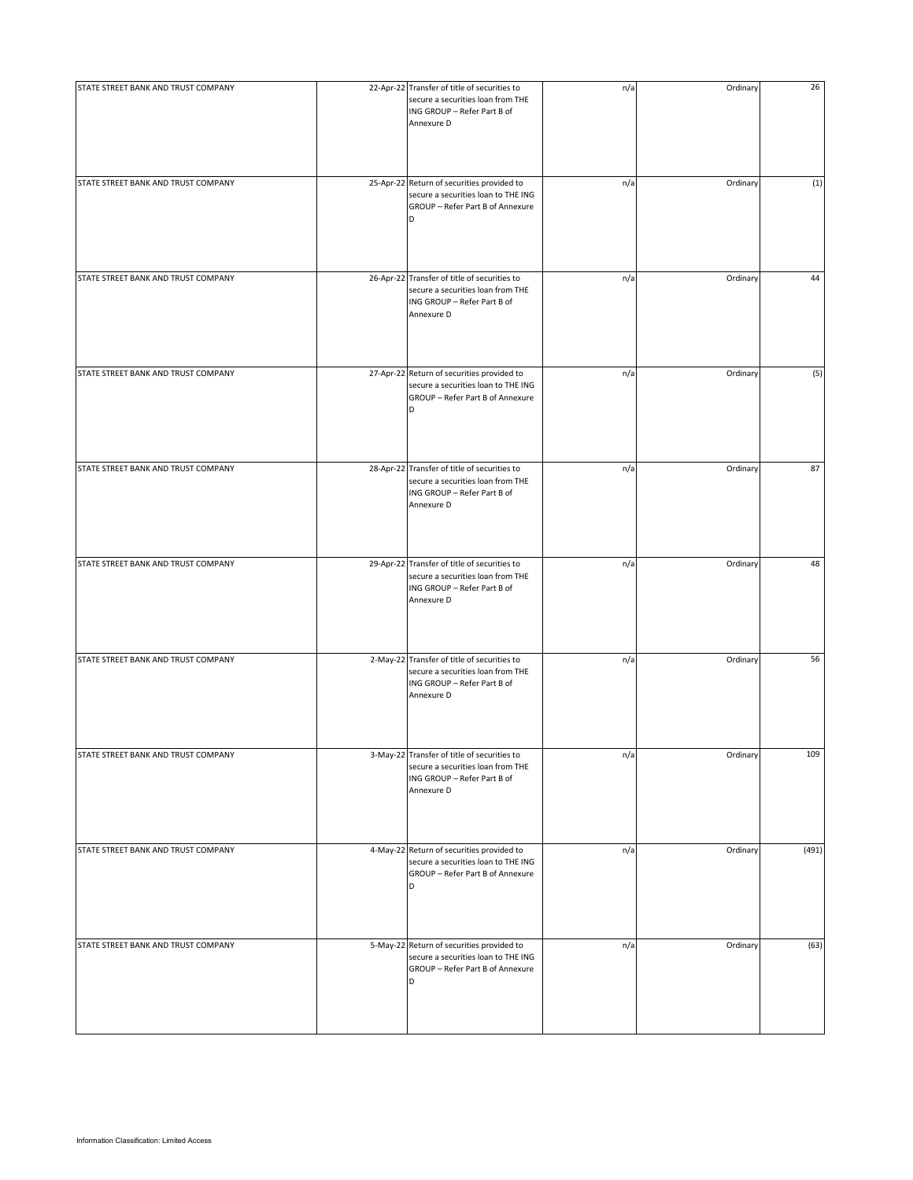| | | | | | |
|---|---|---|---|---|---|
| STATE STREET BANK AND TRUST COMPANY | 22-Apr-22 | Transfer of title of securities to secure a securities loan from THE ING GROUP – Refer Part B of Annexure D | n/a | Ordinary | 26 |
| STATE STREET BANK AND TRUST COMPANY | 25-Apr-22 | Return of securities provided to secure a securities loan to THE ING GROUP – Refer Part B of Annexure D | n/a | Ordinary | (1) |
| STATE STREET BANK AND TRUST COMPANY | 26-Apr-22 | Transfer of title of securities to secure a securities loan from THE ING GROUP – Refer Part B of Annexure D | n/a | Ordinary | 44 |
| STATE STREET BANK AND TRUST COMPANY | 27-Apr-22 | Return of securities provided to secure a securities loan to THE ING GROUP – Refer Part B of Annexure D | n/a | Ordinary | (5) |
| STATE STREET BANK AND TRUST COMPANY | 28-Apr-22 | Transfer of title of securities to secure a securities loan from THE ING GROUP – Refer Part B of Annexure D | n/a | Ordinary | 87 |
| STATE STREET BANK AND TRUST COMPANY | 29-Apr-22 | Transfer of title of securities to secure a securities loan from THE ING GROUP – Refer Part B of Annexure D | n/a | Ordinary | 48 |
| STATE STREET BANK AND TRUST COMPANY | 2-May-22 | Transfer of title of securities to secure a securities loan from THE ING GROUP – Refer Part B of Annexure D | n/a | Ordinary | 56 |
| STATE STREET BANK AND TRUST COMPANY | 3-May-22 | Transfer of title of securities to secure a securities loan from THE ING GROUP – Refer Part B of Annexure D | n/a | Ordinary | 109 |
| STATE STREET BANK AND TRUST COMPANY | 4-May-22 | Return of securities provided to secure a securities loan to THE ING GROUP – Refer Part B of Annexure D | n/a | Ordinary | (491) |
| STATE STREET BANK AND TRUST COMPANY | 5-May-22 | Return of securities provided to secure a securities loan to THE ING GROUP – Refer Part B of Annexure D | n/a | Ordinary | (63) |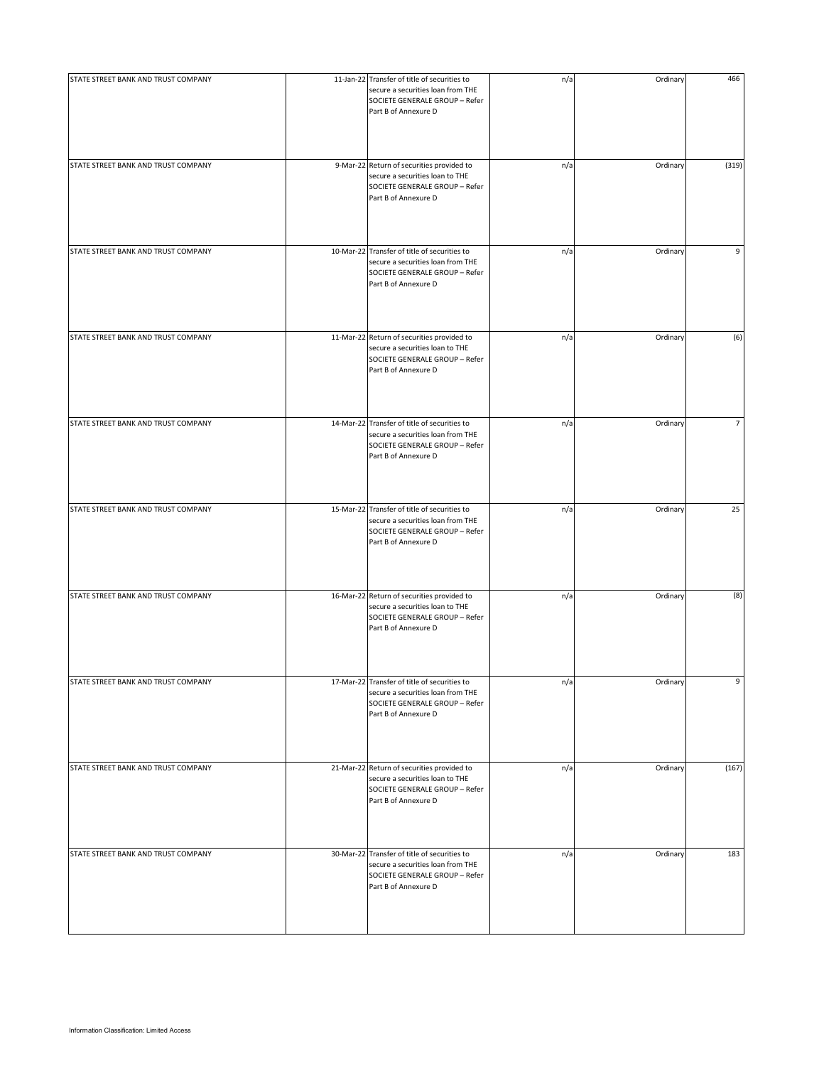| | | | | | |
|---|---|---|---|---|---|
| STATE STREET BANK AND TRUST COMPANY | 11-Jan-22 | Transfer of title of securities to secure a securities loan from THE SOCIETE GENERALE GROUP – Refer Part B of Annexure D | n/a | Ordinary | 466 |
| STATE STREET BANK AND TRUST COMPANY | 9-Mar-22 | Return of securities provided to secure a securities loan to THE SOCIETE GENERALE GROUP – Refer Part B of Annexure D | n/a | Ordinary | (319) |
| STATE STREET BANK AND TRUST COMPANY | 10-Mar-22 | Transfer of title of securities to secure a securities loan from THE SOCIETE GENERALE GROUP – Refer Part B of Annexure D | n/a | Ordinary | 9 |
| STATE STREET BANK AND TRUST COMPANY | 11-Mar-22 | Return of securities provided to secure a securities loan to THE SOCIETE GENERALE GROUP – Refer Part B of Annexure D | n/a | Ordinary | (6) |
| STATE STREET BANK AND TRUST COMPANY | 14-Mar-22 | Transfer of title of securities to secure a securities loan from THE SOCIETE GENERALE GROUP – Refer Part B of Annexure D | n/a | Ordinary | 7 |
| STATE STREET BANK AND TRUST COMPANY | 15-Mar-22 | Transfer of title of securities to secure a securities loan from THE SOCIETE GENERALE GROUP – Refer Part B of Annexure D | n/a | Ordinary | 25 |
| STATE STREET BANK AND TRUST COMPANY | 16-Mar-22 | Return of securities provided to secure a securities loan to THE SOCIETE GENERALE GROUP – Refer Part B of Annexure D | n/a | Ordinary | (8) |
| STATE STREET BANK AND TRUST COMPANY | 17-Mar-22 | Transfer of title of securities to secure a securities loan from THE SOCIETE GENERALE GROUP – Refer Part B of Annexure D | n/a | Ordinary | 9 |
| STATE STREET BANK AND TRUST COMPANY | 21-Mar-22 | Return of securities provided to secure a securities loan to THE SOCIETE GENERALE GROUP – Refer Part B of Annexure D | n/a | Ordinary | (167) |
| STATE STREET BANK AND TRUST COMPANY | 30-Mar-22 | Transfer of title of securities to secure a securities loan from THE SOCIETE GENERALE GROUP – Refer Part B of Annexure D | n/a | Ordinary | 183 |

Information Classification: Limited Access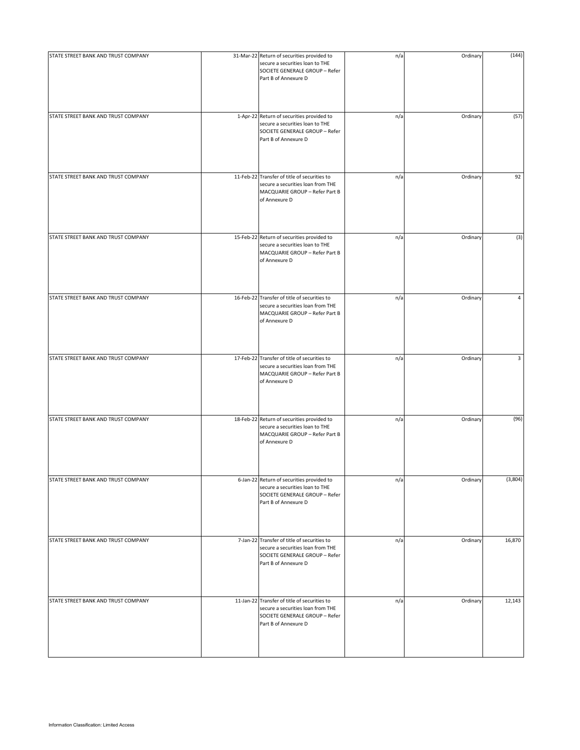| | | | | | |
|---|---|---|---|---|---|
| STATE STREET BANK AND TRUST COMPANY | 31-Mar-22 | Return of securities provided to secure a securities loan to THE SOCIETE GENERALE GROUP – Refer Part B of Annexure D | n/a | Ordinary | (144) |
| STATE STREET BANK AND TRUST COMPANY | 1-Apr-22 | Return of securities provided to secure a securities loan to THE SOCIETE GENERALE GROUP – Refer Part B of Annexure D | n/a | Ordinary | (57) |
| STATE STREET BANK AND TRUST COMPANY | 11-Feb-22 | Transfer of title of securities to secure a securities loan from THE MACQUARIE GROUP – Refer Part B of Annexure D | n/a | Ordinary | 92 |
| STATE STREET BANK AND TRUST COMPANY | 15-Feb-22 | Return of securities provided to secure a securities loan to THE MACQUARIE GROUP – Refer Part B of Annexure D | n/a | Ordinary | (3) |
| STATE STREET BANK AND TRUST COMPANY | 16-Feb-22 | Transfer of title of securities to secure a securities loan from THE MACQUARIE GROUP – Refer Part B of Annexure D | n/a | Ordinary | 4 |
| STATE STREET BANK AND TRUST COMPANY | 17-Feb-22 | Transfer of title of securities to secure a securities loan from THE MACQUARIE GROUP – Refer Part B of Annexure D | n/a | Ordinary | 3 |
| STATE STREET BANK AND TRUST COMPANY | 18-Feb-22 | Return of securities provided to secure a securities loan to THE MACQUARIE GROUP – Refer Part B of Annexure D | n/a | Ordinary | (96) |
| STATE STREET BANK AND TRUST COMPANY | 6-Jan-22 | Return of securities provided to secure a securities loan to THE SOCIETE GENERALE GROUP – Refer Part B of Annexure D | n/a | Ordinary | (3,804) |
| STATE STREET BANK AND TRUST COMPANY | 7-Jan-22 | Transfer of title of securities to secure a securities loan from THE SOCIETE GENERALE GROUP – Refer Part B of Annexure D | n/a | Ordinary | 16,870 |
| STATE STREET BANK AND TRUST COMPANY | 11-Jan-22 | Transfer of title of securities to secure a securities loan from THE SOCIETE GENERALE GROUP – Refer Part B of Annexure D | n/a | Ordinary | 12,143 |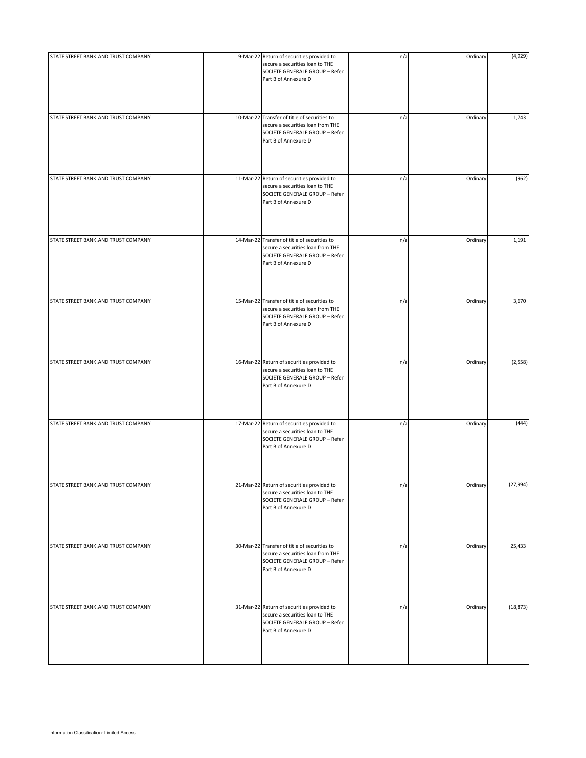| | | | | | |
|---|---|---|---|---|---|
| STATE STREET BANK AND TRUST COMPANY | 9-Mar-22 | Return of securities provided to secure a securities loan to THE SOCIETE GENERALE GROUP – Refer Part B of Annexure D | n/a | Ordinary | (4,929) |
| STATE STREET BANK AND TRUST COMPANY | 10-Mar-22 | Transfer of title of securities to secure a securities loan from THE SOCIETE GENERALE GROUP – Refer Part B of Annexure D | n/a | Ordinary | 1,743 |
| STATE STREET BANK AND TRUST COMPANY | 11-Mar-22 | Return of securities provided to secure a securities loan to THE SOCIETE GENERALE GROUP – Refer Part B of Annexure D | n/a | Ordinary | (962) |
| STATE STREET BANK AND TRUST COMPANY | 14-Mar-22 | Transfer of title of securities to secure a securities loan from THE SOCIETE GENERALE GROUP – Refer Part B of Annexure D | n/a | Ordinary | 1,191 |
| STATE STREET BANK AND TRUST COMPANY | 15-Mar-22 | Transfer of title of securities to secure a securities loan from THE SOCIETE GENERALE GROUP – Refer Part B of Annexure D | n/a | Ordinary | 3,670 |
| STATE STREET BANK AND TRUST COMPANY | 16-Mar-22 | Return of securities provided to secure a securities loan to THE SOCIETE GENERALE GROUP – Refer Part B of Annexure D | n/a | Ordinary | (2,558) |
| STATE STREET BANK AND TRUST COMPANY | 17-Mar-22 | Return of securities provided to secure a securities loan to THE SOCIETE GENERALE GROUP – Refer Part B of Annexure D | n/a | Ordinary | (444) |
| STATE STREET BANK AND TRUST COMPANY | 21-Mar-22 | Return of securities provided to secure a securities loan to THE SOCIETE GENERALE GROUP – Refer Part B of Annexure D | n/a | Ordinary | (27,994) |
| STATE STREET BANK AND TRUST COMPANY | 30-Mar-22 | Transfer of title of securities to secure a securities loan from THE SOCIETE GENERALE GROUP – Refer Part B of Annexure D | n/a | Ordinary | 25,433 |
| STATE STREET BANK AND TRUST COMPANY | 31-Mar-22 | Return of securities provided to secure a securities loan to THE SOCIETE GENERALE GROUP – Refer Part B of Annexure D | n/a | Ordinary | (18,873) |

Information Classification: Limited Access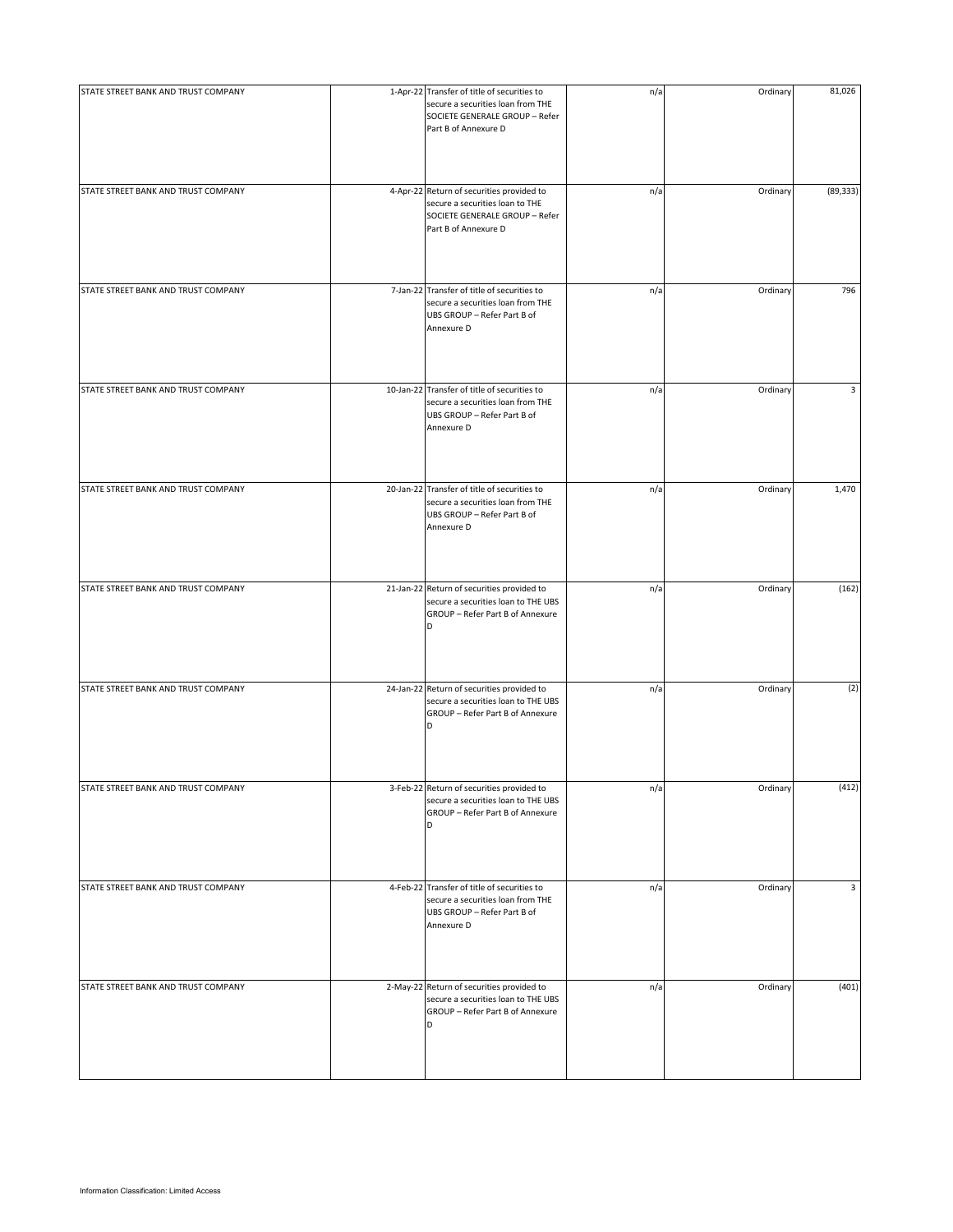| | | | | | |
|---|---|---|---|---|---|
| STATE STREET BANK AND TRUST COMPANY | 1-Apr-22 | Transfer of title of securities to secure a securities loan from THE SOCIETE GENERALE GROUP – Refer Part B of Annexure D | n/a | Ordinary | 81,026 |
| STATE STREET BANK AND TRUST COMPANY | 4-Apr-22 | Return of securities provided to secure a securities loan to THE SOCIETE GENERALE GROUP – Refer Part B of Annexure D | n/a | Ordinary | (89,333) |
| STATE STREET BANK AND TRUST COMPANY | 7-Jan-22 | Transfer of title of securities to secure a securities loan from THE UBS GROUP – Refer Part B of Annexure D | n/a | Ordinary | 796 |
| STATE STREET BANK AND TRUST COMPANY | 10-Jan-22 | Transfer of title of securities to secure a securities loan from THE UBS GROUP – Refer Part B of Annexure D | n/a | Ordinary | 3 |
| STATE STREET BANK AND TRUST COMPANY | 20-Jan-22 | Transfer of title of securities to secure a securities loan from THE UBS GROUP – Refer Part B of Annexure D | n/a | Ordinary | 1,470 |
| STATE STREET BANK AND TRUST COMPANY | 21-Jan-22 | Return of securities provided to secure a securities loan to THE UBS GROUP – Refer Part B of Annexure D | n/a | Ordinary | (162) |
| STATE STREET BANK AND TRUST COMPANY | 24-Jan-22 | Return of securities provided to secure a securities loan to THE UBS GROUP – Refer Part B of Annexure D | n/a | Ordinary | (2) |
| STATE STREET BANK AND TRUST COMPANY | 3-Feb-22 | Return of securities provided to secure a securities loan to THE UBS GROUP – Refer Part B of Annexure D | n/a | Ordinary | (412) |
| STATE STREET BANK AND TRUST COMPANY | 4-Feb-22 | Transfer of title of securities to secure a securities loan from THE UBS GROUP – Refer Part B of Annexure D | n/a | Ordinary | 3 |
| STATE STREET BANK AND TRUST COMPANY | 2-May-22 | Return of securities provided to secure a securities loan to THE UBS GROUP – Refer Part B of Annexure D | n/a | Ordinary | (401) |

Information Classification: Limited Access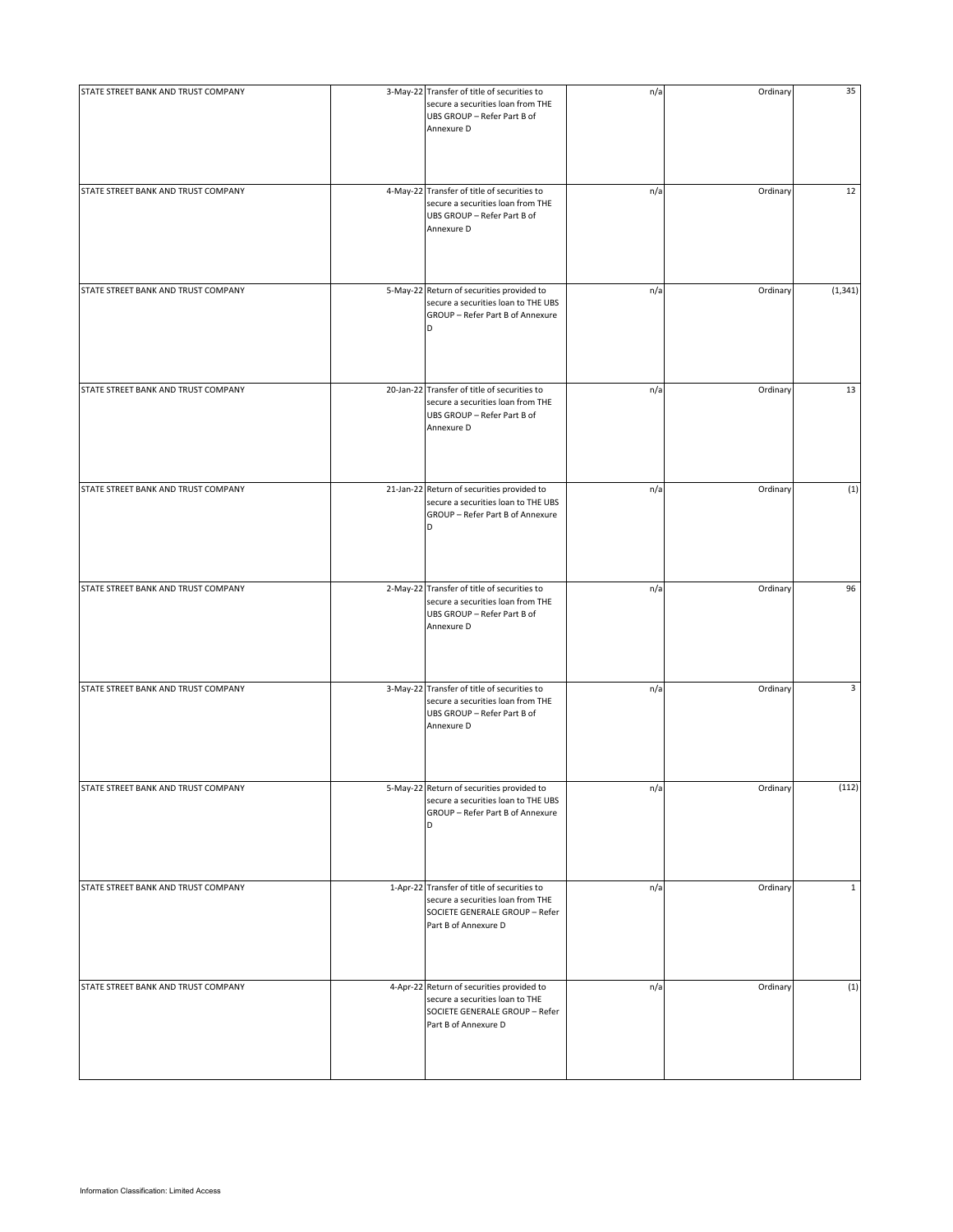| | | | | | |
|---|---|---|---|---|---|
| STATE STREET BANK AND TRUST COMPANY | 3-May-22 | Transfer of title of securities to secure a securities loan from THE UBS GROUP – Refer Part B of Annexure D | n/a | Ordinary | 35 |
| STATE STREET BANK AND TRUST COMPANY | 4-May-22 | Transfer of title of securities to secure a securities loan from THE UBS GROUP – Refer Part B of Annexure D | n/a | Ordinary | 12 |
| STATE STREET BANK AND TRUST COMPANY | 5-May-22 | Return of securities provided to secure a securities loan to THE UBS GROUP – Refer Part B of Annexure D | n/a | Ordinary | (1,341) |
| STATE STREET BANK AND TRUST COMPANY | 20-Jan-22 | Transfer of title of securities to secure a securities loan from THE UBS GROUP – Refer Part B of Annexure D | n/a | Ordinary | 13 |
| STATE STREET BANK AND TRUST COMPANY | 21-Jan-22 | Return of securities provided to secure a securities loan to THE UBS GROUP – Refer Part B of Annexure D | n/a | Ordinary | (1) |
| STATE STREET BANK AND TRUST COMPANY | 2-May-22 | Transfer of title of securities to secure a securities loan from THE UBS GROUP – Refer Part B of Annexure D | n/a | Ordinary | 96 |
| STATE STREET BANK AND TRUST COMPANY | 3-May-22 | Transfer of title of securities to secure a securities loan from THE UBS GROUP – Refer Part B of Annexure D | n/a | Ordinary | 3 |
| STATE STREET BANK AND TRUST COMPANY | 5-May-22 | Return of securities provided to secure a securities loan to THE UBS GROUP – Refer Part B of Annexure D | n/a | Ordinary | (112) |
| STATE STREET BANK AND TRUST COMPANY | 1-Apr-22 | Transfer of title of securities to secure a securities loan from THE SOCIETE GENERALE GROUP – Refer Part B of Annexure D | n/a | Ordinary | 1 |
| STATE STREET BANK AND TRUST COMPANY | 4-Apr-22 | Return of securities provided to secure a securities loan to THE SOCIETE GENERALE GROUP – Refer Part B of Annexure D | n/a | Ordinary | (1) |

Information Classification: Limited Access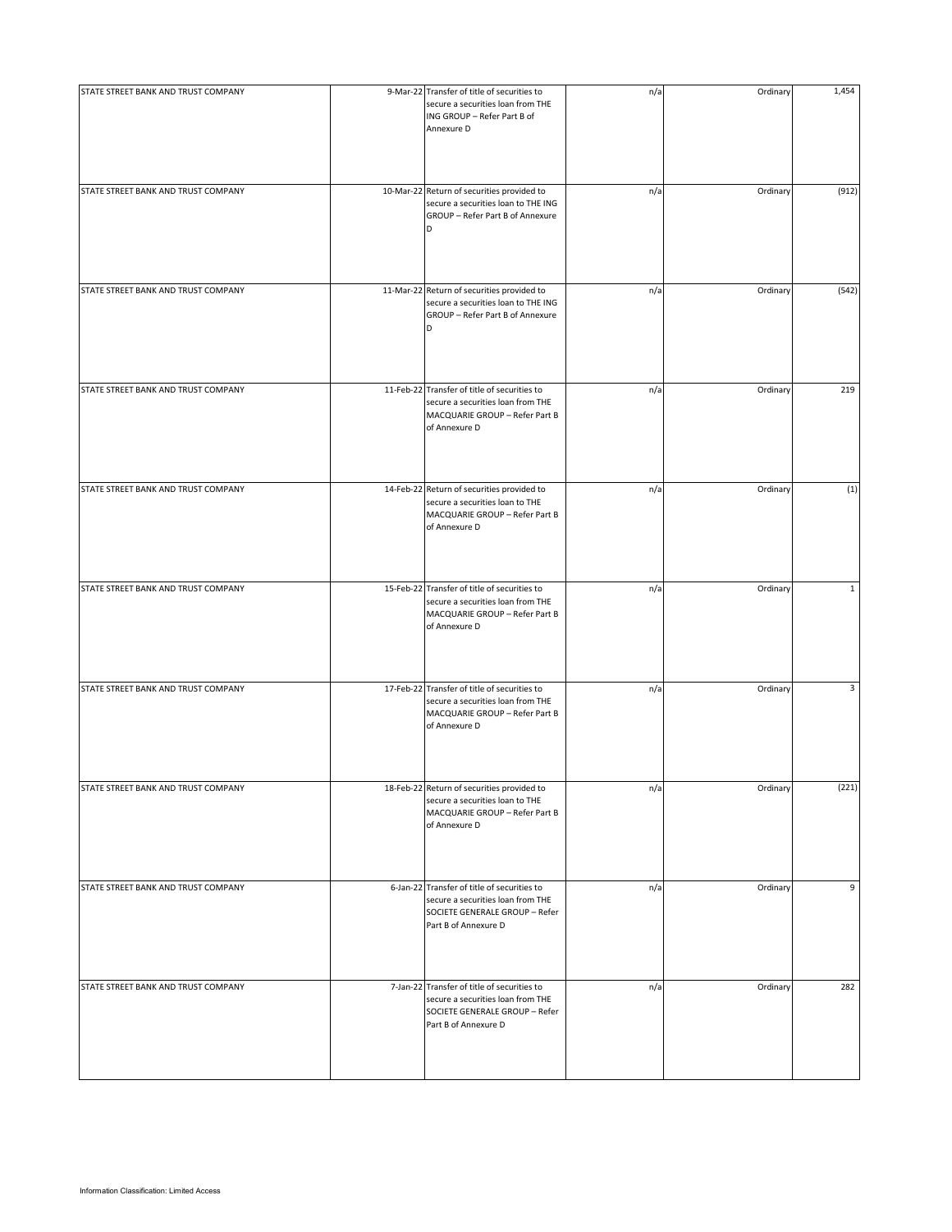| | | | | | |
|---|---|---|---|---|---|
| STATE STREET BANK AND TRUST COMPANY | 9-Mar-22 | Transfer of title of securities to secure a securities loan from THE ING GROUP – Refer Part B of Annexure D | n/a | Ordinary | 1,454 |
| STATE STREET BANK AND TRUST COMPANY | 10-Mar-22 | Return of securities provided to secure a securities loan to THE ING GROUP – Refer Part B of Annexure D | n/a | Ordinary | (912) |
| STATE STREET BANK AND TRUST COMPANY | 11-Mar-22 | Return of securities provided to secure a securities loan to THE ING GROUP – Refer Part B of Annexure D | n/a | Ordinary | (542) |
| STATE STREET BANK AND TRUST COMPANY | 11-Feb-22 | Transfer of title of securities to secure a securities loan from THE MACQUARIE GROUP – Refer Part B of Annexure D | n/a | Ordinary | 219 |
| STATE STREET BANK AND TRUST COMPANY | 14-Feb-22 | Return of securities provided to secure a securities loan to THE MACQUARIE GROUP – Refer Part B of Annexure D | n/a | Ordinary | (1) |
| STATE STREET BANK AND TRUST COMPANY | 15-Feb-22 | Transfer of title of securities to secure a securities loan from THE MACQUARIE GROUP – Refer Part B of Annexure D | n/a | Ordinary | 1 |
| STATE STREET BANK AND TRUST COMPANY | 17-Feb-22 | Transfer of title of securities to secure a securities loan from THE MACQUARIE GROUP – Refer Part B of Annexure D | n/a | Ordinary | 3 |
| STATE STREET BANK AND TRUST COMPANY | 18-Feb-22 | Return of securities provided to secure a securities loan to THE MACQUARIE GROUP – Refer Part B of Annexure D | n/a | Ordinary | (221) |
| STATE STREET BANK AND TRUST COMPANY | 6-Jan-22 | Transfer of title of securities to secure a securities loan from THE SOCIETE GENERALE GROUP – Refer Part B of Annexure D | n/a | Ordinary | 9 |
| STATE STREET BANK AND TRUST COMPANY | 7-Jan-22 | Transfer of title of securities to secure a securities loan from THE SOCIETE GENERALE GROUP – Refer Part B of Annexure D | n/a | Ordinary | 282 |

Information Classification: Limited Access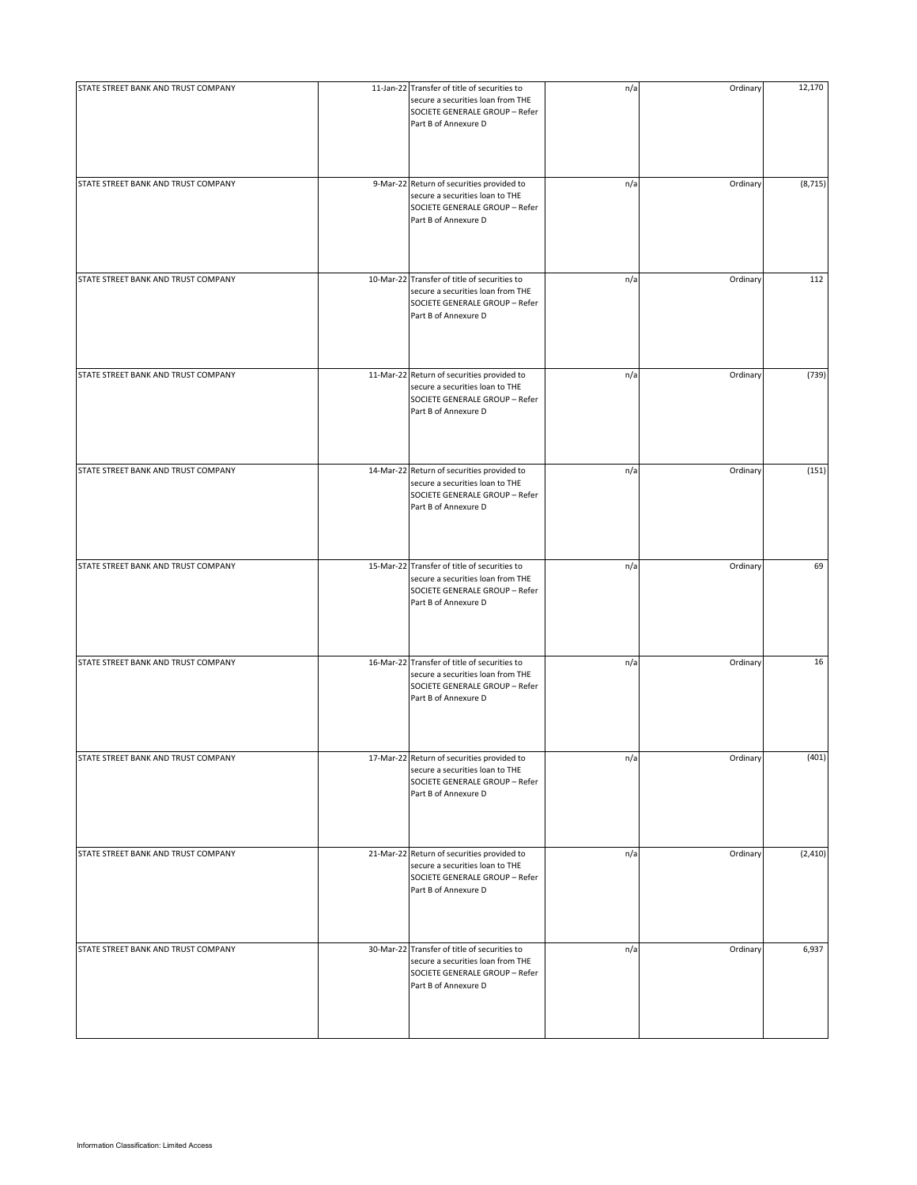| | | | | | |
|---|---|---|---|---|---|
| STATE STREET BANK AND TRUST COMPANY | 11-Jan-22 | Transfer of title of securities to secure a securities loan from THE SOCIETE GENERALE GROUP – Refer Part B of Annexure D | n/a | Ordinary | 12,170 |
| STATE STREET BANK AND TRUST COMPANY | 9-Mar-22 | Return of securities provided to secure a securities loan to THE SOCIETE GENERALE GROUP – Refer Part B of Annexure D | n/a | Ordinary | (8,715) |
| STATE STREET BANK AND TRUST COMPANY | 10-Mar-22 | Transfer of title of securities to secure a securities loan from THE SOCIETE GENERALE GROUP – Refer Part B of Annexure D | n/a | Ordinary | 112 |
| STATE STREET BANK AND TRUST COMPANY | 11-Mar-22 | Return of securities provided to secure a securities loan to THE SOCIETE GENERALE GROUP – Refer Part B of Annexure D | n/a | Ordinary | (739) |
| STATE STREET BANK AND TRUST COMPANY | 14-Mar-22 | Return of securities provided to secure a securities loan to THE SOCIETE GENERALE GROUP – Refer Part B of Annexure D | n/a | Ordinary | (151) |
| STATE STREET BANK AND TRUST COMPANY | 15-Mar-22 | Transfer of title of securities to secure a securities loan from THE SOCIETE GENERALE GROUP – Refer Part B of Annexure D | n/a | Ordinary | 69 |
| STATE STREET BANK AND TRUST COMPANY | 16-Mar-22 | Transfer of title of securities to secure a securities loan from THE SOCIETE GENERALE GROUP – Refer Part B of Annexure D | n/a | Ordinary | 16 |
| STATE STREET BANK AND TRUST COMPANY | 17-Mar-22 | Return of securities provided to secure a securities loan to THE SOCIETE GENERALE GROUP – Refer Part B of Annexure D | n/a | Ordinary | (401) |
| STATE STREET BANK AND TRUST COMPANY | 21-Mar-22 | Return of securities provided to secure a securities loan to THE SOCIETE GENERALE GROUP – Refer Part B of Annexure D | n/a | Ordinary | (2,410) |
| STATE STREET BANK AND TRUST COMPANY | 30-Mar-22 | Transfer of title of securities to secure a securities loan from THE SOCIETE GENERALE GROUP – Refer Part B of Annexure D | n/a | Ordinary | 6,937 |

Information Classification: Limited Access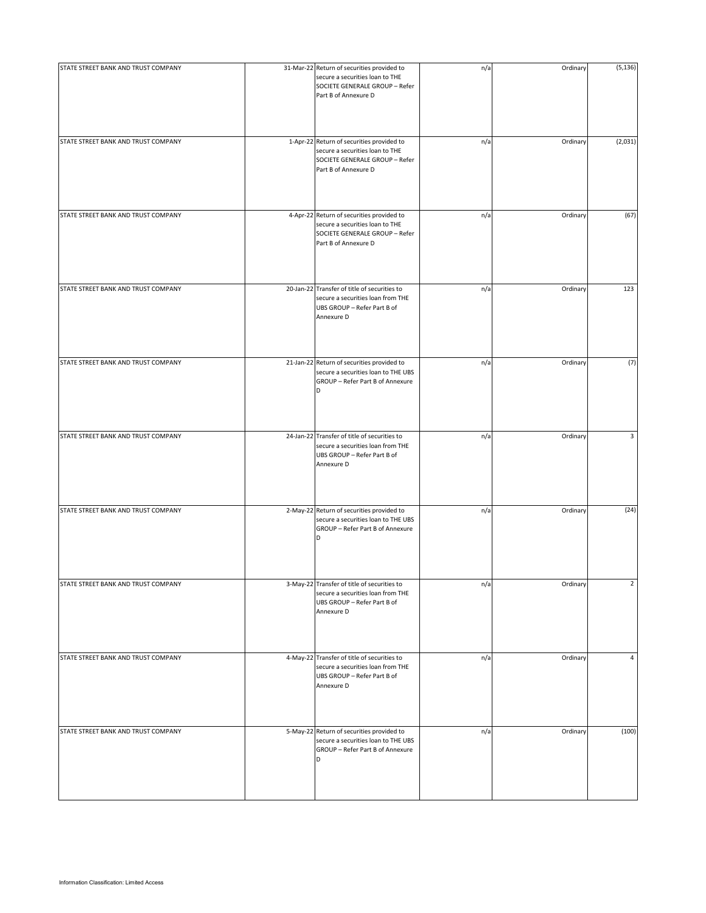| | | | | | |
|---|---|---|---|---|---|
| STATE STREET BANK AND TRUST COMPANY | 31-Mar-22 | Return of securities provided to secure a securities loan to THE SOCIETE GENERALE GROUP – Refer Part B of Annexure D | n/a | Ordinary | (5,136) |
| STATE STREET BANK AND TRUST COMPANY | 1-Apr-22 | Return of securities provided to secure a securities loan to THE SOCIETE GENERALE GROUP – Refer Part B of Annexure D | n/a | Ordinary | (2,031) |
| STATE STREET BANK AND TRUST COMPANY | 4-Apr-22 | Return of securities provided to secure a securities loan to THE SOCIETE GENERALE GROUP – Refer Part B of Annexure D | n/a | Ordinary | (67) |
| STATE STREET BANK AND TRUST COMPANY | 20-Jan-22 | Transfer of title of securities to secure a securities loan from THE UBS GROUP – Refer Part B of Annexure D | n/a | Ordinary | 123 |
| STATE STREET BANK AND TRUST COMPANY | 21-Jan-22 | Return of securities provided to secure a securities loan to THE UBS GROUP – Refer Part B of Annexure D | n/a | Ordinary | (7) |
| STATE STREET BANK AND TRUST COMPANY | 24-Jan-22 | Transfer of title of securities to secure a securities loan from THE UBS GROUP – Refer Part B of Annexure D | n/a | Ordinary | 3 |
| STATE STREET BANK AND TRUST COMPANY | 2-May-22 | Return of securities provided to secure a securities loan to THE UBS GROUP – Refer Part B of Annexure D | n/a | Ordinary | (24) |
| STATE STREET BANK AND TRUST COMPANY | 3-May-22 | Transfer of title of securities to secure a securities loan from THE UBS GROUP – Refer Part B of Annexure D | n/a | Ordinary | 2 |
| STATE STREET BANK AND TRUST COMPANY | 4-May-22 | Transfer of title of securities to secure a securities loan from THE UBS GROUP – Refer Part B of Annexure D | n/a | Ordinary | 4 |
| STATE STREET BANK AND TRUST COMPANY | 5-May-22 | Return of securities provided to secure a securities loan to THE UBS GROUP – Refer Part B of Annexure D | n/a | Ordinary | (100) |

Information Classification: Limited Access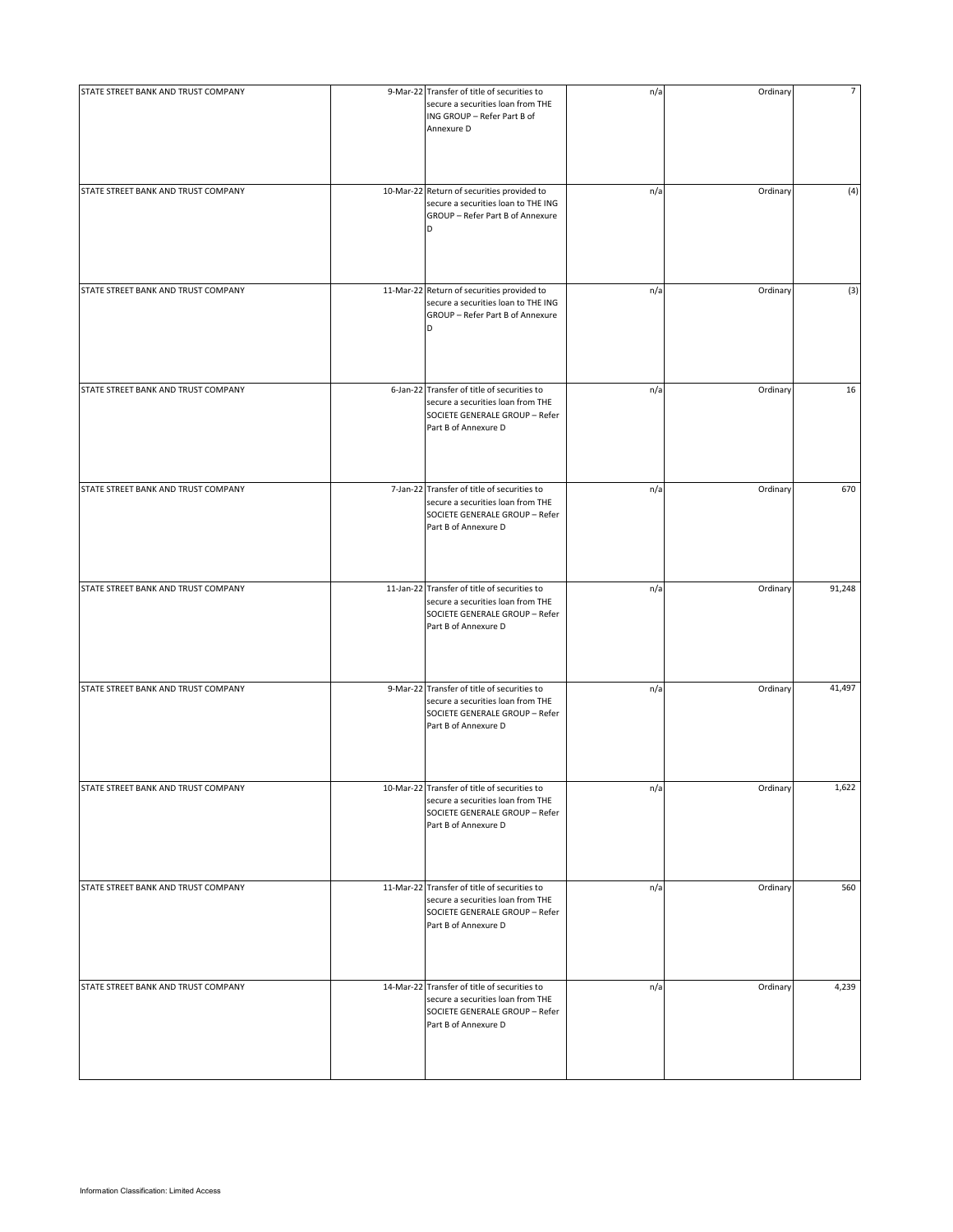| | | | | | |
|---|---|---|---|---|---|
| STATE STREET BANK AND TRUST COMPANY | 9-Mar-22 | Transfer of title of securities to secure a securities loan from THE ING GROUP – Refer Part B of Annexure D | n/a | Ordinary | 7 |
| STATE STREET BANK AND TRUST COMPANY | 10-Mar-22 | Return of securities provided to secure a securities loan to THE ING GROUP – Refer Part B of Annexure D | n/a | Ordinary | (4) |
| STATE STREET BANK AND TRUST COMPANY | 11-Mar-22 | Return of securities provided to secure a securities loan to THE ING GROUP – Refer Part B of Annexure D | n/a | Ordinary | (3) |
| STATE STREET BANK AND TRUST COMPANY | 6-Jan-22 | Transfer of title of securities to secure a securities loan from THE SOCIETE GENERALE GROUP – Refer Part B of Annexure D | n/a | Ordinary | 16 |
| STATE STREET BANK AND TRUST COMPANY | 7-Jan-22 | Transfer of title of securities to secure a securities loan from THE SOCIETE GENERALE GROUP – Refer Part B of Annexure D | n/a | Ordinary | 670 |
| STATE STREET BANK AND TRUST COMPANY | 11-Jan-22 | Transfer of title of securities to secure a securities loan from THE SOCIETE GENERALE GROUP – Refer Part B of Annexure D | n/a | Ordinary | 91,248 |
| STATE STREET BANK AND TRUST COMPANY | 9-Mar-22 | Transfer of title of securities to secure a securities loan from THE SOCIETE GENERALE GROUP – Refer Part B of Annexure D | n/a | Ordinary | 41,497 |
| STATE STREET BANK AND TRUST COMPANY | 10-Mar-22 | Transfer of title of securities to secure a securities loan from THE SOCIETE GENERALE GROUP – Refer Part B of Annexure D | n/a | Ordinary | 1,622 |
| STATE STREET BANK AND TRUST COMPANY | 11-Mar-22 | Transfer of title of securities to secure a securities loan from THE SOCIETE GENERALE GROUP – Refer Part B of Annexure D | n/a | Ordinary | 560 |
| STATE STREET BANK AND TRUST COMPANY | 14-Mar-22 | Transfer of title of securities to secure a securities loan from THE SOCIETE GENERALE GROUP – Refer Part B of Annexure D | n/a | Ordinary | 4,239 |

Information Classification: Limited Access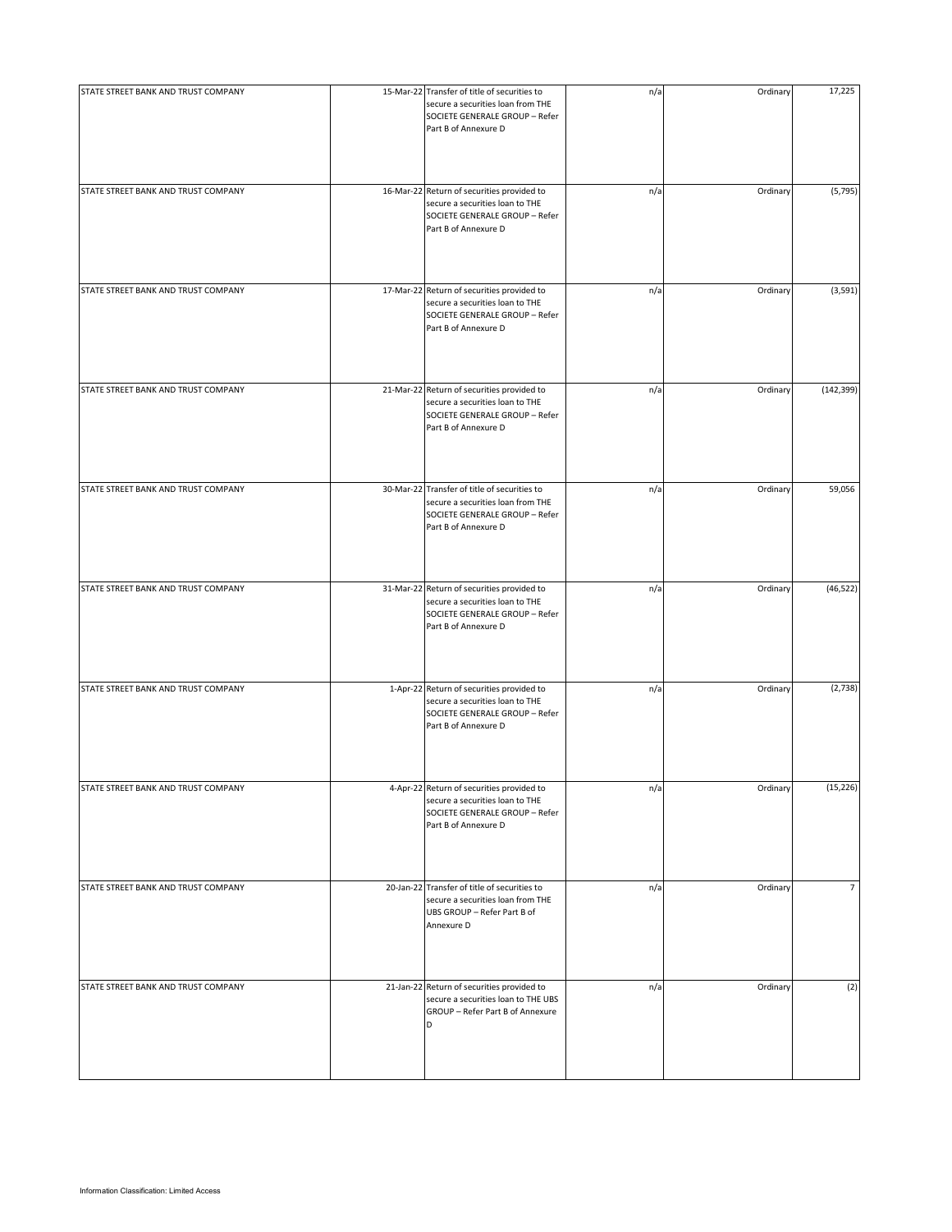| | | | | | |
|---|---|---|---|---|---|
| STATE STREET BANK AND TRUST COMPANY | 15-Mar-22 | Transfer of title of securities to secure a securities loan from THE SOCIETE GENERALE GROUP – Refer Part B of Annexure D | n/a | Ordinary | 17,225 |
| STATE STREET BANK AND TRUST COMPANY | 16-Mar-22 | Return of securities provided to secure a securities loan to THE SOCIETE GENERALE GROUP – Refer Part B of Annexure D | n/a | Ordinary | (5,795) |
| STATE STREET BANK AND TRUST COMPANY | 17-Mar-22 | Return of securities provided to secure a securities loan to THE SOCIETE GENERALE GROUP – Refer Part B of Annexure D | n/a | Ordinary | (3,591) |
| STATE STREET BANK AND TRUST COMPANY | 21-Mar-22 | Return of securities provided to secure a securities loan to THE SOCIETE GENERALE GROUP – Refer Part B of Annexure D | n/a | Ordinary | (142,399) |
| STATE STREET BANK AND TRUST COMPANY | 30-Mar-22 | Transfer of title of securities to secure a securities loan from THE SOCIETE GENERALE GROUP – Refer Part B of Annexure D | n/a | Ordinary | 59,056 |
| STATE STREET BANK AND TRUST COMPANY | 31-Mar-22 | Return of securities provided to secure a securities loan to THE SOCIETE GENERALE GROUP – Refer Part B of Annexure D | n/a | Ordinary | (46,522) |
| STATE STREET BANK AND TRUST COMPANY | 1-Apr-22 | Return of securities provided to secure a securities loan to THE SOCIETE GENERALE GROUP – Refer Part B of Annexure D | n/a | Ordinary | (2,738) |
| STATE STREET BANK AND TRUST COMPANY | 4-Apr-22 | Return of securities provided to secure a securities loan to THE SOCIETE GENERALE GROUP – Refer Part B of Annexure D | n/a | Ordinary | (15,226) |
| STATE STREET BANK AND TRUST COMPANY | 20-Jan-22 | Transfer of title of securities to secure a securities loan from THE UBS GROUP – Refer Part B of Annexure D | n/a | Ordinary | 7 |
| STATE STREET BANK AND TRUST COMPANY | 21-Jan-22 | Return of securities provided to secure a securities loan to THE UBS GROUP – Refer Part B of Annexure D | n/a | Ordinary | (2) |

Information Classification: Limited Access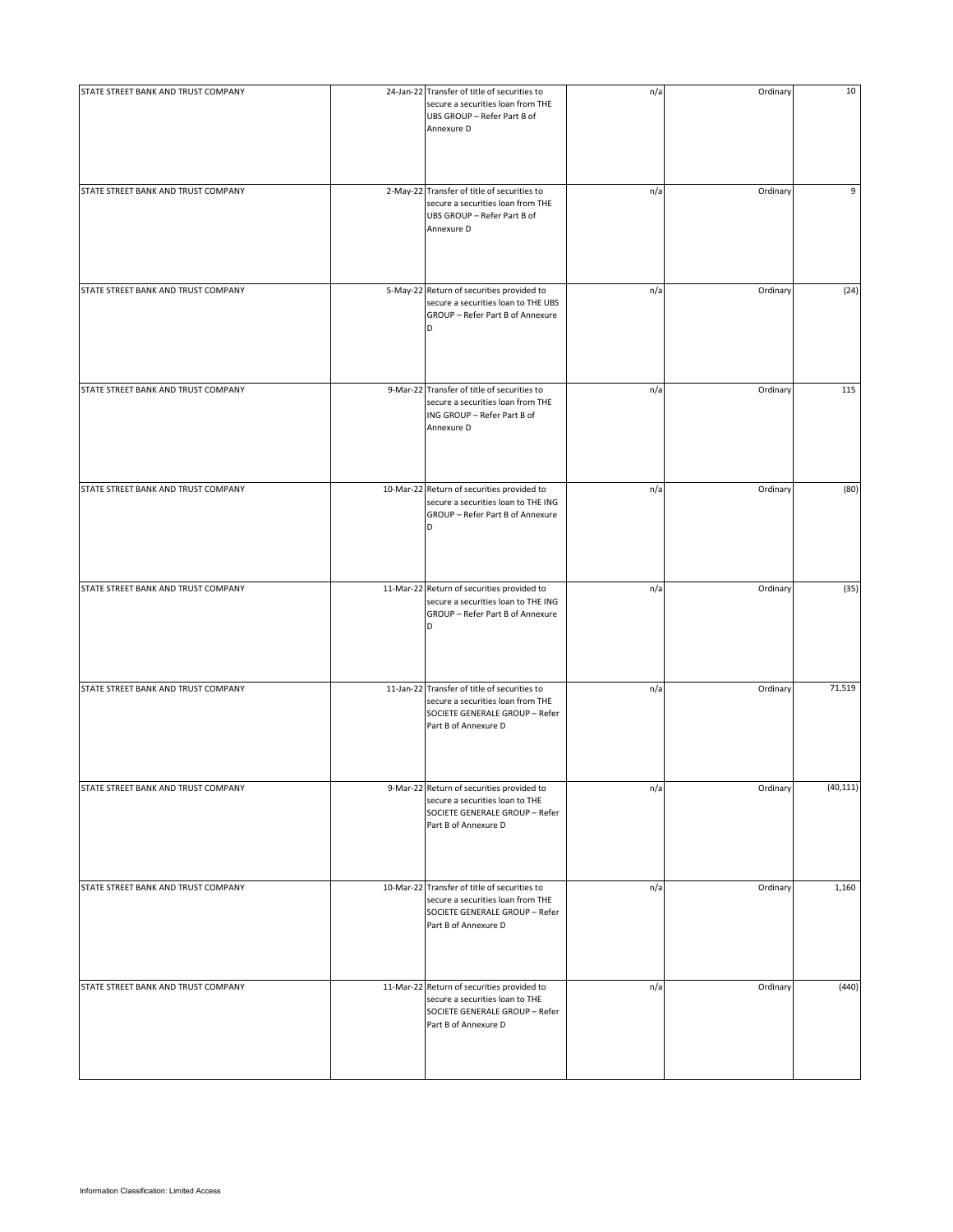| | | | | | |
|---|---|---|---|---|---|
| STATE STREET BANK AND TRUST COMPANY | 24-Jan-22 | Transfer of title of securities to secure a securities loan from THE UBS GROUP – Refer Part B of Annexure D | n/a | Ordinary | 10 |
| STATE STREET BANK AND TRUST COMPANY | 2-May-22 | Transfer of title of securities to secure a securities loan from THE UBS GROUP – Refer Part B of Annexure D | n/a | Ordinary | 9 |
| STATE STREET BANK AND TRUST COMPANY | 5-May-22 | Return of securities provided to secure a securities loan to THE UBS GROUP – Refer Part B of Annexure D | n/a | Ordinary | (24) |
| STATE STREET BANK AND TRUST COMPANY | 9-Mar-22 | Transfer of title of securities to secure a securities loan from THE ING GROUP – Refer Part B of Annexure D | n/a | Ordinary | 115 |
| STATE STREET BANK AND TRUST COMPANY | 10-Mar-22 | Return of securities provided to secure a securities loan to THE ING GROUP – Refer Part B of Annexure D | n/a | Ordinary | (80) |
| STATE STREET BANK AND TRUST COMPANY | 11-Mar-22 | Return of securities provided to secure a securities loan to THE ING GROUP – Refer Part B of Annexure D | n/a | Ordinary | (35) |
| STATE STREET BANK AND TRUST COMPANY | 11-Jan-22 | Transfer of title of securities to secure a securities loan from THE SOCIETE GENERALE GROUP – Refer Part B of Annexure D | n/a | Ordinary | 71,519 |
| STATE STREET BANK AND TRUST COMPANY | 9-Mar-22 | Return of securities provided to secure a securities loan to THE SOCIETE GENERALE GROUP – Refer Part B of Annexure D | n/a | Ordinary | (40,111) |
| STATE STREET BANK AND TRUST COMPANY | 10-Mar-22 | Transfer of title of securities to secure a securities loan from THE SOCIETE GENERALE GROUP – Refer Part B of Annexure D | n/a | Ordinary | 1,160 |
| STATE STREET BANK AND TRUST COMPANY | 11-Mar-22 | Return of securities provided to secure a securities loan to THE SOCIETE GENERALE GROUP – Refer Part B of Annexure D | n/a | Ordinary | (440) |

Information Classification: Limited Access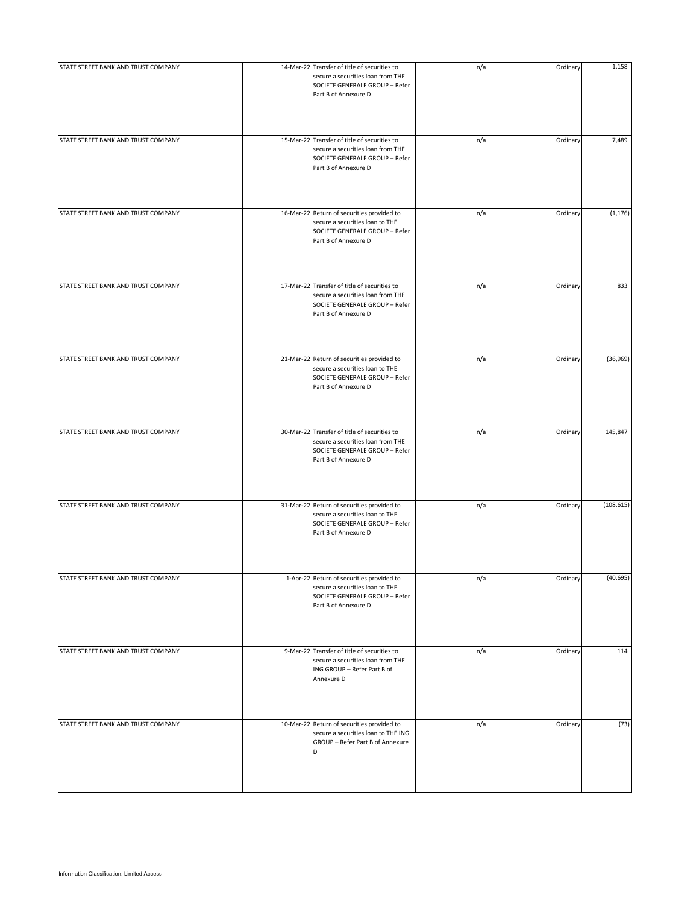| | | | | | |
|---|---|---|---|---|---|
| STATE STREET BANK AND TRUST COMPANY | 14-Mar-22 | Transfer of title of securities to secure a securities loan from THE SOCIETE GENERALE GROUP – Refer Part B of Annexure D | n/a | Ordinary | 1,158 |
| STATE STREET BANK AND TRUST COMPANY | 15-Mar-22 | Transfer of title of securities to secure a securities loan from THE SOCIETE GENERALE GROUP – Refer Part B of Annexure D | n/a | Ordinary | 7,489 |
| STATE STREET BANK AND TRUST COMPANY | 16-Mar-22 | Return of securities provided to secure a securities loan to THE SOCIETE GENERALE GROUP – Refer Part B of Annexure D | n/a | Ordinary | (1,176) |
| STATE STREET BANK AND TRUST COMPANY | 17-Mar-22 | Transfer of title of securities to secure a securities loan from THE SOCIETE GENERALE GROUP – Refer Part B of Annexure D | n/a | Ordinary | 833 |
| STATE STREET BANK AND TRUST COMPANY | 21-Mar-22 | Return of securities provided to secure a securities loan to THE SOCIETE GENERALE GROUP – Refer Part B of Annexure D | n/a | Ordinary | (36,969) |
| STATE STREET BANK AND TRUST COMPANY | 30-Mar-22 | Transfer of title of securities to secure a securities loan from THE SOCIETE GENERALE GROUP – Refer Part B of Annexure D | n/a | Ordinary | 145,847 |
| STATE STREET BANK AND TRUST COMPANY | 31-Mar-22 | Return of securities provided to secure a securities loan to THE SOCIETE GENERALE GROUP – Refer Part B of Annexure D | n/a | Ordinary | (108,615) |
| STATE STREET BANK AND TRUST COMPANY | 1-Apr-22 | Return of securities provided to secure a securities loan to THE SOCIETE GENERALE GROUP – Refer Part B of Annexure D | n/a | Ordinary | (40,695) |
| STATE STREET BANK AND TRUST COMPANY | 9-Mar-22 | Transfer of title of securities to secure a securities loan from THE ING GROUP – Refer Part B of Annexure D | n/a | Ordinary | 114 |
| STATE STREET BANK AND TRUST COMPANY | 10-Mar-22 | Return of securities provided to secure a securities loan to THE ING GROUP – Refer Part B of Annexure D | n/a | Ordinary | (73) |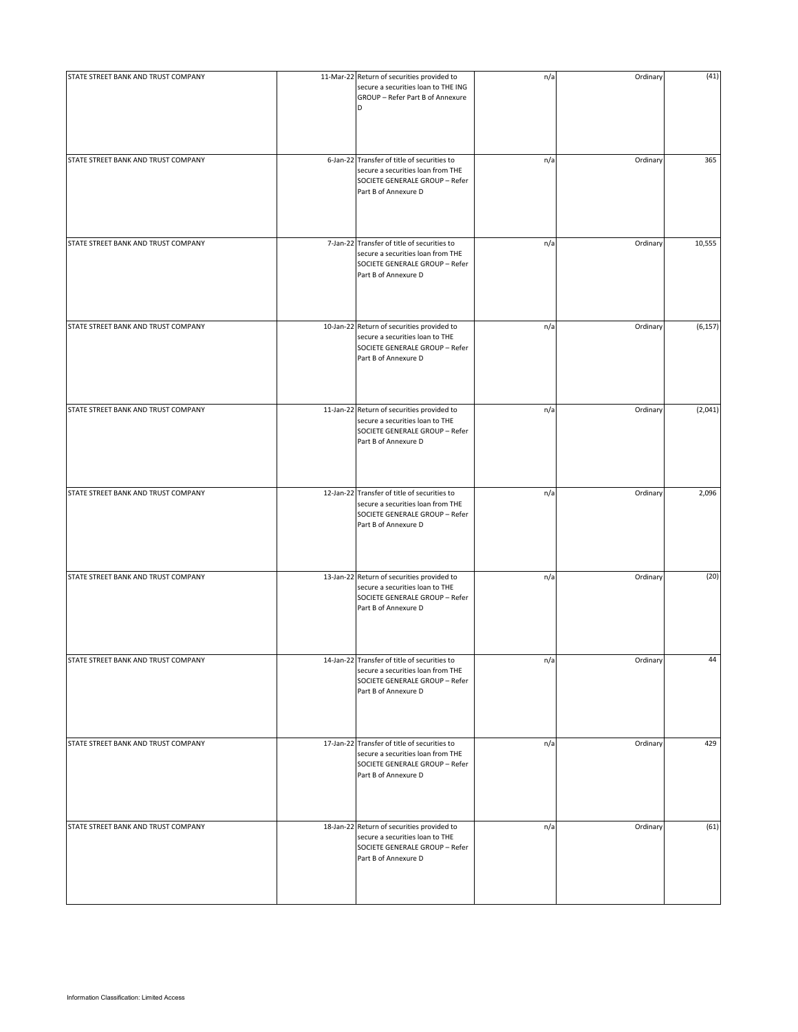| | | | | | |
|---|---|---|---|---|---|
| STATE STREET BANK AND TRUST COMPANY | 11-Mar-22 | Return of securities provided to secure a securities loan to THE ING GROUP – Refer Part B of Annexure D | n/a | Ordinary | (41) |
| STATE STREET BANK AND TRUST COMPANY | 6-Jan-22 | Transfer of title of securities to secure a securities loan from THE SOCIETE GENERALE GROUP – Refer Part B of Annexure D | n/a | Ordinary | 365 |
| STATE STREET BANK AND TRUST COMPANY | 7-Jan-22 | Transfer of title of securities to secure a securities loan from THE SOCIETE GENERALE GROUP – Refer Part B of Annexure D | n/a | Ordinary | 10,555 |
| STATE STREET BANK AND TRUST COMPANY | 10-Jan-22 | Return of securities provided to secure a securities loan to THE SOCIETE GENERALE GROUP – Refer Part B of Annexure D | n/a | Ordinary | (6,157) |
| STATE STREET BANK AND TRUST COMPANY | 11-Jan-22 | Return of securities provided to secure a securities loan to THE SOCIETE GENERALE GROUP – Refer Part B of Annexure D | n/a | Ordinary | (2,041) |
| STATE STREET BANK AND TRUST COMPANY | 12-Jan-22 | Transfer of title of securities to secure a securities loan from THE SOCIETE GENERALE GROUP – Refer Part B of Annexure D | n/a | Ordinary | 2,096 |
| STATE STREET BANK AND TRUST COMPANY | 13-Jan-22 | Return of securities provided to secure a securities loan to THE SOCIETE GENERALE GROUP – Refer Part B of Annexure D | n/a | Ordinary | (20) |
| STATE STREET BANK AND TRUST COMPANY | 14-Jan-22 | Transfer of title of securities to secure a securities loan from THE SOCIETE GENERALE GROUP – Refer Part B of Annexure D | n/a | Ordinary | 44 |
| STATE STREET BANK AND TRUST COMPANY | 17-Jan-22 | Transfer of title of securities to secure a securities loan from THE SOCIETE GENERALE GROUP – Refer Part B of Annexure D | n/a | Ordinary | 429 |
| STATE STREET BANK AND TRUST COMPANY | 18-Jan-22 | Return of securities provided to secure a securities loan to THE SOCIETE GENERALE GROUP – Refer Part B of Annexure D | n/a | Ordinary | (61) |

Information Classification: Limited Access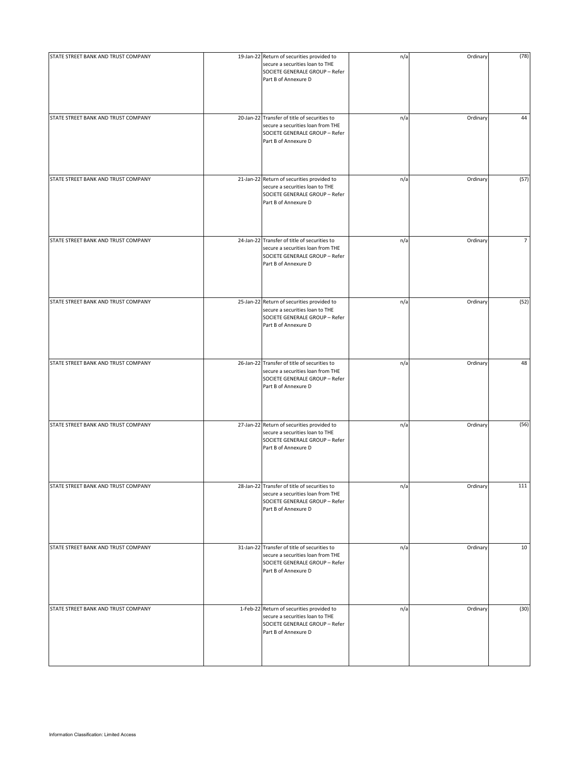| | | | | | |
|---|---|---|---|---|---|
| STATE STREET BANK AND TRUST COMPANY | 19-Jan-22 | Return of securities provided to secure a securities loan to THE SOCIETE GENERALE GROUP – Refer Part B of Annexure D | n/a | Ordinary | (78) |
| STATE STREET BANK AND TRUST COMPANY | 20-Jan-22 | Transfer of title of securities to secure a securities loan from THE SOCIETE GENERALE GROUP – Refer Part B of Annexure D | n/a | Ordinary | 44 |
| STATE STREET BANK AND TRUST COMPANY | 21-Jan-22 | Return of securities provided to secure a securities loan to THE SOCIETE GENERALE GROUP – Refer Part B of Annexure D | n/a | Ordinary | (57) |
| STATE STREET BANK AND TRUST COMPANY | 24-Jan-22 | Transfer of title of securities to secure a securities loan from THE SOCIETE GENERALE GROUP – Refer Part B of Annexure D | n/a | Ordinary | 7 |
| STATE STREET BANK AND TRUST COMPANY | 25-Jan-22 | Return of securities provided to secure a securities loan to THE SOCIETE GENERALE GROUP – Refer Part B of Annexure D | n/a | Ordinary | (52) |
| STATE STREET BANK AND TRUST COMPANY | 26-Jan-22 | Transfer of title of securities to secure a securities loan from THE SOCIETE GENERALE GROUP – Refer Part B of Annexure D | n/a | Ordinary | 48 |
| STATE STREET BANK AND TRUST COMPANY | 27-Jan-22 | Return of securities provided to secure a securities loan to THE SOCIETE GENERALE GROUP – Refer Part B of Annexure D | n/a | Ordinary | (56) |
| STATE STREET BANK AND TRUST COMPANY | 28-Jan-22 | Transfer of title of securities to secure a securities loan from THE SOCIETE GENERALE GROUP – Refer Part B of Annexure D | n/a | Ordinary | 111 |
| STATE STREET BANK AND TRUST COMPANY | 31-Jan-22 | Transfer of title of securities to secure a securities loan from THE SOCIETE GENERALE GROUP – Refer Part B of Annexure D | n/a | Ordinary | 10 |
| STATE STREET BANK AND TRUST COMPANY | 1-Feb-22 | Return of securities provided to secure a securities loan to THE SOCIETE GENERALE GROUP – Refer Part B of Annexure D | n/a | Ordinary | (30) |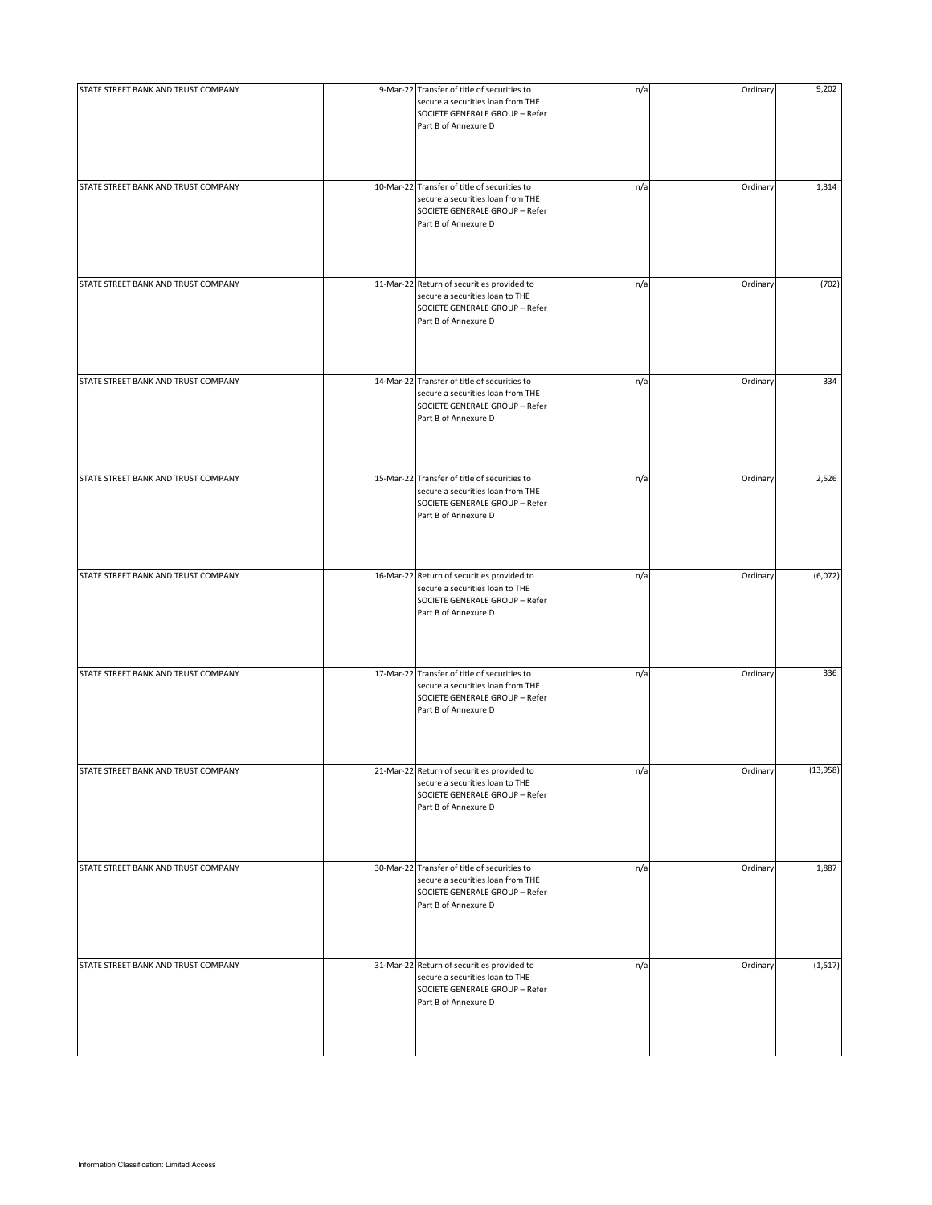| | | | | | |
|---|---|---|---|---|---|
| STATE STREET BANK AND TRUST COMPANY | 9-Mar-22 | Transfer of title of securities to secure a securities loan from THE SOCIETE GENERALE GROUP – Refer Part B of Annexure D | n/a | Ordinary | 9,202 |
| STATE STREET BANK AND TRUST COMPANY | 10-Mar-22 | Transfer of title of securities to secure a securities loan from THE SOCIETE GENERALE GROUP – Refer Part B of Annexure D | n/a | Ordinary | 1,314 |
| STATE STREET BANK AND TRUST COMPANY | 11-Mar-22 | Return of securities provided to secure a securities loan to THE SOCIETE GENERALE GROUP – Refer Part B of Annexure D | n/a | Ordinary | (702) |
| STATE STREET BANK AND TRUST COMPANY | 14-Mar-22 | Transfer of title of securities to secure a securities loan from THE SOCIETE GENERALE GROUP – Refer Part B of Annexure D | n/a | Ordinary | 334 |
| STATE STREET BANK AND TRUST COMPANY | 15-Mar-22 | Transfer of title of securities to secure a securities loan from THE SOCIETE GENERALE GROUP – Refer Part B of Annexure D | n/a | Ordinary | 2,526 |
| STATE STREET BANK AND TRUST COMPANY | 16-Mar-22 | Return of securities provided to secure a securities loan to THE SOCIETE GENERALE GROUP – Refer Part B of Annexure D | n/a | Ordinary | (6,072) |
| STATE STREET BANK AND TRUST COMPANY | 17-Mar-22 | Transfer of title of securities to secure a securities loan from THE SOCIETE GENERALE GROUP – Refer Part B of Annexure D | n/a | Ordinary | 336 |
| STATE STREET BANK AND TRUST COMPANY | 21-Mar-22 | Return of securities provided to secure a securities loan to THE SOCIETE GENERALE GROUP – Refer Part B of Annexure D | n/a | Ordinary | (13,958) |
| STATE STREET BANK AND TRUST COMPANY | 30-Mar-22 | Transfer of title of securities to secure a securities loan from THE SOCIETE GENERALE GROUP – Refer Part B of Annexure D | n/a | Ordinary | 1,887 |
| STATE STREET BANK AND TRUST COMPANY | 31-Mar-22 | Return of securities provided to secure a securities loan to THE SOCIETE GENERALE GROUP – Refer Part B of Annexure D | n/a | Ordinary | (1,517) |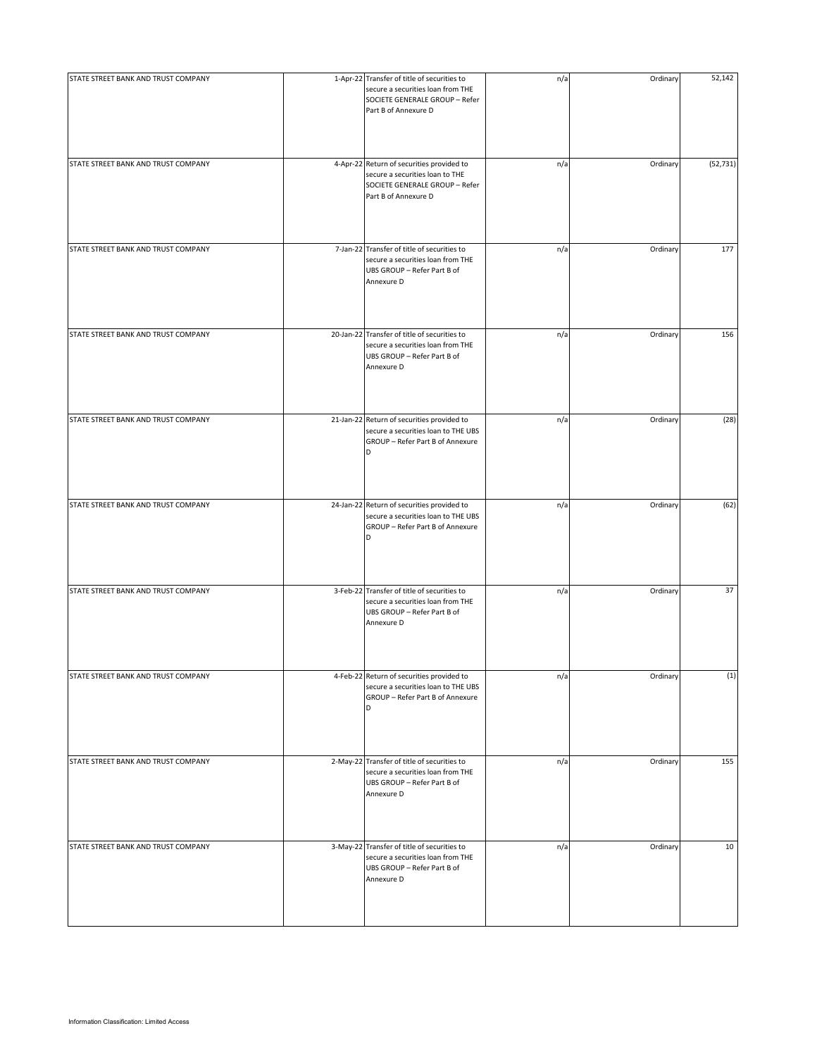| | | | | | |
|---|---|---|---|---|---|
| STATE STREET BANK AND TRUST COMPANY | 1-Apr-22 | Transfer of title of securities to secure a securities loan from THE SOCIETE GENERALE GROUP – Refer Part B of Annexure D | n/a | Ordinary | 52,142 |
| STATE STREET BANK AND TRUST COMPANY | 4-Apr-22 | Return of securities provided to secure a securities loan to THE SOCIETE GENERALE GROUP – Refer Part B of Annexure D | n/a | Ordinary | (52,731) |
| STATE STREET BANK AND TRUST COMPANY | 7-Jan-22 | Transfer of title of securities to secure a securities loan from THE UBS GROUP – Refer Part B of Annexure D | n/a | Ordinary | 177 |
| STATE STREET BANK AND TRUST COMPANY | 20-Jan-22 | Transfer of title of securities to secure a securities loan from THE UBS GROUP – Refer Part B of Annexure D | n/a | Ordinary | 156 |
| STATE STREET BANK AND TRUST COMPANY | 21-Jan-22 | Return of securities provided to secure a securities loan to THE UBS GROUP – Refer Part B of Annexure D | n/a | Ordinary | (28) |
| STATE STREET BANK AND TRUST COMPANY | 24-Jan-22 | Return of securities provided to secure a securities loan to THE UBS GROUP – Refer Part B of Annexure D | n/a | Ordinary | (62) |
| STATE STREET BANK AND TRUST COMPANY | 3-Feb-22 | Transfer of title of securities to secure a securities loan from THE UBS GROUP – Refer Part B of Annexure D | n/a | Ordinary | 37 |
| STATE STREET BANK AND TRUST COMPANY | 4-Feb-22 | Return of securities provided to secure a securities loan to THE UBS GROUP – Refer Part B of Annexure D | n/a | Ordinary | (1) |
| STATE STREET BANK AND TRUST COMPANY | 2-May-22 | Transfer of title of securities to secure a securities loan from THE UBS GROUP – Refer Part B of Annexure D | n/a | Ordinary | 155 |
| STATE STREET BANK AND TRUST COMPANY | 3-May-22 | Transfer of title of securities to secure a securities loan from THE UBS GROUP – Refer Part B of Annexure D | n/a | Ordinary | 10 |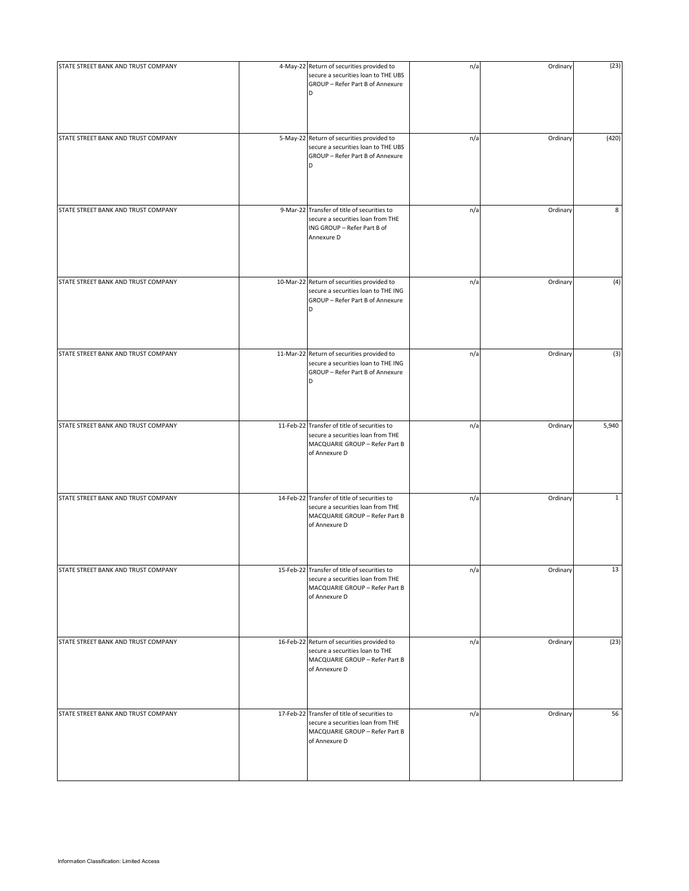| | | | | | |
|---|---|---|---|---|---|
| STATE STREET BANK AND TRUST COMPANY | 4-May-22 | Return of securities provided to secure a securities loan to THE UBS GROUP – Refer Part B of Annexure D | n/a | Ordinary | (23) |
| STATE STREET BANK AND TRUST COMPANY | 5-May-22 | Return of securities provided to secure a securities loan to THE UBS GROUP – Refer Part B of Annexure D | n/a | Ordinary | (420) |
| STATE STREET BANK AND TRUST COMPANY | 9-Mar-22 | Transfer of title of securities to secure a securities loan from THE ING GROUP – Refer Part B of Annexure D | n/a | Ordinary | 8 |
| STATE STREET BANK AND TRUST COMPANY | 10-Mar-22 | Return of securities provided to secure a securities loan to THE ING GROUP – Refer Part B of Annexure D | n/a | Ordinary | (4) |
| STATE STREET BANK AND TRUST COMPANY | 11-Mar-22 | Return of securities provided to secure a securities loan to THE ING GROUP – Refer Part B of Annexure D | n/a | Ordinary | (3) |
| STATE STREET BANK AND TRUST COMPANY | 11-Feb-22 | Transfer of title of securities to secure a securities loan from THE MACQUARIE GROUP – Refer Part B of Annexure D | n/a | Ordinary | 5,940 |
| STATE STREET BANK AND TRUST COMPANY | 14-Feb-22 | Transfer of title of securities to secure a securities loan from THE MACQUARIE GROUP – Refer Part B of Annexure D | n/a | Ordinary | 1 |
| STATE STREET BANK AND TRUST COMPANY | 15-Feb-22 | Transfer of title of securities to secure a securities loan from THE MACQUARIE GROUP – Refer Part B of Annexure D | n/a | Ordinary | 13 |
| STATE STREET BANK AND TRUST COMPANY | 16-Feb-22 | Return of securities provided to secure a securities loan to THE MACQUARIE GROUP – Refer Part B of Annexure D | n/a | Ordinary | (23) |
| STATE STREET BANK AND TRUST COMPANY | 17-Feb-22 | Transfer of title of securities to secure a securities loan from THE MACQUARIE GROUP – Refer Part B of Annexure D | n/a | Ordinary | 56 |

Information Classification: Limited Access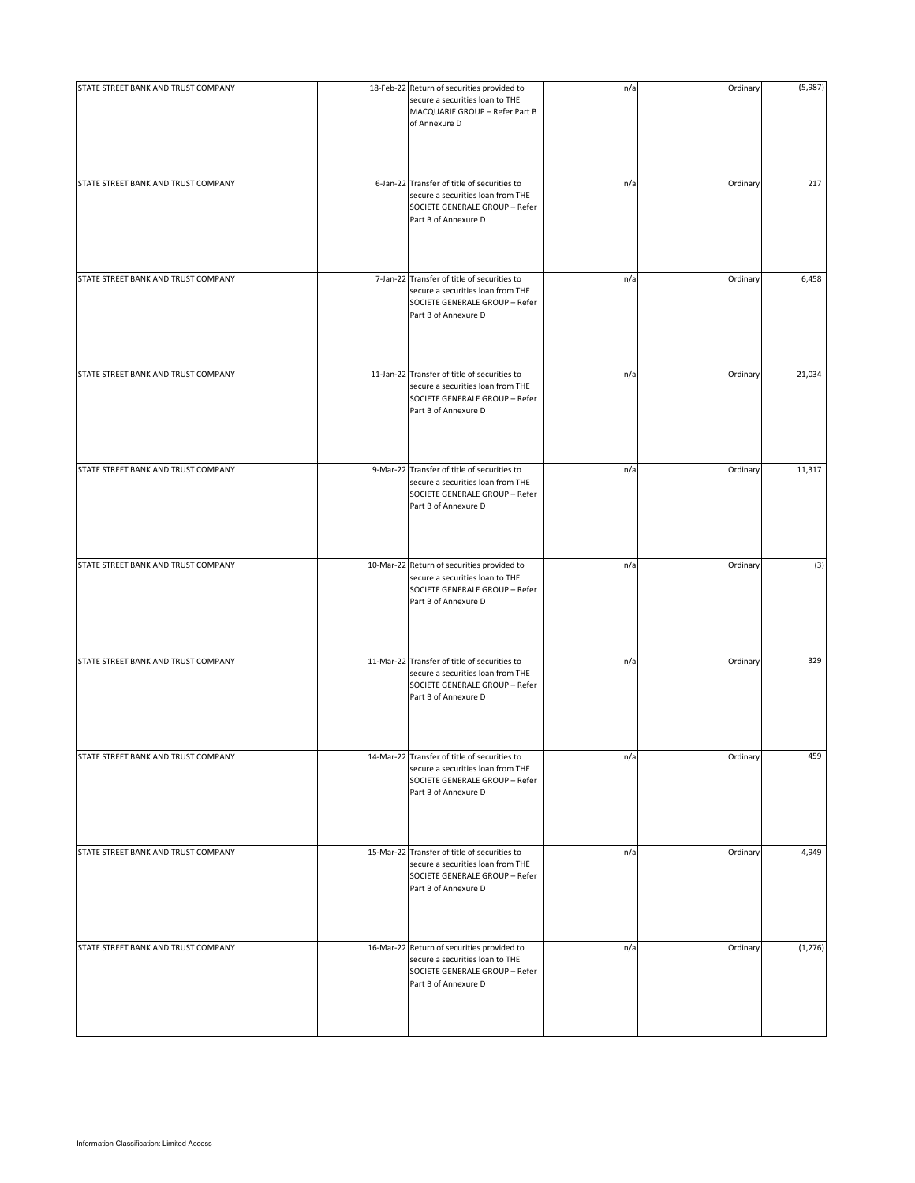| | | | | | |
|---|---|---|---|---|---|
| STATE STREET BANK AND TRUST COMPANY | 18-Feb-22 | Return of securities provided to secure a securities loan to THE MACQUARIE GROUP – Refer Part B of Annexure D | n/a | Ordinary | (5,987) |
| STATE STREET BANK AND TRUST COMPANY | 6-Jan-22 | Transfer of title of securities to secure a securities loan from THE SOCIETE GENERALE GROUP – Refer Part B of Annexure D | n/a | Ordinary | 217 |
| STATE STREET BANK AND TRUST COMPANY | 7-Jan-22 | Transfer of title of securities to secure a securities loan from THE SOCIETE GENERALE GROUP – Refer Part B of Annexure D | n/a | Ordinary | 6,458 |
| STATE STREET BANK AND TRUST COMPANY | 11-Jan-22 | Transfer of title of securities to secure a securities loan from THE SOCIETE GENERALE GROUP – Refer Part B of Annexure D | n/a | Ordinary | 21,034 |
| STATE STREET BANK AND TRUST COMPANY | 9-Mar-22 | Transfer of title of securities to secure a securities loan from THE SOCIETE GENERALE GROUP – Refer Part B of Annexure D | n/a | Ordinary | 11,317 |
| STATE STREET BANK AND TRUST COMPANY | 10-Mar-22 | Return of securities provided to secure a securities loan to THE SOCIETE GENERALE GROUP – Refer Part B of Annexure D | n/a | Ordinary | (3) |
| STATE STREET BANK AND TRUST COMPANY | 11-Mar-22 | Transfer of title of securities to secure a securities loan from THE SOCIETE GENERALE GROUP – Refer Part B of Annexure D | n/a | Ordinary | 329 |
| STATE STREET BANK AND TRUST COMPANY | 14-Mar-22 | Transfer of title of securities to secure a securities loan from THE SOCIETE GENERALE GROUP – Refer Part B of Annexure D | n/a | Ordinary | 459 |
| STATE STREET BANK AND TRUST COMPANY | 15-Mar-22 | Transfer of title of securities to secure a securities loan from THE SOCIETE GENERALE GROUP – Refer Part B of Annexure D | n/a | Ordinary | 4,949 |
| STATE STREET BANK AND TRUST COMPANY | 16-Mar-22 | Return of securities provided to secure a securities loan to THE SOCIETE GENERALE GROUP – Refer Part B of Annexure D | n/a | Ordinary | (1,276) |

Information Classification: Limited Access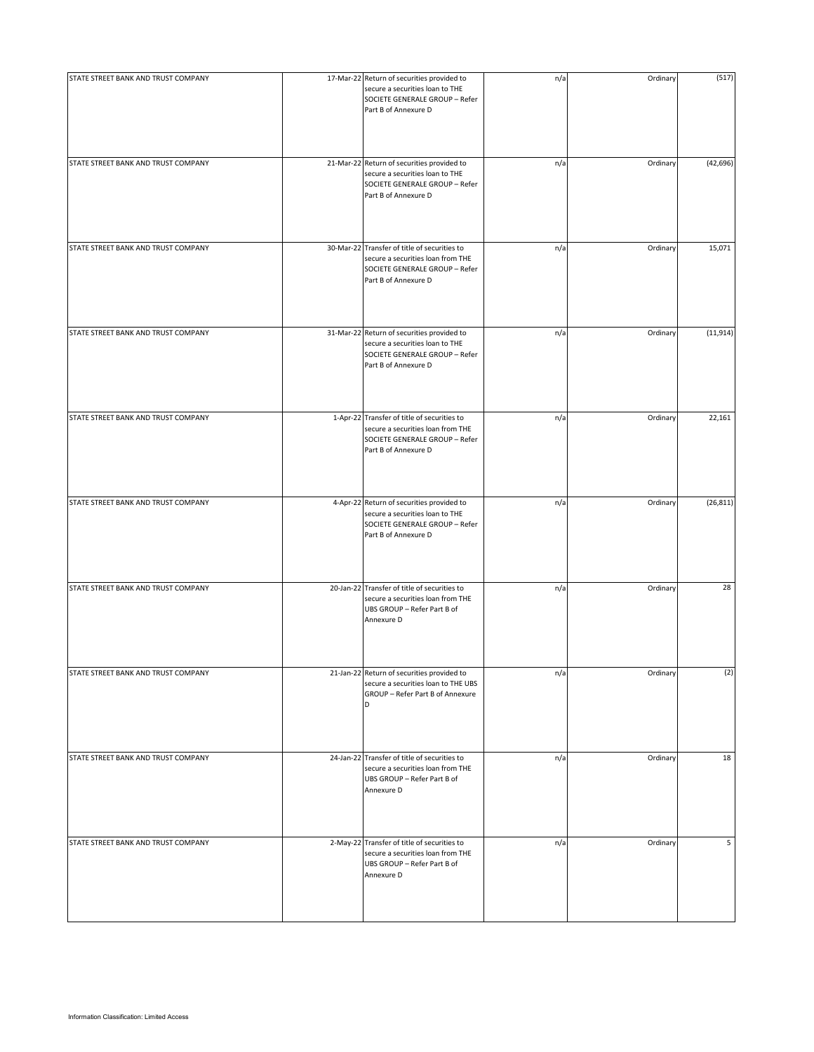| | | | | | |
|---|---|---|---|---|---|
| STATE STREET BANK AND TRUST COMPANY | 17-Mar-22 | Return of securities provided to secure a securities loan to THE SOCIETE GENERALE GROUP – Refer Part B of Annexure D | n/a | Ordinary | (517) |
| STATE STREET BANK AND TRUST COMPANY | 21-Mar-22 | Return of securities provided to secure a securities loan to THE SOCIETE GENERALE GROUP – Refer Part B of Annexure D | n/a | Ordinary | (42,696) |
| STATE STREET BANK AND TRUST COMPANY | 30-Mar-22 | Transfer of title of securities to secure a securities loan from THE SOCIETE GENERALE GROUP – Refer Part B of Annexure D | n/a | Ordinary | 15,071 |
| STATE STREET BANK AND TRUST COMPANY | 31-Mar-22 | Return of securities provided to secure a securities loan to THE SOCIETE GENERALE GROUP – Refer Part B of Annexure D | n/a | Ordinary | (11,914) |
| STATE STREET BANK AND TRUST COMPANY | 1-Apr-22 | Transfer of title of securities to secure a securities loan from THE SOCIETE GENERALE GROUP – Refer Part B of Annexure D | n/a | Ordinary | 22,161 |
| STATE STREET BANK AND TRUST COMPANY | 4-Apr-22 | Return of securities provided to secure a securities loan to THE SOCIETE GENERALE GROUP – Refer Part B of Annexure D | n/a | Ordinary | (26,811) |
| STATE STREET BANK AND TRUST COMPANY | 20-Jan-22 | Transfer of title of securities to secure a securities loan from THE UBS GROUP – Refer Part B of Annexure D | n/a | Ordinary | 28 |
| STATE STREET BANK AND TRUST COMPANY | 21-Jan-22 | Return of securities provided to secure a securities loan to THE UBS GROUP – Refer Part B of Annexure D | n/a | Ordinary | (2) |
| STATE STREET BANK AND TRUST COMPANY | 24-Jan-22 | Transfer of title of securities to secure a securities loan from THE UBS GROUP – Refer Part B of Annexure D | n/a | Ordinary | 18 |
| STATE STREET BANK AND TRUST COMPANY | 2-May-22 | Transfer of title of securities to secure a securities loan from THE UBS GROUP – Refer Part B of Annexure D | n/a | Ordinary | 5 |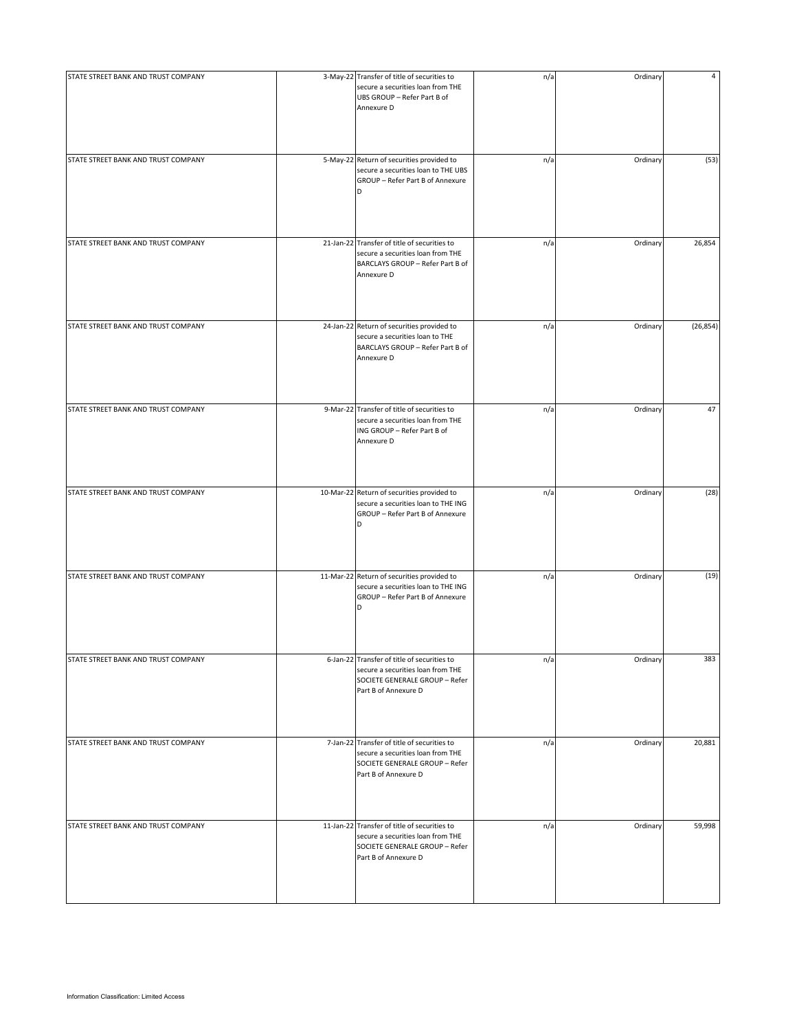| | | | | | |
|---|---|---|---|---|---|
| STATE STREET BANK AND TRUST COMPANY | 3-May-22 | Transfer of title of securities to secure a securities loan from THE UBS GROUP – Refer Part B of Annexure D | n/a | Ordinary | 4 |
| STATE STREET BANK AND TRUST COMPANY | 5-May-22 | Return of securities provided to secure a securities loan to THE UBS GROUP – Refer Part B of Annexure D | n/a | Ordinary | (53) |
| STATE STREET BANK AND TRUST COMPANY | 21-Jan-22 | Transfer of title of securities to secure a securities loan from THE BARCLAYS GROUP – Refer Part B of Annexure D | n/a | Ordinary | 26,854 |
| STATE STREET BANK AND TRUST COMPANY | 24-Jan-22 | Return of securities provided to secure a securities loan to THE BARCLAYS GROUP – Refer Part B of Annexure D | n/a | Ordinary | (26,854) |
| STATE STREET BANK AND TRUST COMPANY | 9-Mar-22 | Transfer of title of securities to secure a securities loan from THE ING GROUP – Refer Part B of Annexure D | n/a | Ordinary | 47 |
| STATE STREET BANK AND TRUST COMPANY | 10-Mar-22 | Return of securities provided to secure a securities loan to THE ING GROUP – Refer Part B of Annexure D | n/a | Ordinary | (28) |
| STATE STREET BANK AND TRUST COMPANY | 11-Mar-22 | Return of securities provided to secure a securities loan to THE ING GROUP – Refer Part B of Annexure D | n/a | Ordinary | (19) |
| STATE STREET BANK AND TRUST COMPANY | 6-Jan-22 | Transfer of title of securities to secure a securities loan from THE SOCIETE GENERALE GROUP – Refer Part B of Annexure D | n/a | Ordinary | 383 |
| STATE STREET BANK AND TRUST COMPANY | 7-Jan-22 | Transfer of title of securities to secure a securities loan from THE SOCIETE GENERALE GROUP – Refer Part B of Annexure D | n/a | Ordinary | 20,881 |
| STATE STREET BANK AND TRUST COMPANY | 11-Jan-22 | Transfer of title of securities to secure a securities loan from THE SOCIETE GENERALE GROUP – Refer Part B of Annexure D | n/a | Ordinary | 59,998 |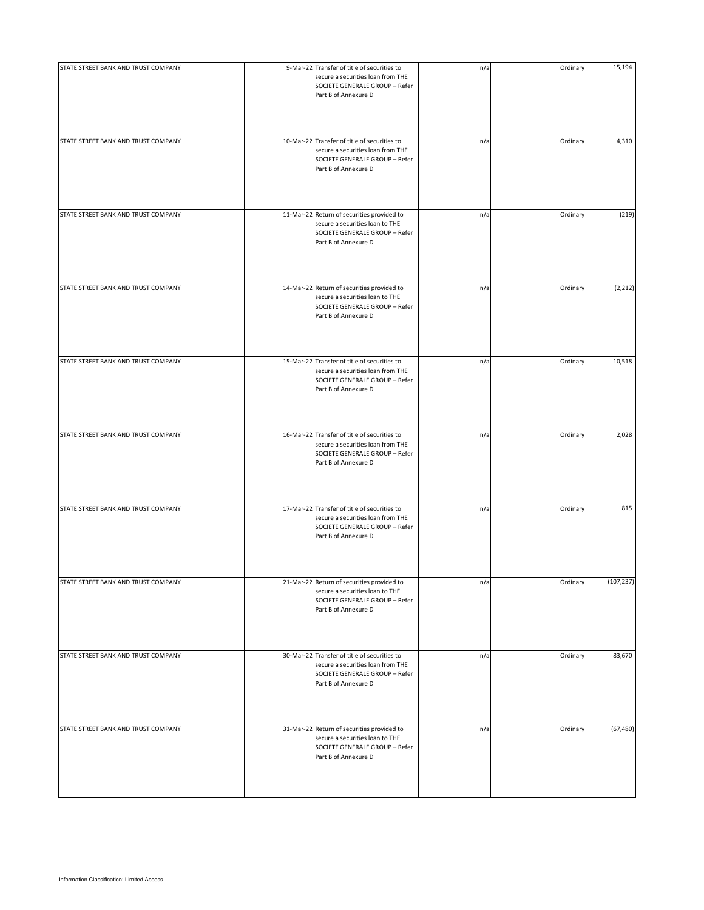| | | | | | |
|---|---|---|---|---|---|
| STATE STREET BANK AND TRUST COMPANY | 9-Mar-22 | Transfer of title of securities to secure a securities loan from THE SOCIETE GENERALE GROUP – Refer Part B of Annexure D | n/a | Ordinary | 15,194 |
| STATE STREET BANK AND TRUST COMPANY | 10-Mar-22 | Transfer of title of securities to secure a securities loan from THE SOCIETE GENERALE GROUP – Refer Part B of Annexure D | n/a | Ordinary | 4,310 |
| STATE STREET BANK AND TRUST COMPANY | 11-Mar-22 | Return of securities provided to secure a securities loan to THE SOCIETE GENERALE GROUP – Refer Part B of Annexure D | n/a | Ordinary | (219) |
| STATE STREET BANK AND TRUST COMPANY | 14-Mar-22 | Return of securities provided to secure a securities loan to THE SOCIETE GENERALE GROUP – Refer Part B of Annexure D | n/a | Ordinary | (2,212) |
| STATE STREET BANK AND TRUST COMPANY | 15-Mar-22 | Transfer of title of securities to secure a securities loan from THE SOCIETE GENERALE GROUP – Refer Part B of Annexure D | n/a | Ordinary | 10,518 |
| STATE STREET BANK AND TRUST COMPANY | 16-Mar-22 | Transfer of title of securities to secure a securities loan from THE SOCIETE GENERALE GROUP – Refer Part B of Annexure D | n/a | Ordinary | 2,028 |
| STATE STREET BANK AND TRUST COMPANY | 17-Mar-22 | Transfer of title of securities to secure a securities loan from THE SOCIETE GENERALE GROUP – Refer Part B of Annexure D | n/a | Ordinary | 815 |
| STATE STREET BANK AND TRUST COMPANY | 21-Mar-22 | Return of securities provided to secure a securities loan to THE SOCIETE GENERALE GROUP – Refer Part B of Annexure D | n/a | Ordinary | (107,237) |
| STATE STREET BANK AND TRUST COMPANY | 30-Mar-22 | Transfer of title of securities to secure a securities loan from THE SOCIETE GENERALE GROUP – Refer Part B of Annexure D | n/a | Ordinary | 83,670 |
| STATE STREET BANK AND TRUST COMPANY | 31-Mar-22 | Return of securities provided to secure a securities loan to THE SOCIETE GENERALE GROUP – Refer Part B of Annexure D | n/a | Ordinary | (67,480) |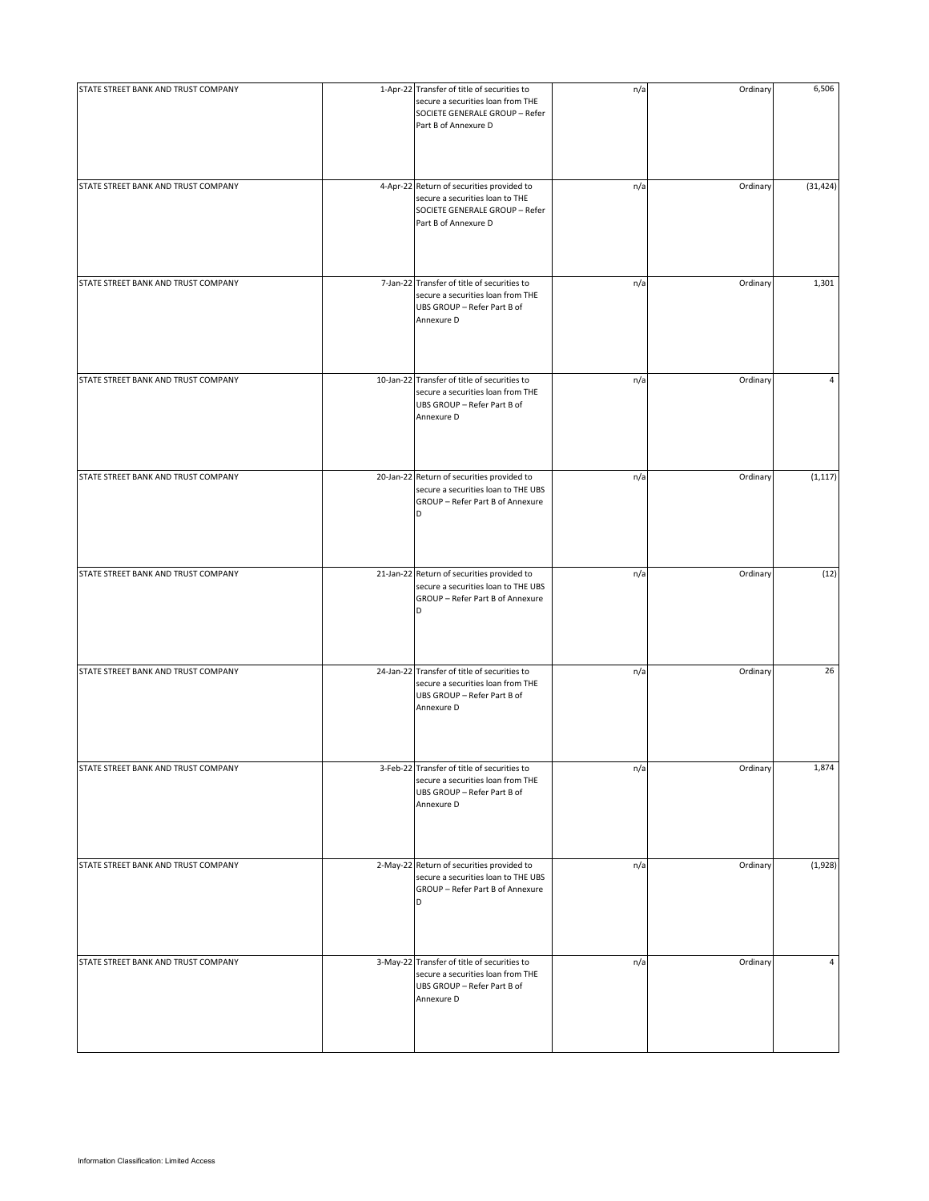| | | | | | |
|---|---|---|---|---|---|
| STATE STREET BANK AND TRUST COMPANY | 1-Apr-22 | Transfer of title of securities to secure a securities loan from THE SOCIETE GENERALE GROUP – Refer Part B of Annexure D | n/a | Ordinary | 6,506 |
| STATE STREET BANK AND TRUST COMPANY | 4-Apr-22 | Return of securities provided to secure a securities loan to THE SOCIETE GENERALE GROUP – Refer Part B of Annexure D | n/a | Ordinary | (31,424) |
| STATE STREET BANK AND TRUST COMPANY | 7-Jan-22 | Transfer of title of securities to secure a securities loan from THE UBS GROUP – Refer Part B of Annexure D | n/a | Ordinary | 1,301 |
| STATE STREET BANK AND TRUST COMPANY | 10-Jan-22 | Transfer of title of securities to secure a securities loan from THE UBS GROUP – Refer Part B of Annexure D | n/a | Ordinary | 4 |
| STATE STREET BANK AND TRUST COMPANY | 20-Jan-22 | Return of securities provided to secure a securities loan to THE UBS GROUP – Refer Part B of Annexure D | n/a | Ordinary | (1,117) |
| STATE STREET BANK AND TRUST COMPANY | 21-Jan-22 | Return of securities provided to secure a securities loan to THE UBS GROUP – Refer Part B of Annexure D | n/a | Ordinary | (12) |
| STATE STREET BANK AND TRUST COMPANY | 24-Jan-22 | Transfer of title of securities to secure a securities loan from THE UBS GROUP – Refer Part B of Annexure D | n/a | Ordinary | 26 |
| STATE STREET BANK AND TRUST COMPANY | 3-Feb-22 | Transfer of title of securities to secure a securities loan from THE UBS GROUP – Refer Part B of Annexure D | n/a | Ordinary | 1,874 |
| STATE STREET BANK AND TRUST COMPANY | 2-May-22 | Return of securities provided to secure a securities loan to THE UBS GROUP – Refer Part B of Annexure D | n/a | Ordinary | (1,928) |
| STATE STREET BANK AND TRUST COMPANY | 3-May-22 | Transfer of title of securities to secure a securities loan from THE UBS GROUP – Refer Part B of Annexure D | n/a | Ordinary | 4 |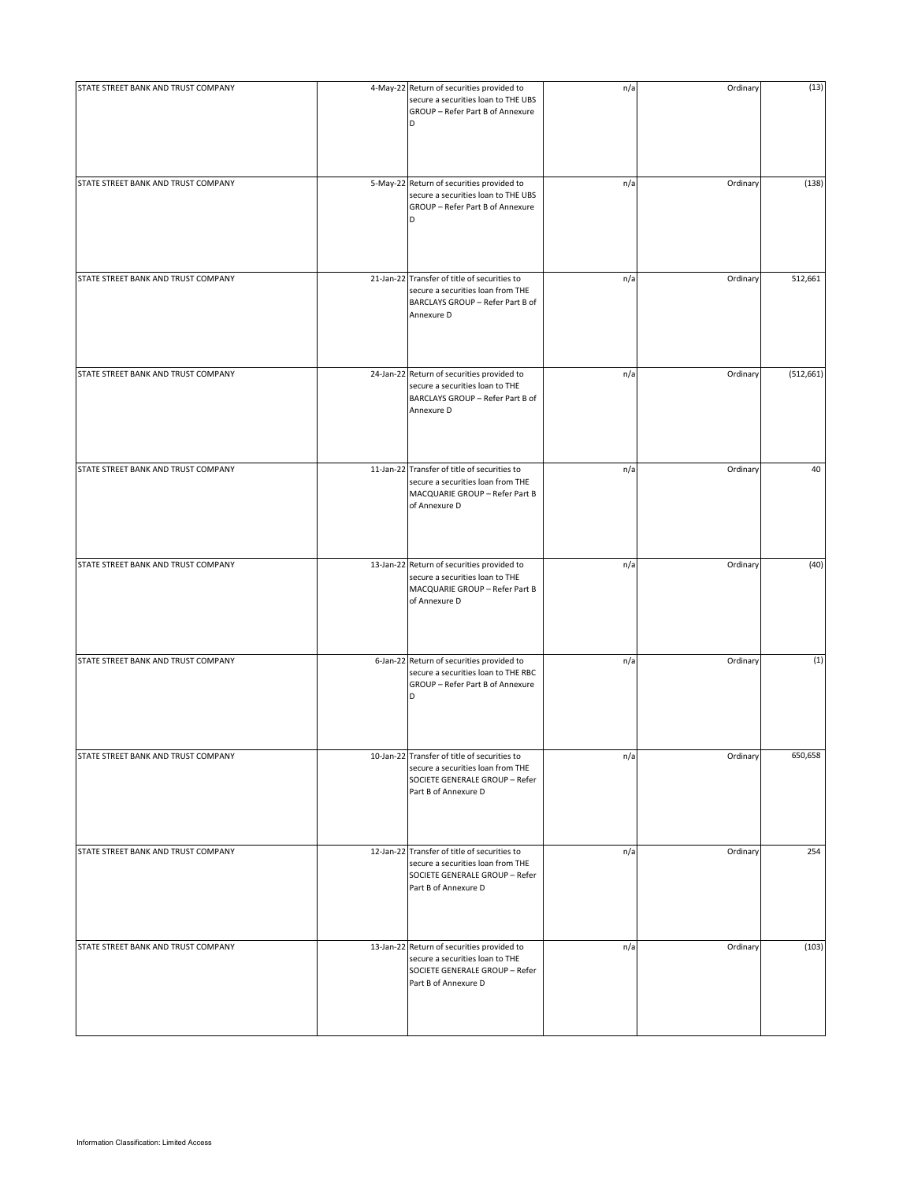| | | | | | |
|---|---|---|---|---|---|
| STATE STREET BANK AND TRUST COMPANY | 4-May-22 | Return of securities provided to secure a securities loan to THE UBS GROUP – Refer Part B of Annexure D | n/a | Ordinary | (13) |
| STATE STREET BANK AND TRUST COMPANY | 5-May-22 | Return of securities provided to secure a securities loan to THE UBS GROUP – Refer Part B of Annexure D | n/a | Ordinary | (138) |
| STATE STREET BANK AND TRUST COMPANY | 21-Jan-22 | Transfer of title of securities to secure a securities loan from THE BARCLAYS GROUP – Refer Part B of Annexure D | n/a | Ordinary | 512,661 |
| STATE STREET BANK AND TRUST COMPANY | 24-Jan-22 | Return of securities provided to secure a securities loan to THE BARCLAYS GROUP – Refer Part B of Annexure D | n/a | Ordinary | (512,661) |
| STATE STREET BANK AND TRUST COMPANY | 11-Jan-22 | Transfer of title of securities to secure a securities loan from THE MACQUARIE GROUP – Refer Part B of Annexure D | n/a | Ordinary | 40 |
| STATE STREET BANK AND TRUST COMPANY | 13-Jan-22 | Return of securities provided to secure a securities loan to THE MACQUARIE GROUP – Refer Part B of Annexure D | n/a | Ordinary | (40) |
| STATE STREET BANK AND TRUST COMPANY | 6-Jan-22 | Return of securities provided to secure a securities loan to THE RBC GROUP – Refer Part B of Annexure D | n/a | Ordinary | (1) |
| STATE STREET BANK AND TRUST COMPANY | 10-Jan-22 | Transfer of title of securities to secure a securities loan from THE SOCIETE GENERALE GROUP – Refer Part B of Annexure D | n/a | Ordinary | 650,658 |
| STATE STREET BANK AND TRUST COMPANY | 12-Jan-22 | Transfer of title of securities to secure a securities loan from THE SOCIETE GENERALE GROUP – Refer Part B of Annexure D | n/a | Ordinary | 254 |
| STATE STREET BANK AND TRUST COMPANY | 13-Jan-22 | Return of securities provided to secure a securities loan to THE SOCIETE GENERALE GROUP – Refer Part B of Annexure D | n/a | Ordinary | (103) |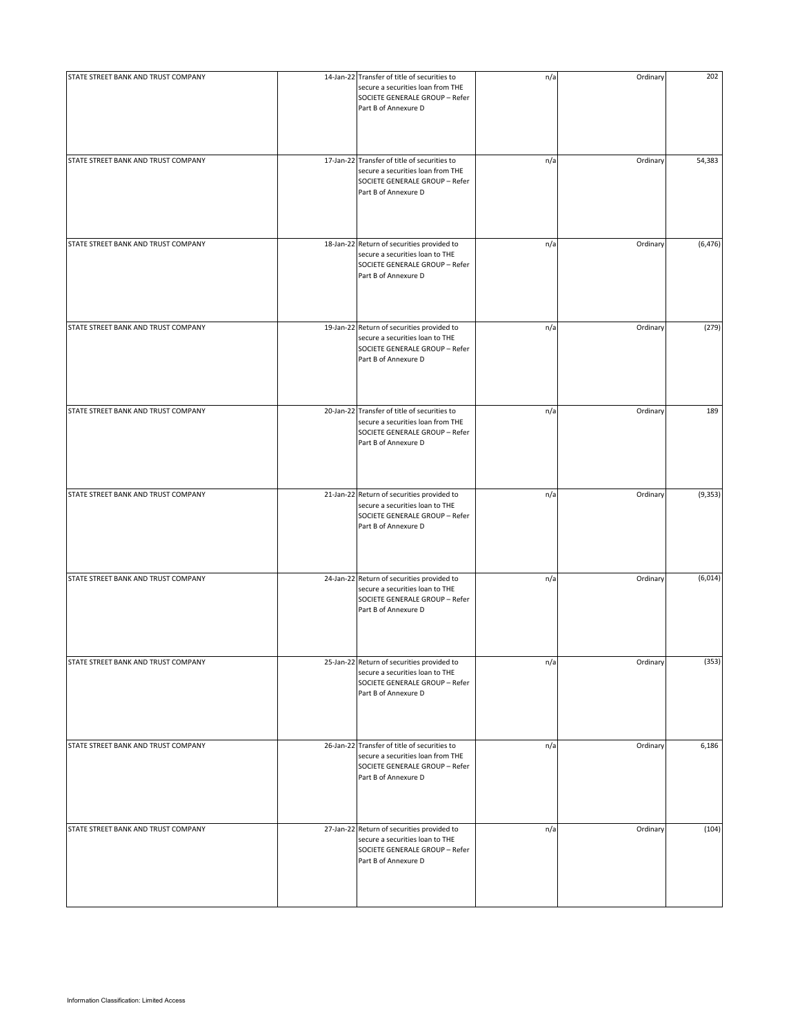| | | | | | |
|---|---|---|---|---|---|
| STATE STREET BANK AND TRUST COMPANY | 14-Jan-22 | Transfer of title of securities to secure a securities loan from THE SOCIETE GENERALE GROUP – Refer Part B of Annexure D | n/a | Ordinary | 202 |
| STATE STREET BANK AND TRUST COMPANY | 17-Jan-22 | Transfer of title of securities to secure a securities loan from THE SOCIETE GENERALE GROUP – Refer Part B of Annexure D | n/a | Ordinary | 54,383 |
| STATE STREET BANK AND TRUST COMPANY | 18-Jan-22 | Return of securities provided to secure a securities loan to THE SOCIETE GENERALE GROUP – Refer Part B of Annexure D | n/a | Ordinary | (6,476) |
| STATE STREET BANK AND TRUST COMPANY | 19-Jan-22 | Return of securities provided to secure a securities loan to THE SOCIETE GENERALE GROUP – Refer Part B of Annexure D | n/a | Ordinary | (279) |
| STATE STREET BANK AND TRUST COMPANY | 20-Jan-22 | Transfer of title of securities to secure a securities loan from THE SOCIETE GENERALE GROUP – Refer Part B of Annexure D | n/a | Ordinary | 189 |
| STATE STREET BANK AND TRUST COMPANY | 21-Jan-22 | Return of securities provided to secure a securities loan to THE SOCIETE GENERALE GROUP – Refer Part B of Annexure D | n/a | Ordinary | (9,353) |
| STATE STREET BANK AND TRUST COMPANY | 24-Jan-22 | Return of securities provided to secure a securities loan to THE SOCIETE GENERALE GROUP – Refer Part B of Annexure D | n/a | Ordinary | (6,014) |
| STATE STREET BANK AND TRUST COMPANY | 25-Jan-22 | Return of securities provided to secure a securities loan to THE SOCIETE GENERALE GROUP – Refer Part B of Annexure D | n/a | Ordinary | (353) |
| STATE STREET BANK AND TRUST COMPANY | 26-Jan-22 | Transfer of title of securities to secure a securities loan from THE SOCIETE GENERALE GROUP – Refer Part B of Annexure D | n/a | Ordinary | 6,186 |
| STATE STREET BANK AND TRUST COMPANY | 27-Jan-22 | Return of securities provided to secure a securities loan to THE SOCIETE GENERALE GROUP – Refer Part B of Annexure D | n/a | Ordinary | (104) |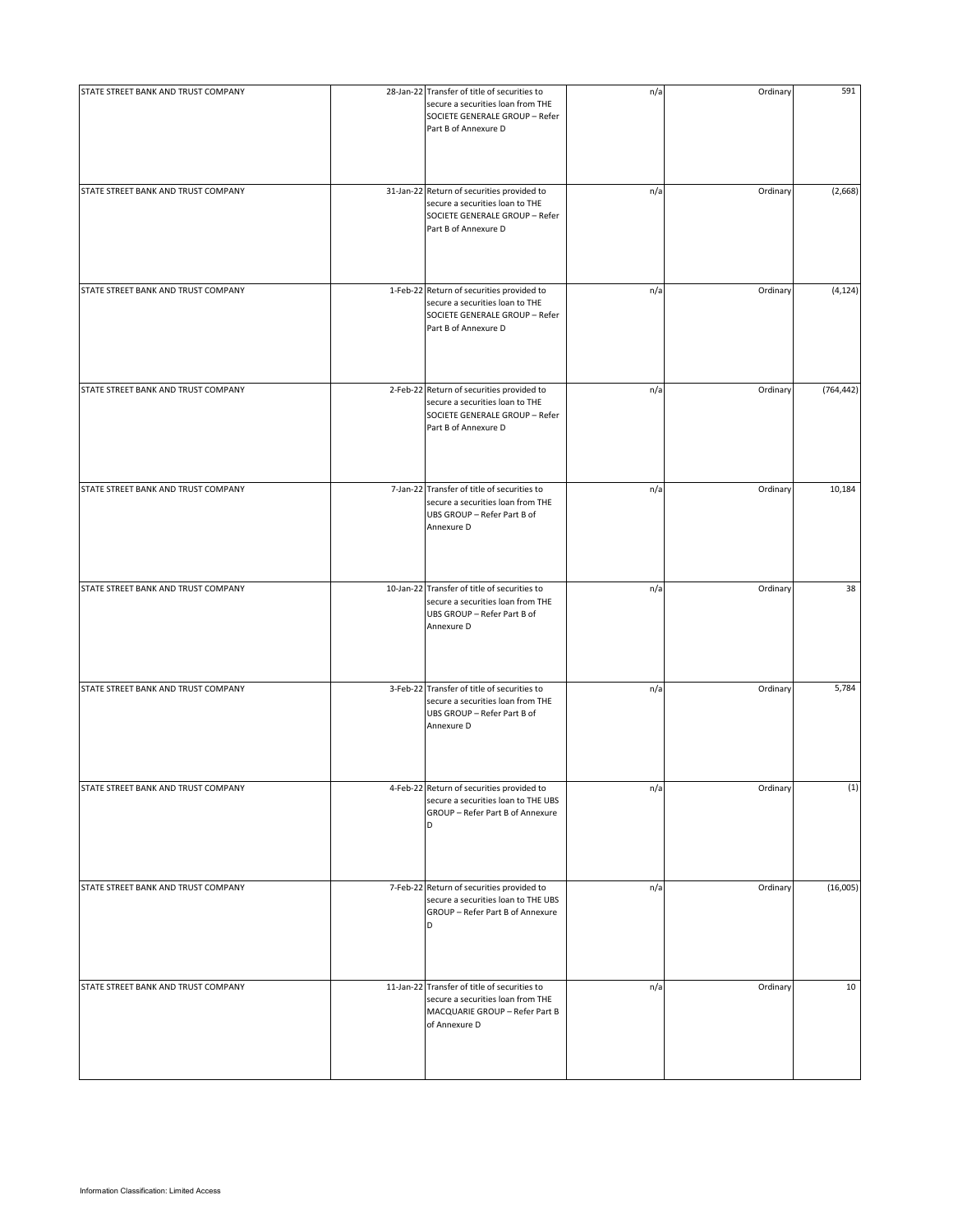| | | | | | |
|---|---|---|---|---|---|
| STATE STREET BANK AND TRUST COMPANY | 28-Jan-22 | Transfer of title of securities to secure a securities loan from THE SOCIETE GENERALE GROUP – Refer Part B of Annexure D | n/a | Ordinary | 591 |
| STATE STREET BANK AND TRUST COMPANY | 31-Jan-22 | Return of securities provided to secure a securities loan to THE SOCIETE GENERALE GROUP – Refer Part B of Annexure D | n/a | Ordinary | (2,668) |
| STATE STREET BANK AND TRUST COMPANY | 1-Feb-22 | Return of securities provided to secure a securities loan to THE SOCIETE GENERALE GROUP – Refer Part B of Annexure D | n/a | Ordinary | (4,124) |
| STATE STREET BANK AND TRUST COMPANY | 2-Feb-22 | Return of securities provided to secure a securities loan to THE SOCIETE GENERALE GROUP – Refer Part B of Annexure D | n/a | Ordinary | (764,442) |
| STATE STREET BANK AND TRUST COMPANY | 7-Jan-22 | Transfer of title of securities to secure a securities loan from THE UBS GROUP – Refer Part B of Annexure D | n/a | Ordinary | 10,184 |
| STATE STREET BANK AND TRUST COMPANY | 10-Jan-22 | Transfer of title of securities to secure a securities loan from THE UBS GROUP – Refer Part B of Annexure D | n/a | Ordinary | 38 |
| STATE STREET BANK AND TRUST COMPANY | 3-Feb-22 | Transfer of title of securities to secure a securities loan from THE UBS GROUP – Refer Part B of Annexure D | n/a | Ordinary | 5,784 |
| STATE STREET BANK AND TRUST COMPANY | 4-Feb-22 | Return of securities provided to secure a securities loan to THE UBS GROUP – Refer Part B of Annexure D | n/a | Ordinary | (1) |
| STATE STREET BANK AND TRUST COMPANY | 7-Feb-22 | Return of securities provided to secure a securities loan to THE UBS GROUP – Refer Part B of Annexure D | n/a | Ordinary | (16,005) |
| STATE STREET BANK AND TRUST COMPANY | 11-Jan-22 | Transfer of title of securities to secure a securities loan from THE MACQUARIE GROUP – Refer Part B of Annexure D | n/a | Ordinary | 10 |

Information Classification: Limited Access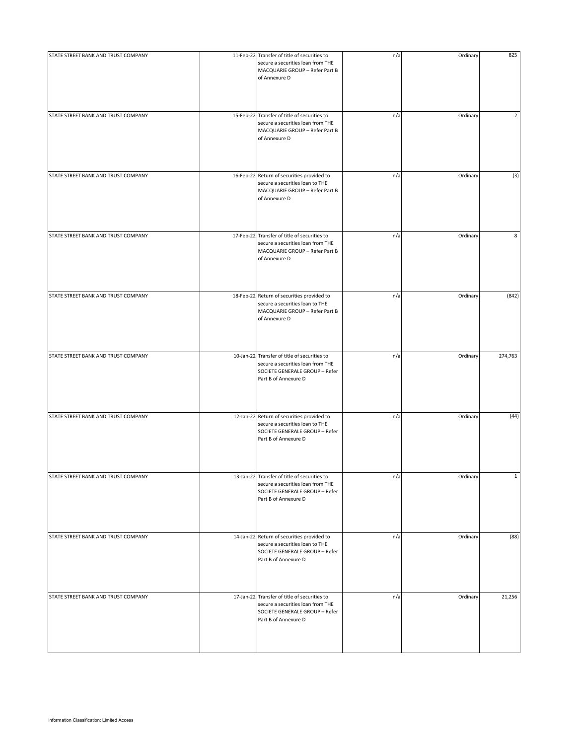| | | | | | |
|---|---|---|---|---|---|
| STATE STREET BANK AND TRUST COMPANY | 11-Feb-22 | Transfer of title of securities to secure a securities loan from THE MACQUARIE GROUP – Refer Part B of Annexure D | n/a | Ordinary | 825 |
| STATE STREET BANK AND TRUST COMPANY | 15-Feb-22 | Transfer of title of securities to secure a securities loan from THE MACQUARIE GROUP – Refer Part B of Annexure D | n/a | Ordinary | 2 |
| STATE STREET BANK AND TRUST COMPANY | 16-Feb-22 | Return of securities provided to secure a securities loan to THE MACQUARIE GROUP – Refer Part B of Annexure D | n/a | Ordinary | (3) |
| STATE STREET BANK AND TRUST COMPANY | 17-Feb-22 | Transfer of title of securities to secure a securities loan from THE MACQUARIE GROUP – Refer Part B of Annexure D | n/a | Ordinary | 8 |
| STATE STREET BANK AND TRUST COMPANY | 18-Feb-22 | Return of securities provided to secure a securities loan to THE MACQUARIE GROUP – Refer Part B of Annexure D | n/a | Ordinary | (842) |
| STATE STREET BANK AND TRUST COMPANY | 10-Jan-22 | Transfer of title of securities to secure a securities loan from THE SOCIETE GENERALE GROUP – Refer Part B of Annexure D | n/a | Ordinary | 274,763 |
| STATE STREET BANK AND TRUST COMPANY | 12-Jan-22 | Return of securities provided to secure a securities loan to THE SOCIETE GENERALE GROUP – Refer Part B of Annexure D | n/a | Ordinary | (44) |
| STATE STREET BANK AND TRUST COMPANY | 13-Jan-22 | Transfer of title of securities to secure a securities loan from THE SOCIETE GENERALE GROUP – Refer Part B of Annexure D | n/a | Ordinary | 1 |
| STATE STREET BANK AND TRUST COMPANY | 14-Jan-22 | Return of securities provided to secure a securities loan to THE SOCIETE GENERALE GROUP – Refer Part B of Annexure D | n/a | Ordinary | (88) |
| STATE STREET BANK AND TRUST COMPANY | 17-Jan-22 | Transfer of title of securities to secure a securities loan from THE SOCIETE GENERALE GROUP – Refer Part B of Annexure D | n/a | Ordinary | 21,256 |

Information Classification: Limited Access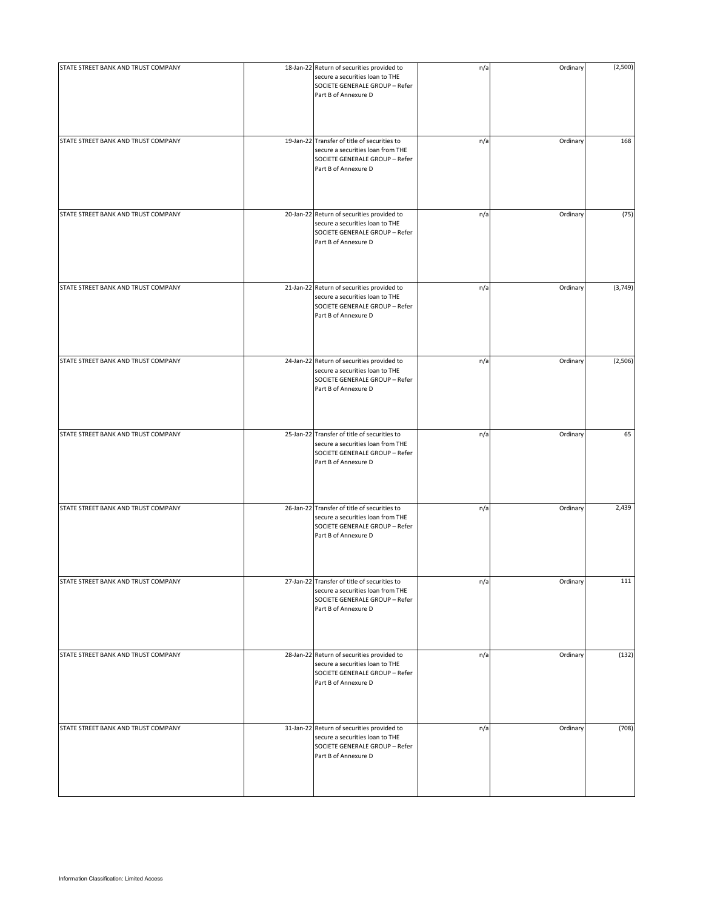| | | | | | |
|---|---|---|---|---|---|
| STATE STREET BANK AND TRUST COMPANY | 18-Jan-22 | Return of securities provided to secure a securities loan to THE SOCIETE GENERALE GROUP – Refer Part B of Annexure D | n/a | Ordinary | (2,500) |
| STATE STREET BANK AND TRUST COMPANY | 19-Jan-22 | Transfer of title of securities to secure a securities loan from THE SOCIETE GENERALE GROUP – Refer Part B of Annexure D | n/a | Ordinary | 168 |
| STATE STREET BANK AND TRUST COMPANY | 20-Jan-22 | Return of securities provided to secure a securities loan to THE SOCIETE GENERALE GROUP – Refer Part B of Annexure D | n/a | Ordinary | (75) |
| STATE STREET BANK AND TRUST COMPANY | 21-Jan-22 | Return of securities provided to secure a securities loan to THE SOCIETE GENERALE GROUP – Refer Part B of Annexure D | n/a | Ordinary | (3,749) |
| STATE STREET BANK AND TRUST COMPANY | 24-Jan-22 | Return of securities provided to secure a securities loan to THE SOCIETE GENERALE GROUP – Refer Part B of Annexure D | n/a | Ordinary | (2,506) |
| STATE STREET BANK AND TRUST COMPANY | 25-Jan-22 | Transfer of title of securities to secure a securities loan from THE SOCIETE GENERALE GROUP – Refer Part B of Annexure D | n/a | Ordinary | 65 |
| STATE STREET BANK AND TRUST COMPANY | 26-Jan-22 | Transfer of title of securities to secure a securities loan from THE SOCIETE GENERALE GROUP – Refer Part B of Annexure D | n/a | Ordinary | 2,439 |
| STATE STREET BANK AND TRUST COMPANY | 27-Jan-22 | Transfer of title of securities to secure a securities loan from THE SOCIETE GENERALE GROUP – Refer Part B of Annexure D | n/a | Ordinary | 111 |
| STATE STREET BANK AND TRUST COMPANY | 28-Jan-22 | Return of securities provided to secure a securities loan to THE SOCIETE GENERALE GROUP – Refer Part B of Annexure D | n/a | Ordinary | (132) |
| STATE STREET BANK AND TRUST COMPANY | 31-Jan-22 | Return of securities provided to secure a securities loan to THE SOCIETE GENERALE GROUP – Refer Part B of Annexure D | n/a | Ordinary | (708) |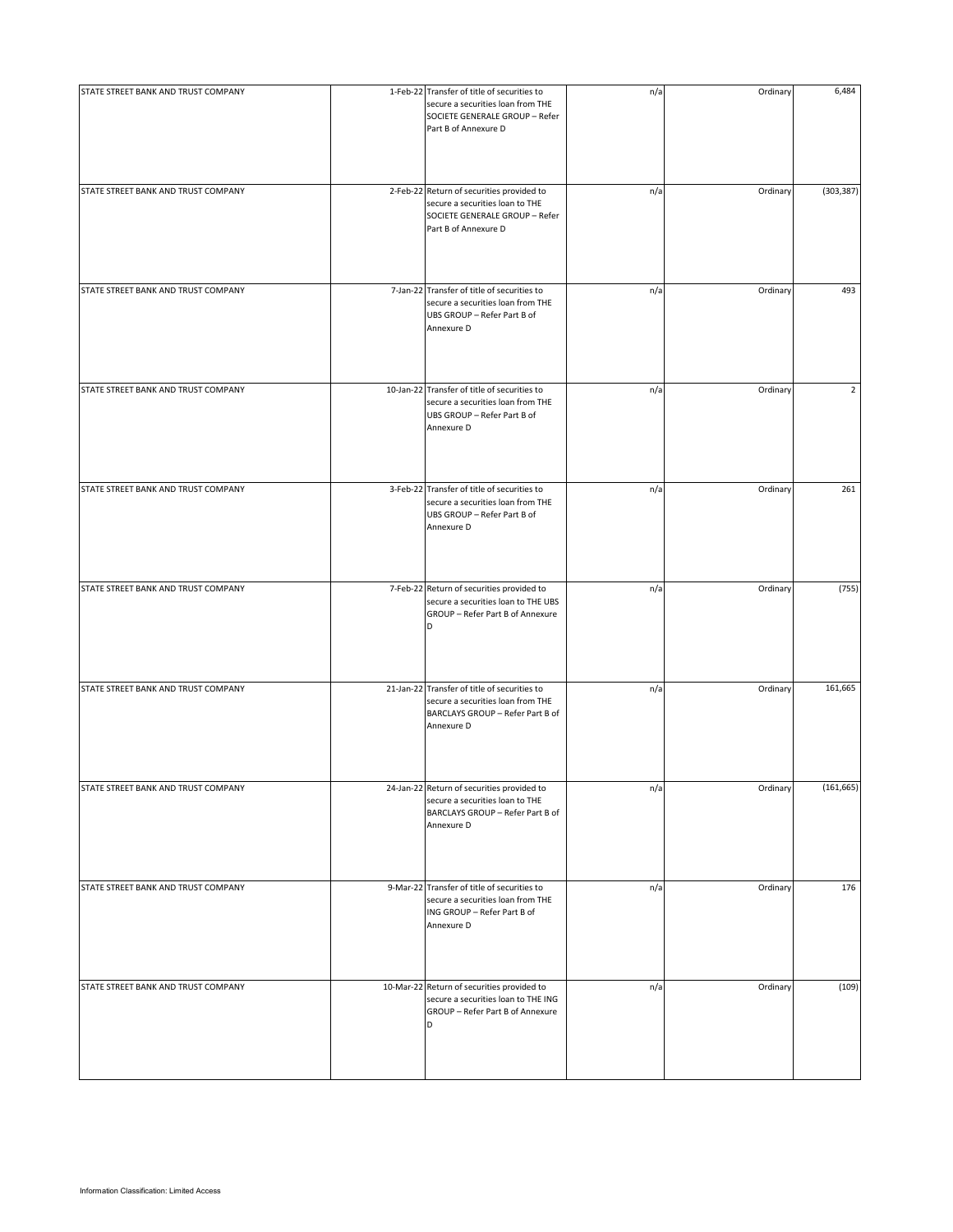| | | | | | |
|---|---|---|---|---|---|
| STATE STREET BANK AND TRUST COMPANY | 1-Feb-22 | Transfer of title of securities to secure a securities loan from THE SOCIETE GENERALE GROUP – Refer Part B of Annexure D | n/a | Ordinary | 6,484 |
| STATE STREET BANK AND TRUST COMPANY | 2-Feb-22 | Return of securities provided to secure a securities loan to THE SOCIETE GENERALE GROUP – Refer Part B of Annexure D | n/a | Ordinary | (303,387) |
| STATE STREET BANK AND TRUST COMPANY | 7-Jan-22 | Transfer of title of securities to secure a securities loan from THE UBS GROUP – Refer Part B of Annexure D | n/a | Ordinary | 493 |
| STATE STREET BANK AND TRUST COMPANY | 10-Jan-22 | Transfer of title of securities to secure a securities loan from THE UBS GROUP – Refer Part B of Annexure D | n/a | Ordinary | 2 |
| STATE STREET BANK AND TRUST COMPANY | 3-Feb-22 | Transfer of title of securities to secure a securities loan from THE UBS GROUP – Refer Part B of Annexure D | n/a | Ordinary | 261 |
| STATE STREET BANK AND TRUST COMPANY | 7-Feb-22 | Return of securities provided to secure a securities loan to THE UBS GROUP – Refer Part B of Annexure D | n/a | Ordinary | (755) |
| STATE STREET BANK AND TRUST COMPANY | 21-Jan-22 | Transfer of title of securities to secure a securities loan from THE BARCLAYS GROUP – Refer Part B of Annexure D | n/a | Ordinary | 161,665 |
| STATE STREET BANK AND TRUST COMPANY | 24-Jan-22 | Return of securities provided to secure a securities loan to THE BARCLAYS GROUP – Refer Part B of Annexure D | n/a | Ordinary | (161,665) |
| STATE STREET BANK AND TRUST COMPANY | 9-Mar-22 | Transfer of title of securities to secure a securities loan from THE ING GROUP – Refer Part B of Annexure D | n/a | Ordinary | 176 |
| STATE STREET BANK AND TRUST COMPANY | 10-Mar-22 | Return of securities provided to secure a securities loan to THE ING GROUP – Refer Part B of Annexure D | n/a | Ordinary | (109) |

Information Classification: Limited Access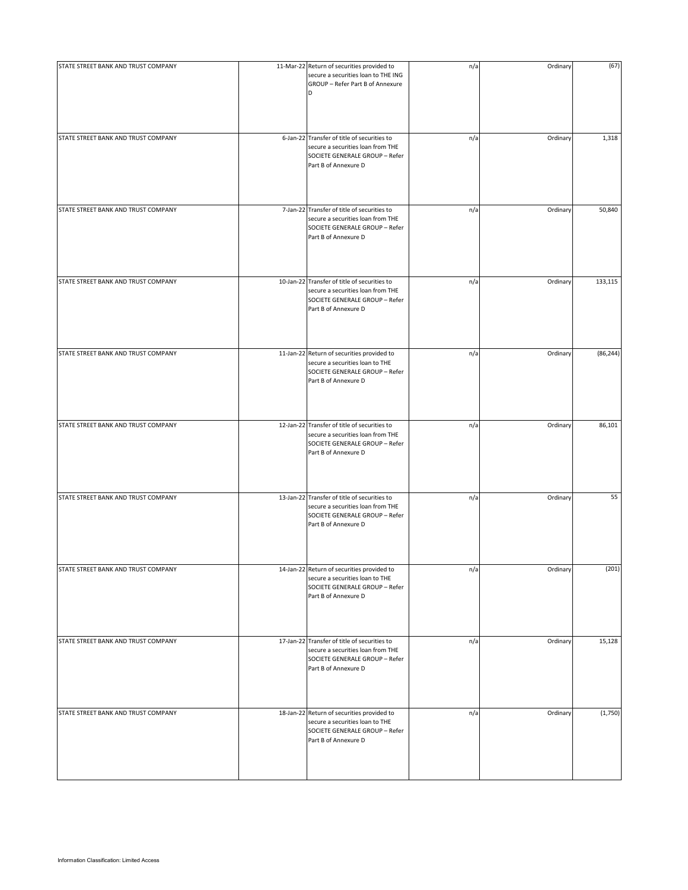| | | | | | |
|---|---|---|---|---|---|
| STATE STREET BANK AND TRUST COMPANY | 11-Mar-22 | Return of securities provided to secure a securities loan to THE ING GROUP – Refer Part B of Annexure D | n/a | Ordinary | (67) |
| STATE STREET BANK AND TRUST COMPANY | 6-Jan-22 | Transfer of title of securities to secure a securities loan from THE SOCIETE GENERALE GROUP – Refer Part B of Annexure D | n/a | Ordinary | 1,318 |
| STATE STREET BANK AND TRUST COMPANY | 7-Jan-22 | Transfer of title of securities to secure a securities loan from THE SOCIETE GENERALE GROUP – Refer Part B of Annexure D | n/a | Ordinary | 50,840 |
| STATE STREET BANK AND TRUST COMPANY | 10-Jan-22 | Transfer of title of securities to secure a securities loan from THE SOCIETE GENERALE GROUP – Refer Part B of Annexure D | n/a | Ordinary | 133,115 |
| STATE STREET BANK AND TRUST COMPANY | 11-Jan-22 | Return of securities provided to secure a securities loan to THE SOCIETE GENERALE GROUP – Refer Part B of Annexure D | n/a | Ordinary | (86,244) |
| STATE STREET BANK AND TRUST COMPANY | 12-Jan-22 | Transfer of title of securities to secure a securities loan from THE SOCIETE GENERALE GROUP – Refer Part B of Annexure D | n/a | Ordinary | 86,101 |
| STATE STREET BANK AND TRUST COMPANY | 13-Jan-22 | Transfer of title of securities to secure a securities loan from THE SOCIETE GENERALE GROUP – Refer Part B of Annexure D | n/a | Ordinary | 55 |
| STATE STREET BANK AND TRUST COMPANY | 14-Jan-22 | Return of securities provided to secure a securities loan to THE SOCIETE GENERALE GROUP – Refer Part B of Annexure D | n/a | Ordinary | (201) |
| STATE STREET BANK AND TRUST COMPANY | 17-Jan-22 | Transfer of title of securities to secure a securities loan from THE SOCIETE GENERALE GROUP – Refer Part B of Annexure D | n/a | Ordinary | 15,128 |
| STATE STREET BANK AND TRUST COMPANY | 18-Jan-22 | Return of securities provided to secure a securities loan to THE SOCIETE GENERALE GROUP – Refer Part B of Annexure D | n/a | Ordinary | (1,750) |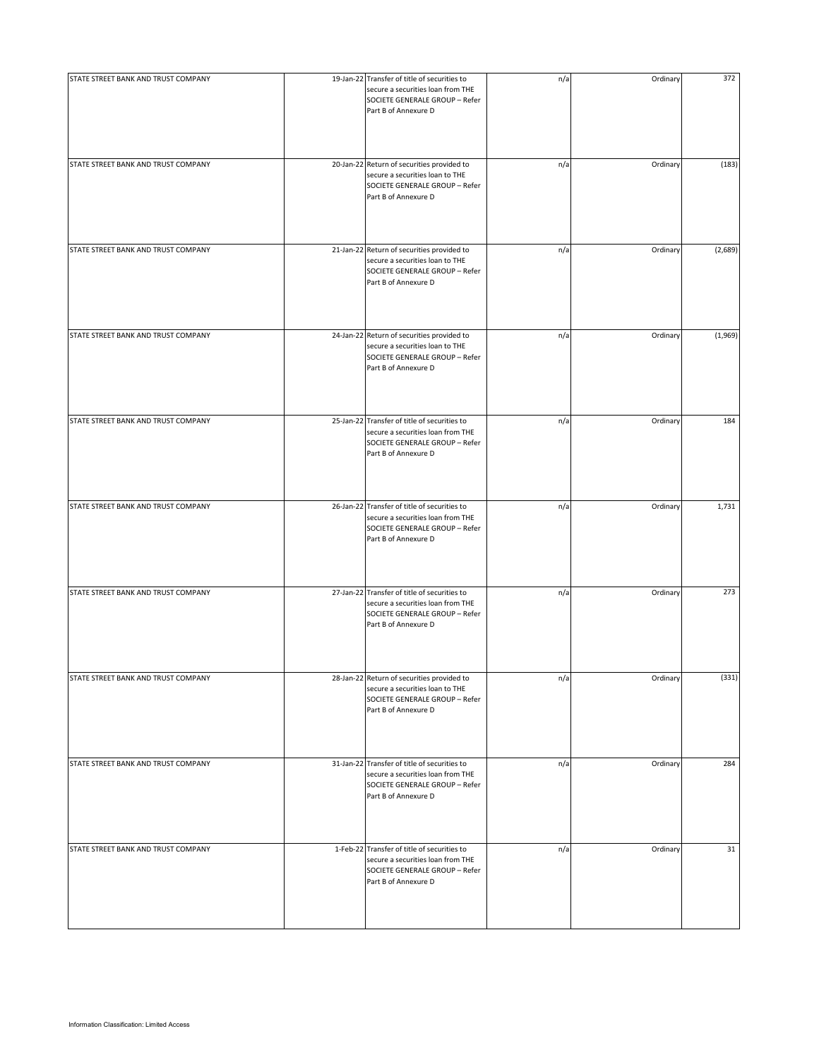| | | | | | |
|---|---|---|---|---|---|
| STATE STREET BANK AND TRUST COMPANY | 19-Jan-22 | Transfer of title of securities to secure a securities loan from THE SOCIETE GENERALE GROUP – Refer Part B of Annexure D | n/a | Ordinary | 372 |
| STATE STREET BANK AND TRUST COMPANY | 20-Jan-22 | Return of securities provided to secure a securities loan to THE SOCIETE GENERALE GROUP – Refer Part B of Annexure D | n/a | Ordinary | (183) |
| STATE STREET BANK AND TRUST COMPANY | 21-Jan-22 | Return of securities provided to secure a securities loan to THE SOCIETE GENERALE GROUP – Refer Part B of Annexure D | n/a | Ordinary | (2,689) |
| STATE STREET BANK AND TRUST COMPANY | 24-Jan-22 | Return of securities provided to secure a securities loan to THE SOCIETE GENERALE GROUP – Refer Part B of Annexure D | n/a | Ordinary | (1,969) |
| STATE STREET BANK AND TRUST COMPANY | 25-Jan-22 | Transfer of title of securities to secure a securities loan from THE SOCIETE GENERALE GROUP – Refer Part B of Annexure D | n/a | Ordinary | 184 |
| STATE STREET BANK AND TRUST COMPANY | 26-Jan-22 | Transfer of title of securities to secure a securities loan from THE SOCIETE GENERALE GROUP – Refer Part B of Annexure D | n/a | Ordinary | 1,731 |
| STATE STREET BANK AND TRUST COMPANY | 27-Jan-22 | Transfer of title of securities to secure a securities loan from THE SOCIETE GENERALE GROUP – Refer Part B of Annexure D | n/a | Ordinary | 273 |
| STATE STREET BANK AND TRUST COMPANY | 28-Jan-22 | Return of securities provided to secure a securities loan to THE SOCIETE GENERALE GROUP – Refer Part B of Annexure D | n/a | Ordinary | (331) |
| STATE STREET BANK AND TRUST COMPANY | 31-Jan-22 | Transfer of title of securities to secure a securities loan from THE SOCIETE GENERALE GROUP – Refer Part B of Annexure D | n/a | Ordinary | 284 |
| STATE STREET BANK AND TRUST COMPANY | 1-Feb-22 | Transfer of title of securities to secure a securities loan from THE SOCIETE GENERALE GROUP – Refer Part B of Annexure D | n/a | Ordinary | 31 |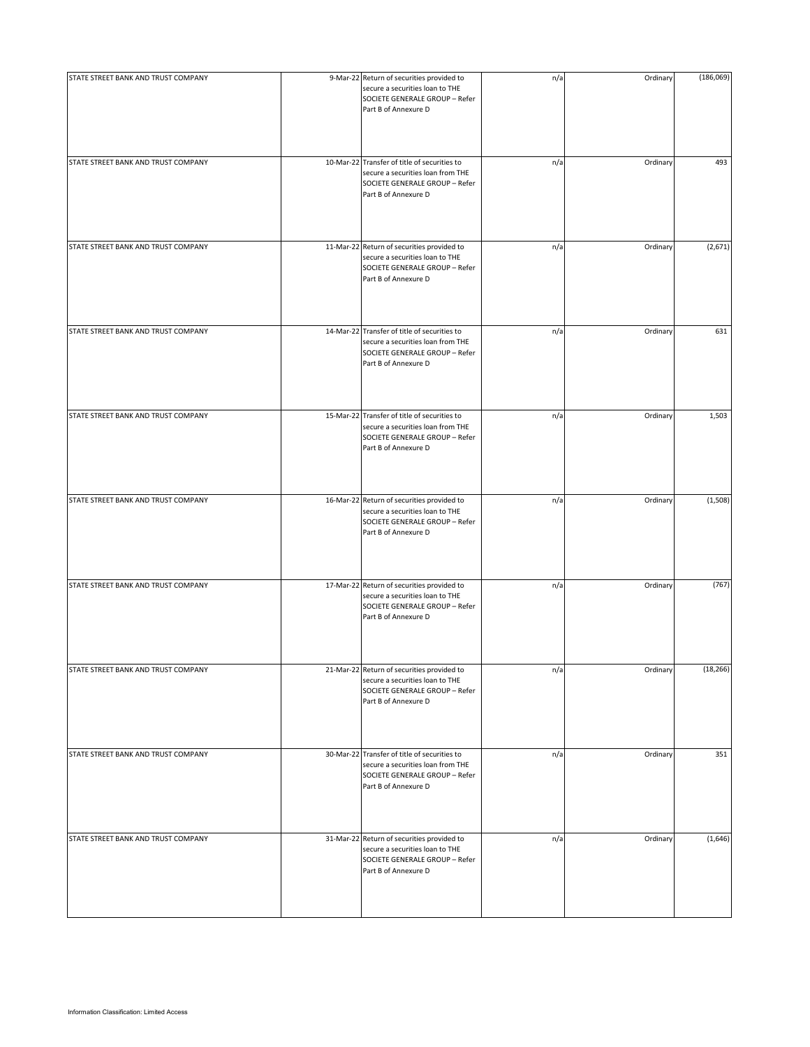| | | | | | |
|---|---|---|---|---|---|
| STATE STREET BANK AND TRUST COMPANY | 9-Mar-22 | Return of securities provided to secure a securities loan to THE SOCIETE GENERALE GROUP – Refer Part B of Annexure D | n/a | Ordinary | (186,069) |
| STATE STREET BANK AND TRUST COMPANY | 10-Mar-22 | Transfer of title of securities to secure a securities loan from THE SOCIETE GENERALE GROUP – Refer Part B of Annexure D | n/a | Ordinary | 493 |
| STATE STREET BANK AND TRUST COMPANY | 11-Mar-22 | Return of securities provided to secure a securities loan to THE SOCIETE GENERALE GROUP – Refer Part B of Annexure D | n/a | Ordinary | (2,671) |
| STATE STREET BANK AND TRUST COMPANY | 14-Mar-22 | Transfer of title of securities to secure a securities loan from THE SOCIETE GENERALE GROUP – Refer Part B of Annexure D | n/a | Ordinary | 631 |
| STATE STREET BANK AND TRUST COMPANY | 15-Mar-22 | Transfer of title of securities to secure a securities loan from THE SOCIETE GENERALE GROUP – Refer Part B of Annexure D | n/a | Ordinary | 1,503 |
| STATE STREET BANK AND TRUST COMPANY | 16-Mar-22 | Return of securities provided to secure a securities loan to THE SOCIETE GENERALE GROUP – Refer Part B of Annexure D | n/a | Ordinary | (1,508) |
| STATE STREET BANK AND TRUST COMPANY | 17-Mar-22 | Return of securities provided to secure a securities loan to THE SOCIETE GENERALE GROUP – Refer Part B of Annexure D | n/a | Ordinary | (767) |
| STATE STREET BANK AND TRUST COMPANY | 21-Mar-22 | Return of securities provided to secure a securities loan to THE SOCIETE GENERALE GROUP – Refer Part B of Annexure D | n/a | Ordinary | (18,266) |
| STATE STREET BANK AND TRUST COMPANY | 30-Mar-22 | Transfer of title of securities to secure a securities loan from THE SOCIETE GENERALE GROUP – Refer Part B of Annexure D | n/a | Ordinary | 351 |
| STATE STREET BANK AND TRUST COMPANY | 31-Mar-22 | Return of securities provided to secure a securities loan to THE SOCIETE GENERALE GROUP – Refer Part B of Annexure D | n/a | Ordinary | (1,646) |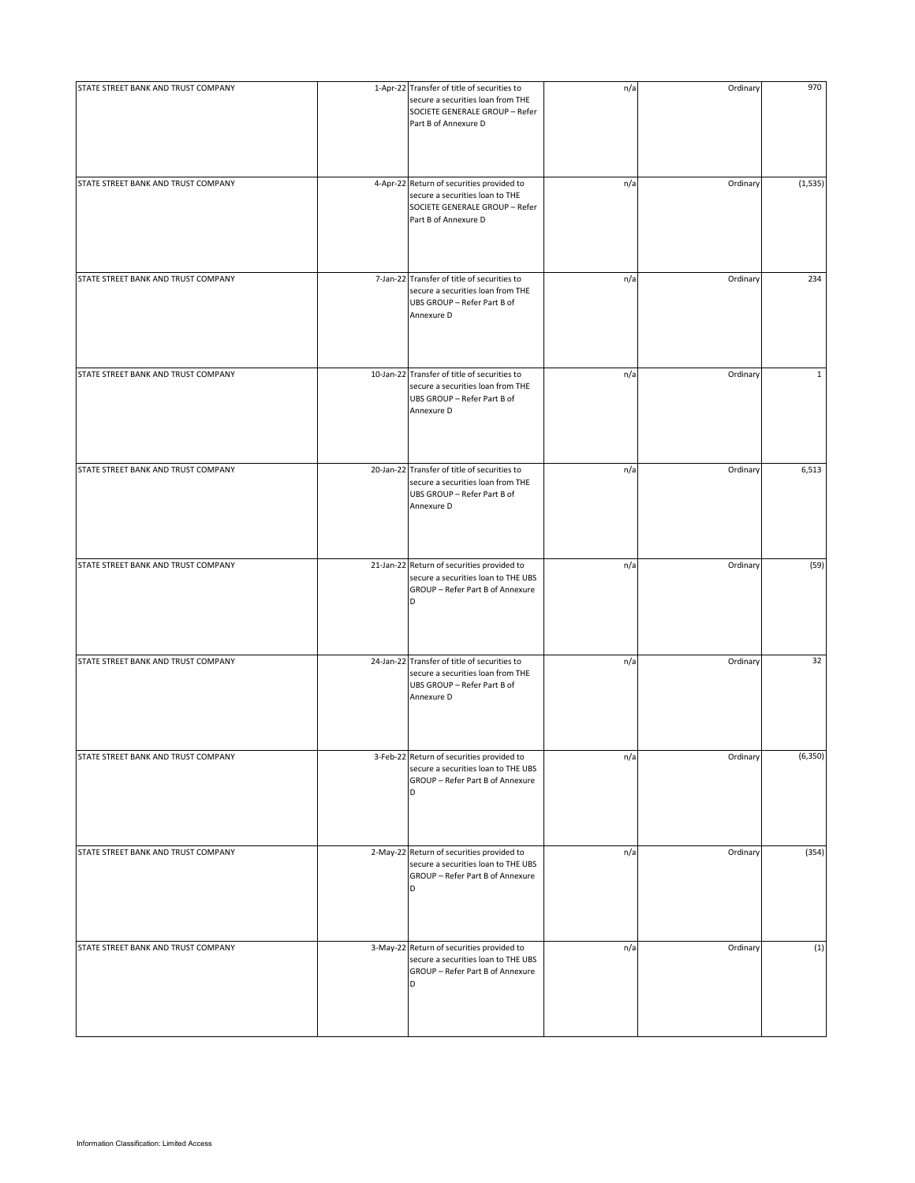| | | | | | |
|---|---|---|---|---|---|
| STATE STREET BANK AND TRUST COMPANY | 1-Apr-22 | Transfer of title of securities to secure a securities loan from THE SOCIETE GENERALE GROUP – Refer Part B of Annexure D | n/a | Ordinary | 970 |
| STATE STREET BANK AND TRUST COMPANY | 4-Apr-22 | Return of securities provided to secure a securities loan to THE SOCIETE GENERALE GROUP – Refer Part B of Annexure D | n/a | Ordinary | (1,535) |
| STATE STREET BANK AND TRUST COMPANY | 7-Jan-22 | Transfer of title of securities to secure a securities loan from THE UBS GROUP – Refer Part B of Annexure D | n/a | Ordinary | 234 |
| STATE STREET BANK AND TRUST COMPANY | 10-Jan-22 | Transfer of title of securities to secure a securities loan from THE UBS GROUP – Refer Part B of Annexure D | n/a | Ordinary | 1 |
| STATE STREET BANK AND TRUST COMPANY | 20-Jan-22 | Transfer of title of securities to secure a securities loan from THE UBS GROUP – Refer Part B of Annexure D | n/a | Ordinary | 6,513 |
| STATE STREET BANK AND TRUST COMPANY | 21-Jan-22 | Return of securities provided to secure a securities loan to THE UBS GROUP – Refer Part B of Annexure D | n/a | Ordinary | (59) |
| STATE STREET BANK AND TRUST COMPANY | 24-Jan-22 | Transfer of title of securities to secure a securities loan from THE UBS GROUP – Refer Part B of Annexure D | n/a | Ordinary | 32 |
| STATE STREET BANK AND TRUST COMPANY | 3-Feb-22 | Return of securities provided to secure a securities loan to THE UBS GROUP – Refer Part B of Annexure D | n/a | Ordinary | (6,350) |
| STATE STREET BANK AND TRUST COMPANY | 2-May-22 | Return of securities provided to secure a securities loan to THE UBS GROUP – Refer Part B of Annexure D | n/a | Ordinary | (354) |
| STATE STREET BANK AND TRUST COMPANY | 3-May-22 | Return of securities provided to secure a securities loan to THE UBS GROUP – Refer Part B of Annexure D | n/a | Ordinary | (1) |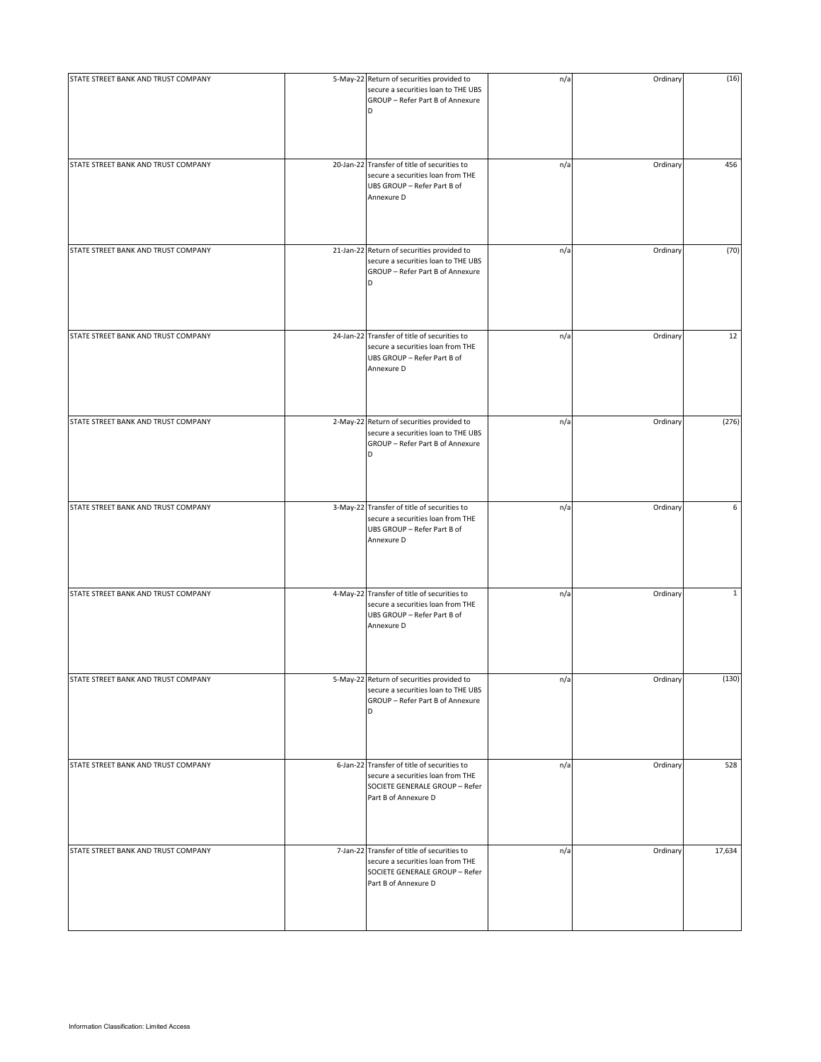| | | | | | |
|---|---|---|---|---|---|
| STATE STREET BANK AND TRUST COMPANY | 5-May-22 | Return of securities provided to secure a securities loan to THE UBS GROUP – Refer Part B of Annexure D | n/a | Ordinary | (16) |
| STATE STREET BANK AND TRUST COMPANY | 20-Jan-22 | Transfer of title of securities to secure a securities loan from THE UBS GROUP – Refer Part B of Annexure D | n/a | Ordinary | 456 |
| STATE STREET BANK AND TRUST COMPANY | 21-Jan-22 | Return of securities provided to secure a securities loan to THE UBS GROUP – Refer Part B of Annexure D | n/a | Ordinary | (70) |
| STATE STREET BANK AND TRUST COMPANY | 24-Jan-22 | Transfer of title of securities to secure a securities loan from THE UBS GROUP – Refer Part B of Annexure D | n/a | Ordinary | 12 |
| STATE STREET BANK AND TRUST COMPANY | 2-May-22 | Return of securities provided to secure a securities loan to THE UBS GROUP – Refer Part B of Annexure D | n/a | Ordinary | (276) |
| STATE STREET BANK AND TRUST COMPANY | 3-May-22 | Transfer of title of securities to secure a securities loan from THE UBS GROUP – Refer Part B of Annexure D | n/a | Ordinary | 6 |
| STATE STREET BANK AND TRUST COMPANY | 4-May-22 | Transfer of title of securities to secure a securities loan from THE UBS GROUP – Refer Part B of Annexure D | n/a | Ordinary | 1 |
| STATE STREET BANK AND TRUST COMPANY | 5-May-22 | Return of securities provided to secure a securities loan to THE UBS GROUP – Refer Part B of Annexure D | n/a | Ordinary | (130) |
| STATE STREET BANK AND TRUST COMPANY | 6-Jan-22 | Transfer of title of securities to secure a securities loan from THE SOCIETE GENERALE GROUP – Refer Part B of Annexure D | n/a | Ordinary | 528 |
| STATE STREET BANK AND TRUST COMPANY | 7-Jan-22 | Transfer of title of securities to secure a securities loan from THE SOCIETE GENERALE GROUP – Refer Part B of Annexure D | n/a | Ordinary | 17,634 |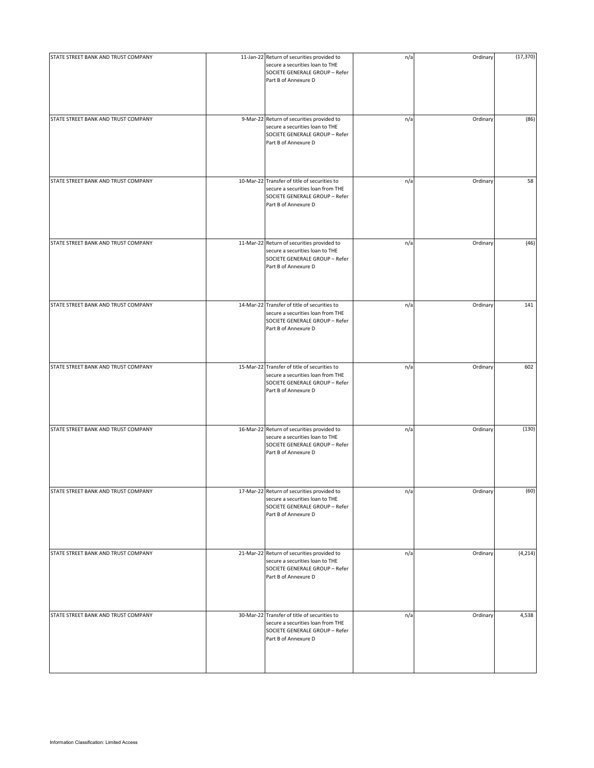| | | | | | |
|---|---|---|---|---|---|
| STATE STREET BANK AND TRUST COMPANY | 11-Jan-22 | Return of securities provided to secure a securities loan to THE SOCIETE GENERALE GROUP – Refer Part B of Annexure D | n/a | Ordinary | (17,370) |
| STATE STREET BANK AND TRUST COMPANY | 9-Mar-22 | Return of securities provided to secure a securities loan to THE SOCIETE GENERALE GROUP – Refer Part B of Annexure D | n/a | Ordinary | (86) |
| STATE STREET BANK AND TRUST COMPANY | 10-Mar-22 | Transfer of title of securities to secure a securities loan from THE SOCIETE GENERALE GROUP – Refer Part B of Annexure D | n/a | Ordinary | 58 |
| STATE STREET BANK AND TRUST COMPANY | 11-Mar-22 | Return of securities provided to secure a securities loan to THE SOCIETE GENERALE GROUP – Refer Part B of Annexure D | n/a | Ordinary | (46) |
| STATE STREET BANK AND TRUST COMPANY | 14-Mar-22 | Transfer of title of securities to secure a securities loan from THE SOCIETE GENERALE GROUP – Refer Part B of Annexure D | n/a | Ordinary | 141 |
| STATE STREET BANK AND TRUST COMPANY | 15-Mar-22 | Transfer of title of securities to secure a securities loan from THE SOCIETE GENERALE GROUP – Refer Part B of Annexure D | n/a | Ordinary | 602 |
| STATE STREET BANK AND TRUST COMPANY | 16-Mar-22 | Return of securities provided to secure a securities loan to THE SOCIETE GENERALE GROUP – Refer Part B of Annexure D | n/a | Ordinary | (130) |
| STATE STREET BANK AND TRUST COMPANY | 17-Mar-22 | Return of securities provided to secure a securities loan to THE SOCIETE GENERALE GROUP – Refer Part B of Annexure D | n/a | Ordinary | (60) |
| STATE STREET BANK AND TRUST COMPANY | 21-Mar-22 | Return of securities provided to secure a securities loan to THE SOCIETE GENERALE GROUP – Refer Part B of Annexure D | n/a | Ordinary | (4,214) |
| STATE STREET BANK AND TRUST COMPANY | 30-Mar-22 | Transfer of title of securities to secure a securities loan from THE SOCIETE GENERALE GROUP – Refer Part B of Annexure D | n/a | Ordinary | 4,538 |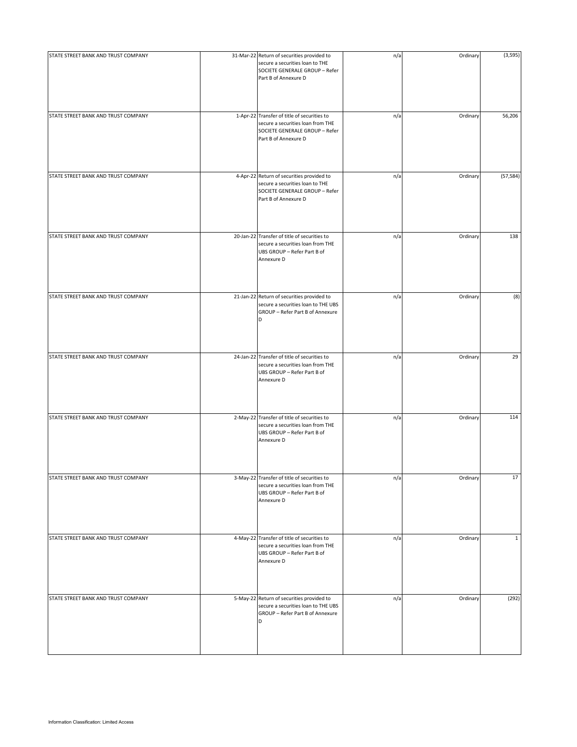| | | | | | |
|---|---|---|---|---|---|
| STATE STREET BANK AND TRUST COMPANY | 31-Mar-22 | Return of securities provided to secure a securities loan to THE SOCIETE GENERALE GROUP – Refer Part B of Annexure D | n/a | Ordinary | (3,595) |
| STATE STREET BANK AND TRUST COMPANY | 1-Apr-22 | Transfer of title of securities to secure a securities loan from THE SOCIETE GENERALE GROUP – Refer Part B of Annexure D | n/a | Ordinary | 56,206 |
| STATE STREET BANK AND TRUST COMPANY | 4-Apr-22 | Return of securities provided to secure a securities loan to THE SOCIETE GENERALE GROUP – Refer Part B of Annexure D | n/a | Ordinary | (57,584) |
| STATE STREET BANK AND TRUST COMPANY | 20-Jan-22 | Transfer of title of securities to secure a securities loan from THE UBS GROUP – Refer Part B of Annexure D | n/a | Ordinary | 138 |
| STATE STREET BANK AND TRUST COMPANY | 21-Jan-22 | Return of securities provided to secure a securities loan to THE UBS GROUP – Refer Part B of Annexure D | n/a | Ordinary | (8) |
| STATE STREET BANK AND TRUST COMPANY | 24-Jan-22 | Transfer of title of securities to secure a securities loan from THE UBS GROUP – Refer Part B of Annexure D | n/a | Ordinary | 29 |
| STATE STREET BANK AND TRUST COMPANY | 2-May-22 | Transfer of title of securities to secure a securities loan from THE UBS GROUP – Refer Part B of Annexure D | n/a | Ordinary | 114 |
| STATE STREET BANK AND TRUST COMPANY | 3-May-22 | Transfer of title of securities to secure a securities loan from THE UBS GROUP – Refer Part B of Annexure D | n/a | Ordinary | 17 |
| STATE STREET BANK AND TRUST COMPANY | 4-May-22 | Transfer of title of securities to secure a securities loan from THE UBS GROUP – Refer Part B of Annexure D | n/a | Ordinary | 1 |
| STATE STREET BANK AND TRUST COMPANY | 5-May-22 | Return of securities provided to secure a securities loan to THE UBS GROUP – Refer Part B of Annexure D | n/a | Ordinary | (292) |

Information Classification: Limited Access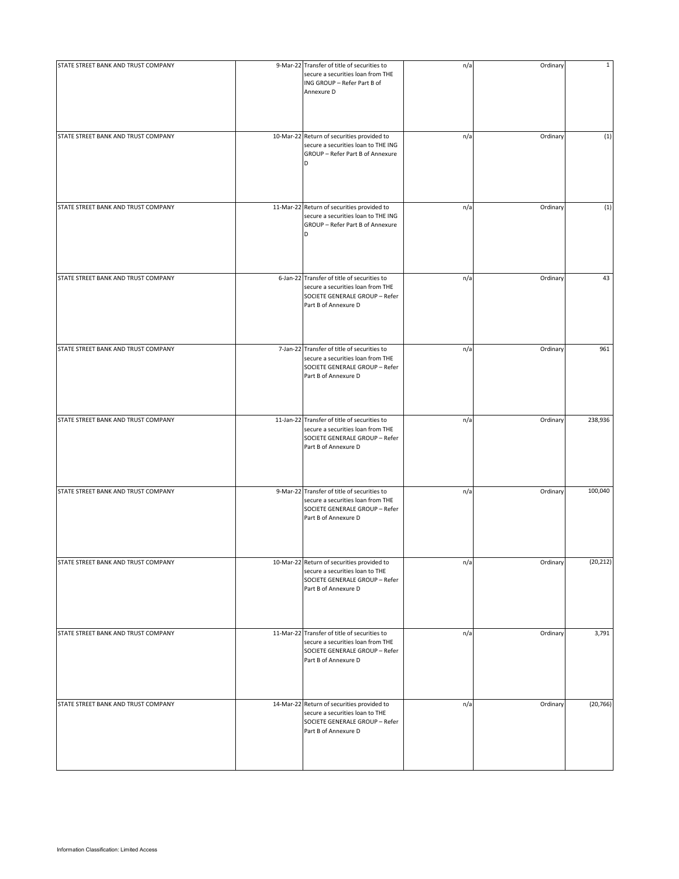| | | | | | |
|---|---|---|---|---|---|
| STATE STREET BANK AND TRUST COMPANY | 9-Mar-22 | Transfer of title of securities to secure a securities loan from THE ING GROUP – Refer Part B of Annexure D | n/a | Ordinary | 1 |
| STATE STREET BANK AND TRUST COMPANY | 10-Mar-22 | Return of securities provided to secure a securities loan to THE ING GROUP – Refer Part B of Annexure D | n/a | Ordinary | (1) |
| STATE STREET BANK AND TRUST COMPANY | 11-Mar-22 | Return of securities provided to secure a securities loan to THE ING GROUP – Refer Part B of Annexure D | n/a | Ordinary | (1) |
| STATE STREET BANK AND TRUST COMPANY | 6-Jan-22 | Transfer of title of securities to secure a securities loan from THE SOCIETE GENERALE GROUP – Refer Part B of Annexure D | n/a | Ordinary | 43 |
| STATE STREET BANK AND TRUST COMPANY | 7-Jan-22 | Transfer of title of securities to secure a securities loan from THE SOCIETE GENERALE GROUP – Refer Part B of Annexure D | n/a | Ordinary | 961 |
| STATE STREET BANK AND TRUST COMPANY | 11-Jan-22 | Transfer of title of securities to secure a securities loan from THE SOCIETE GENERALE GROUP – Refer Part B of Annexure D | n/a | Ordinary | 238,936 |
| STATE STREET BANK AND TRUST COMPANY | 9-Mar-22 | Transfer of title of securities to secure a securities loan from THE SOCIETE GENERALE GROUP – Refer Part B of Annexure D | n/a | Ordinary | 100,040 |
| STATE STREET BANK AND TRUST COMPANY | 10-Mar-22 | Return of securities provided to secure a securities loan to THE SOCIETE GENERALE GROUP – Refer Part B of Annexure D | n/a | Ordinary | (20,212) |
| STATE STREET BANK AND TRUST COMPANY | 11-Mar-22 | Transfer of title of securities to secure a securities loan from THE SOCIETE GENERALE GROUP – Refer Part B of Annexure D | n/a | Ordinary | 3,791 |
| STATE STREET BANK AND TRUST COMPANY | 14-Mar-22 | Return of securities provided to secure a securities loan to THE SOCIETE GENERALE GROUP – Refer Part B of Annexure D | n/a | Ordinary | (20,766) |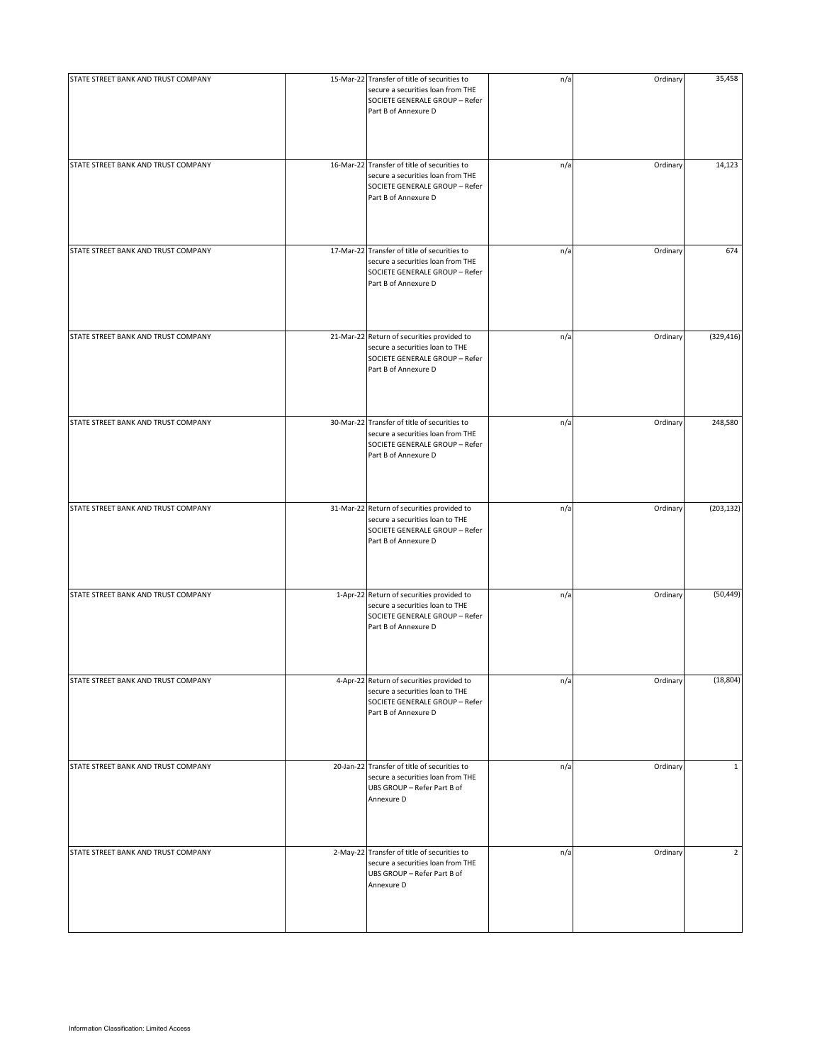| | | | | | |
|---|---|---|---|---|---|
| STATE STREET BANK AND TRUST COMPANY | 15-Mar-22 | Transfer of title of securities to secure a securities loan from THE SOCIETE GENERALE GROUP – Refer Part B of Annexure D | n/a | Ordinary | 35,458 |
| STATE STREET BANK AND TRUST COMPANY | 16-Mar-22 | Transfer of title of securities to secure a securities loan from THE SOCIETE GENERALE GROUP – Refer Part B of Annexure D | n/a | Ordinary | 14,123 |
| STATE STREET BANK AND TRUST COMPANY | 17-Mar-22 | Transfer of title of securities to secure a securities loan from THE SOCIETE GENERALE GROUP – Refer Part B of Annexure D | n/a | Ordinary | 674 |
| STATE STREET BANK AND TRUST COMPANY | 21-Mar-22 | Return of securities provided to secure a securities loan to THE SOCIETE GENERALE GROUP – Refer Part B of Annexure D | n/a | Ordinary | (329,416) |
| STATE STREET BANK AND TRUST COMPANY | 30-Mar-22 | Transfer of title of securities to secure a securities loan from THE SOCIETE GENERALE GROUP – Refer Part B of Annexure D | n/a | Ordinary | 248,580 |
| STATE STREET BANK AND TRUST COMPANY | 31-Mar-22 | Return of securities provided to secure a securities loan to THE SOCIETE GENERALE GROUP – Refer Part B of Annexure D | n/a | Ordinary | (203,132) |
| STATE STREET BANK AND TRUST COMPANY | 1-Apr-22 | Return of securities provided to secure a securities loan to THE SOCIETE GENERALE GROUP – Refer Part B of Annexure D | n/a | Ordinary | (50,449) |
| STATE STREET BANK AND TRUST COMPANY | 4-Apr-22 | Return of securities provided to secure a securities loan to THE SOCIETE GENERALE GROUP – Refer Part B of Annexure D | n/a | Ordinary | (18,804) |
| STATE STREET BANK AND TRUST COMPANY | 20-Jan-22 | Transfer of title of securities to secure a securities loan from THE UBS GROUP – Refer Part B of Annexure D | n/a | Ordinary | 1 |
| STATE STREET BANK AND TRUST COMPANY | 2-May-22 | Transfer of title of securities to secure a securities loan from THE UBS GROUP – Refer Part B of Annexure D | n/a | Ordinary | 2 |

Information Classification: Limited Access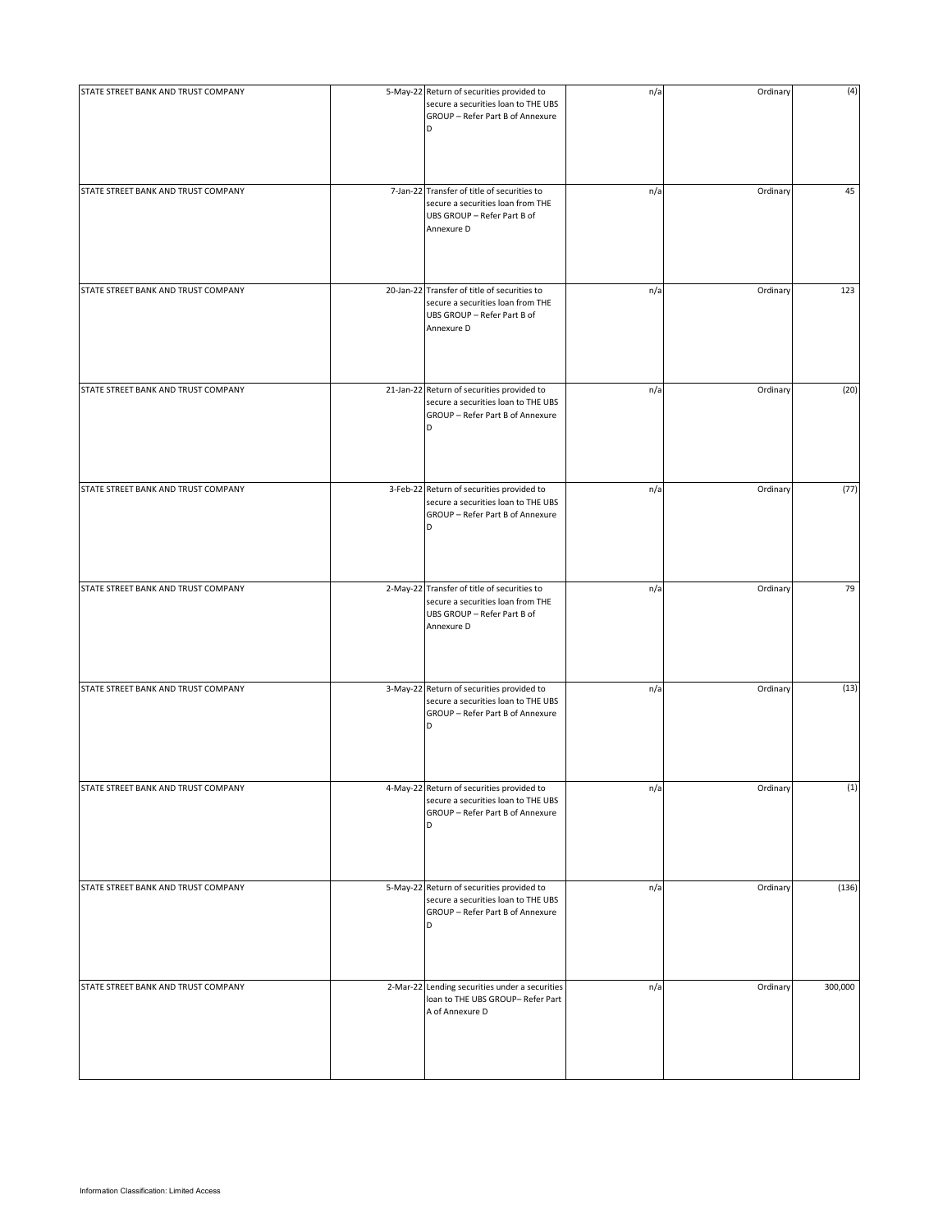| | | | | | |
|---|---|---|---|---|---|
| STATE STREET BANK AND TRUST COMPANY | 5-May-22 | Return of securities provided to secure a securities loan to THE UBS GROUP – Refer Part B of Annexure D | n/a | Ordinary | (4) |
| STATE STREET BANK AND TRUST COMPANY | 7-Jan-22 | Transfer of title of securities to secure a securities loan from THE UBS GROUP – Refer Part B of Annexure D | n/a | Ordinary | 45 |
| STATE STREET BANK AND TRUST COMPANY | 20-Jan-22 | Transfer of title of securities to secure a securities loan from THE UBS GROUP – Refer Part B of Annexure D | n/a | Ordinary | 123 |
| STATE STREET BANK AND TRUST COMPANY | 21-Jan-22 | Return of securities provided to secure a securities loan to THE UBS GROUP – Refer Part B of Annexure D | n/a | Ordinary | (20) |
| STATE STREET BANK AND TRUST COMPANY | 3-Feb-22 | Return of securities provided to secure a securities loan to THE UBS GROUP – Refer Part B of Annexure D | n/a | Ordinary | (77) |
| STATE STREET BANK AND TRUST COMPANY | 2-May-22 | Transfer of title of securities to secure a securities loan from THE UBS GROUP – Refer Part B of Annexure D | n/a | Ordinary | 79 |
| STATE STREET BANK AND TRUST COMPANY | 3-May-22 | Return of securities provided to secure a securities loan to THE UBS GROUP – Refer Part B of Annexure D | n/a | Ordinary | (13) |
| STATE STREET BANK AND TRUST COMPANY | 4-May-22 | Return of securities provided to secure a securities loan to THE UBS GROUP – Refer Part B of Annexure D | n/a | Ordinary | (1) |
| STATE STREET BANK AND TRUST COMPANY | 5-May-22 | Return of securities provided to secure a securities loan to THE UBS GROUP – Refer Part B of Annexure D | n/a | Ordinary | (136) |
| STATE STREET BANK AND TRUST COMPANY | 2-Mar-22 | Lending securities under a securities loan to THE UBS GROUP– Refer Part A of Annexure D | n/a | Ordinary | 300,000 |

Information Classification: Limited Access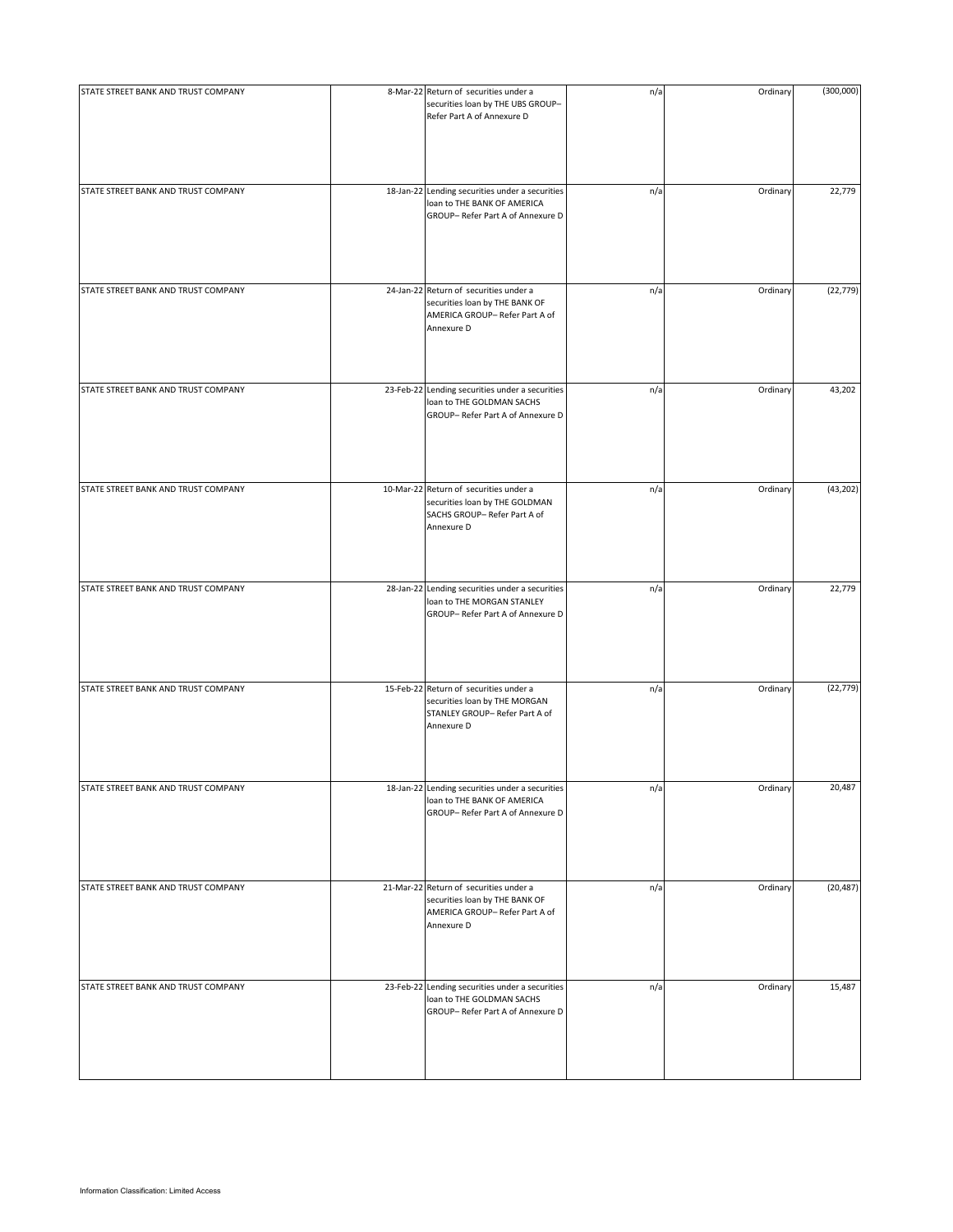| | | | | | |
|---|---|---|---|---|---|
| STATE STREET BANK AND TRUST COMPANY | 8-Mar-22 | Return of securities under a securities loan by THE UBS GROUP– Refer Part A of Annexure D | n/a | Ordinary | (300,000) |
| STATE STREET BANK AND TRUST COMPANY | 18-Jan-22 | Lending securities under a securities loan to THE BANK OF AMERICA GROUP– Refer Part A of Annexure D | n/a | Ordinary | 22,779 |
| STATE STREET BANK AND TRUST COMPANY | 24-Jan-22 | Return of securities under a securities loan by THE BANK OF AMERICA GROUP– Refer Part A of Annexure D | n/a | Ordinary | (22,779) |
| STATE STREET BANK AND TRUST COMPANY | 23-Feb-22 | Lending securities under a securities loan to THE GOLDMAN SACHS GROUP– Refer Part A of Annexure D | n/a | Ordinary | 43,202 |
| STATE STREET BANK AND TRUST COMPANY | 10-Mar-22 | Return of securities under a securities loan by THE GOLDMAN SACHS GROUP– Refer Part A of Annexure D | n/a | Ordinary | (43,202) |
| STATE STREET BANK AND TRUST COMPANY | 28-Jan-22 | Lending securities under a securities loan to THE MORGAN STANLEY GROUP– Refer Part A of Annexure D | n/a | Ordinary | 22,779 |
| STATE STREET BANK AND TRUST COMPANY | 15-Feb-22 | Return of securities under a securities loan by THE MORGAN STANLEY GROUP– Refer Part A of Annexure D | n/a | Ordinary | (22,779) |
| STATE STREET BANK AND TRUST COMPANY | 18-Jan-22 | Lending securities under a securities loan to THE BANK OF AMERICA GROUP– Refer Part A of Annexure D | n/a | Ordinary | 20,487 |
| STATE STREET BANK AND TRUST COMPANY | 21-Mar-22 | Return of securities under a securities loan by THE BANK OF AMERICA GROUP– Refer Part A of Annexure D | n/a | Ordinary | (20,487) |
| STATE STREET BANK AND TRUST COMPANY | 23-Feb-22 | Lending securities under a securities loan to THE GOLDMAN SACHS GROUP– Refer Part A of Annexure D | n/a | Ordinary | 15,487 |

Information Classification: Limited Access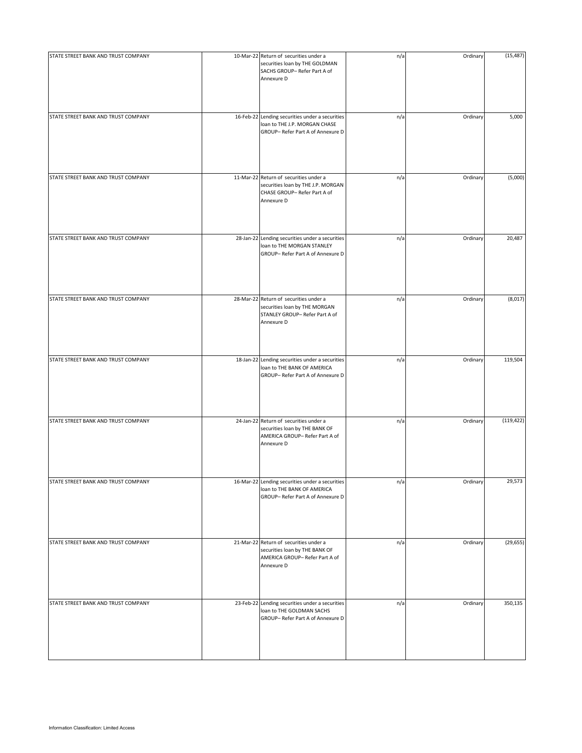| | | | | | |
|---|---|---|---|---|---|
| STATE STREET BANK AND TRUST COMPANY | 10-Mar-22 | Return of securities under a securities loan by THE GOLDMAN SACHS GROUP– Refer Part A of Annexure D | n/a | Ordinary | (15,487) |
| STATE STREET BANK AND TRUST COMPANY | 16-Feb-22 | Lending securities under a securities loan to THE J.P. MORGAN CHASE GROUP– Refer Part A of Annexure D | n/a | Ordinary | 5,000 |
| STATE STREET BANK AND TRUST COMPANY | 11-Mar-22 | Return of securities under a securities loan by THE J.P. MORGAN CHASE GROUP– Refer Part A of Annexure D | n/a | Ordinary | (5,000) |
| STATE STREET BANK AND TRUST COMPANY | 28-Jan-22 | Lending securities under a securities loan to THE MORGAN STANLEY GROUP– Refer Part A of Annexure D | n/a | Ordinary | 20,487 |
| STATE STREET BANK AND TRUST COMPANY | 28-Mar-22 | Return of securities under a securities loan by THE MORGAN STANLEY GROUP– Refer Part A of Annexure D | n/a | Ordinary | (8,017) |
| STATE STREET BANK AND TRUST COMPANY | 18-Jan-22 | Lending securities under a securities loan to THE BANK OF AMERICA GROUP– Refer Part A of Annexure D | n/a | Ordinary | 119,504 |
| STATE STREET BANK AND TRUST COMPANY | 24-Jan-22 | Return of securities under a securities loan by THE BANK OF AMERICA GROUP– Refer Part A of Annexure D | n/a | Ordinary | (119,422) |
| STATE STREET BANK AND TRUST COMPANY | 16-Mar-22 | Lending securities under a securities loan to THE BANK OF AMERICA GROUP– Refer Part A of Annexure D | n/a | Ordinary | 29,573 |
| STATE STREET BANK AND TRUST COMPANY | 21-Mar-22 | Return of securities under a securities loan by THE BANK OF AMERICA GROUP– Refer Part A of Annexure D | n/a | Ordinary | (29,655) |
| STATE STREET BANK AND TRUST COMPANY | 23-Feb-22 | Lending securities under a securities loan to THE GOLDMAN SACHS GROUP– Refer Part A of Annexure D | n/a | Ordinary | 350,135 |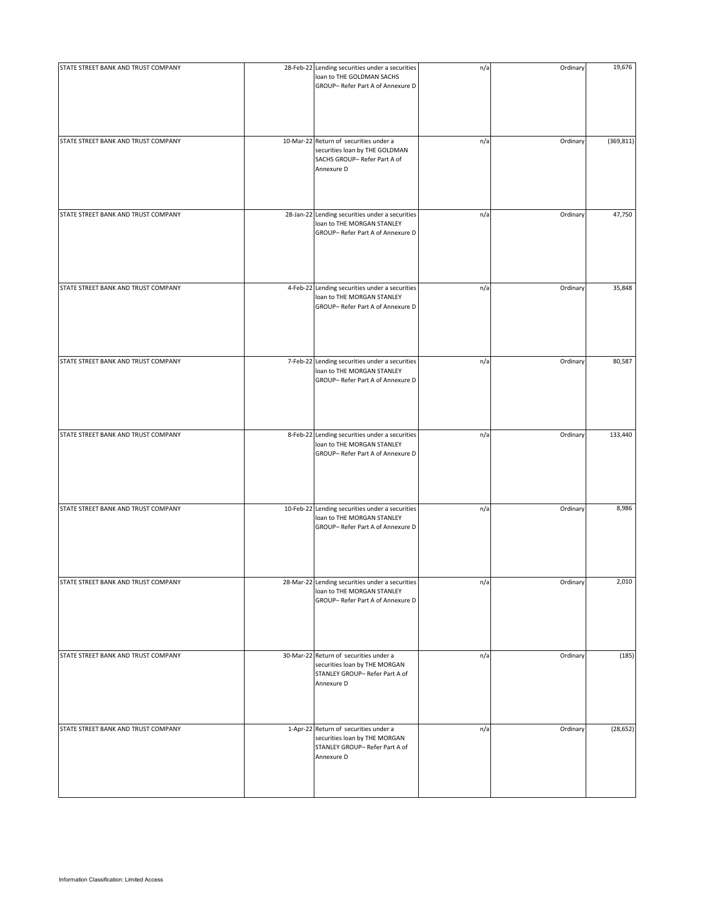| | | | | | |
|---|---|---|---|---|---|
| STATE STREET BANK AND TRUST COMPANY | 28-Feb-22 | Lending securities under a securities loan to THE GOLDMAN SACHS GROUP– Refer Part A of Annexure D | n/a | Ordinary | 19,676 |
| STATE STREET BANK AND TRUST COMPANY | 10-Mar-22 | Return of securities under a securities loan by THE GOLDMAN SACHS GROUP– Refer Part A of Annexure D | n/a | Ordinary | (369,811) |
| STATE STREET BANK AND TRUST COMPANY | 28-Jan-22 | Lending securities under a securities loan to THE MORGAN STANLEY GROUP– Refer Part A of Annexure D | n/a | Ordinary | 47,750 |
| STATE STREET BANK AND TRUST COMPANY | 4-Feb-22 | Lending securities under a securities loan to THE MORGAN STANLEY GROUP– Refer Part A of Annexure D | n/a | Ordinary | 35,848 |
| STATE STREET BANK AND TRUST COMPANY | 7-Feb-22 | Lending securities under a securities loan to THE MORGAN STANLEY GROUP– Refer Part A of Annexure D | n/a | Ordinary | 80,587 |
| STATE STREET BANK AND TRUST COMPANY | 8-Feb-22 | Lending securities under a securities loan to THE MORGAN STANLEY GROUP– Refer Part A of Annexure D | n/a | Ordinary | 133,440 |
| STATE STREET BANK AND TRUST COMPANY | 10-Feb-22 | Lending securities under a securities loan to THE MORGAN STANLEY GROUP– Refer Part A of Annexure D | n/a | Ordinary | 8,986 |
| STATE STREET BANK AND TRUST COMPANY | 28-Mar-22 | Lending securities under a securities loan to THE MORGAN STANLEY GROUP– Refer Part A of Annexure D | n/a | Ordinary | 2,010 |
| STATE STREET BANK AND TRUST COMPANY | 30-Mar-22 | Return of securities under a securities loan by THE MORGAN STANLEY GROUP– Refer Part A of Annexure D | n/a | Ordinary | (185) |
| STATE STREET BANK AND TRUST COMPANY | 1-Apr-22 | Return of securities under a securities loan by THE MORGAN STANLEY GROUP– Refer Part A of Annexure D | n/a | Ordinary | (28,652) |

Information Classification: Limited Access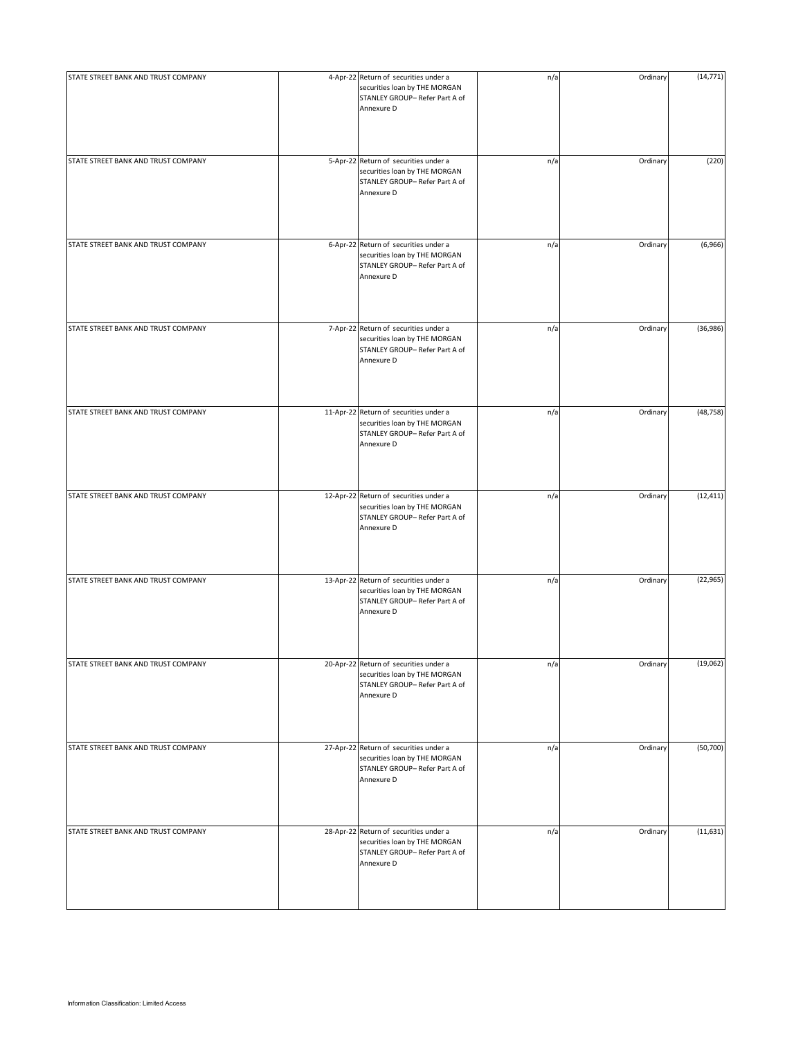| | | | | | |
|---|---|---|---|---|---|
| STATE STREET BANK AND TRUST COMPANY | 4-Apr-22 | Return of securities under a securities loan by THE MORGAN STANLEY GROUP– Refer Part A of Annexure D | n/a | Ordinary | (14,771) |
| STATE STREET BANK AND TRUST COMPANY | 5-Apr-22 | Return of securities under a securities loan by THE MORGAN STANLEY GROUP– Refer Part A of Annexure D | n/a | Ordinary | (220) |
| STATE STREET BANK AND TRUST COMPANY | 6-Apr-22 | Return of securities under a securities loan by THE MORGAN STANLEY GROUP– Refer Part A of Annexure D | n/a | Ordinary | (6,966) |
| STATE STREET BANK AND TRUST COMPANY | 7-Apr-22 | Return of securities under a securities loan by THE MORGAN STANLEY GROUP– Refer Part A of Annexure D | n/a | Ordinary | (36,986) |
| STATE STREET BANK AND TRUST COMPANY | 11-Apr-22 | Return of securities under a securities loan by THE MORGAN STANLEY GROUP– Refer Part A of Annexure D | n/a | Ordinary | (48,758) |
| STATE STREET BANK AND TRUST COMPANY | 12-Apr-22 | Return of securities under a securities loan by THE MORGAN STANLEY GROUP– Refer Part A of Annexure D | n/a | Ordinary | (12,411) |
| STATE STREET BANK AND TRUST COMPANY | 13-Apr-22 | Return of securities under a securities loan by THE MORGAN STANLEY GROUP– Refer Part A of Annexure D | n/a | Ordinary | (22,965) |
| STATE STREET BANK AND TRUST COMPANY | 20-Apr-22 | Return of securities under a securities loan by THE MORGAN STANLEY GROUP– Refer Part A of Annexure D | n/a | Ordinary | (19,062) |
| STATE STREET BANK AND TRUST COMPANY | 27-Apr-22 | Return of securities under a securities loan by THE MORGAN STANLEY GROUP– Refer Part A of Annexure D | n/a | Ordinary | (50,700) |
| STATE STREET BANK AND TRUST COMPANY | 28-Apr-22 | Return of securities under a securities loan by THE MORGAN STANLEY GROUP– Refer Part A of Annexure D | n/a | Ordinary | (11,631) |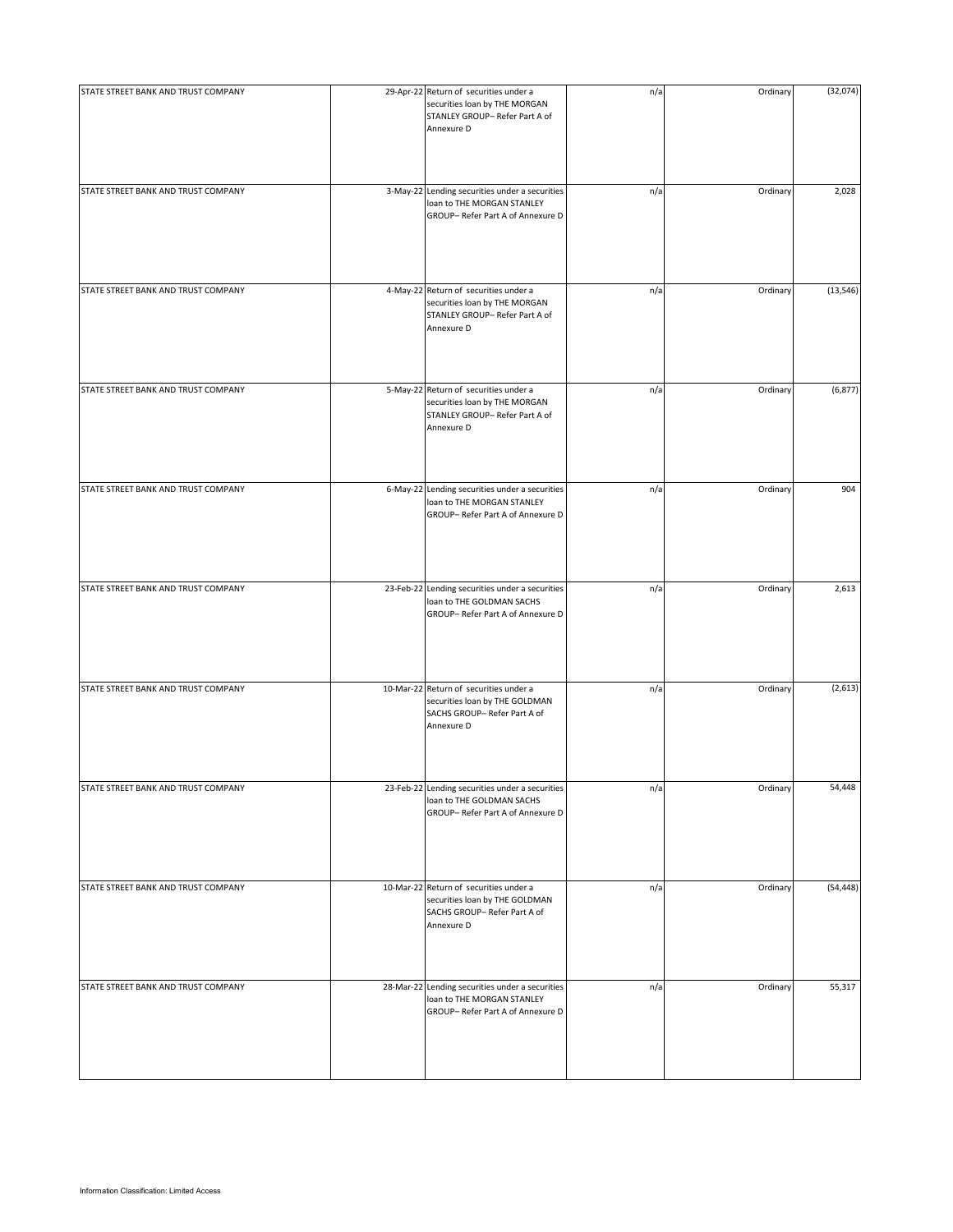| | | | | | |
|---|---|---|---|---|---|
| STATE STREET BANK AND TRUST COMPANY | 29-Apr-22 | Return of securities under a securities loan by THE MORGAN STANLEY GROUP– Refer Part A of Annexure D | n/a | Ordinary | (32,074) |
| STATE STREET BANK AND TRUST COMPANY | 3-May-22 | Lending securities under a securities loan to THE MORGAN STANLEY GROUP– Refer Part A of Annexure D | n/a | Ordinary | 2,028 |
| STATE STREET BANK AND TRUST COMPANY | 4-May-22 | Return of securities under a securities loan by THE MORGAN STANLEY GROUP– Refer Part A of Annexure D | n/a | Ordinary | (13,546) |
| STATE STREET BANK AND TRUST COMPANY | 5-May-22 | Return of securities under a securities loan by THE MORGAN STANLEY GROUP– Refer Part A of Annexure D | n/a | Ordinary | (6,877) |
| STATE STREET BANK AND TRUST COMPANY | 6-May-22 | Lending securities under a securities loan to THE MORGAN STANLEY GROUP– Refer Part A of Annexure D | n/a | Ordinary | 904 |
| STATE STREET BANK AND TRUST COMPANY | 23-Feb-22 | Lending securities under a securities loan to THE GOLDMAN SACHS GROUP– Refer Part A of Annexure D | n/a | Ordinary | 2,613 |
| STATE STREET BANK AND TRUST COMPANY | 10-Mar-22 | Return of securities under a securities loan by THE GOLDMAN SACHS GROUP– Refer Part A of Annexure D | n/a | Ordinary | (2,613) |
| STATE STREET BANK AND TRUST COMPANY | 23-Feb-22 | Lending securities under a securities loan to THE GOLDMAN SACHS GROUP– Refer Part A of Annexure D | n/a | Ordinary | 54,448 |
| STATE STREET BANK AND TRUST COMPANY | 10-Mar-22 | Return of securities under a securities loan by THE GOLDMAN SACHS GROUP– Refer Part A of Annexure D | n/a | Ordinary | (54,448) |
| STATE STREET BANK AND TRUST COMPANY | 28-Mar-22 | Lending securities under a securities loan to THE MORGAN STANLEY GROUP– Refer Part A of Annexure D | n/a | Ordinary | 55,317 |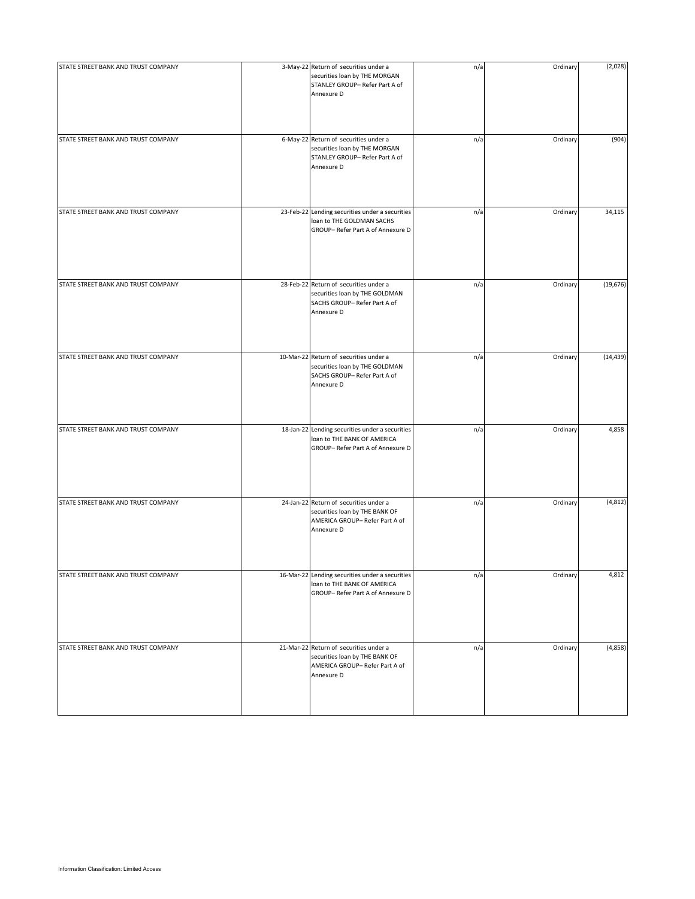| | | | | | |
|---|---|---|---|---|---|
| STATE STREET BANK AND TRUST COMPANY | 3-May-22 | Return of securities under a securities loan by THE MORGAN STANLEY GROUP– Refer Part A of Annexure D | n/a | Ordinary | (2,028) |
| STATE STREET BANK AND TRUST COMPANY | 6-May-22 | Return of securities under a securities loan by THE MORGAN STANLEY GROUP– Refer Part A of Annexure D | n/a | Ordinary | (904) |
| STATE STREET BANK AND TRUST COMPANY | 23-Feb-22 | Lending securities under a securities loan to THE GOLDMAN SACHS GROUP– Refer Part A of Annexure D | n/a | Ordinary | 34,115 |
| STATE STREET BANK AND TRUST COMPANY | 28-Feb-22 | Return of securities under a securities loan by THE GOLDMAN SACHS GROUP– Refer Part A of Annexure D | n/a | Ordinary | (19,676) |
| STATE STREET BANK AND TRUST COMPANY | 10-Mar-22 | Return of securities under a securities loan by THE GOLDMAN SACHS GROUP– Refer Part A of Annexure D | n/a | Ordinary | (14,439) |
| STATE STREET BANK AND TRUST COMPANY | 18-Jan-22 | Lending securities under a securities loan to THE BANK OF AMERICA GROUP– Refer Part A of Annexure D | n/a | Ordinary | 4,858 |
| STATE STREET BANK AND TRUST COMPANY | 24-Jan-22 | Return of securities under a securities loan by THE BANK OF AMERICA GROUP– Refer Part A of Annexure D | n/a | Ordinary | (4,812) |
| STATE STREET BANK AND TRUST COMPANY | 16-Mar-22 | Lending securities under a securities loan to THE BANK OF AMERICA GROUP– Refer Part A of Annexure D | n/a | Ordinary | 4,812 |
| STATE STREET BANK AND TRUST COMPANY | 21-Mar-22 | Return of securities under a securities loan by THE BANK OF AMERICA GROUP– Refer Part A of Annexure D | n/a | Ordinary | (4,858) |

Information Classification: Limited Access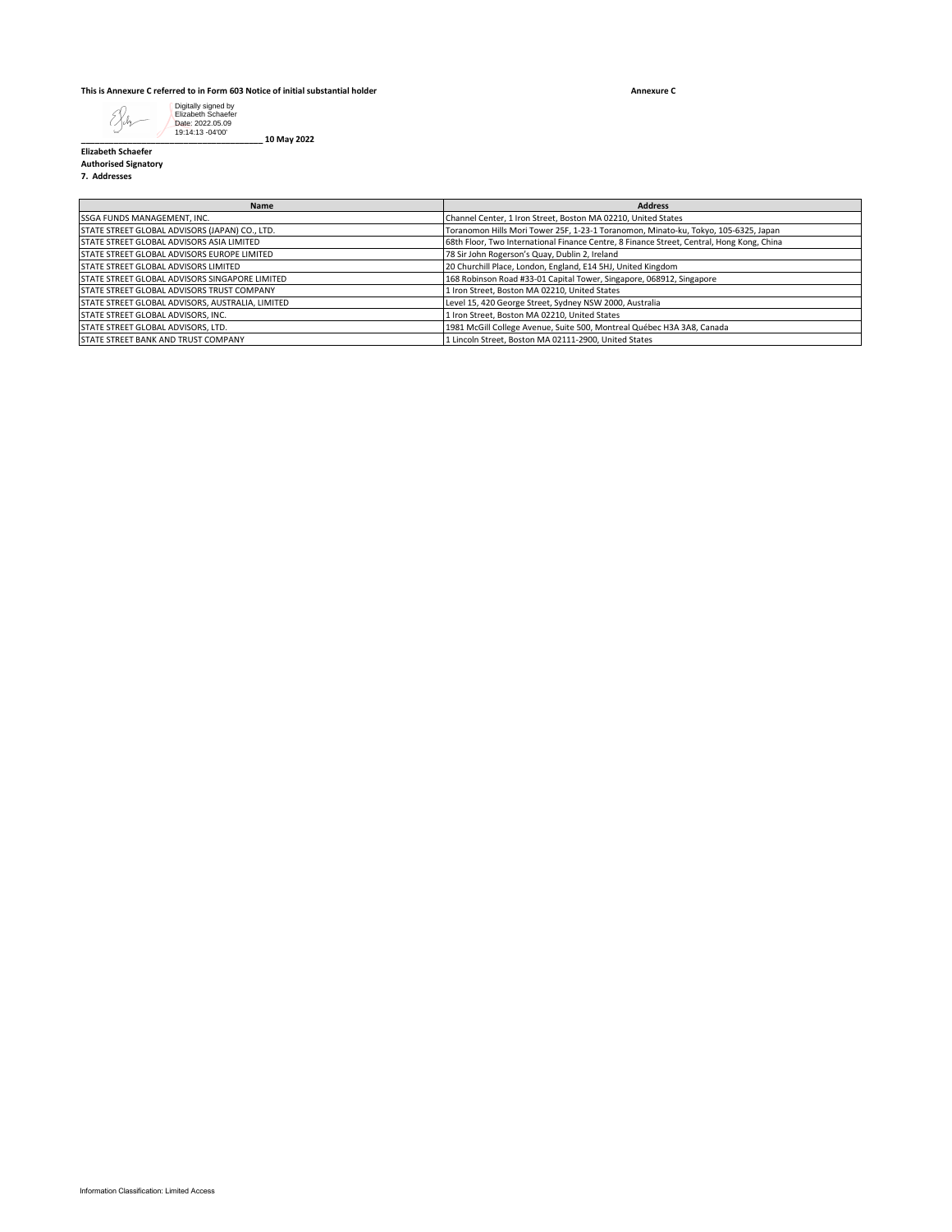**This is Annexure C referred to in Form 603 Notice of initial substantial holder**

**Annexure C**

Digitally signed by Elizabeth Schaefer
Date: 2022.05.09 19:14:13 -04'00'

_______________________________________ **10 May 2022**

**Elizabeth Schaefer**
**Authorised Signatory**
**7. Addresses**

| Name | Address |
| --- | --- |
| SSGA FUNDS MANAGEMENT, INC. | Channel Center, 1 Iron Street, Boston MA 02210, United States |
| STATE STREET GLOBAL ADVISORS (JAPAN) CO., LTD. | Toranomon Hills Mori Tower 25F, 1-23-1 Toranomon, Minato-ku, Tokyo, 105-6325, Japan |
| STATE STREET GLOBAL ADVISORS ASIA LIMITED | 68th Floor, Two International Finance Centre, 8 Finance Street, Central, Hong Kong, China |
| STATE STREET GLOBAL ADVISORS EUROPE LIMITED | 78 Sir John Rogerson's Quay, Dublin 2, Ireland |
| STATE STREET GLOBAL ADVISORS LIMITED | 20 Churchill Place, London, England, E14 5HJ, United Kingdom |
| STATE STREET GLOBAL ADVISORS SINGAPORE LIMITED | 168 Robinson Road #33-01 Capital Tower, Singapore, 068912, Singapore |
| STATE STREET GLOBAL ADVISORS TRUST COMPANY | 1 Iron Street, Boston MA 02210, United States |
| STATE STREET GLOBAL ADVISORS, AUSTRALIA, LIMITED | Level 15, 420 George Street, Sydney NSW 2000, Australia |
| STATE STREET GLOBAL ADVISORS, INC. | 1 Iron Street, Boston MA 02210, United States |
| STATE STREET GLOBAL ADVISORS, LTD. | 1981 McGill College Avenue, Suite 500, Montreal Québec H3A 3A8, Canada |
| STATE STREET BANK AND TRUST COMPANY | 1 Lincoln Street, Boston MA 02111-2900, United States |

Information Classification: Limited Access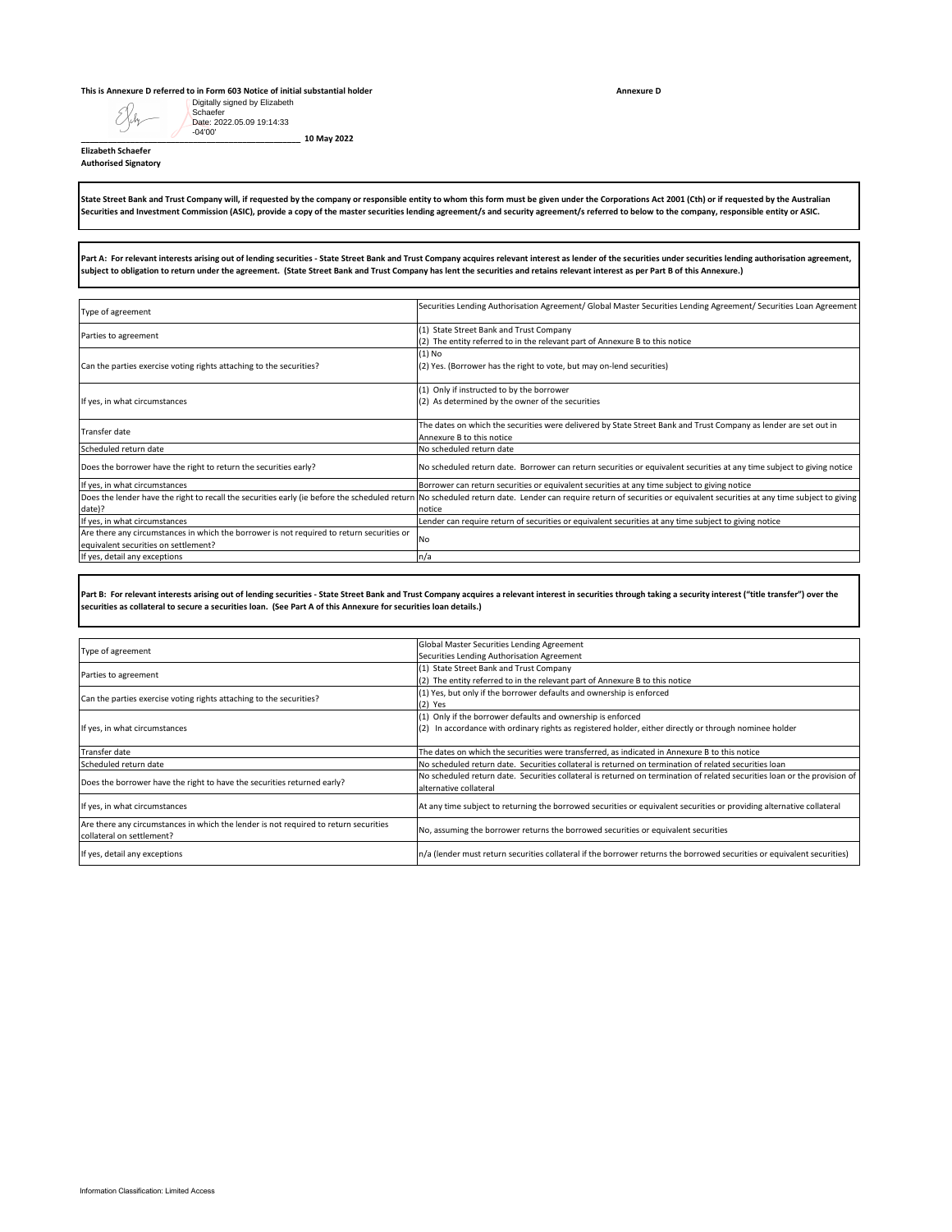This is Annexure D referred to in Form 603 Notice of initial substantial holder

**Annexure D**

Digitally signed by Elizabeth Schaefer
Date: 2022.05.09 19:14:33 -04'00'

_______________________________________________ **10 May 2022**

**Elizabeth Schaefer**
**Authorised Signatory**

**State Street Bank and Trust Company will, if requested by the company or responsible entity to whom this form must be given under the Corporations Act 2001 (Cth) or if requested by the Australian Securities and Investment Commission (ASIC), provide a copy of the master securities lending agreement/s and security agreement/s referred to below to the company, responsible entity or ASIC.**

**Part A: For relevant interests arising out of lending securities - State Street Bank and Trust Company acquires relevant interest as lender of the securities under securities lending authorisation agreement, subject to obligation to return under the agreement. (State Street Bank and Trust Company has lent the securities and retains relevant interest as per Part B of this Annexure.)**

| Type of agreement | Securities Lending Authorisation Agreement/ Global Master Securities Lending Agreement/ Securities Loan Agreement |
|---|---|
| Parties to agreement | (1) State Street Bank and Trust Company<br>(2) The entity referred to in the relevant part of Annexure B to this notice |
| Can the parties exercise voting rights attaching to the securities? | (1) No<br>(2) Yes. (Borrower has the right to vote, but may on-lend securities) |
| If yes, in what circumstances | (1) Only if instructed to by the borrower<br>(2) As determined by the owner of the securities |
| Transfer date | The dates on which the securities were delivered by State Street Bank and Trust Company as lender are set out in Annexure B to this notice |
| Scheduled return date | No scheduled return date |
| Does the borrower have the right to return the securities early? | No scheduled return date. Borrower can return securities or equivalent securities at any time subject to giving notice |
| If yes, in what circumstances | Borrower can return securities or equivalent securities at any time subject to giving notice |
| Does the lender have the right to recall the securities early (ie before the scheduled return date)? | No scheduled return date. Lender can require return of securities or equivalent securities at any time subject to giving notice |
| If yes, in what circumstances | Lender can require return of securities or equivalent securities at any time subject to giving notice |
| Are there any circumstances in which the borrower is not required to return securities or equivalent securities on settlement? | No |
| If yes, detail any exceptions | n/a |

**Part B: For relevant interests arising out of lending securities - State Street Bank and Trust Company acquires a relevant interest in securities through taking a security interest ("title transfer") over the securities as collateral to secure a securities loan. (See Part A of this Annexure for securities loan details.)**

| Type of agreement | Global Master Securities Lending Agreement<br>Securities Lending Authorisation Agreement |
|---|---|
| Parties to agreement | (1) State Street Bank and Trust Company<br>(2) The entity referred to in the relevant part of Annexure B to this notice |
| Can the parties exercise voting rights attaching to the securities? | (1) Yes, but only if the borrower defaults and ownership is enforced<br>(2) Yes |
| If yes, in what circumstances | (1) Only if the borrower defaults and ownership is enforced<br>(2) In accordance with ordinary rights as registered holder, either directly or through nominee holder |
| Transfer date | The dates on which the securities were transferred, as indicated in Annexure B to this notice |
| Scheduled return date | No scheduled return date. Securities collateral is returned on termination of related securities loan |
| Does the borrower have the right to have the securities returned early? | No scheduled return date. Securities collateral is returned on termination of related securities loan or the provision of alternative collateral |
| If yes, in what circumstances | At any time subject to returning the borrowed securities or equivalent securities or providing alternative collateral |
| Are there any circumstances in which the lender is not required to return securities collateral on settlement? | No, assuming the borrower returns the borrowed securities or equivalent securities |
| If yes, detail any exceptions | n/a (lender must return securities collateral if the borrower returns the borrowed securities or equivalent securities) |

Information Classification: Limited Access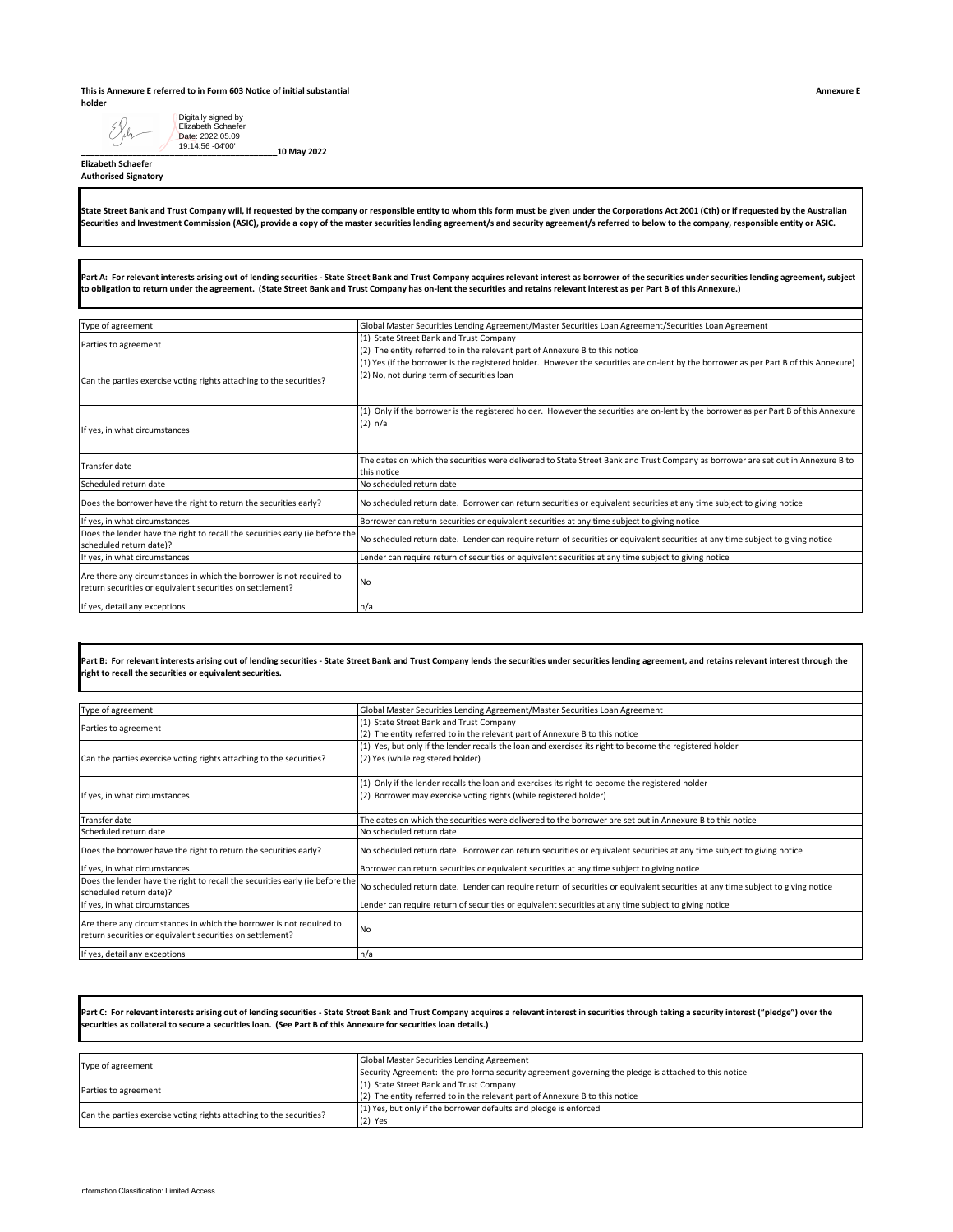**This is Annexure E referred to in Form 603 Notice of initial substantial holder**

**Annexure E**

Digitally signed by Elizabeth Schaefer
Date: 2022.05.09 19:14:56 -04'00'

\_\_\_\_\_\_\_\_\_\_\_\_\_\_\_\_\_\_\_\_\_\_\_\_\_\_\_\_\_\_\_\_\_\_\_\_\_\_\_\_\_\_\_\_\_\_\_\_\_\_**10 May 2022**

**Elizabeth Schaefer**
**Authorised Signatory**

**State Street Bank and Trust Company will, if requested by the company or responsible entity to whom this form must be given under the Corporations Act 2001 (Cth) or if requested by the Australian Securities and Investment Commission (ASIC), provide a copy of the master securities lending agreement/s and security agreement/s referred to below to the company, responsible entity or ASIC.**

**Part A: For relevant interests arising out of lending securities - State Street Bank and Trust Company acquires relevant interest as borrower of the securities under securities lending agreement, subject to obligation to return under the agreement. (State Street Bank and Trust Company has on-lent the securities and retains relevant interest as per Part B of this Annexure.)**

| | |
|---|---|
| Type of agreement | Global Master Securities Lending Agreement/Master Securities Loan Agreement/Securities Loan Agreement |
| Parties to agreement | (1) State Street Bank and Trust Company<br>(2) The entity referred to in the relevant part of Annexure B to this notice |
| Can the parties exercise voting rights attaching to the securities? | (1) Yes (if the borrower is the registered holder. However the securities are on-lent by the borrower as per Part B of this Annexure)<br>(2) No, not during term of securities loan |
| If yes, in what circumstances | (1) Only if the borrower is the registered holder. However the securities are on-lent by the borrower as per Part B of this Annexure<br>(2) n/a |
| Transfer date | The dates on which the securities were delivered to State Street Bank and Trust Company as borrower are set out in Annexure B to this notice |
| Scheduled return date | No scheduled return date |
| Does the borrower have the right to return the securities early? | No scheduled return date. Borrower can return securities or equivalent securities at any time subject to giving notice |
| If yes, in what circumstances | Borrower can return securities or equivalent securities at any time subject to giving notice |
| Does the lender have the right to recall the securities early (ie before the scheduled return date)? | No scheduled return date. Lender can require return of securities or equivalent securities at any time subject to giving notice |
| If yes, in what circumstances | Lender can require return of securities or equivalent securities at any time subject to giving notice |
| Are there any circumstances in which the borrower is not required to return securities or equivalent securities on settlement? | No |
| If yes, detail any exceptions | n/a |

**Part B: For relevant interests arising out of lending securities - State Street Bank and Trust Company lends the securities under securities lending agreement, and retains relevant interest through the right to recall the securities or equivalent securities.**

| | |
|---|---|
| Type of agreement | Global Master Securities Lending Agreement/Master Securities Loan Agreement |
| Parties to agreement | (1) State Street Bank and Trust Company<br>(2) The entity referred to in the relevant part of Annexure B to this notice |
| Can the parties exercise voting rights attaching to the securities? | (1) Yes, but only if the lender recalls the loan and exercises its right to become the registered holder<br>(2) Yes (while registered holder) |
| If yes, in what circumstances | (1) Only if the lender recalls the loan and exercises its right to become the registered holder<br>(2) Borrower may exercise voting rights (while registered holder) |
| Transfer date | The dates on which the securities were delivered to the borrower are set out in Annexure B to this notice |
| Scheduled return date | No scheduled return date |
| Does the borrower have the right to return the securities early? | No scheduled return date. Borrower can return securities or equivalent securities at any time subject to giving notice |
| If yes, in what circumstances | Borrower can return securities or equivalent securities at any time subject to giving notice |
| Does the lender have the right to recall the securities early (ie before the scheduled return date)? | No scheduled return date. Lender can require return of securities or equivalent securities at any time subject to giving notice |
| If yes, in what circumstances | Lender can require return of securities or equivalent securities at any time subject to giving notice |
| Are there any circumstances in which the borrower is not required to return securities or equivalent securities on settlement? | No |
| If yes, detail any exceptions | n/a |

**Part C: For relevant interests arising out of lending securities - State Street Bank and Trust Company acquires a relevant interest in securities through taking a security interest ("pledge") over the securities as collateral to secure a securities loan. (See Part B of this Annexure for securities loan details.)**

| | |
|---|---|
| Type of agreement | Global Master Securities Lending Agreement<br>Security Agreement: the pro forma security agreement governing the pledge is attached to this notice |
| Parties to agreement | (1) State Street Bank and Trust Company<br>(2) The entity referred to in the relevant part of Annexure B to this notice |
| Can the parties exercise voting rights attaching to the securities? | (1) Yes, but only if the borrower defaults and pledge is enforced<br>(2) Yes |

Information Classification: Limited Access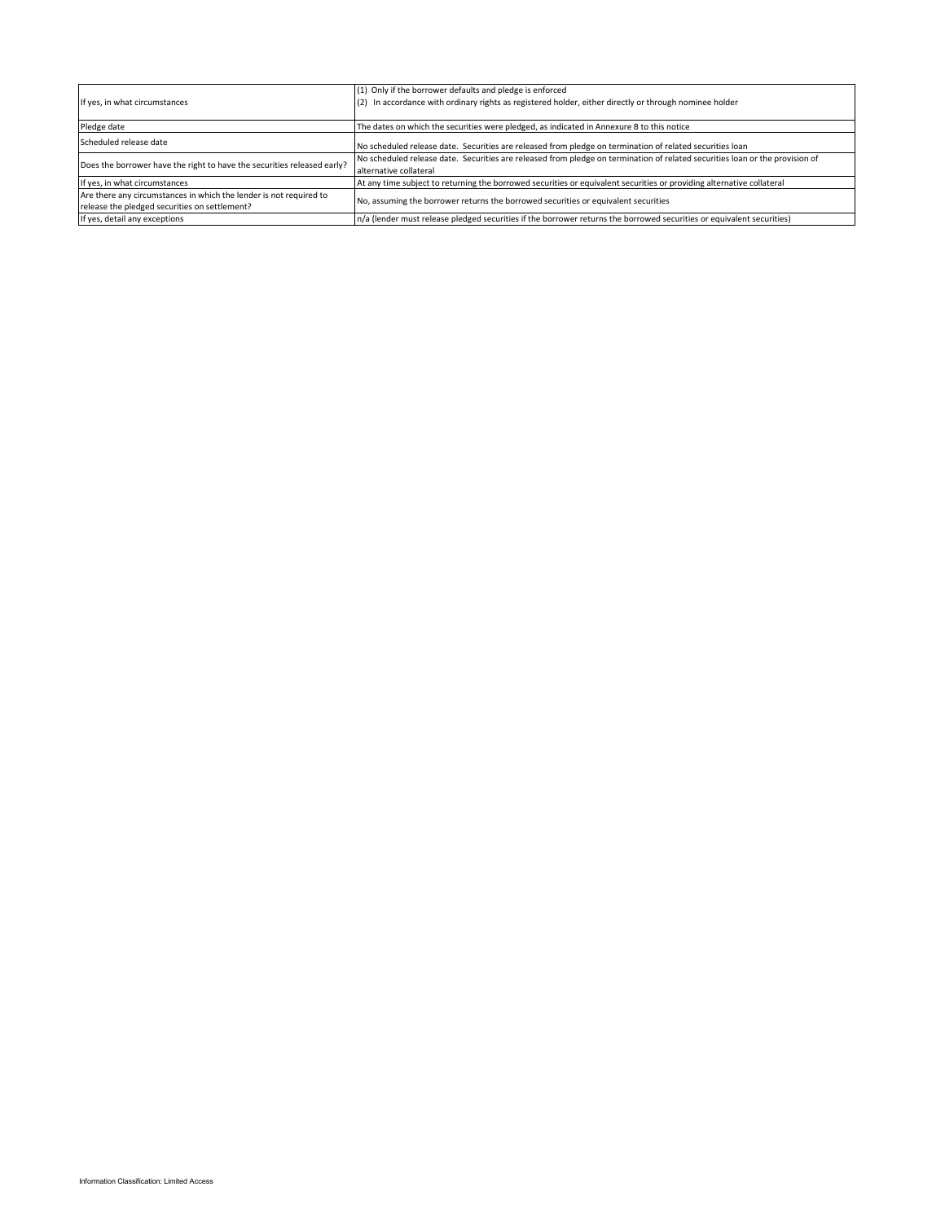| | |
|---|---|
| If yes, in what circumstances | (1) Only if the borrower defaults and pledge is enforced<br>(2) In accordance with ordinary rights as registered holder, either directly or through nominee holder |
| Pledge date | The dates on which the securities were pledged, as indicated in Annexure B to this notice |
| Scheduled release date | No scheduled release date. Securities are released from pledge on termination of related securities loan |
| Does the borrower have the right to have the securities released early? | No scheduled release date. Securities are released from pledge on termination of related securities loan or the provision of alternative collateral |
| If yes, in what circumstances | At any time subject to returning the borrowed securities or equivalent securities or providing alternative collateral |
| Are there any circumstances in which the lender is not required to release the pledged securities on settlement? | No, assuming the borrower returns the borrowed securities or equivalent securities |
| If yes, detail any exceptions | n/a (lender must release pledged securities if the borrower returns the borrowed securities or equivalent securities) |

Information Classification: Limited Access